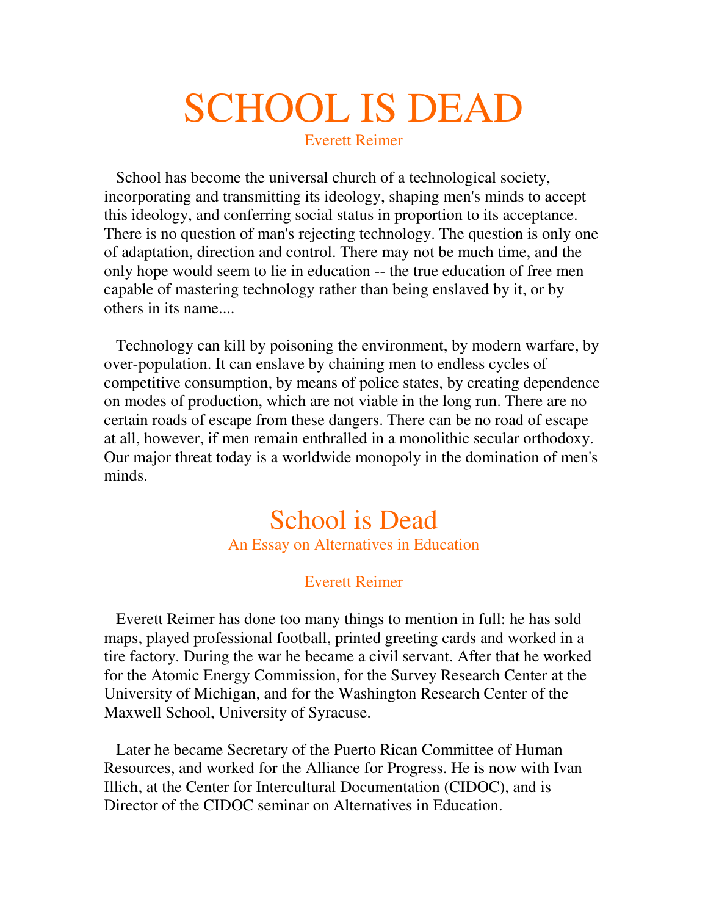# SCHOOL IS DEAD

Everett Reimer

School has become the universal church of a technological society, incorporating and transmitting its ideology, shaping men's minds to accept this ideology, and conferring social status in proportion to its acceptance. There is no question of man's rejecting technology. The question is only one of adaptation, direction and control. There may not be much time, and the only hope would seem to lie in education -- the true education of free men capable of mastering technology rather than being enslaved by it, or by others in its name....

Technology can kill by poisoning the environment, by modern warfare, by over-population. It can enslave by chaining men to endless cycles of competitive consumption, by means of police states, by creating dependence on modes of production, which are not viable in the long run. There are no certain roads of escape from these dangers. There can be no road of escape at all, however, if men remain enthralled in a monolithic secular orthodoxy. Our major threat today is a worldwide monopoly in the domination of men's minds.

## School is Dead

### An Essay on Alternatives in Education

Everett Reimer

Everett Reimer has done too many things to mention in full: he has sold maps, played professional football, printed greeting cards and worked in a tire factory. During the war he became a civil servant. After that he worked for the Atomic Energy Commission, for the Survey Research Center at the University of Michigan, and for the Washington Research Center of the Maxwell School, University of Syracuse.

Later he became Secretary of the Puerto Rican Committee of Human Resources, and worked for the Alliance for Progress. He is now with Ivan Illich, at the Center for Intercultural Documentation (CIDOC), and is Director of the CIDOC seminar on Alternatives in Education.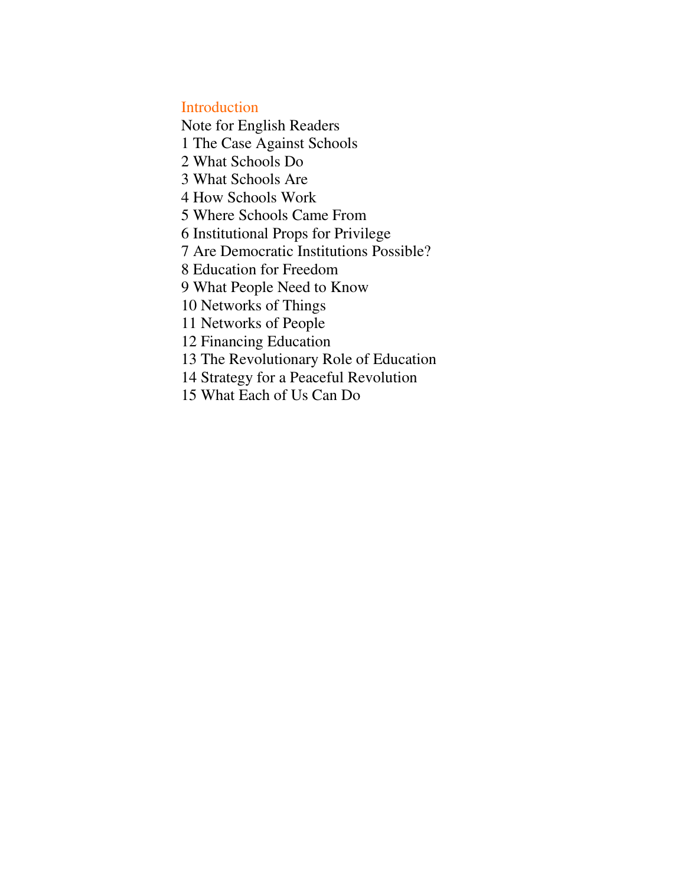Introduction

Note for English Readers

1 The Case Against Schools

2 What Schools Do

3 What Schools Are

4 How Schools Work

5 Where Schools Came From

6 Institutional Props for Privilege

7 Are Democratic Institutions Possible?

8 Education for Freedom

9 What People Need to Know

10 Networks of Things

11 Networks of People

12 Financing Education

13 The Revolutionary Role of Education

14 Strategy for a Peaceful Revolution

15 What Each of Us Can Do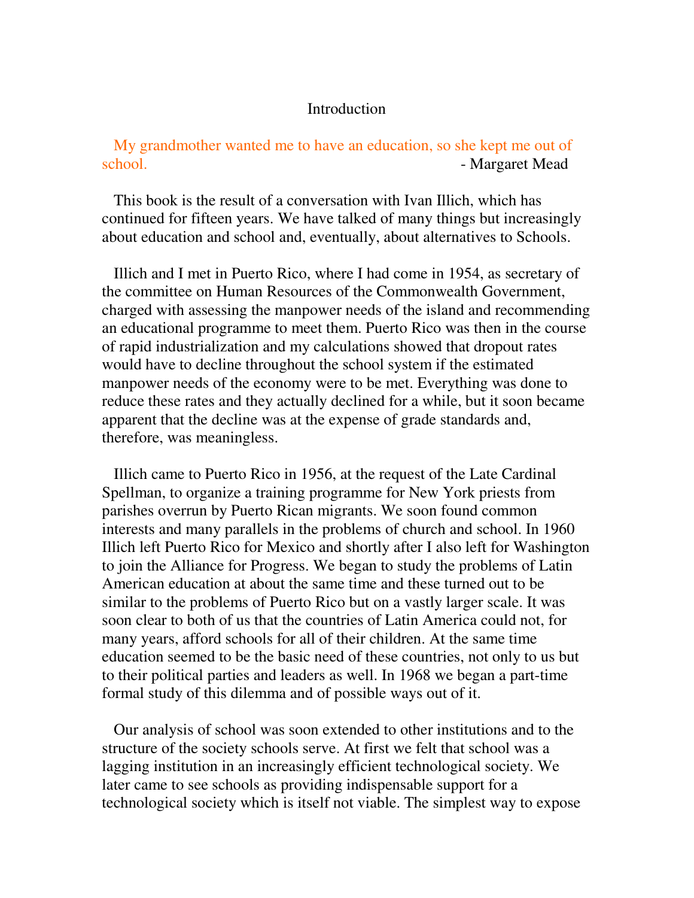# Introduction

My grandmother wanted me to have an education, so she kept me out of school. - Margaret Mead

This book is the result of a conversation with Ivan Illich, which has continued for fifteen years. We have talked of many things but increasingly about education and school and, eventually, about alternatives to Schools.

Illich and I met in Puerto Rico, where I had come in 1954, as secretary of the committee on Human Resources of the Commonwealth Government, charged with assessing the manpower needs of the island and recommending an educational programme to meet them. Puerto Rico was then in the course of rapid industrialization and my calculations showed that dropout rates would have to decline throughout the school system if the estimated manpower needs of the economy were to be met. Everything was done to reduce these rates and they actually declined for a while, but it soon became apparent that the decline was at the expense of grade standards and, therefore, was meaningless.

Illich came to Puerto Rico in 1956, at the request of the Late Cardinal Spellman, to organize a training programme for New York priests from parishes overrun by Puerto Rican migrants. We soon found common interests and many parallels in the problems of church and school. In 1960 Illich left Puerto Rico for Mexico and shortly after I also left for Washington to join the Alliance for Progress. We began to study the problems of Latin American education at about the same time and these turned out to be similar to the problems of Puerto Rico but on a vastly larger scale. It was soon clear to both of us that the countries of Latin America could not, for many years, afford schools for all of their children. At the same time education seemed to be the basic need of these countries, not only to us but to their political parties and leaders as well. In 1968 we began a part-time formal study of this dilemma and of possible ways out of it.

Our analysis of school was soon extended to other institutions and to the structure of the society schools serve. At first we felt that school was a lagging institution in an increasingly efficient technological society. We later came to see schools as providing indispensable support for a technological society which is itself not viable. The simplest way to expose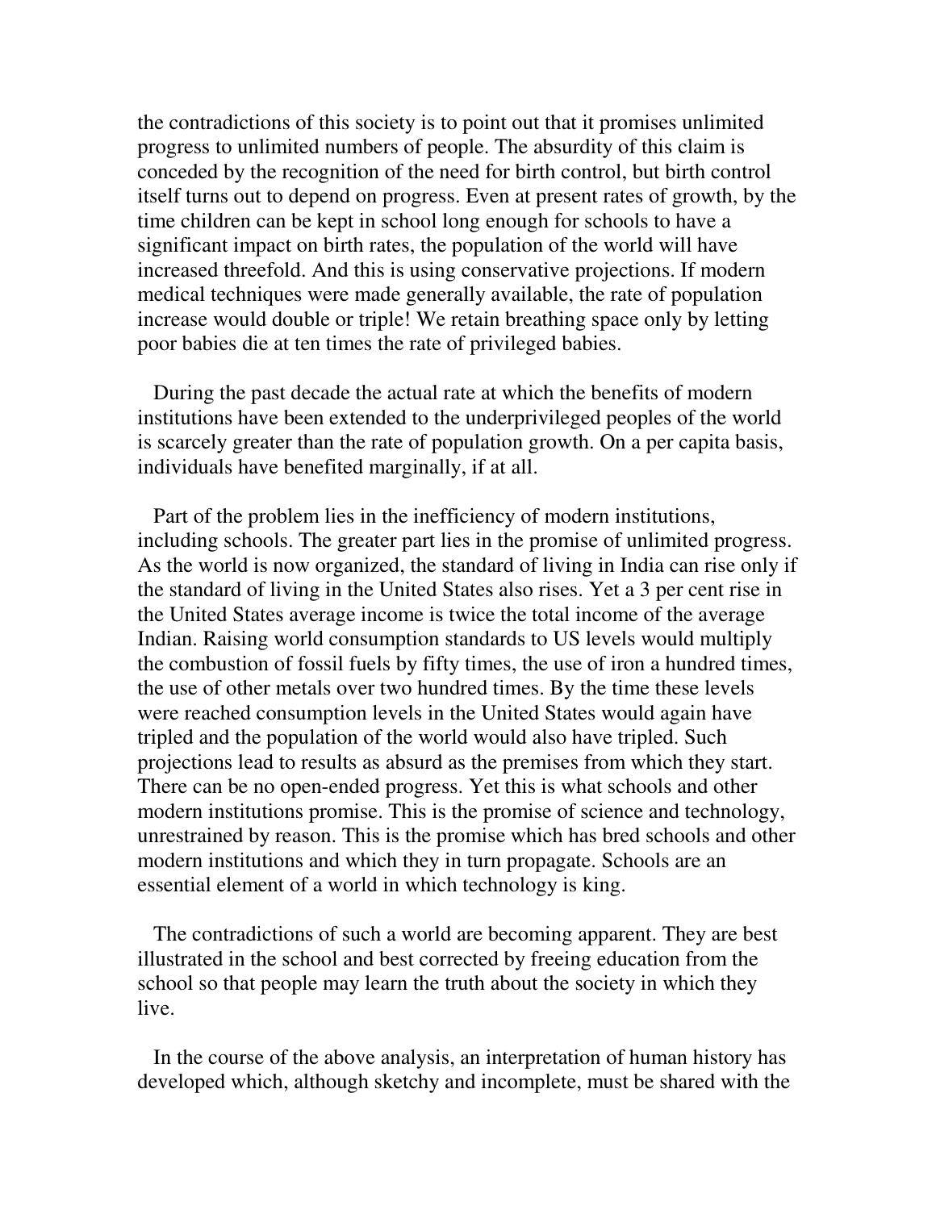the contradictions of this society is to point out that it promises unlimited progress to unlimited numbers of people. The absurdity of this claim is conceded by the recognition of the need for birth control, but birth control itself turns out to depend on progress. Even at present rates of growth, by the time children can be kept in school long enough for schools to have a significant impact on birth rates, the population of the world will have increased threefold. And this is using conservative projections. If modern medical techniques were made generally available, the rate of population increase would double or triple! We retain breathing space only by letting poor babies die at ten times the rate of privileged babies.

During the past decade the actual rate at which the benefits of modern institutions have been extended to the underprivileged peoples of the world is scarcely greater than the rate of population growth. On a per capita basis, individuals have benefited marginally, if at all.

Part of the problem lies in the inefficiency of modern institutions, including schools. The greater part lies in the promise of unlimited progress. As the world is now organized, the standard of living in India can rise only if the standard of living in the United States also rises. Yet a 3 per cent rise in the United States average income is twice the total income of the average Indian. Raising world consumption standards to US levels would multiply the combustion of fossil fuels by fifty times, the use of iron a hundred times, the use of other metals over two hundred times. By the time these levels were reached consumption levels in the United States would again have tripled and the population of the world would also have tripled. Such projections lead to results as absurd as the premises from which they start. There can be no open-ended progress. Yet this is what schools and other modern institutions promise. This is the promise of science and technology, unrestrained by reason. This is the promise which has bred schools and other modern institutions and which they in turn propagate. Schools are an essential element of a world in which technology is king.

The contradictions of such a world are becoming apparent. They are best illustrated in the school and best corrected by freeing education from the school so that people may learn the truth about the society in which they live.

In the course of the above analysis, an interpretation of human history has developed which, although sketchy and incomplete, must be shared with the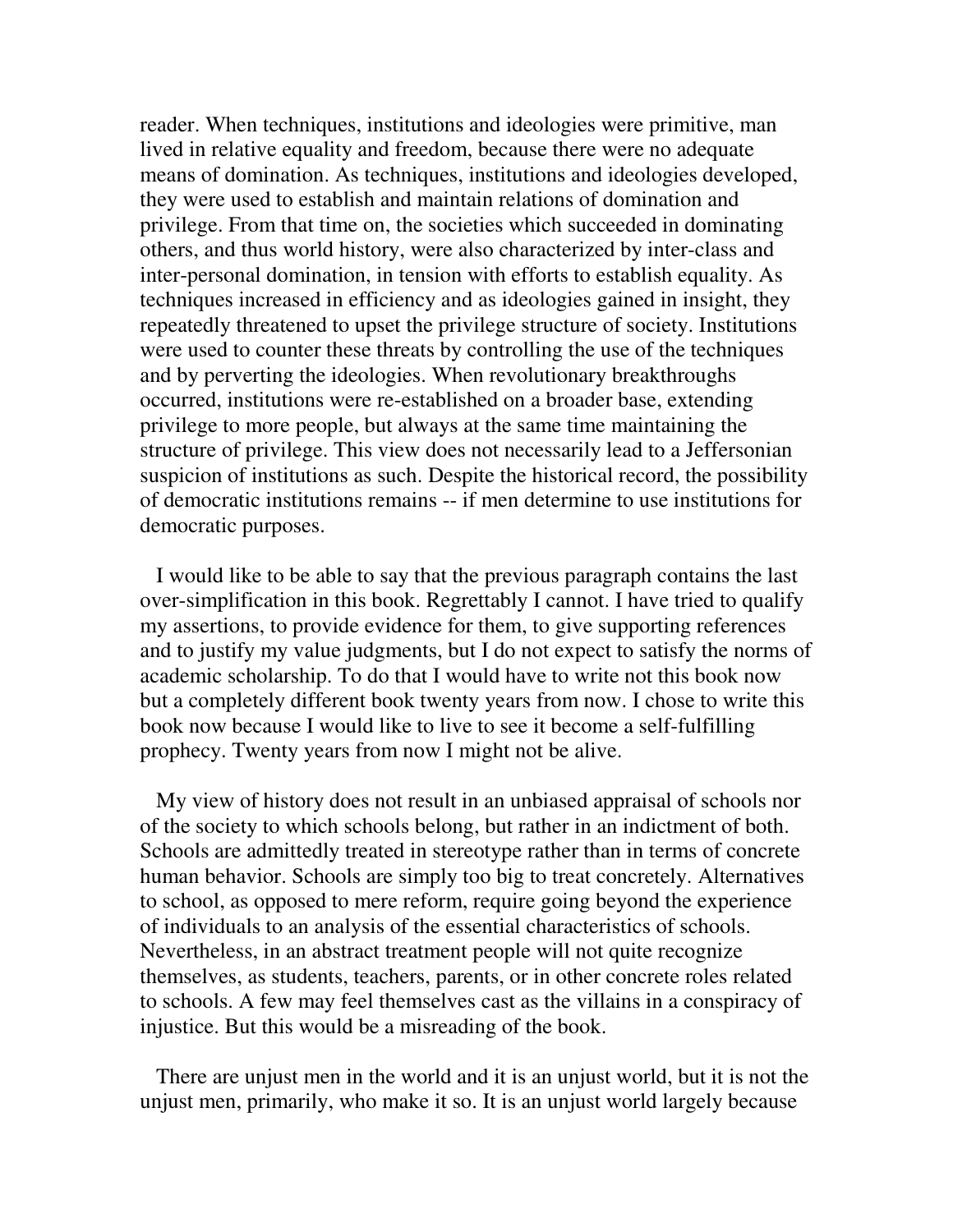reader. When techniques, institutions and ideologies were primitive, man lived in relative equality and freedom, because there were no adequate means of domination. As techniques, institutions and ideologies developed, they were used to establish and maintain relations of domination and privilege. From that time on, the societies which succeeded in dominating others, and thus world history, were also characterized by inter-class and inter-personal domination, in tension with efforts to establish equality. As techniques increased in efficiency and as ideologies gained in insight, they repeatedly threatened to upset the privilege structure of society. Institutions were used to counter these threats by controlling the use of the techniques and by perverting the ideologies. When revolutionary breakthroughs occurred, institutions were re-established on a broader base, extending privilege to more people, but always at the same time maintaining the structure of privilege. This view does not necessarily lead to a Jeffersonian suspicion of institutions as such. Despite the historical record, the possibility of democratic institutions remains -- if men determine to use institutions for democratic purposes.

I would like to be able to say that the previous paragraph contains the last over-simplification in this book. Regrettably I cannot. I have tried to qualify my assertions, to provide evidence for them, to give supporting references and to justify my value judgments, but I do not expect to satisfy the norms of academic scholarship. To do that I would have to write not this book now but a completely different book twenty years from now. I chose to write this book now because I would like to live to see it become a self-fulfilling prophecy. Twenty years from now I might not be alive.

My view of history does not result in an unbiased appraisal of schools nor of the society to which schools belong, but rather in an indictment of both. Schools are admittedly treated in stereotype rather than in terms of concrete human behavior. Schools are simply too big to treat concretely. Alternatives to school, as opposed to mere reform, require going beyond the experience of individuals to an analysis of the essential characteristics of schools. Nevertheless, in an abstract treatment people will not quite recognize themselves, as students, teachers, parents, or in other concrete roles related to schools. A few may feel themselves cast as the villains in a conspiracy of injustice. But this would be a misreading of the book.

There are unjust men in the world and it is an unjust world, but it is not the unjust men, primarily, who make it so. It is an unjust world largely because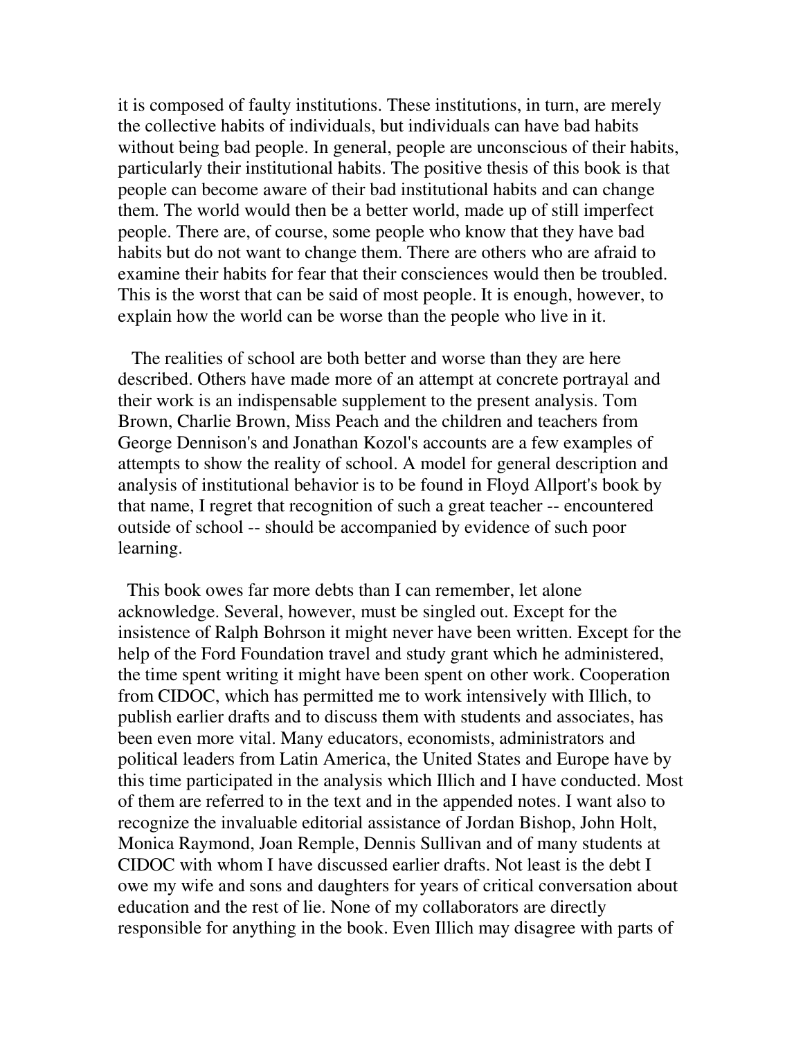it is composed of faulty institutions. These institutions, in turn, are merely the collective habits of individuals, but individuals can have bad habits without being bad people. In general, people are unconscious of their habits, particularly their institutional habits. The positive thesis of this book is that people can become aware of their bad institutional habits and can change them. The world would then be a better world, made up of still imperfect people. There are, of course, some people who know that they have bad habits but do not want to change them. There are others who are afraid to examine their habits for fear that their consciences would then be troubled. This is the worst that can be said of most people. It is enough, however, to explain how the world can be worse than the people who live in it.

The realities of school are both better and worse than they are here described. Others have made more of an attempt at concrete portrayal and their work is an indispensable supplement to the present analysis. Tom Brown, Charlie Brown, Miss Peach and the children and teachers from George Dennison's and Jonathan Kozol's accounts are a few examples of attempts to show the reality of school. A model for general description and analysis of institutional behavior is to be found in Floyd Allport's book by that name, I regret that recognition of such a great teacher -- encountered outside of school -- should be accompanied by evidence of such poor learning.

This book owes far more debts than I can remember, let alone acknowledge. Several, however, must be singled out. Except for the insistence of Ralph Bohrson it might never have been written. Except for the help of the Ford Foundation travel and study grant which he administered, the time spent writing it might have been spent on other work. Cooperation from CIDOC, which has permitted me to work intensively with Illich, to publish earlier drafts and to discuss them with students and associates, has been even more vital. Many educators, economists, administrators and political leaders from Latin America, the United States and Europe have by this time participated in the analysis which Illich and I have conducted. Most of them are referred to in the text and in the appended notes. I want also to recognize the invaluable editorial assistance of Jordan Bishop, John Holt, Monica Raymond, Joan Remple, Dennis Sullivan and of many students at CIDOC with whom I have discussed earlier drafts. Not least is the debt I owe my wife and sons and daughters for years of critical conversation about education and the rest of lie. None of my collaborators are directly responsible for anything in the book. Even Illich may disagree with parts of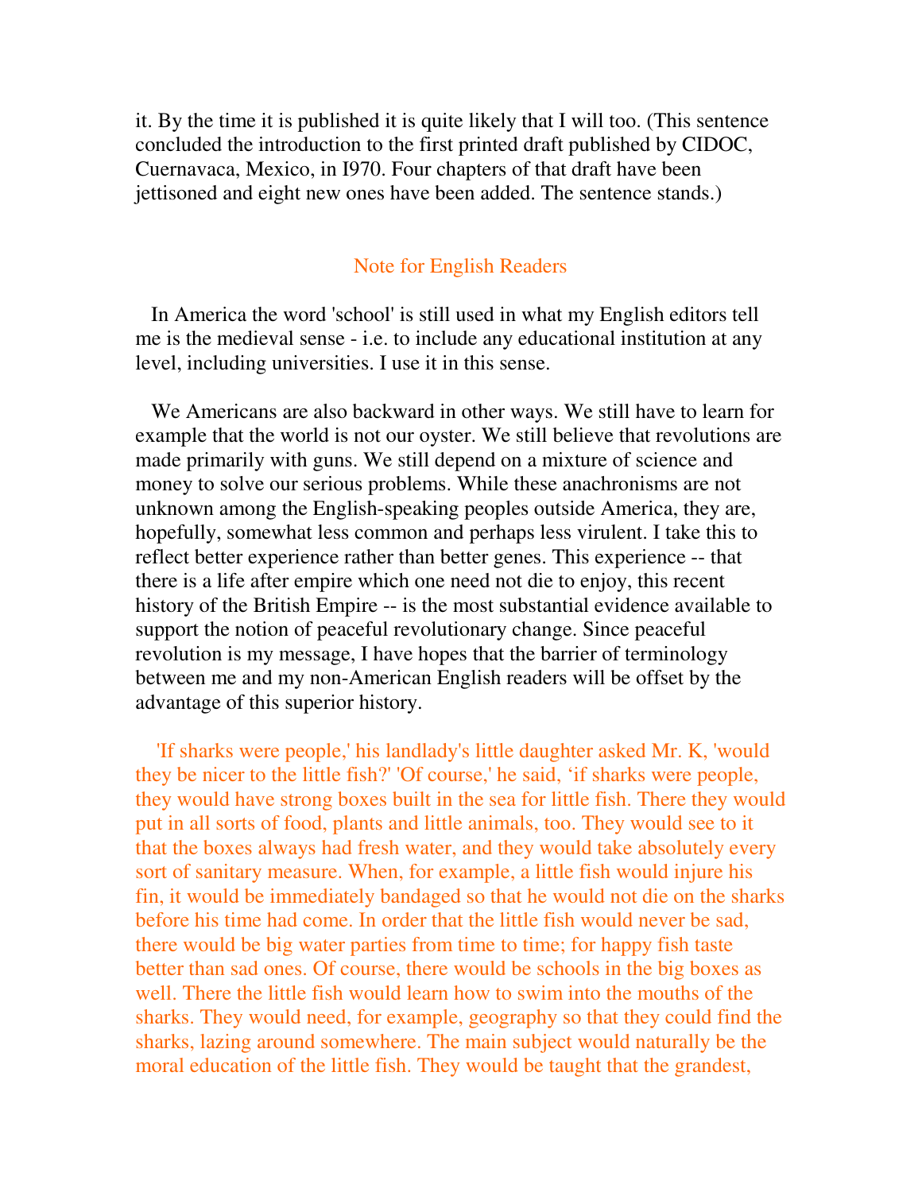it. By the time it is published it is quite likely that I will too. (This sentence concluded the introduction to the first printed draft published by CIDOC, Cuernavaca, Mexico, in I970. Four chapters of that draft have been jettisoned and eight new ones have been added. The sentence stands.)

## Note for English Readers

In America the word 'school' is still used in what my English editors tell me is the medieval sense - i.e. to include any educational institution at any level, including universities. I use it in this sense.

We Americans are also backward in other ways. We still have to learn for example that the world is not our oyster. We still believe that revolutions are made primarily with guns. We still depend on a mixture of science and money to solve our serious problems. While these anachronisms are not unknown among the English-speaking peoples outside America, they are, hopefully, somewhat less common and perhaps less virulent. I take this to reflect better experience rather than better genes. This experience -- that there is a life after empire which one need not die to enjoy, this recent history of the British Empire -- is the most substantial evidence available to support the notion of peaceful revolutionary change. Since peaceful revolution is my message, I have hopes that the barrier of terminology between me and my non-American English readers will be offset by the advantage of this superior history.

'If sharks were people,' his landlady's little daughter asked Mr. K, 'would they be nicer to the little fish?' 'Of course,' he said, 'if sharks were people, they would have strong boxes built in the sea for little fish. There they would put in all sorts of food, plants and little animals, too. They would see to it that the boxes always had fresh water, and they would take absolutely every sort of sanitary measure. When, for example, a little fish would injure his fin, it would be immediately bandaged so that he would not die on the sharks before his time had come. In order that the little fish would never be sad, there would be big water parties from time to time; for happy fish taste better than sad ones. Of course, there would be schools in the big boxes as well. There the little fish would learn how to swim into the mouths of the sharks. They would need, for example, geography so that they could find the sharks, lazing around somewhere. The main subject would naturally be the moral education of the little fish. They would be taught that the grandest,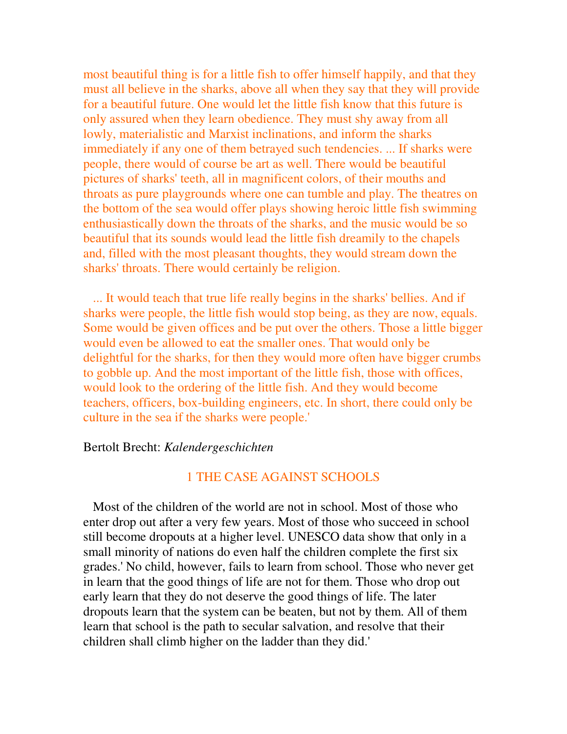most beautiful thing is for a little fish to offer himself happily, and that they must all believe in the sharks, above all when they say that they will provide for a beautiful future. One would let the little fish know that this future is only assured when they learn obedience. They must shy away from all lowly, materialistic and Marxist inclinations, and inform the sharks immediately if any one of them betrayed such tendencies. ... If sharks were people, there would of course be art as well. There would be beautiful pictures of sharks' teeth, all in magnificent colors, of their mouths and throats as pure playgrounds where one can tumble and play. The theatres on the bottom of the sea would offer plays showing heroic little fish swimming enthusiastically down the throats of the sharks, and the music would be so beautiful that its sounds would lead the little fish dreamily to the chapels and, filled with the most pleasant thoughts, they would stream down the sharks' throats. There would certainly be religion.

... It would teach that true life really begins in the sharks' bellies. And if sharks were people, the little fish would stop being, as they are now, equals. Some would be given offices and be put over the others. Those a little bigger would even be allowed to eat the smaller ones. That would only be delightful for the sharks, for then they would more often have bigger crumbs to gobble up. And the most important of the little fish, those with offices, would look to the ordering of the little fish. And they would become teachers, officers, box-building engineers, etc. In short, there could only be culture in the sea if the sharks were people.'

Bertolt Brecht: *Kalendergeschichten*

## 1 THE CASE AGAINST SCHOOLS

Most of the children of the world are not in school. Most of those who enter drop out after a very few years. Most of those who succeed in school still become dropouts at a higher level. UNESCO data show that only in a small minority of nations do even half the children complete the first six grades.' No child, however, fails to learn from school. Those who never get in learn that the good things of life are not for them. Those who drop out early learn that they do not deserve the good things of life. The later dropouts learn that the system can be beaten, but not by them. All of them learn that school is the path to secular salvation, and resolve that their children shall climb higher on the ladder than they did.'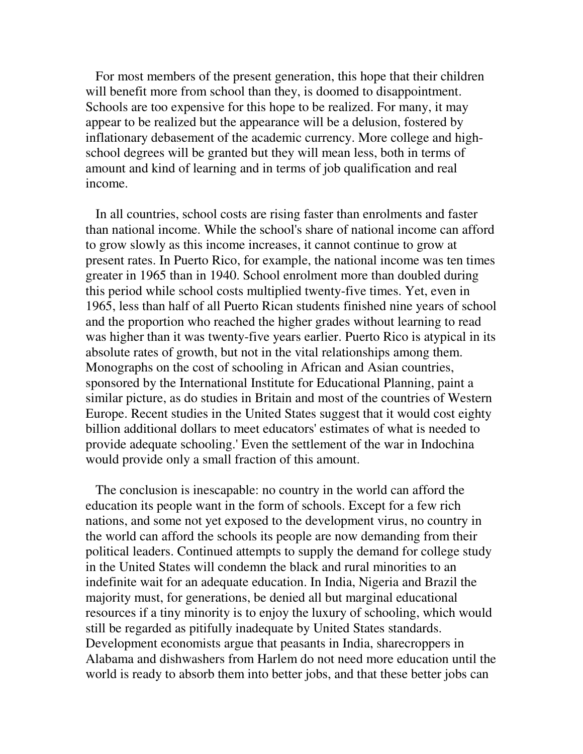For most members of the present generation, this hope that their children will benefit more from school than they, is doomed to disappointment. Schools are too expensive for this hope to be realized. For many, it may appear to be realized but the appearance will be a delusion, fostered by inflationary debasement of the academic currency. More college and high-school degrees will be granted but they will mean less, both in terms of amount and kind of learning and in terms of job qualification and real income.

In all countries, school costs are rising faster than enrolments and faster than national income. While the school's share of national income can afford to grow slowly as this income increases, it cannot continue to grow at present rates. In Puerto Rico, for example, the national income was ten times greater in 1965 than in 1940. School enrolment more than doubled during this period while school costs multiplied twenty-five times. Yet, even in 1965, less than half of all Puerto Rican students finished nine years of school and the proportion who reached the higher grades without learning to read was higher than it was twenty-five years earlier. Puerto Rico is atypical in its absolute rates of growth, but not in the vital relationships among them. Monographs on the cost of schooling in African and Asian countries, sponsored by the International Institute for Educational Planning, paint a similar picture, as do studies in Britain and most of the countries of Western Europe. Recent studies in the United States suggest that it would cost eighty billion additional dollars to meet educators' estimates of what is needed to provide adequate schooling.' Even the settlement of the war in Indochina would provide only a small fraction of this amount.

The conclusion is inescapable: no country in the world can afford the education its people want in the form of schools. Except for a few rich nations, and some not yet exposed to the development virus, no country in the world can afford the schools its people are now demanding from their political leaders. Continued attempts to supply the demand for college study in the United States will condemn the black and rural minorities to an indefinite wait for an adequate education. In India, Nigeria and Brazil the majority must, for generations, be denied all but marginal educational resources if a tiny minority is to enjoy the luxury of schooling, which would still be regarded as pitifully inadequate by United States standards. Development economists argue that peasants in India, sharecroppers in Alabama and dishwashers from Harlem do not need more education until the world is ready to absorb them into better jobs, and that these better jobs can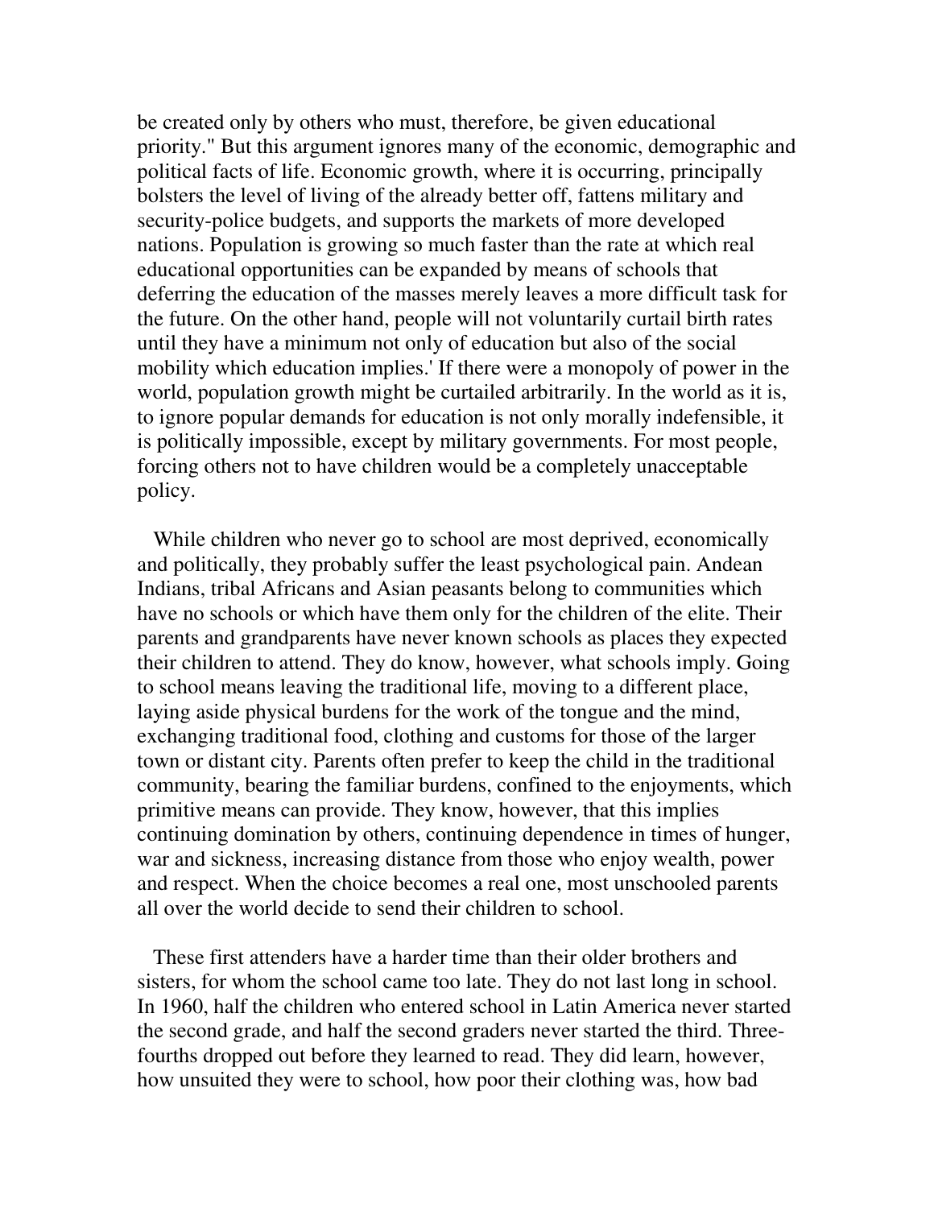be created only by others who must, therefore, be given educational priority." But this argument ignores many of the economic, demographic and political facts of life. Economic growth, where it is occurring, principally bolsters the level of living of the already better off, fattens military and security-police budgets, and supports the markets of more developed nations. Population is growing so much faster than the rate at which real educational opportunities can be expanded by means of schools that deferring the education of the masses merely leaves a more difficult task for the future. On the other hand, people will not voluntarily curtail birth rates until they have a minimum not only of education but also of the social mobility which education implies.' If there were a monopoly of power in the world, population growth might be curtailed arbitrarily. In the world as it is, to ignore popular demands for education is not only morally indefensible, it is politically impossible, except by military governments. For most people, forcing others not to have children would be a completely unacceptable policy.

While children who never go to school are most deprived, economically and politically, they probably suffer the least psychological pain. Andean Indians, tribal Africans and Asian peasants belong to communities which have no schools or which have them only for the children of the elite. Their parents and grandparents have never known schools as places they expected their children to attend. They do know, however, what schools imply. Going to school means leaving the traditional life, moving to a different place, laying aside physical burdens for the work of the tongue and the mind, exchanging traditional food, clothing and customs for those of the larger town or distant city. Parents often prefer to keep the child in the traditional community, bearing the familiar burdens, confined to the enjoyments, which primitive means can provide. They know, however, that this implies continuing domination by others, continuing dependence in times of hunger, war and sickness, increasing distance from those who enjoy wealth, power and respect. When the choice becomes a real one, most unschooled parents all over the world decide to send their children to school.

These first attenders have a harder time than their older brothers and sisters, for whom the school came too late. They do not last long in school. In 1960, half the children who entered school in Latin America never started the second grade, and half the second graders never started the third. Three-fourths dropped out before they learned to read. They did learn, however, how unsuited they were to school, how poor their clothing was, how bad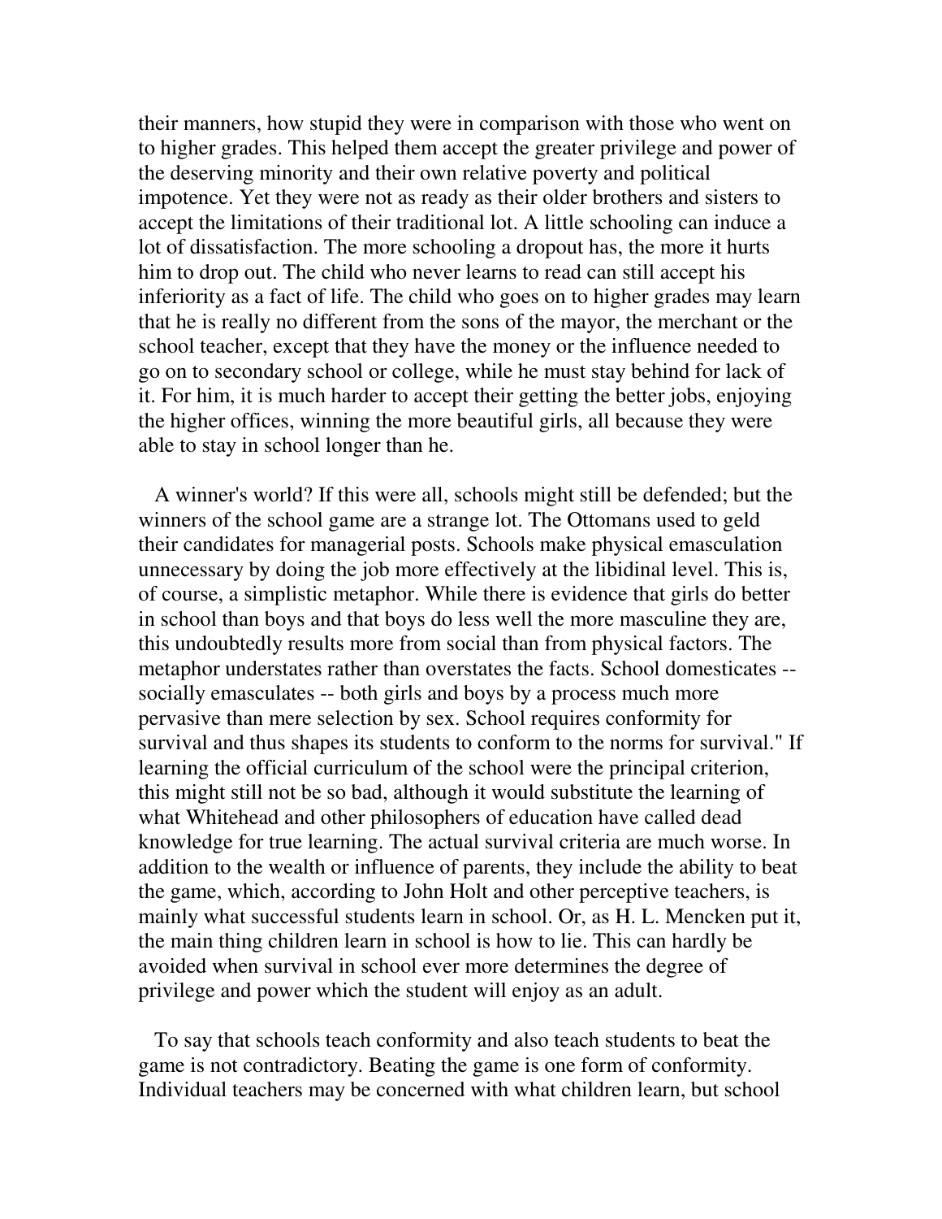their manners, how stupid they were in comparison with those who went on to higher grades. This helped them accept the greater privilege and power of the deserving minority and their own relative poverty and political impotence. Yet they were not as ready as their older brothers and sisters to accept the limitations of their traditional lot. A little schooling can induce a lot of dissatisfaction. The more schooling a dropout has, the more it hurts him to drop out. The child who never learns to read can still accept his inferiority as a fact of life. The child who goes on to higher grades may learn that he is really no different from the sons of the mayor, the merchant or the school teacher, except that they have the money or the influence needed to go on to secondary school or college, while he must stay behind for lack of it. For him, it is much harder to accept their getting the better jobs, enjoying the higher offices, winning the more beautiful girls, all because they were able to stay in school longer than he.

A winner's world? If this were all, schools might still be defended; but the winners of the school game are a strange lot. The Ottomans used to geld their candidates for managerial posts. Schools make physical emasculation unnecessary by doing the job more effectively at the libidinal level. This is, of course, a simplistic metaphor. While there is evidence that girls do better in school than boys and that boys do less well the more masculine they are, this undoubtedly results more from social than from physical factors. The metaphor understates rather than overstates the facts. School domesticates -- socially emasculates -- both girls and boys by a process much more pervasive than mere selection by sex. School requires conformity for survival and thus shapes its students to conform to the norms for survival." If learning the official curriculum of the school were the principal criterion, this might still not be so bad, although it would substitute the learning of what Whitehead and other philosophers of education have called dead knowledge for true learning. The actual survival criteria are much worse. In addition to the wealth or influence of parents, they include the ability to beat the game, which, according to John Holt and other perceptive teachers, is mainly what successful students learn in school. Or, as H. L. Mencken put it, the main thing children learn in school is how to lie. This can hardly be avoided when survival in school ever more determines the degree of privilege and power which the student will enjoy as an adult.

To say that schools teach conformity and also teach students to beat the game is not contradictory. Beating the game is one form of conformity. Individual teachers may be concerned with what children learn, but school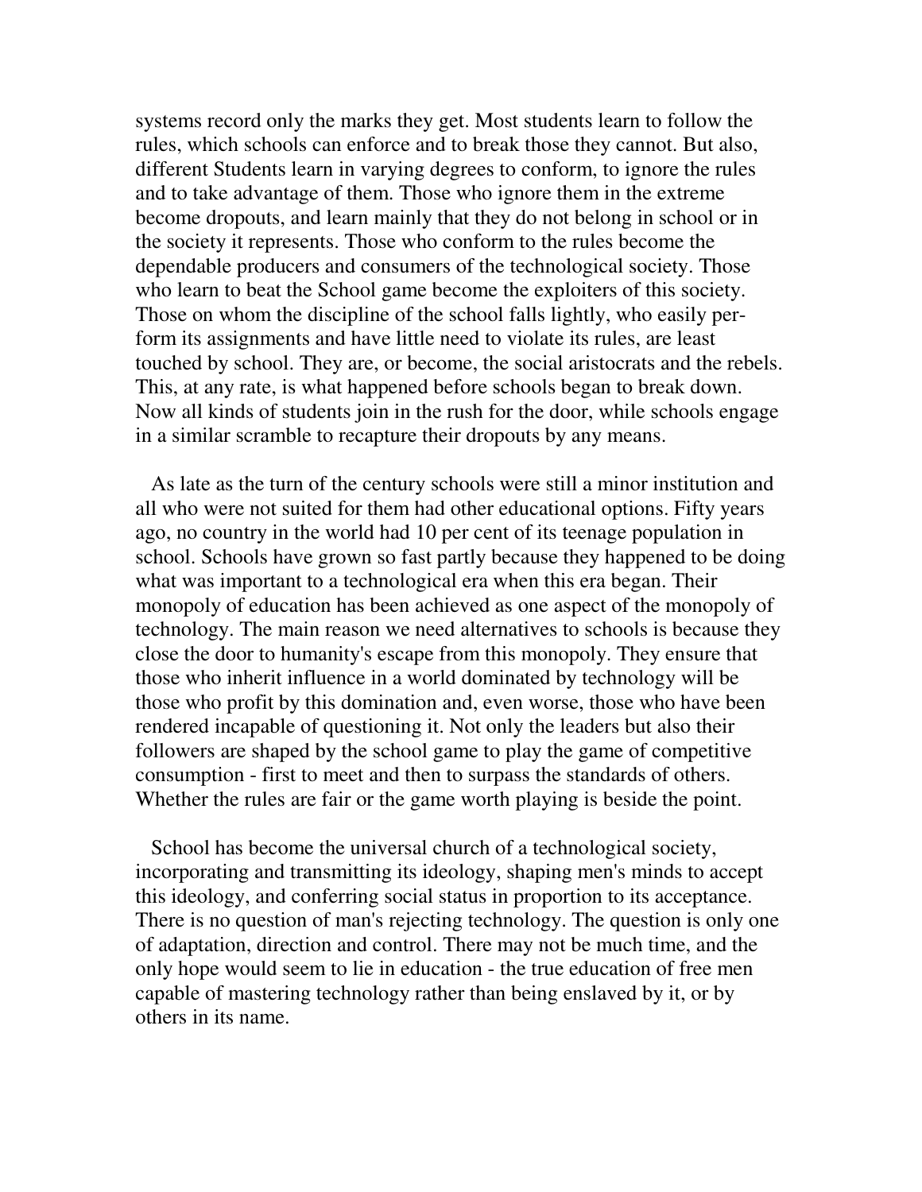systems record only the marks they get. Most students learn to follow the rules, which schools can enforce and to break those they cannot. But also, different Students learn in varying degrees to conform, to ignore the rules and to take advantage of them. Those who ignore them in the extreme become dropouts, and learn mainly that they do not belong in school or in the society it represents. Those who conform to the rules become the dependable producers and consumers of the technological society. Those who learn to beat the School game become the exploiters of this society. Those on whom the discipline of the school falls lightly, who easily perform its assignments and have little need to violate its rules, are least touched by school. They are, or become, the social aristocrats and the rebels. This, at any rate, is what happened before schools began to break down. Now all kinds of students join in the rush for the door, while schools engage in a similar scramble to recapture their dropouts by any means.

As late as the turn of the century schools were still a minor institution and all who were not suited for them had other educational options. Fifty years ago, no country in the world had 10 per cent of its teenage population in school. Schools have grown so fast partly because they happened to be doing what was important to a technological era when this era began. Their monopoly of education has been achieved as one aspect of the monopoly of technology. The main reason we need alternatives to schools is because they close the door to humanity's escape from this monopoly. They ensure that those who inherit influence in a world dominated by technology will be those who profit by this domination and, even worse, those who have been rendered incapable of questioning it. Not only the leaders but also their followers are shaped by the school game to play the game of competitive consumption - first to meet and then to surpass the standards of others. Whether the rules are fair or the game worth playing is beside the point.

School has become the universal church of a technological society, incorporating and transmitting its ideology, shaping men's minds to accept this ideology, and conferring social status in proportion to its acceptance. There is no question of man's rejecting technology. The question is only one of adaptation, direction and control. There may not be much time, and the only hope would seem to lie in education - the true education of free men capable of mastering technology rather than being enslaved by it, or by others in its name.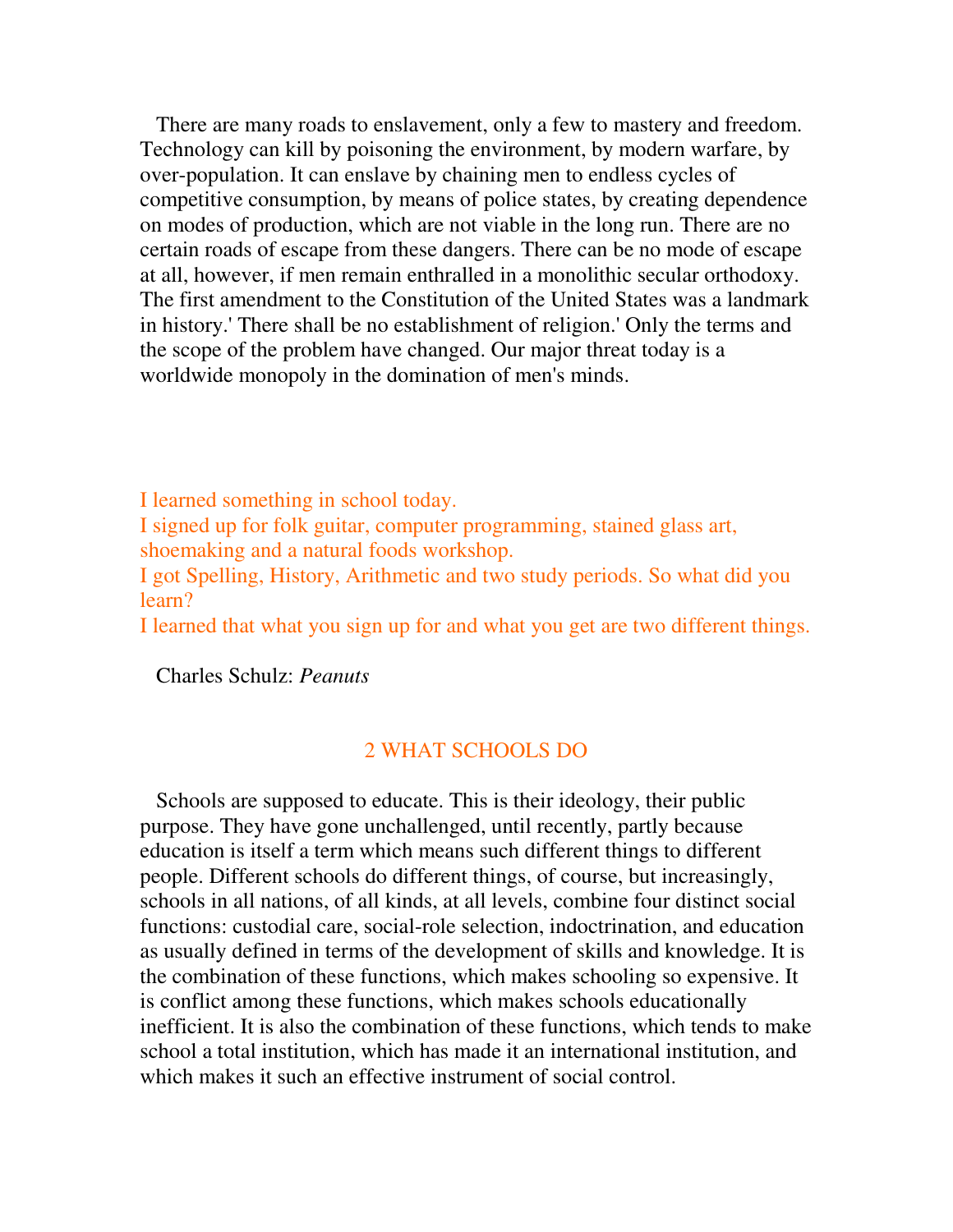There are many roads to enslavement, only a few to mastery and freedom. Technology can kill by poisoning the environment, by modern warfare, by over-population. It can enslave by chaining men to endless cycles of competitive consumption, by means of police states, by creating dependence on modes of production, which are not viable in the long run. There are no certain roads of escape from these dangers. There can be no mode of escape at all, however, if men remain enthralled in a monolithic secular orthodoxy. The first amendment to the Constitution of the United States was a landmark in history.' There shall be no establishment of religion.' Only the terms and the scope of the problem have changed. Our major threat today is a worldwide monopoly in the domination of men's minds.

I learned something in school today.
I signed up for folk guitar, computer programming, stained glass art, shoemaking and a natural foods workshop.
I got Spelling, History, Arithmetic and two study periods. So what did you learn?
I learned that what you sign up for and what you get are two different things.

Charles Schulz: *Peanuts*

## 2 WHAT SCHOOLS DO

Schools are supposed to educate. This is their ideology, their public purpose. They have gone unchallenged, until recently, partly because education is itself a term which means such different things to different people. Different schools do different things, of course, but increasingly, schools in all nations, of all kinds, at all levels, combine four distinct social functions: custodial care, social-role selection, indoctrination, and education as usually defined in terms of the development of skills and knowledge. It is the combination of these functions, which makes schooling so expensive. It is conflict among these functions, which makes schools educationally inefficient. It is also the combination of these functions, which tends to make school a total institution, which has made it an international institution, and which makes it such an effective instrument of social control.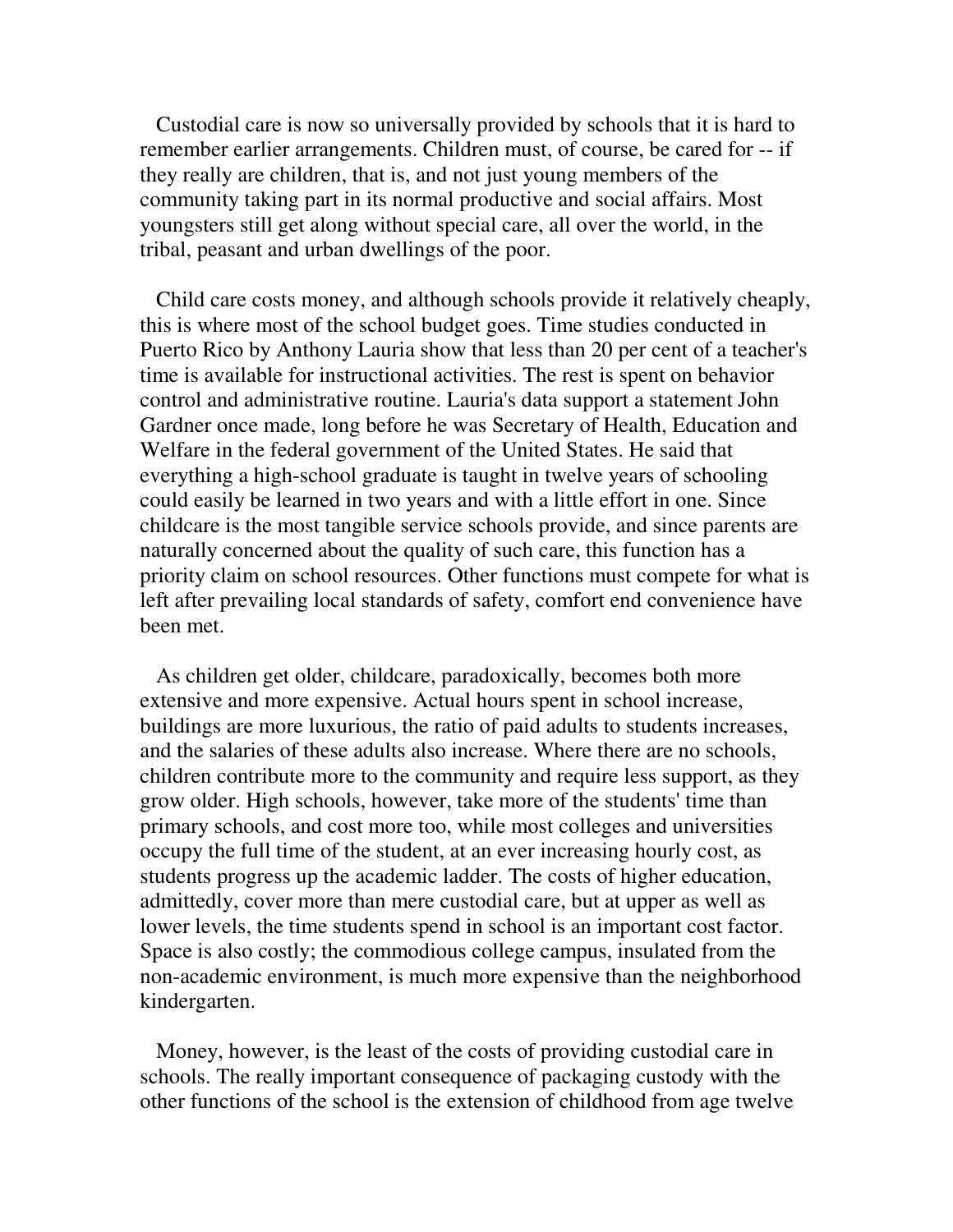Custodial care is now so universally provided by schools that it is hard to remember earlier arrangements. Children must, of course, be cared for -- if they really are children, that is, and not just young members of the community taking part in its normal productive and social affairs. Most youngsters still get along without special care, all over the world, in the tribal, peasant and urban dwellings of the poor.

Child care costs money, and although schools provide it relatively cheaply, this is where most of the school budget goes. Time studies conducted in Puerto Rico by Anthony Lauria show that less than 20 per cent of a teacher's time is available for instructional activities. The rest is spent on behavior control and administrative routine. Lauria's data support a statement John Gardner once made, long before he was Secretary of Health, Education and Welfare in the federal government of the United States. He said that everything a high-school graduate is taught in twelve years of schooling could easily be learned in two years and with a little effort in one. Since childcare is the most tangible service schools provide, and since parents are naturally concerned about the quality of such care, this function has a priority claim on school resources. Other functions must compete for what is left after prevailing local standards of safety, comfort end convenience have been met.

As children get older, childcare, paradoxically, becomes both more extensive and more expensive. Actual hours spent in school increase, buildings are more luxurious, the ratio of paid adults to students increases, and the salaries of these adults also increase. Where there are no schools, children contribute more to the community and require less support, as they grow older. High schools, however, take more of the students' time than primary schools, and cost more too, while most colleges and universities occupy the full time of the student, at an ever increasing hourly cost, as students progress up the academic ladder. The costs of higher education, admittedly, cover more than mere custodial care, but at upper as well as lower levels, the time students spend in school is an important cost factor. Space is also costly; the commodious college campus, insulated from the non-academic environment, is much more expensive than the neighborhood kindergarten.

Money, however, is the least of the costs of providing custodial care in schools. The really important consequence of packaging custody with the other functions of the school is the extension of childhood from age twelve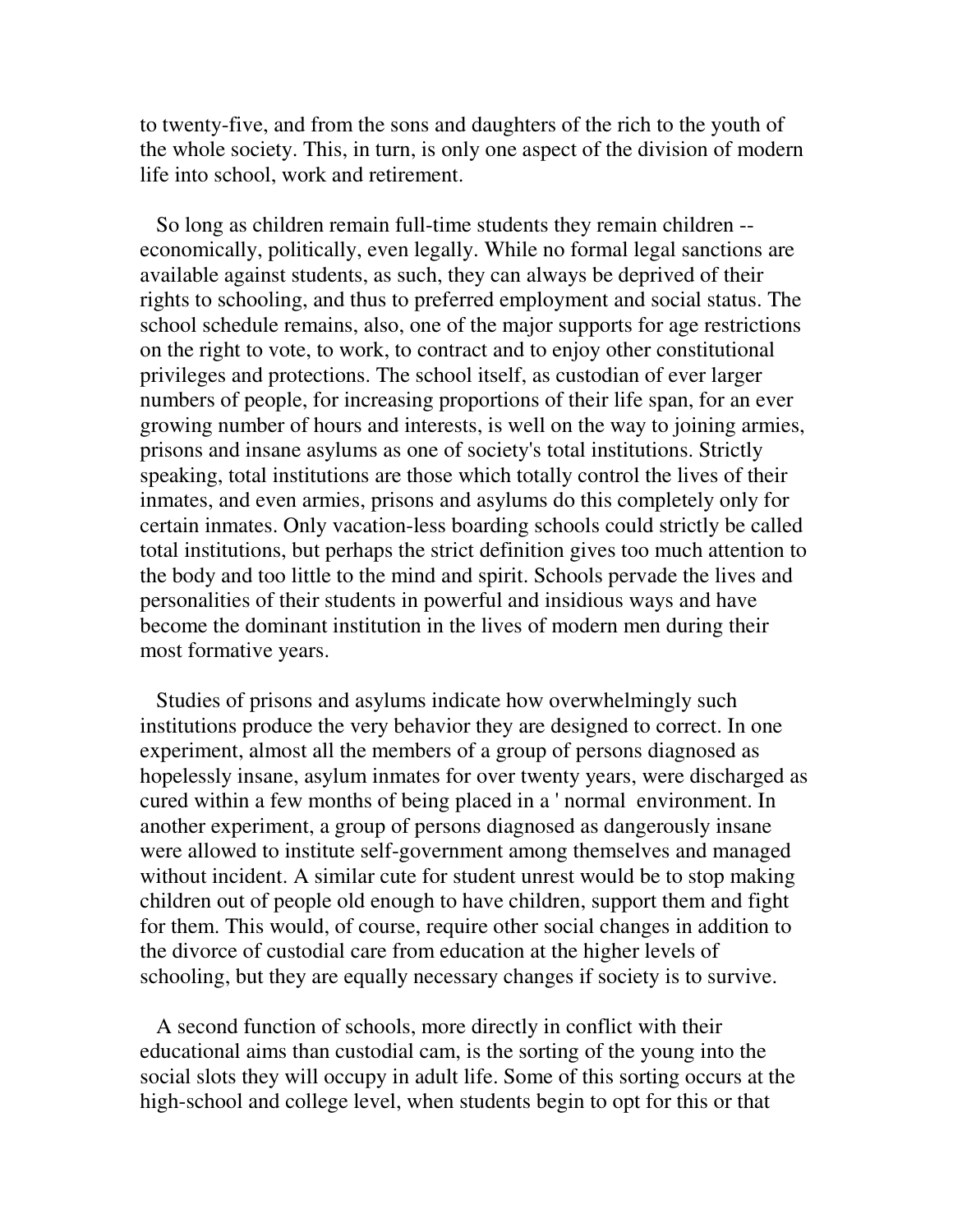to twenty-five, and from the sons and daughters of the rich to the youth of the whole society. This, in turn, is only one aspect of the division of modern life into school, work and retirement.

So long as children remain full-time students they remain children -- economically, politically, even legally. While no formal legal sanctions are available against students, as such, they can always be deprived of their rights to schooling, and thus to preferred employment and social status. The school schedule remains, also, one of the major supports for age restrictions on the right to vote, to work, to contract and to enjoy other constitutional privileges and protections. The school itself, as custodian of ever larger numbers of people, for increasing proportions of their life span, for an ever growing number of hours and interests, is well on the way to joining armies, prisons and insane asylums as one of society's total institutions. Strictly speaking, total institutions are those which totally control the lives of their inmates, and even armies, prisons and asylums do this completely only for certain inmates. Only vacation-less boarding schools could strictly be called total institutions, but perhaps the strict definition gives too much attention to the body and too little to the mind and spirit. Schools pervade the lives and personalities of their students in powerful and insidious ways and have become the dominant institution in the lives of modern men during their most formative years.

Studies of prisons and asylums indicate how overwhelmingly such institutions produce the very behavior they are designed to correct. In one experiment, almost all the members of a group of persons diagnosed as hopelessly insane, asylum inmates for over twenty years, were discharged as cured within a few months of being placed in a ' normal  environment. In another experiment, a group of persons diagnosed as dangerously insane were allowed to institute self-government among themselves and managed without incident. A similar cute for student unrest would be to stop making children out of people old enough to have children, support them and fight for them. This would, of course, require other social changes in addition to the divorce of custodial care from education at the higher levels of schooling, but they are equally necessary changes if society is to survive.

A second function of schools, more directly in conflict with their educational aims than custodial cam, is the sorting of the young into the social slots they will occupy in adult life. Some of this sorting occurs at the high-school and college level, when students begin to opt for this or that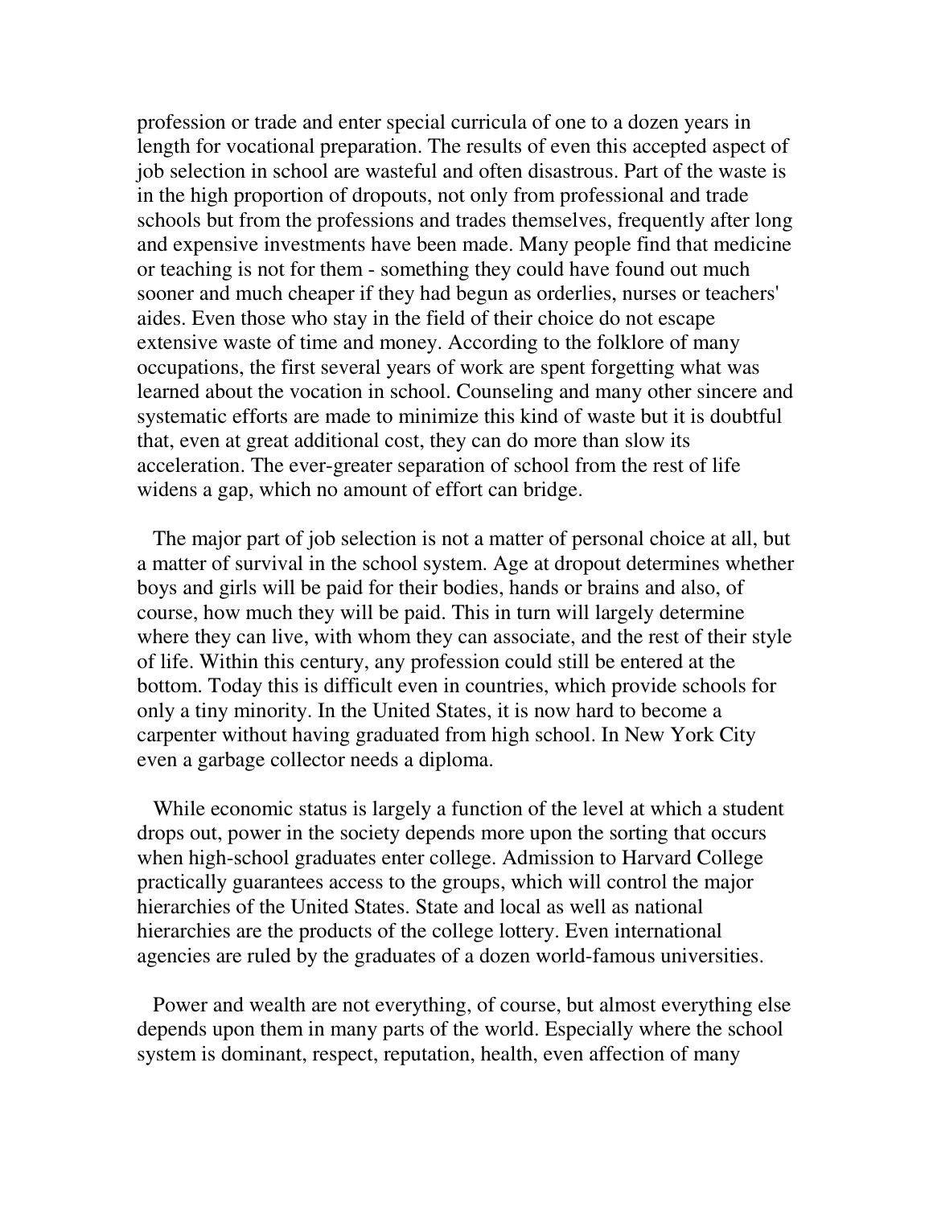profession or trade and enter special curricula of one to a dozen years in length for vocational preparation. The results of even this accepted aspect of job selection in school are wasteful and often disastrous. Part of the waste is in the high proportion of dropouts, not only from professional and trade schools but from the professions and trades themselves, frequently after long and expensive investments have been made. Many people find that medicine or teaching is not for them - something they could have found out much sooner and much cheaper if they had begun as orderlies, nurses or teachers' aides. Even those who stay in the field of their choice do not escape extensive waste of time and money. According to the folklore of many occupations, the first several years of work are spent forgetting what was learned about the vocation in school. Counseling and many other sincere and systematic efforts are made to minimize this kind of waste but it is doubtful that, even at great additional cost, they can do more than slow its acceleration. The ever-greater separation of school from the rest of life widens a gap, which no amount of effort can bridge.

The major part of job selection is not a matter of personal choice at all, but a matter of survival in the school system. Age at dropout determines whether boys and girls will be paid for their bodies, hands or brains and also, of course, how much they will be paid. This in turn will largely determine where they can live, with whom they can associate, and the rest of their style of life. Within this century, any profession could still be entered at the bottom. Today this is difficult even in countries, which provide schools for only a tiny minority. In the United States, it is now hard to become a carpenter without having graduated from high school. In New York City even a garbage collector needs a diploma.

While economic status is largely a function of the level at which a student drops out, power in the society depends more upon the sorting that occurs when high-school graduates enter college. Admission to Harvard College practically guarantees access to the groups, which will control the major hierarchies of the United States. State and local as well as national hierarchies are the products of the college lottery. Even international agencies are ruled by the graduates of a dozen world-famous universities.

Power and wealth are not everything, of course, but almost everything else depends upon them in many parts of the world. Especially where the school system is dominant, respect, reputation, health, even affection of many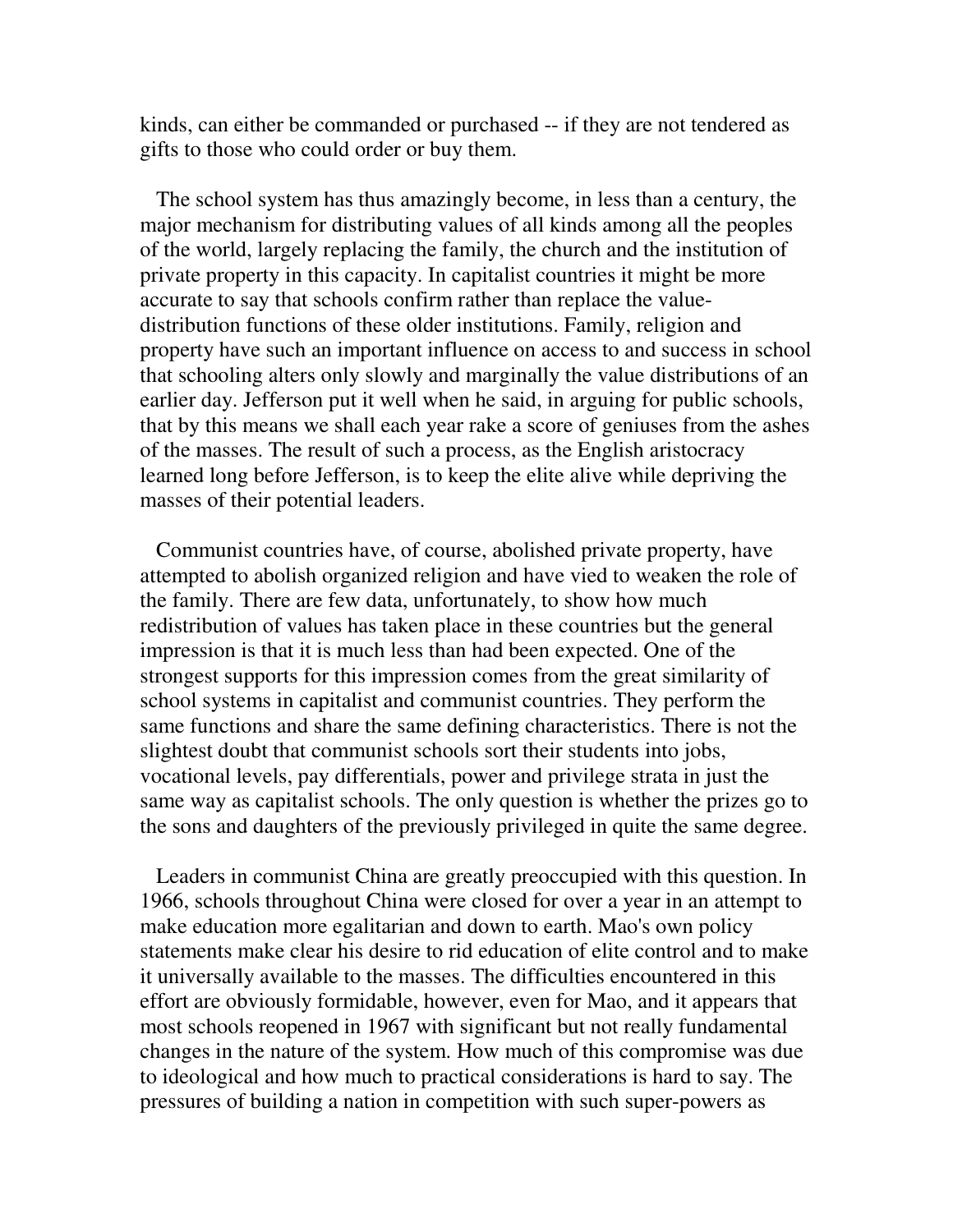kinds, can either be commanded or purchased -- if they are not tendered as gifts to those who could order or buy them.

The school system has thus amazingly become, in less than a century, the major mechanism for distributing values of all kinds among all the peoples of the world, largely replacing the family, the church and the institution of private property in this capacity. In capitalist countries it might be more accurate to say that schools confirm rather than replace the value-distribution functions of these older institutions. Family, religion and property have such an important influence on access to and success in school that schooling alters only slowly and marginally the value distributions of an earlier day. Jefferson put it well when he said, in arguing for public schools, that by this means we shall each year rake a score of geniuses from the ashes of the masses. The result of such a process, as the English aristocracy learned long before Jefferson, is to keep the elite alive while depriving the masses of their potential leaders.

Communist countries have, of course, abolished private property, have attempted to abolish organized religion and have vied to weaken the role of the family. There are few data, unfortunately, to show how much redistribution of values has taken place in these countries but the general impression is that it is much less than had been expected. One of the strongest supports for this impression comes from the great similarity of school systems in capitalist and communist countries. They perform the same functions and share the same defining characteristics. There is not the slightest doubt that communist schools sort their students into jobs, vocational levels, pay differentials, power and privilege strata in just the same way as capitalist schools. The only question is whether the prizes go to the sons and daughters of the previously privileged in quite the same degree.

Leaders in communist China are greatly preoccupied with this question. In 1966, schools throughout China were closed for over a year in an attempt to make education more egalitarian and down to earth. Mao's own policy statements make clear his desire to rid education of elite control and to make it universally available to the masses. The difficulties encountered in this effort are obviously formidable, however, even for Mao, and it appears that most schools reopened in 1967 with significant but not really fundamental changes in the nature of the system. How much of this compromise was due to ideological and how much to practical considerations is hard to say. The pressures of building a nation in competition with such super-powers as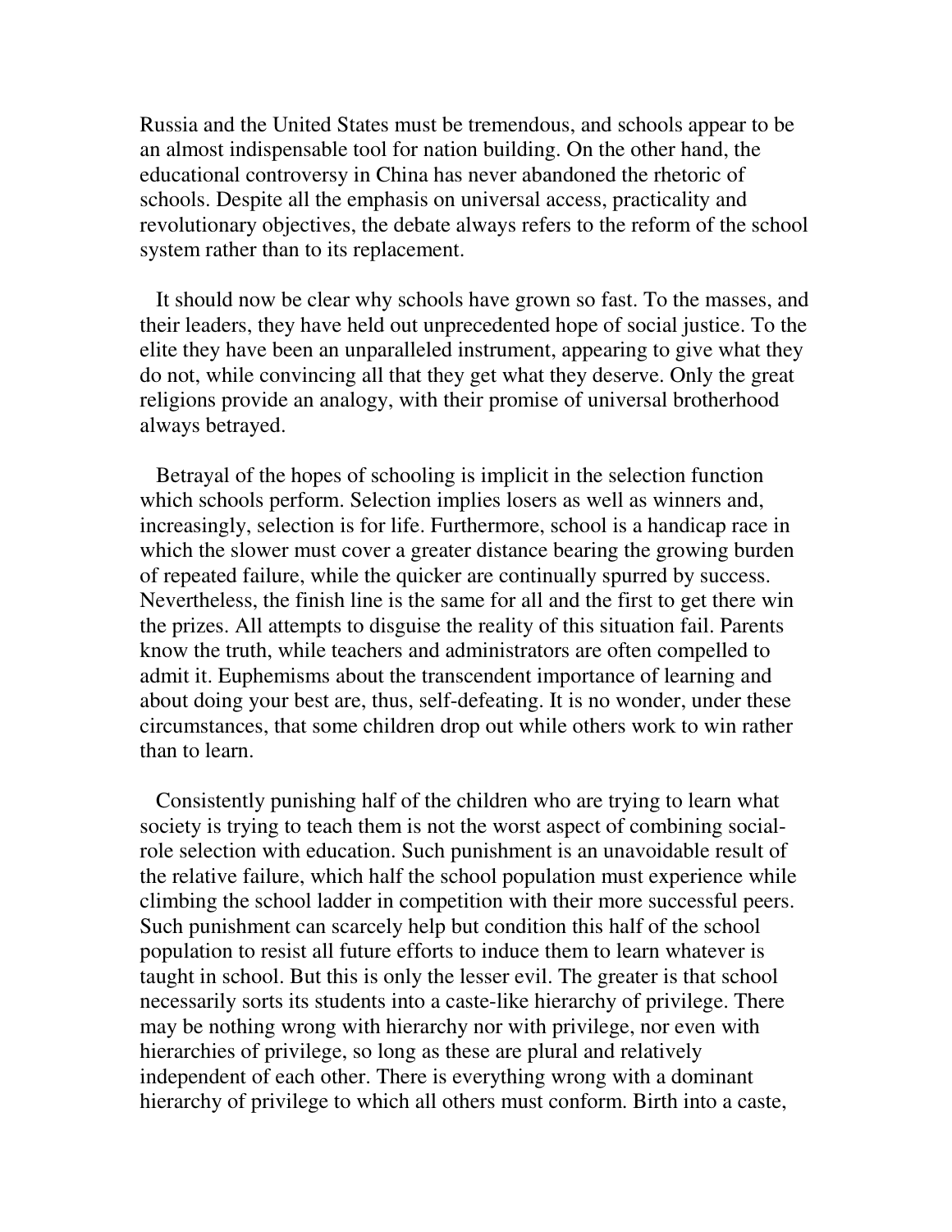Russia and the United States must be tremendous, and schools appear to be an almost indispensable tool for nation building. On the other hand, the educational controversy in China has never abandoned the rhetoric of schools. Despite all the emphasis on universal access, practicality and revolutionary objectives, the debate always refers to the reform of the school system rather than to its replacement.

It should now be clear why schools have grown so fast. To the masses, and their leaders, they have held out unprecedented hope of social justice. To the elite they have been an unparalleled instrument, appearing to give what they do not, while convincing all that they get what they deserve. Only the great religions provide an analogy, with their promise of universal brotherhood always betrayed.

Betrayal of the hopes of schooling is implicit in the selection function which schools perform. Selection implies losers as well as winners and, increasingly, selection is for life. Furthermore, school is a handicap race in which the slower must cover a greater distance bearing the growing burden of repeated failure, while the quicker are continually spurred by success. Nevertheless, the finish line is the same for all and the first to get there win the prizes. All attempts to disguise the reality of this situation fail. Parents know the truth, while teachers and administrators are often compelled to admit it. Euphemisms about the transcendent importance of learning and about doing your best are, thus, self-defeating. It is no wonder, under these circumstances, that some children drop out while others work to win rather than to learn.

Consistently punishing half of the children who are trying to learn what society is trying to teach them is not the worst aspect of combining social-role selection with education. Such punishment is an unavoidable result of the relative failure, which half the school population must experience while climbing the school ladder in competition with their more successful peers. Such punishment can scarcely help but condition this half of the school population to resist all future efforts to induce them to learn whatever is taught in school. But this is only the lesser evil. The greater is that school necessarily sorts its students into a caste-like hierarchy of privilege. There may be nothing wrong with hierarchy nor with privilege, nor even with hierarchies of privilege, so long as these are plural and relatively independent of each other. There is everything wrong with a dominant hierarchy of privilege to which all others must conform. Birth into a caste,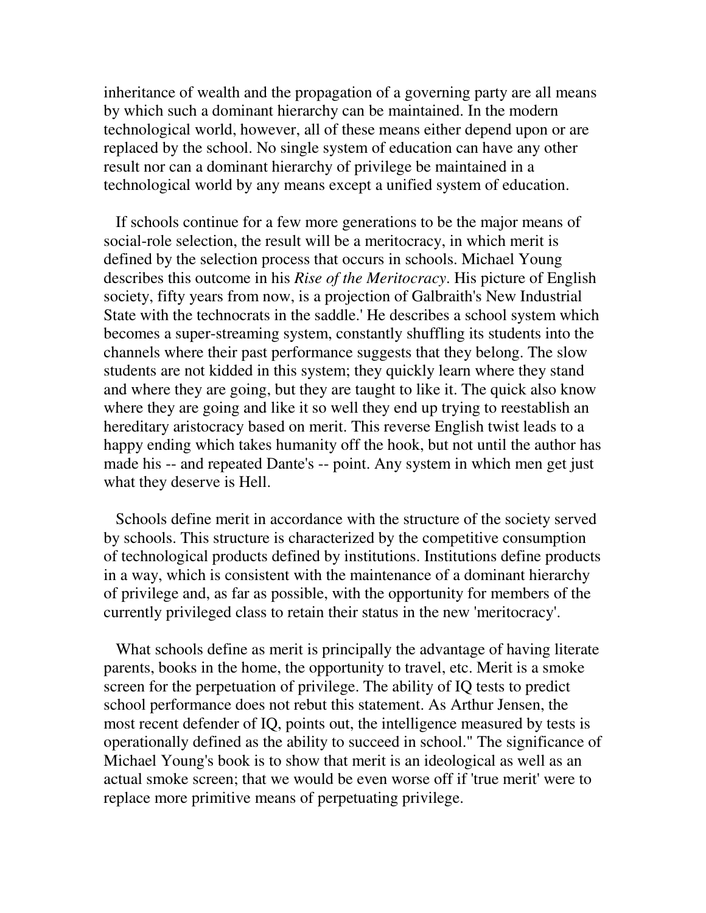inheritance of wealth and the propagation of a governing party are all means by which such a dominant hierarchy can be maintained. In the modern technological world, however, all of these means either depend upon or are replaced by the school. No single system of education can have any other result nor can a dominant hierarchy of privilege be maintained in a technological world by any means except a unified system of education.

If schools continue for a few more generations to be the major means of social-role selection, the result will be a meritocracy, in which merit is defined by the selection process that occurs in schools. Michael Young describes this outcome in his *Rise of the Meritocracy*. His picture of English society, fifty years from now, is a projection of Galbraith's New Industrial State with the technocrats in the saddle.' He describes a school system which becomes a super-streaming system, constantly shuffling its students into the channels where their past performance suggests that they belong. The slow students are not kidded in this system; they quickly learn where they stand and where they are going, but they are taught to like it. The quick also know where they are going and like it so well they end up trying to reestablish an hereditary aristocracy based on merit. This reverse English twist leads to a happy ending which takes humanity off the hook, but not until the author has made his -- and repeated Dante's -- point. Any system in which men get just what they deserve is Hell.

Schools define merit in accordance with the structure of the society served by schools. This structure is characterized by the competitive consumption of technological products defined by institutions. Institutions define products in a way, which is consistent with the maintenance of a dominant hierarchy of privilege and, as far as possible, with the opportunity for members of the currently privileged class to retain their status in the new 'meritocracy'.

What schools define as merit is principally the advantage of having literate parents, books in the home, the opportunity to travel, etc. Merit is a smoke screen for the perpetuation of privilege. The ability of IQ tests to predict school performance does not rebut this statement. As Arthur Jensen, the most recent defender of IQ, points out, the intelligence measured by tests is operationally defined as the ability to succeed in school." The significance of Michael Young's book is to show that merit is an ideological as well as an actual smoke screen; that we would be even worse off if 'true merit' were to replace more primitive means of perpetuating privilege.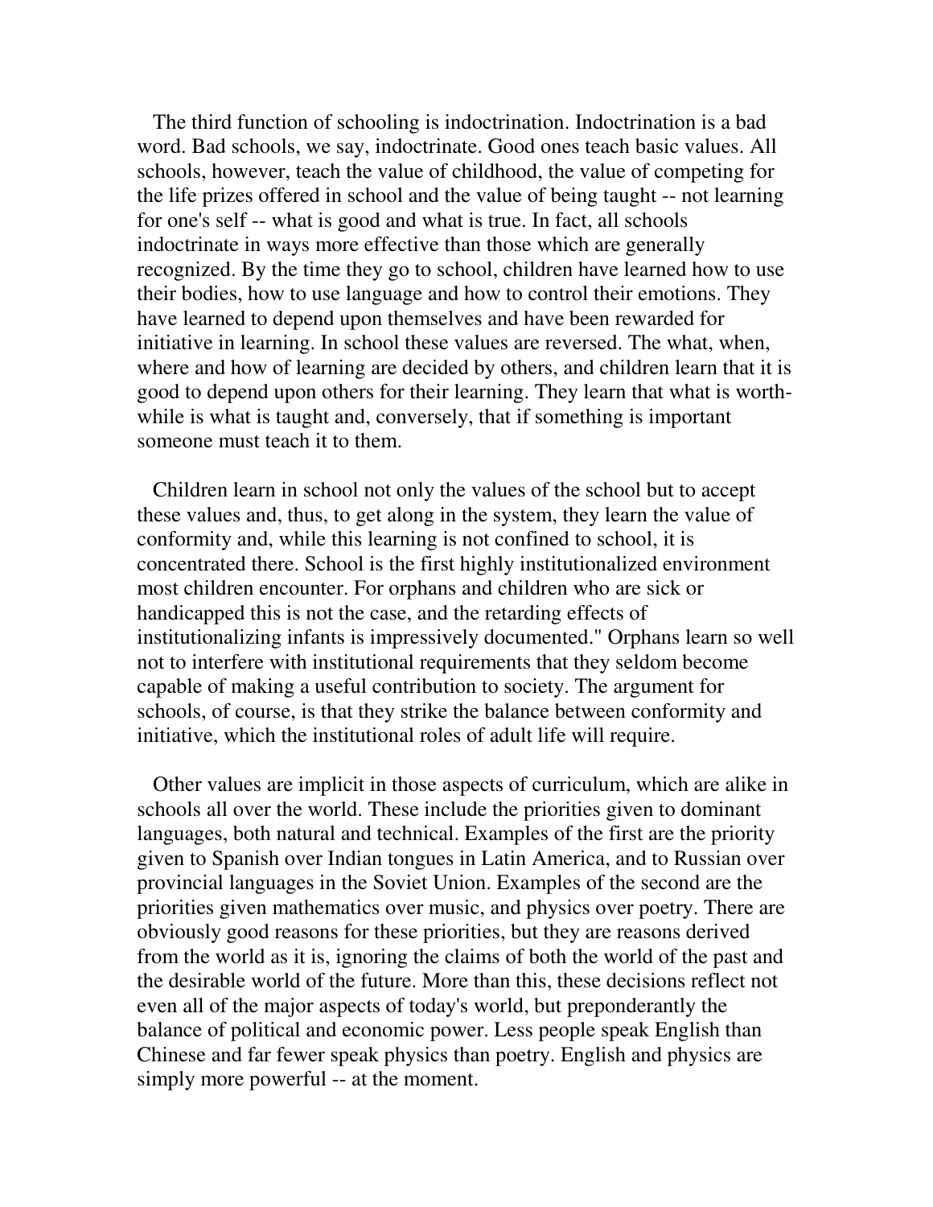The third function of schooling is indoctrination. Indoctrination is a bad word. Bad schools, we say, indoctrinate. Good ones teach basic values. All schools, however, teach the value of childhood, the value of competing for the life prizes offered in school and the value of being taught -- not learning for one's self -- what is good and what is true. In fact, all schools indoctrinate in ways more effective than those which are generally recognized. By the time they go to school, children have learned how to use their bodies, how to use language and how to control their emotions. They have learned to depend upon themselves and have been rewarded for initiative in learning. In school these values are reversed. The what, when, where and how of learning are decided by others, and children learn that it is good to depend upon others for their learning. They learn that what is worth-while is what is taught and, conversely, that if something is important someone must teach it to them.

Children learn in school not only the values of the school but to accept these values and, thus, to get along in the system, they learn the value of conformity and, while this learning is not confined to school, it is concentrated there. School is the first highly institutionalized environment most children encounter. For orphans and children who are sick or handicapped this is not the case, and the retarding effects of institutionalizing infants is impressively documented." Orphans learn so well not to interfere with institutional requirements that they seldom become capable of making a useful contribution to society. The argument for schools, of course, is that they strike the balance between conformity and initiative, which the institutional roles of adult life will require.

Other values are implicit in those aspects of curriculum, which are alike in schools all over the world. These include the priorities given to dominant languages, both natural and technical. Examples of the first are the priority given to Spanish over Indian tongues in Latin America, and to Russian over provincial languages in the Soviet Union. Examples of the second are the priorities given mathematics over music, and physics over poetry. There are obviously good reasons for these priorities, but they are reasons derived from the world as it is, ignoring the claims of both the world of the past and the desirable world of the future. More than this, these decisions reflect not even all of the major aspects of today's world, but preponderantly the balance of political and economic power. Less people speak English than Chinese and far fewer speak physics than poetry. English and physics are simply more powerful -- at the moment.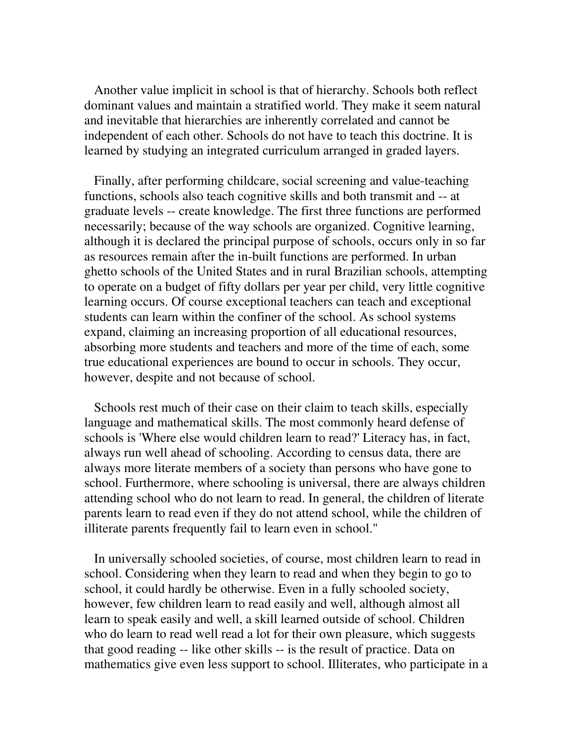Another value implicit in school is that of hierarchy. Schools both reflect dominant values and maintain a stratified world. They make it seem natural and inevitable that hierarchies are inherently correlated and cannot be independent of each other. Schools do not have to teach this doctrine. It is learned by studying an integrated curriculum arranged in graded layers.

Finally, after performing childcare, social screening and value-teaching functions, schools also teach cognitive skills and both transmit and -- at graduate levels -- create knowledge. The first three functions are performed necessarily; because of the way schools are organized. Cognitive learning, although it is declared the principal purpose of schools, occurs only in so far as resources remain after the in-built functions are performed. In urban ghetto schools of the United States and in rural Brazilian schools, attempting to operate on a budget of fifty dollars per year per child, very little cognitive learning occurs. Of course exceptional teachers can teach and exceptional students can learn within the confiner of the school. As school systems expand, claiming an increasing proportion of all educational resources, absorbing more students and teachers and more of the time of each, some true educational experiences are bound to occur in schools. They occur, however, despite and not because of school.

Schools rest much of their case on their claim to teach skills, especially language and mathematical skills. The most commonly heard defense of schools is 'Where else would children learn to read?' Literacy has, in fact, always run well ahead of schooling. According to census data, there are always more literate members of a society than persons who have gone to school. Furthermore, where schooling is universal, there are always children attending school who do not learn to read. In general, the children of literate parents learn to read even if they do not attend school, while the children of illiterate parents frequently fail to learn even in school."

In universally schooled societies, of course, most children learn to read in school. Considering when they learn to read and when they begin to go to school, it could hardly be otherwise. Even in a fully schooled society, however, few children learn to read easily and well, although almost all learn to speak easily and well, a skill learned outside of school. Children who do learn to read well read a lot for their own pleasure, which suggests that good reading -- like other skills -- is the result of practice. Data on mathematics give even less support to school. Illiterates, who participate in a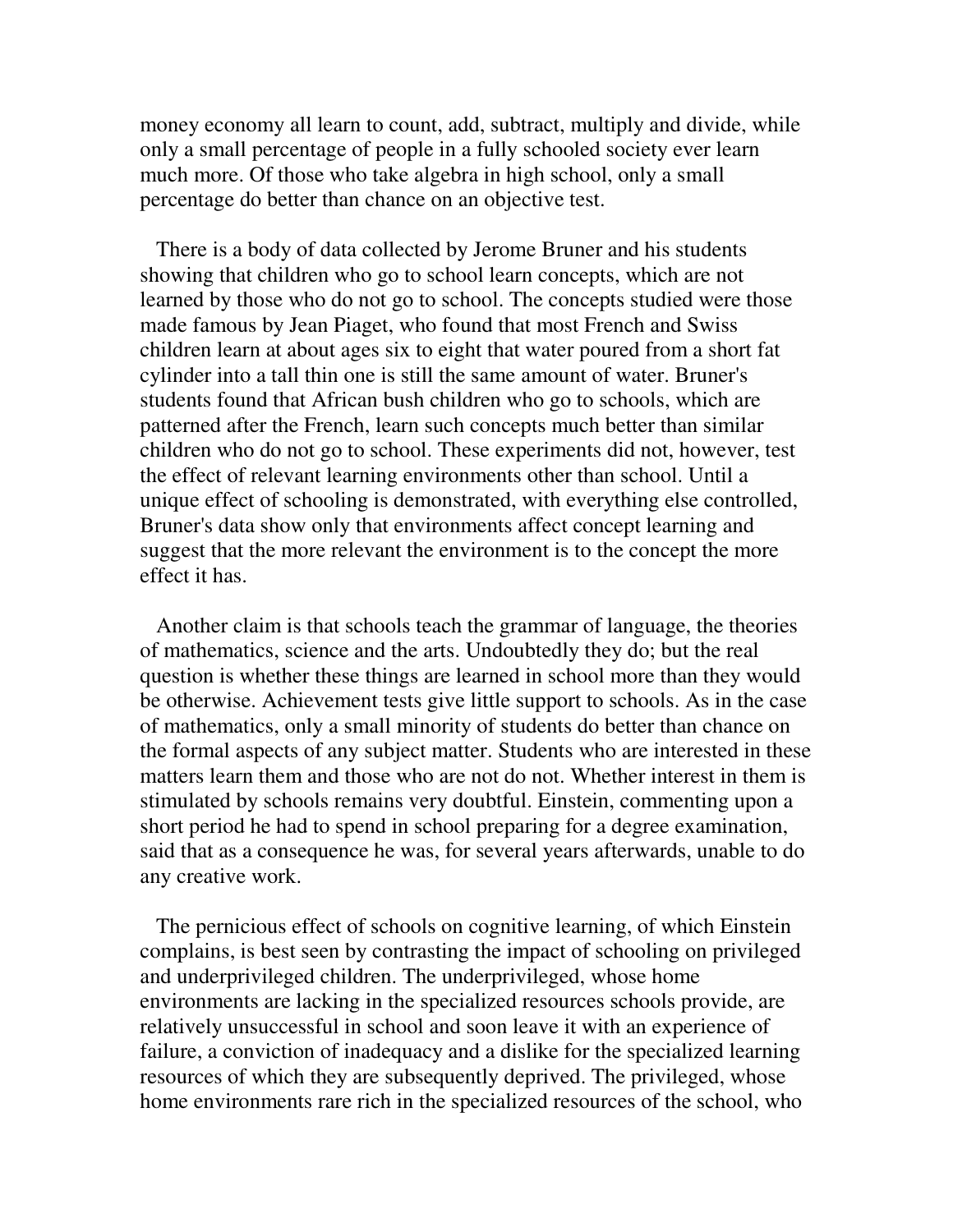money economy all learn to count, add, subtract, multiply and divide, while only a small percentage of people in a fully schooled society ever learn much more. Of those who take algebra in high school, only a small percentage do better than chance on an objective test.

There is a body of data collected by Jerome Bruner and his students showing that children who go to school learn concepts, which are not learned by those who do not go to school. The concepts studied were those made famous by Jean Piaget, who found that most French and Swiss children learn at about ages six to eight that water poured from a short fat cylinder into a tall thin one is still the same amount of water. Bruner's students found that African bush children who go to schools, which are patterned after the French, learn such concepts much better than similar children who do not go to school. These experiments did not, however, test the effect of relevant learning environments other than school. Until a unique effect of schooling is demonstrated, with everything else controlled, Bruner's data show only that environments affect concept learning and suggest that the more relevant the environment is to the concept the more effect it has.

Another claim is that schools teach the grammar of language, the theories of mathematics, science and the arts. Undoubtedly they do; but the real question is whether these things are learned in school more than they would be otherwise. Achievement tests give little support to schools. As in the case of mathematics, only a small minority of students do better than chance on the formal aspects of any subject matter. Students who are interested in these matters learn them and those who are not do not. Whether interest in them is stimulated by schools remains very doubtful. Einstein, commenting upon a short period he had to spend in school preparing for a degree examination, said that as a consequence he was, for several years afterwards, unable to do any creative work.

The pernicious effect of schools on cognitive learning, of which Einstein complains, is best seen by contrasting the impact of schooling on privileged and underprivileged children. The underprivileged, whose home environments are lacking in the specialized resources schools provide, are relatively unsuccessful in school and soon leave it with an experience of failure, a conviction of inadequacy and a dislike for the specialized learning resources of which they are subsequently deprived. The privileged, whose home environments rare rich in the specialized resources of the school, who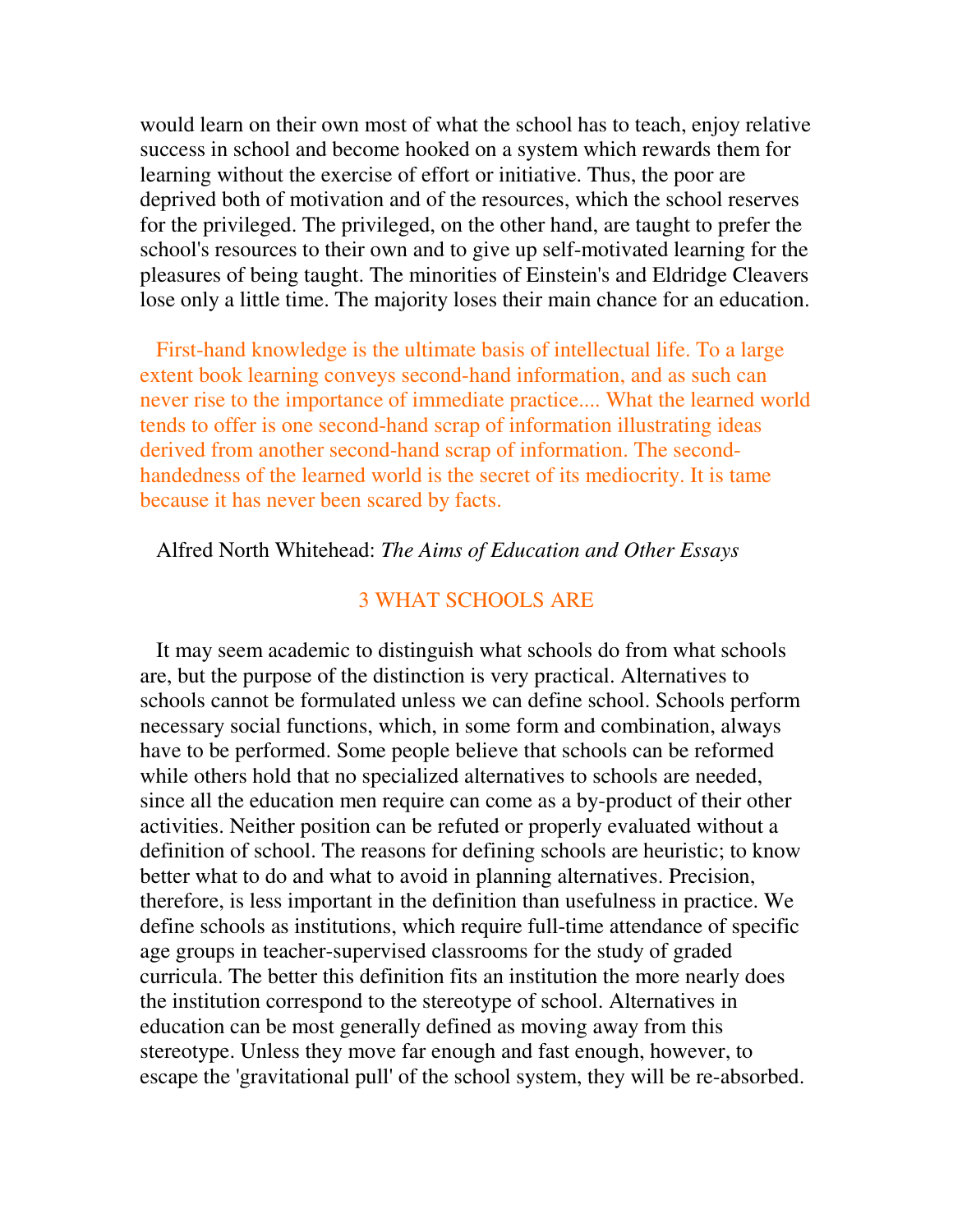would learn on their own most of what the school has to teach, enjoy relative success in school and become hooked on a system which rewards them for learning without the exercise of effort or initiative. Thus, the poor are deprived both of motivation and of the resources, which the school reserves for the privileged. The privileged, on the other hand, are taught to prefer the school's resources to their own and to give up self-motivated learning for the pleasures of being taught. The minorities of Einstein's and Eldridge Cleavers lose only a little time. The majority loses their main chance for an education.

First-hand knowledge is the ultimate basis of intellectual life. To a large extent book learning conveys second-hand information, and as such can never rise to the importance of immediate practice.... What the learned world tends to offer is one second-hand scrap of information illustrating ideas derived from another second-hand scrap of information. The second-handedness of the learned world is the secret of its mediocrity. It is tame because it has never been scared by facts.

Alfred North Whitehead: *The Aims of Education and Other Essays*

## 3 WHAT SCHOOLS ARE

It may seem academic to distinguish what schools do from what schools are, but the purpose of the distinction is very practical. Alternatives to schools cannot be formulated unless we can define school. Schools perform necessary social functions, which, in some form and combination, always have to be performed. Some people believe that schools can be reformed while others hold that no specialized alternatives to schools are needed, since all the education men require can come as a by-product of their other activities. Neither position can be refuted or properly evaluated without a definition of school. The reasons for defining schools are heuristic; to know better what to do and what to avoid in planning alternatives. Precision, therefore, is less important in the definition than usefulness in practice. We define schools as institutions, which require full-time attendance of specific age groups in teacher-supervised classrooms for the study of graded curricula. The better this definition fits an institution the more nearly does the institution correspond to the stereotype of school. Alternatives in education can be most generally defined as moving away from this stereotype. Unless they move far enough and fast enough, however, to escape the 'gravitational pull' of the school system, they will be re-absorbed.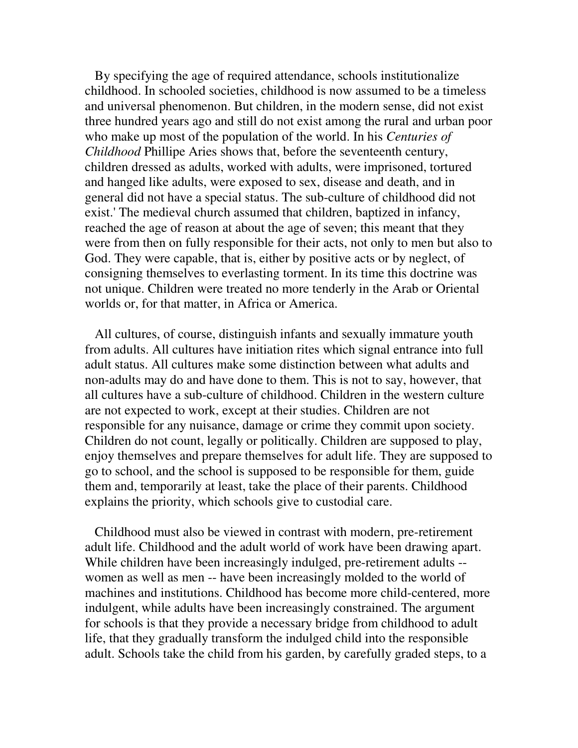By specifying the age of required attendance, schools institutionalize childhood. In schooled societies, childhood is now assumed to be a timeless and universal phenomenon. But children, in the modern sense, did not exist three hundred years ago and still do not exist among the rural and urban poor who make up most of the population of the world. In his *Centuries of Childhood* Phillipe Aries shows that, before the seventeenth century, children dressed as adults, worked with adults, were imprisoned, tortured and hanged like adults, were exposed to sex, disease and death, and in general did not have a special status. The sub-culture of childhood did not exist.' The medieval church assumed that children, baptized in infancy, reached the age of reason at about the age of seven; this meant that they were from then on fully responsible for their acts, not only to men but also to God. They were capable, that is, either by positive acts or by neglect, of consigning themselves to everlasting torment. In its time this doctrine was not unique. Children were treated no more tenderly in the Arab or Oriental worlds or, for that matter, in Africa or America.

All cultures, of course, distinguish infants and sexually immature youth from adults. All cultures have initiation rites which signal entrance into full adult status. All cultures make some distinction between what adults and non-adults may do and have done to them. This is not to say, however, that all cultures have a sub-culture of childhood. Children in the western culture are not expected to work, except at their studies. Children are not responsible for any nuisance, damage or crime they commit upon society. Children do not count, legally or politically. Children are supposed to play, enjoy themselves and prepare themselves for adult life. They are supposed to go to school, and the school is supposed to be responsible for them, guide them and, temporarily at least, take the place of their parents. Childhood explains the priority, which schools give to custodial care.

Childhood must also be viewed in contrast with modern, pre-retirement adult life. Childhood and the adult world of work have been drawing apart. While children have been increasingly indulged, pre-retirement adults -- women as well as men -- have been increasingly molded to the world of machines and institutions. Childhood has become more child-centered, more indulgent, while adults have been increasingly constrained. The argument for schools is that they provide a necessary bridge from childhood to adult life, that they gradually transform the indulged child into the responsible adult. Schools take the child from his garden, by carefully graded steps, to a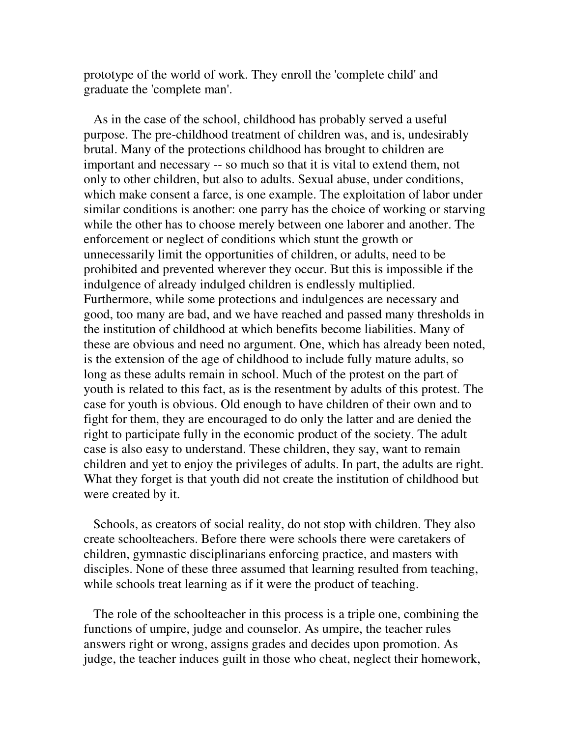prototype of the world of work. They enroll the 'complete child' and graduate the 'complete man'.

As in the case of the school, childhood has probably served a useful purpose. The pre-childhood treatment of children was, and is, undesirably brutal. Many of the protections childhood has brought to children are important and necessary -- so much so that it is vital to extend them, not only to other children, but also to adults. Sexual abuse, under conditions, which make consent a farce, is one example. The exploitation of labor under similar conditions is another: one parry has the choice of working or starving while the other has to choose merely between one laborer and another. The enforcement or neglect of conditions which stunt the growth or unnecessarily limit the opportunities of children, or adults, need to be prohibited and prevented wherever they occur. But this is impossible if the indulgence of already indulged children is endlessly multiplied. Furthermore, while some protections and indulgences are necessary and good, too many are bad, and we have reached and passed many thresholds in the institution of childhood at which benefits become liabilities. Many of these are obvious and need no argument. One, which has already been noted, is the extension of the age of childhood to include fully mature adults, so long as these adults remain in school. Much of the protest on the part of youth is related to this fact, as is the resentment by adults of this protest. The case for youth is obvious. Old enough to have children of their own and to fight for them, they are encouraged to do only the latter and are denied the right to participate fully in the economic product of the society. The adult case is also easy to understand. These children, they say, want to remain children and yet to enjoy the privileges of adults. In part, the adults are right. What they forget is that youth did not create the institution of childhood but were created by it.

Schools, as creators of social reality, do not stop with children. They also create schoolteachers. Before there were schools there were caretakers of children, gymnastic disciplinarians enforcing practice, and masters with disciples. None of these three assumed that learning resulted from teaching, while schools treat learning as if it were the product of teaching.

The role of the schoolteacher in this process is a triple one, combining the functions of umpire, judge and counselor. As umpire, the teacher rules answers right or wrong, assigns grades and decides upon promotion. As judge, the teacher induces guilt in those who cheat, neglect their homework,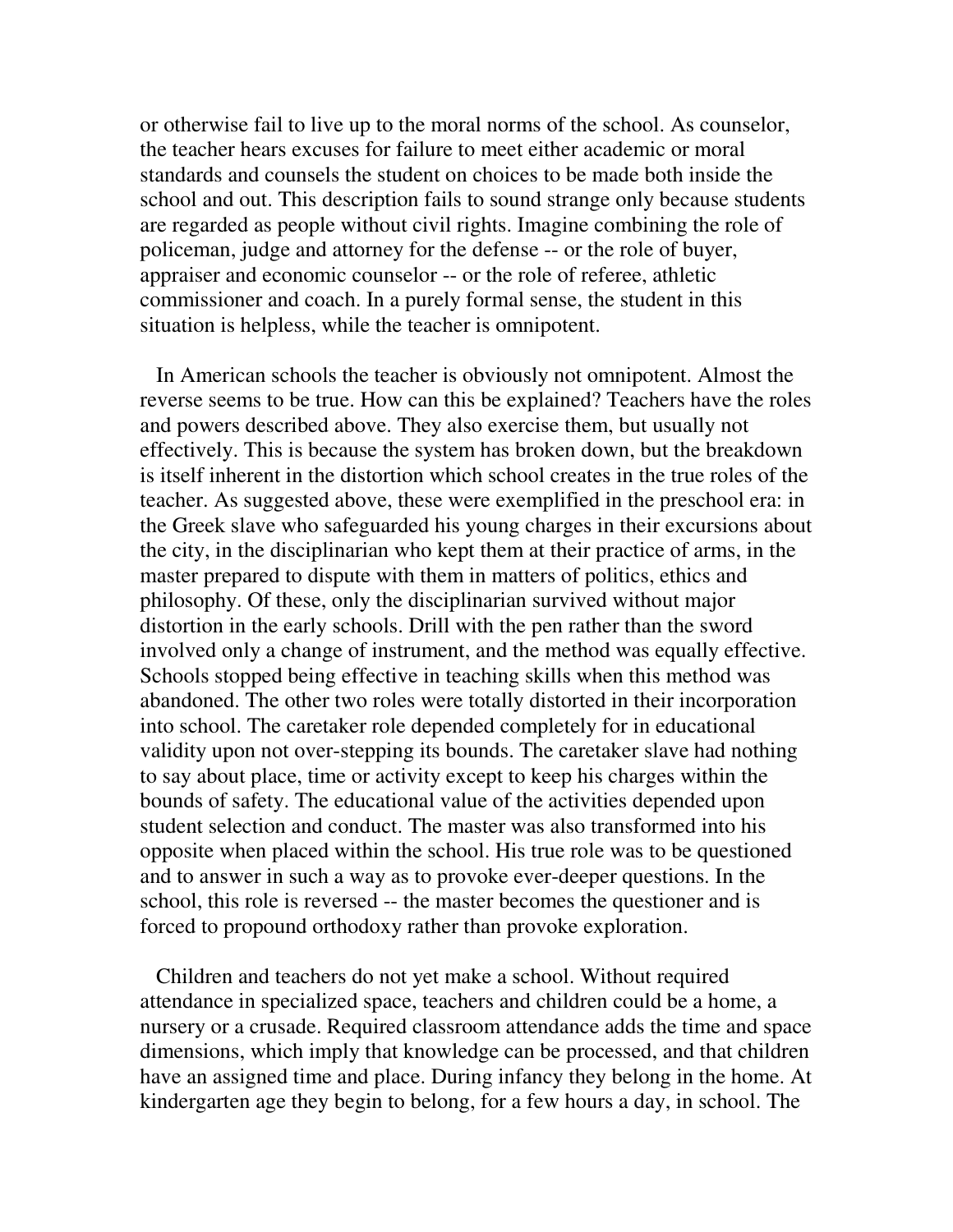or otherwise fail to live up to the moral norms of the school. As counselor, the teacher hears excuses for failure to meet either academic or moral standards and counsels the student on choices to be made both inside the school and out. This description fails to sound strange only because students are regarded as people without civil rights. Imagine combining the role of policeman, judge and attorney for the defense -- or the role of buyer, appraiser and economic counselor -- or the role of referee, athletic commissioner and coach. In a purely formal sense, the student in this situation is helpless, while the teacher is omnipotent.

In American schools the teacher is obviously not omnipotent. Almost the reverse seems to be true. How can this be explained? Teachers have the roles and powers described above. They also exercise them, but usually not effectively. This is because the system has broken down, but the breakdown is itself inherent in the distortion which school creates in the true roles of the teacher. As suggested above, these were exemplified in the preschool era: in the Greek slave who safeguarded his young charges in their excursions about the city, in the disciplinarian who kept them at their practice of arms, in the master prepared to dispute with them in matters of politics, ethics and philosophy. Of these, only the disciplinarian survived without major distortion in the early schools. Drill with the pen rather than the sword involved only a change of instrument, and the method was equally effective. Schools stopped being effective in teaching skills when this method was abandoned. The other two roles were totally distorted in their incorporation into school. The caretaker role depended completely for in educational validity upon not over-stepping its bounds. The caretaker slave had nothing to say about place, time or activity except to keep his charges within the bounds of safety. The educational value of the activities depended upon student selection and conduct. The master was also transformed into his opposite when placed within the school. His true role was to be questioned and to answer in such a way as to provoke ever-deeper questions. In the school, this role is reversed -- the master becomes the questioner and is forced to propound orthodoxy rather than provoke exploration.

Children and teachers do not yet make a school. Without required attendance in specialized space, teachers and children could be a home, a nursery or a crusade. Required classroom attendance adds the time and space dimensions, which imply that knowledge can be processed, and that children have an assigned time and place. During infancy they belong in the home. At kindergarten age they begin to belong, for a few hours a day, in school. The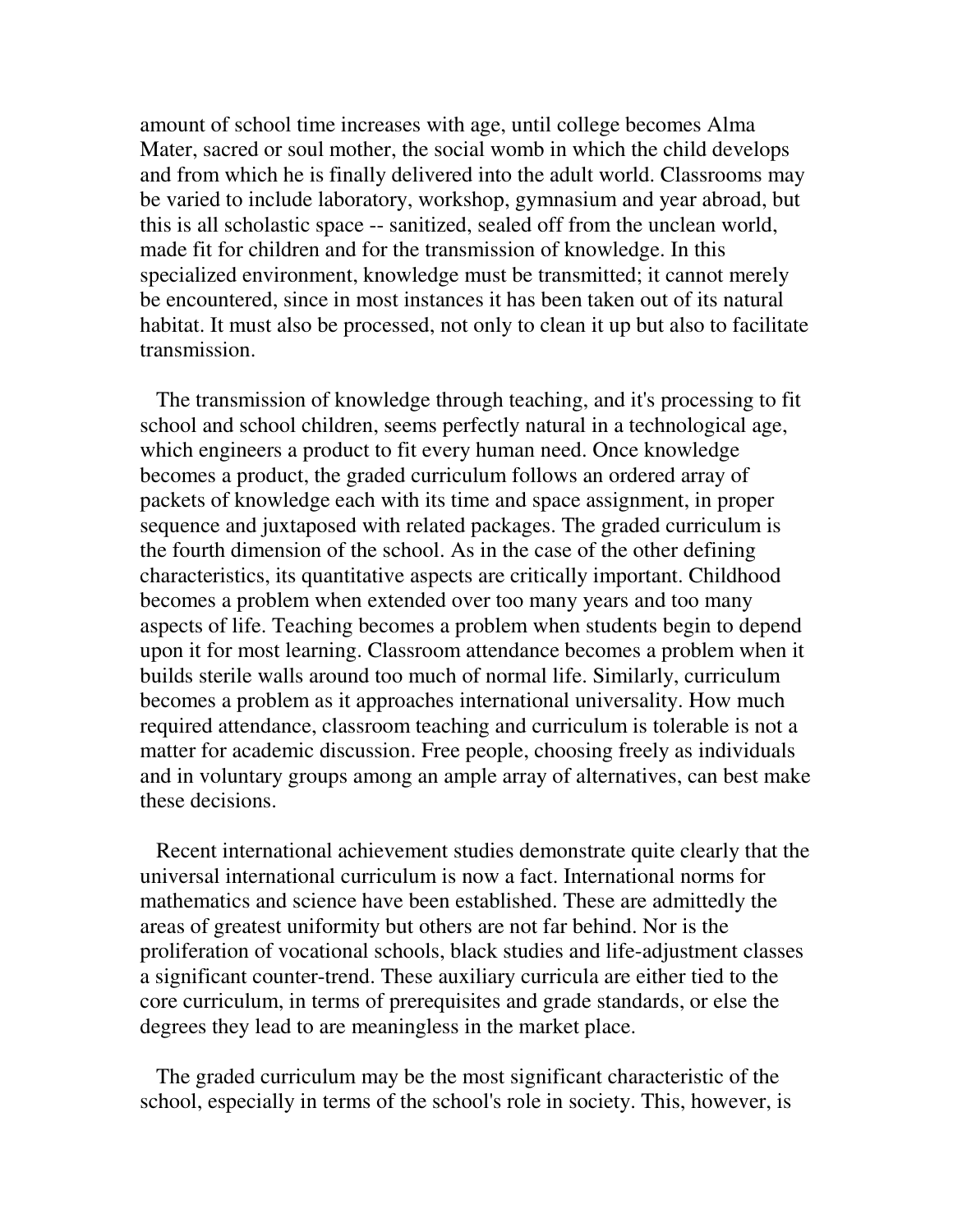amount of school time increases with age, until college becomes Alma Mater, sacred or soul mother, the social womb in which the child develops and from which he is finally delivered into the adult world. Classrooms may be varied to include laboratory, workshop, gymnasium and year abroad, but this is all scholastic space -- sanitized, sealed off from the unclean world, made fit for children and for the transmission of knowledge. In this specialized environment, knowledge must be transmitted; it cannot merely be encountered, since in most instances it has been taken out of its natural habitat. It must also be processed, not only to clean it up but also to facilitate transmission.

The transmission of knowledge through teaching, and it's processing to fit school and school children, seems perfectly natural in a technological age, which engineers a product to fit every human need. Once knowledge becomes a product, the graded curriculum follows an ordered array of packets of knowledge each with its time and space assignment, in proper sequence and juxtaposed with related packages. The graded curriculum is the fourth dimension of the school. As in the case of the other defining characteristics, its quantitative aspects are critically important. Childhood becomes a problem when extended over too many years and too many aspects of life. Teaching becomes a problem when students begin to depend upon it for most learning. Classroom attendance becomes a problem when it builds sterile walls around too much of normal life. Similarly, curriculum becomes a problem as it approaches international universality. How much required attendance, classroom teaching and curriculum is tolerable is not a matter for academic discussion. Free people, choosing freely as individuals and in voluntary groups among an ample array of alternatives, can best make these decisions.

Recent international achievement studies demonstrate quite clearly that the universal international curriculum is now a fact. International norms for mathematics and science have been established. These are admittedly the areas of greatest uniformity but others are not far behind. Nor is the proliferation of vocational schools, black studies and life-adjustment classes a significant counter-trend. These auxiliary curricula are either tied to the core curriculum, in terms of prerequisites and grade standards, or else the degrees they lead to are meaningless in the market place.

The graded curriculum may be the most significant characteristic of the school, especially in terms of the school's role in society. This, however, is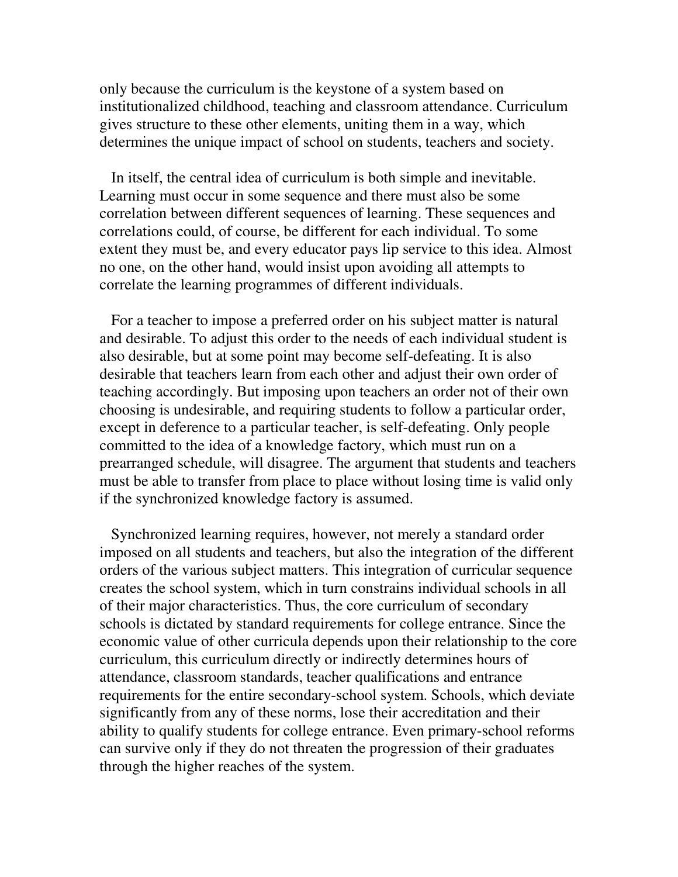only because the curriculum is the keystone of a system based on institutionalized childhood, teaching and classroom attendance. Curriculum gives structure to these other elements, uniting them in a way, which determines the unique impact of school on students, teachers and society.

In itself, the central idea of curriculum is both simple and inevitable. Learning must occur in some sequence and there must also be some correlation between different sequences of learning. These sequences and correlations could, of course, be different for each individual. To some extent they must be, and every educator pays lip service to this idea. Almost no one, on the other hand, would insist upon avoiding all attempts to correlate the learning programmes of different individuals.

For a teacher to impose a preferred order on his subject matter is natural and desirable. To adjust this order to the needs of each individual student is also desirable, but at some point may become self-defeating. It is also desirable that teachers learn from each other and adjust their own order of teaching accordingly. But imposing upon teachers an order not of their own choosing is undesirable, and requiring students to follow a particular order, except in deference to a particular teacher, is self-defeating. Only people committed to the idea of a knowledge factory, which must run on a prearranged schedule, will disagree. The argument that students and teachers must be able to transfer from place to place without losing time is valid only if the synchronized knowledge factory is assumed.

Synchronized learning requires, however, not merely a standard order imposed on all students and teachers, but also the integration of the different orders of the various subject matters. This integration of curricular sequence creates the school system, which in turn constrains individual schools in all of their major characteristics. Thus, the core curriculum of secondary schools is dictated by standard requirements for college entrance. Since the economic value of other curricula depends upon their relationship to the core curriculum, this curriculum directly or indirectly determines hours of attendance, classroom standards, teacher qualifications and entrance requirements for the entire secondary-school system. Schools, which deviate significantly from any of these norms, lose their accreditation and their ability to qualify students for college entrance. Even primary-school reforms can survive only if they do not threaten the progression of their graduates through the higher reaches of the system.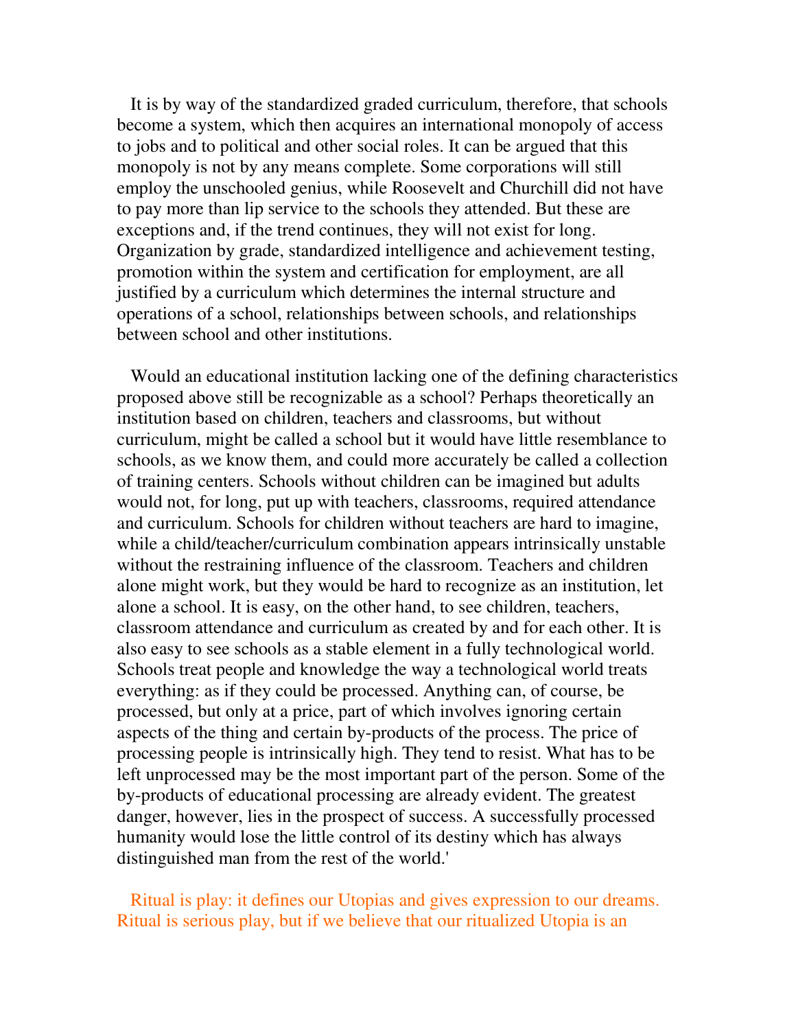It is by way of the standardized graded curriculum, therefore, that schools become a system, which then acquires an international monopoly of access to jobs and to political and other social roles. It can be argued that this monopoly is not by any means complete. Some corporations will still employ the unschooled genius, while Roosevelt and Churchill did not have to pay more than lip service to the schools they attended. But these are exceptions and, if the trend continues, they will not exist for long. Organization by grade, standardized intelligence and achievement testing, promotion within the system and certification for employment, are all justified by a curriculum which determines the internal structure and operations of a school, relationships between schools, and relationships between school and other institutions.

Would an educational institution lacking one of the defining characteristics proposed above still be recognizable as a school? Perhaps theoretically an institution based on children, teachers and classrooms, but without curriculum, might be called a school but it would have little resemblance to schools, as we know them, and could more accurately be called a collection of training centers. Schools without children can be imagined but adults would not, for long, put up with teachers, classrooms, required attendance and curriculum. Schools for children without teachers are hard to imagine, while a child/teacher/curriculum combination appears intrinsically unstable without the restraining influence of the classroom. Teachers and children alone might work, but they would be hard to recognize as an institution, let alone a school. It is easy, on the other hand, to see children, teachers, classroom attendance and curriculum as created by and for each other. It is also easy to see schools as a stable element in a fully technological world. Schools treat people and knowledge the way a technological world treats everything: as if they could be processed. Anything can, of course, be processed, but only at a price, part of which involves ignoring certain aspects of the thing and certain by-products of the process. The price of processing people is intrinsically high. They tend to resist. What has to be left unprocessed may be the most important part of the person. Some of the by-products of educational processing are already evident. The greatest danger, however, lies in the prospect of success. A successfully processed humanity would lose the little control of its destiny which has always distinguished man from the rest of the world.'

Ritual is play: it defines our Utopias and gives expression to our dreams. Ritual is serious play, but if we believe that our ritualized Utopia is an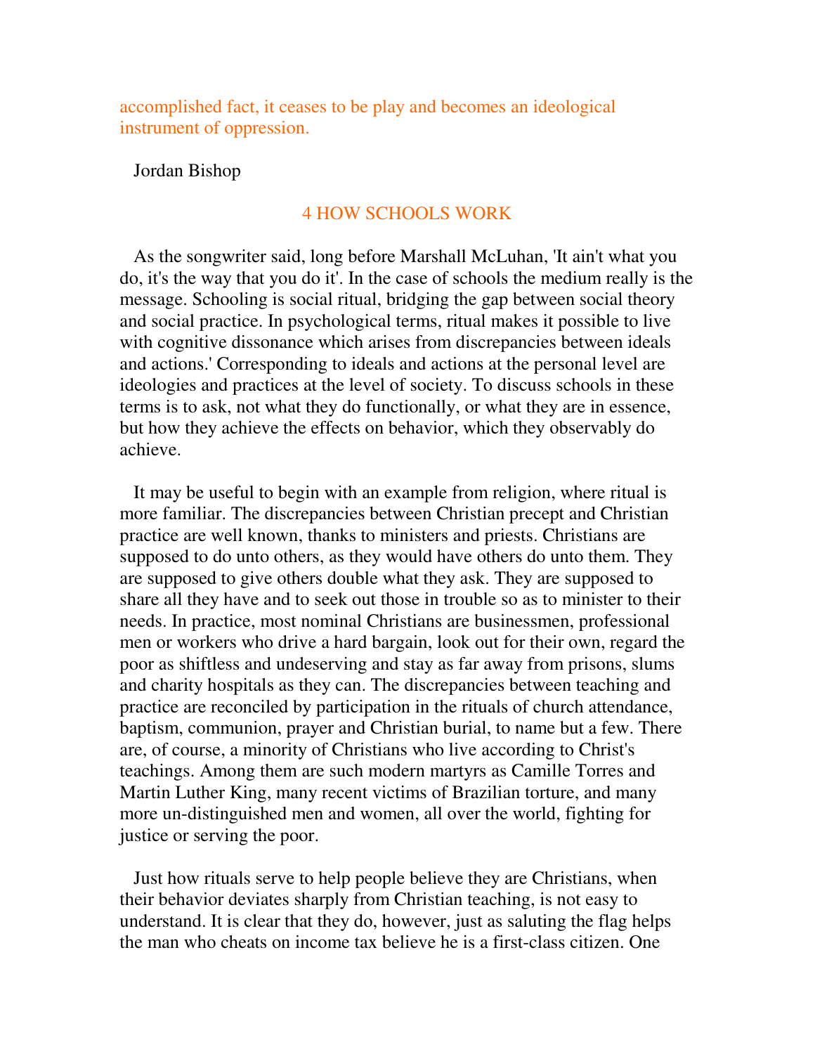accomplished fact, it ceases to be play and becomes an ideological instrument of oppression.

Jordan Bishop

## 4 HOW SCHOOLS WORK

As the songwriter said, long before Marshall McLuhan, 'It ain't what you do, it's the way that you do it'. In the case of schools the medium really is the message. Schooling is social ritual, bridging the gap between social theory and social practice. In psychological terms, ritual makes it possible to live with cognitive dissonance which arises from discrepancies between ideals and actions.' Corresponding to ideals and actions at the personal level are ideologies and practices at the level of society. To discuss schools in these terms is to ask, not what they do functionally, or what they are in essence, but how they achieve the effects on behavior, which they observably do achieve.

It may be useful to begin with an example from religion, where ritual is more familiar. The discrepancies between Christian precept and Christian practice are well known, thanks to ministers and priests. Christians are supposed to do unto others, as they would have others do unto them. They are supposed to give others double what they ask. They are supposed to share all they have and to seek out those in trouble so as to minister to their needs. In practice, most nominal Christians are businessmen, professional men or workers who drive a hard bargain, look out for their own, regard the poor as shiftless and undeserving and stay as far away from prisons, slums and charity hospitals as they can. The discrepancies between teaching and practice are reconciled by participation in the rituals of church attendance, baptism, communion, prayer and Christian burial, to name but a few. There are, of course, a minority of Christians who live according to Christ's teachings. Among them are such modern martyrs as Camille Torres and Martin Luther King, many recent victims of Brazilian torture, and many more un-distinguished men and women, all over the world, fighting for justice or serving the poor.

Just how rituals serve to help people believe they are Christians, when their behavior deviates sharply from Christian teaching, is not easy to understand. It is clear that they do, however, just as saluting the flag helps the man who cheats on income tax believe he is a first-class citizen. One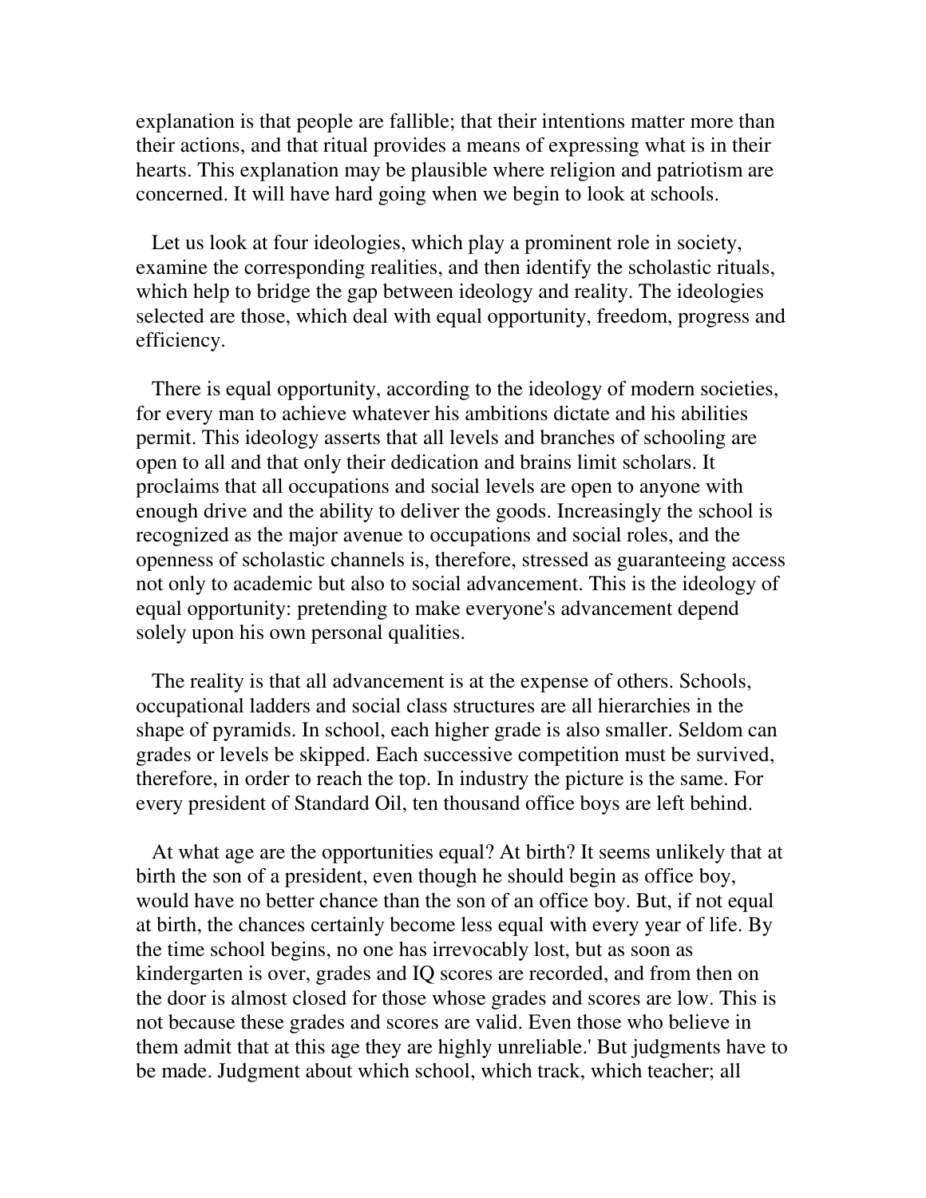explanation is that people are fallible; that their intentions matter more than their actions, and that ritual provides a means of expressing what is in their hearts. This explanation may be plausible where religion and patriotism are concerned. It will have hard going when we begin to look at schools.

Let us look at four ideologies, which play a prominent role in society, examine the corresponding realities, and then identify the scholastic rituals, which help to bridge the gap between ideology and reality. The ideologies selected are those, which deal with equal opportunity, freedom, progress and efficiency.

There is equal opportunity, according to the ideology of modern societies, for every man to achieve whatever his ambitions dictate and his abilities permit. This ideology asserts that all levels and branches of schooling are open to all and that only their dedication and brains limit scholars. It proclaims that all occupations and social levels are open to anyone with enough drive and the ability to deliver the goods. Increasingly the school is recognized as the major avenue to occupations and social roles, and the openness of scholastic channels is, therefore, stressed as guaranteeing access not only to academic but also to social advancement. This is the ideology of equal opportunity: pretending to make everyone's advancement depend solely upon his own personal qualities.

The reality is that all advancement is at the expense of others. Schools, occupational ladders and social class structures are all hierarchies in the shape of pyramids. In school, each higher grade is also smaller. Seldom can grades or levels be skipped. Each successive competition must be survived, therefore, in order to reach the top. In industry the picture is the same. For every president of Standard Oil, ten thousand office boys are left behind.

At what age are the opportunities equal? At birth? It seems unlikely that at birth the son of a president, even though he should begin as office boy, would have no better chance than the son of an office boy. But, if not equal at birth, the chances certainly become less equal with every year of life. By the time school begins, no one has irrevocably lost, but as soon as kindergarten is over, grades and IQ scores are recorded, and from then on the door is almost closed for those whose grades and scores are low. This is not because these grades and scores are valid. Even those who believe in them admit that at this age they are highly unreliable.' But judgments have to be made. Judgment about which school, which track, which teacher; all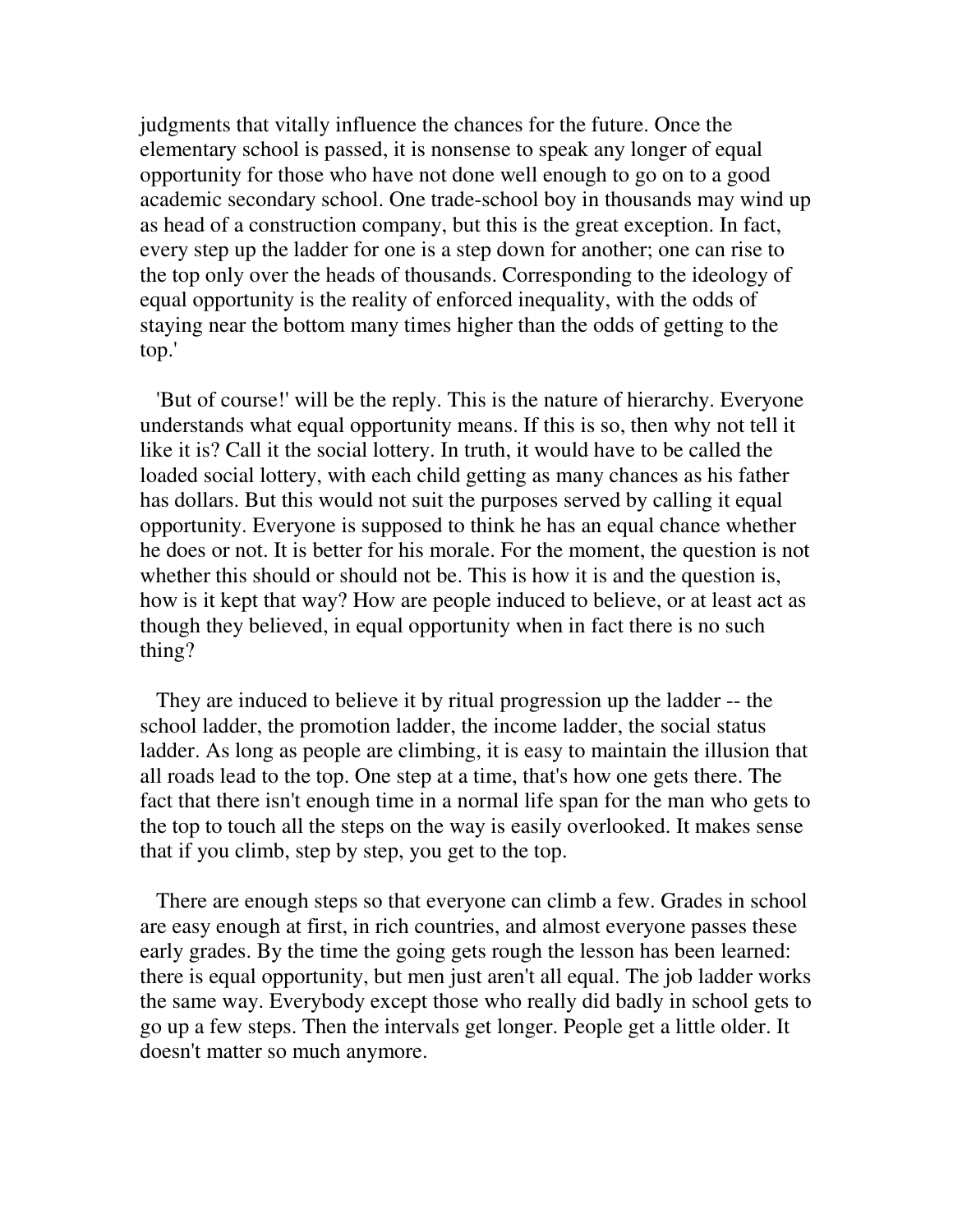judgments that vitally influence the chances for the future. Once the elementary school is passed, it is nonsense to speak any longer of equal opportunity for those who have not done well enough to go on to a good academic secondary school. One trade-school boy in thousands may wind up as head of a construction company, but this is the great exception. In fact, every step up the ladder for one is a step down for another; one can rise to the top only over the heads of thousands. Corresponding to the ideology of equal opportunity is the reality of enforced inequality, with the odds of staying near the bottom many times higher than the odds of getting to the top.'

'But of course!' will be the reply. This is the nature of hierarchy. Everyone understands what equal opportunity means. If this is so, then why not tell it like it is? Call it the social lottery. In truth, it would have to be called the loaded social lottery, with each child getting as many chances as his father has dollars. But this would not suit the purposes served by calling it equal opportunity. Everyone is supposed to think he has an equal chance whether he does or not. It is better for his morale. For the moment, the question is not whether this should or should not be. This is how it is and the question is, how is it kept that way? How are people induced to believe, or at least act as though they believed, in equal opportunity when in fact there is no such thing?

They are induced to believe it by ritual progression up the ladder -- the school ladder, the promotion ladder, the income ladder, the social status ladder. As long as people are climbing, it is easy to maintain the illusion that all roads lead to the top. One step at a time, that's how one gets there. The fact that there isn't enough time in a normal life span for the man who gets to the top to touch all the steps on the way is easily overlooked. It makes sense that if you climb, step by step, you get to the top.

There are enough steps so that everyone can climb a few. Grades in school are easy enough at first, in rich countries, and almost everyone passes these early grades. By the time the going gets rough the lesson has been learned: there is equal opportunity, but men just aren't all equal. The job ladder works the same way. Everybody except those who really did badly in school gets to go up a few steps. Then the intervals get longer. People get a little older. It doesn't matter so much anymore.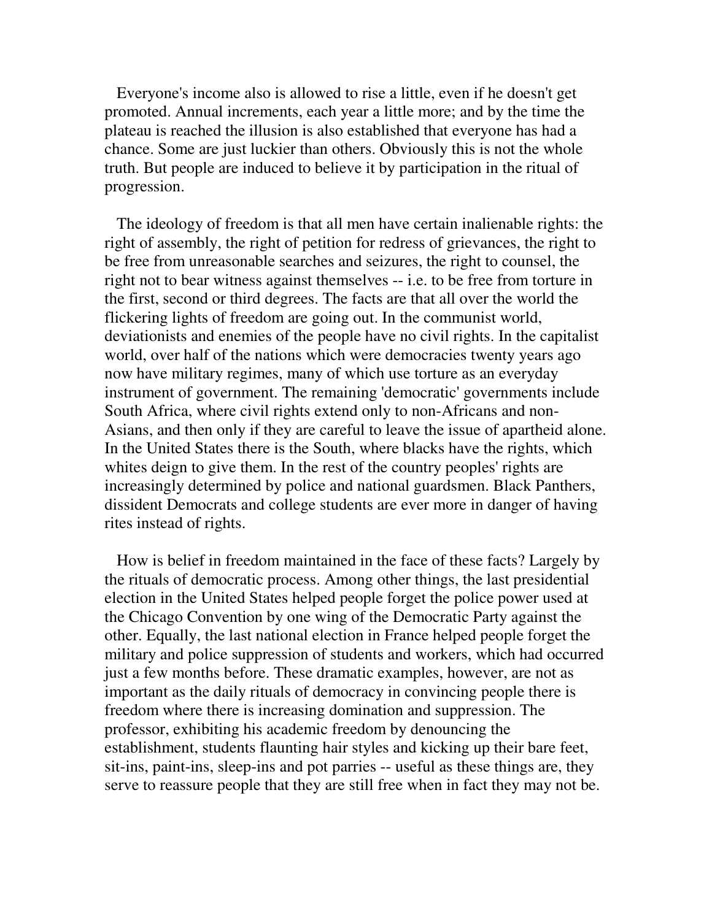Everyone's income also is allowed to rise a little, even if he doesn't get promoted. Annual increments, each year a little more; and by the time the plateau is reached the illusion is also established that everyone has had a chance. Some are just luckier than others. Obviously this is not the whole truth. But people are induced to believe it by participation in the ritual of progression.

The ideology of freedom is that all men have certain inalienable rights: the right of assembly, the right of petition for redress of grievances, the right to be free from unreasonable searches and seizures, the right to counsel, the right not to bear witness against themselves -- i.e. to be free from torture in the first, second or third degrees. The facts are that all over the world the flickering lights of freedom are going out. In the communist world, deviationists and enemies of the people have no civil rights. In the capitalist world, over half of the nations which were democracies twenty years ago now have military regimes, many of which use torture as an everyday instrument of government. The remaining 'democratic' governments include South Africa, where civil rights extend only to non-Africans and non-Asians, and then only if they are careful to leave the issue of apartheid alone. In the United States there is the South, where blacks have the rights, which whites deign to give them. In the rest of the country peoples' rights are increasingly determined by police and national guardsmen. Black Panthers, dissident Democrats and college students are ever more in danger of having rites instead of rights.

How is belief in freedom maintained in the face of these facts? Largely by the rituals of democratic process. Among other things, the last presidential election in the United States helped people forget the police power used at the Chicago Convention by one wing of the Democratic Party against the other. Equally, the last national election in France helped people forget the military and police suppression of students and workers, which had occurred just a few months before. These dramatic examples, however, are not as important as the daily rituals of democracy in convincing people there is freedom where there is increasing domination and suppression. The professor, exhibiting his academic freedom by denouncing the establishment, students flaunting hair styles and kicking up their bare feet, sit-ins, paint-ins, sleep-ins and pot parries -- useful as these things are, they serve to reassure people that they are still free when in fact they may not be.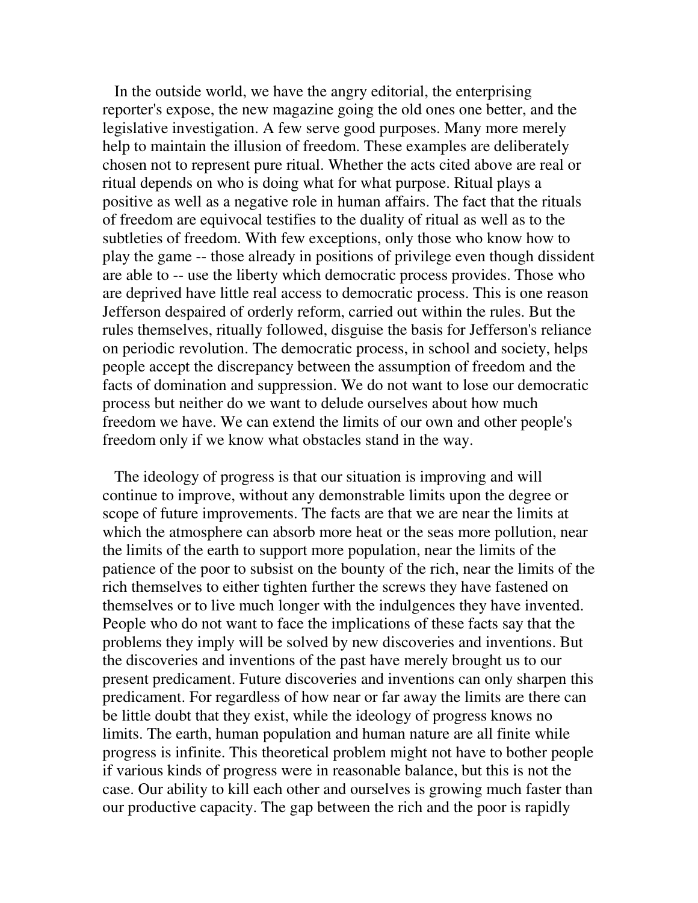In the outside world, we have the angry editorial, the enterprising reporter's expose, the new magazine going the old ones one better, and the legislative investigation. A few serve good purposes. Many more merely help to maintain the illusion of freedom. These examples are deliberately chosen not to represent pure ritual. Whether the acts cited above are real or ritual depends on who is doing what for what purpose. Ritual plays a positive as well as a negative role in human affairs. The fact that the rituals of freedom are equivocal testifies to the duality of ritual as well as to the subtleties of freedom. With few exceptions, only those who know how to play the game -- those already in positions of privilege even though dissident are able to -- use the liberty which democratic process provides. Those who are deprived have little real access to democratic process. This is one reason Jefferson despaired of orderly reform, carried out within the rules. But the rules themselves, ritually followed, disguise the basis for Jefferson's reliance on periodic revolution. The democratic process, in school and society, helps people accept the discrepancy between the assumption of freedom and the facts of domination and suppression. We do not want to lose our democratic process but neither do we want to delude ourselves about how much freedom we have. We can extend the limits of our own and other people's freedom only if we know what obstacles stand in the way.

The ideology of progress is that our situation is improving and will continue to improve, without any demonstrable limits upon the degree or scope of future improvements. The facts are that we are near the limits at which the atmosphere can absorb more heat or the seas more pollution, near the limits of the earth to support more population, near the limits of the patience of the poor to subsist on the bounty of the rich, near the limits of the rich themselves to either tighten further the screws they have fastened on themselves or to live much longer with the indulgences they have invented. People who do not want to face the implications of these facts say that the problems they imply will be solved by new discoveries and inventions. But the discoveries and inventions of the past have merely brought us to our present predicament. Future discoveries and inventions can only sharpen this predicament. For regardless of how near or far away the limits are there can be little doubt that they exist, while the ideology of progress knows no limits. The earth, human population and human nature are all finite while progress is infinite. This theoretical problem might not have to bother people if various kinds of progress were in reasonable balance, but this is not the case. Our ability to kill each other and ourselves is growing much faster than our productive capacity. The gap between the rich and the poor is rapidly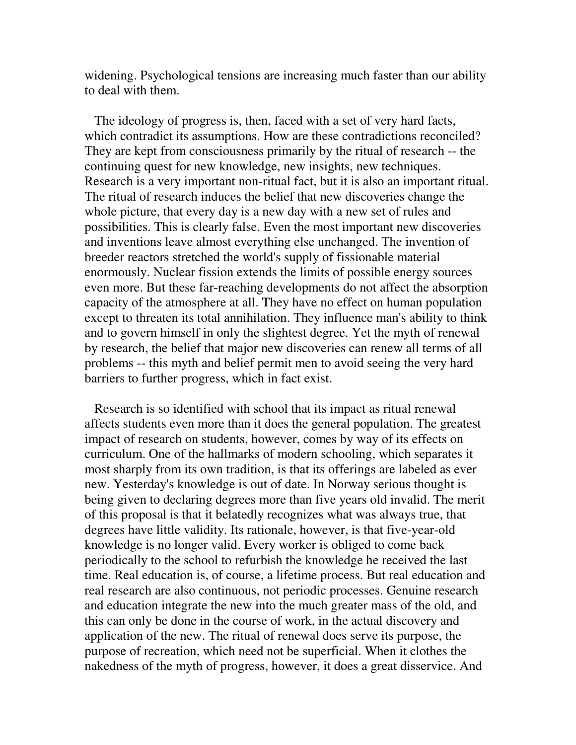widening. Psychological tensions are increasing much faster than our ability to deal with them.

The ideology of progress is, then, faced with a set of very hard facts, which contradict its assumptions. How are these contradictions reconciled? They are kept from consciousness primarily by the ritual of research -- the continuing quest for new knowledge, new insights, new techniques. Research is a very important non-ritual fact, but it is also an important ritual. The ritual of research induces the belief that new discoveries change the whole picture, that every day is a new day with a new set of rules and possibilities. This is clearly false. Even the most important new discoveries and inventions leave almost everything else unchanged. The invention of breeder reactors stretched the world's supply of fissionable material enormously. Nuclear fission extends the limits of possible energy sources even more. But these far-reaching developments do not affect the absorption capacity of the atmosphere at all. They have no effect on human population except to threaten its total annihilation. They influence man's ability to think and to govern himself in only the slightest degree. Yet the myth of renewal by research, the belief that major new discoveries can renew all terms of all problems -- this myth and belief permit men to avoid seeing the very hard barriers to further progress, which in fact exist.

Research is so identified with school that its impact as ritual renewal affects students even more than it does the general population. The greatest impact of research on students, however, comes by way of its effects on curriculum. One of the hallmarks of modern schooling, which separates it most sharply from its own tradition, is that its offerings are labeled as ever new. Yesterday's knowledge is out of date. In Norway serious thought is being given to declaring degrees more than five years old invalid. The merit of this proposal is that it belatedly recognizes what was always true, that degrees have little validity. Its rationale, however, is that five-year-old knowledge is no longer valid. Every worker is obliged to come back periodically to the school to refurbish the knowledge he received the last time. Real education is, of course, a lifetime process. But real education and real research are also continuous, not periodic processes. Genuine research and education integrate the new into the much greater mass of the old, and this can only be done in the course of work, in the actual discovery and application of the new. The ritual of renewal does serve its purpose, the purpose of recreation, which need not be superficial. When it clothes the nakedness of the myth of progress, however, it does a great disservice. And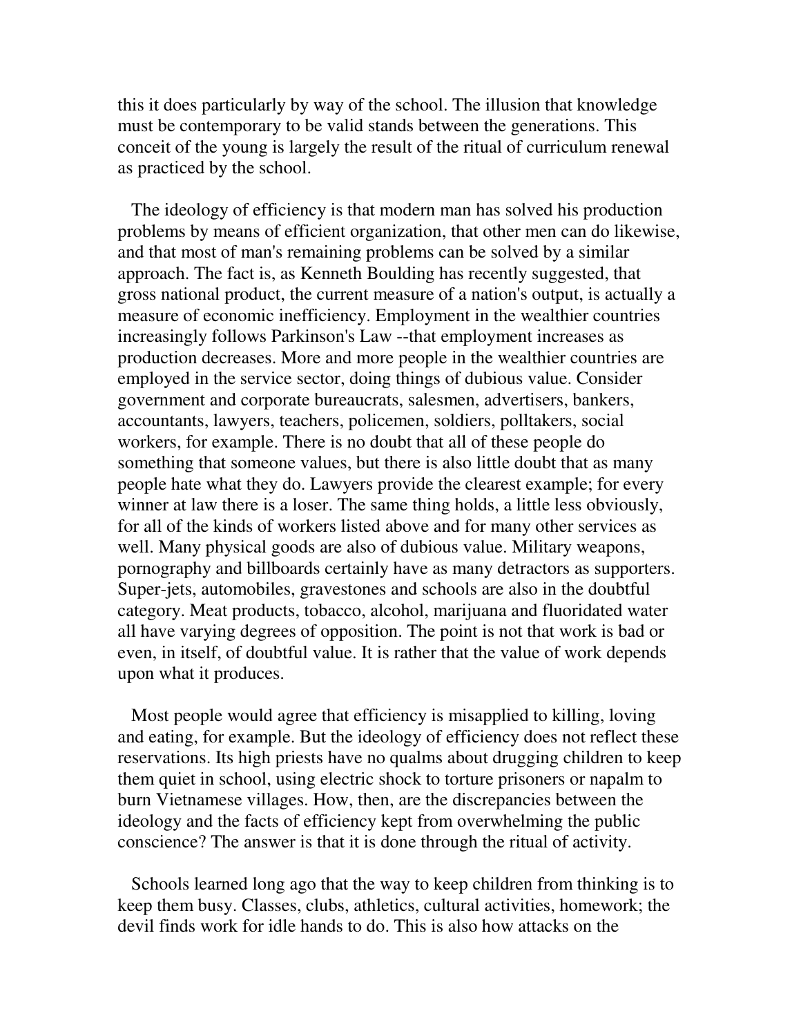this it does particularly by way of the school. The illusion that knowledge must be contemporary to be valid stands between the generations. This conceit of the young is largely the result of the ritual of curriculum renewal as practiced by the school.

The ideology of efficiency is that modern man has solved his production problems by means of efficient organization, that other men can do likewise, and that most of man's remaining problems can be solved by a similar approach. The fact is, as Kenneth Boulding has recently suggested, that gross national product, the current measure of a nation's output, is actually a measure of economic inefficiency. Employment in the wealthier countries increasingly follows Parkinson's Law --that employment increases as production decreases. More and more people in the wealthier countries are employed in the service sector, doing things of dubious value. Consider government and corporate bureaucrats, salesmen, advertisers, bankers, accountants, lawyers, teachers, policemen, soldiers, polltakers, social workers, for example. There is no doubt that all of these people do something that someone values, but there is also little doubt that as many people hate what they do. Lawyers provide the clearest example; for every winner at law there is a loser. The same thing holds, a little less obviously, for all of the kinds of workers listed above and for many other services as well. Many physical goods are also of dubious value. Military weapons, pornography and billboards certainly have as many detractors as supporters. Super-jets, automobiles, gravestones and schools are also in the doubtful category. Meat products, tobacco, alcohol, marijuana and fluoridated water all have varying degrees of opposition. The point is not that work is bad or even, in itself, of doubtful value. It is rather that the value of work depends upon what it produces.

Most people would agree that efficiency is misapplied to killing, loving and eating, for example. But the ideology of efficiency does not reflect these reservations. Its high priests have no qualms about drugging children to keep them quiet in school, using electric shock to torture prisoners or napalm to burn Vietnamese villages. How, then, are the discrepancies between the ideology and the facts of efficiency kept from overwhelming the public conscience? The answer is that it is done through the ritual of activity.

Schools learned long ago that the way to keep children from thinking is to keep them busy. Classes, clubs, athletics, cultural activities, homework; the devil finds work for idle hands to do. This is also how attacks on the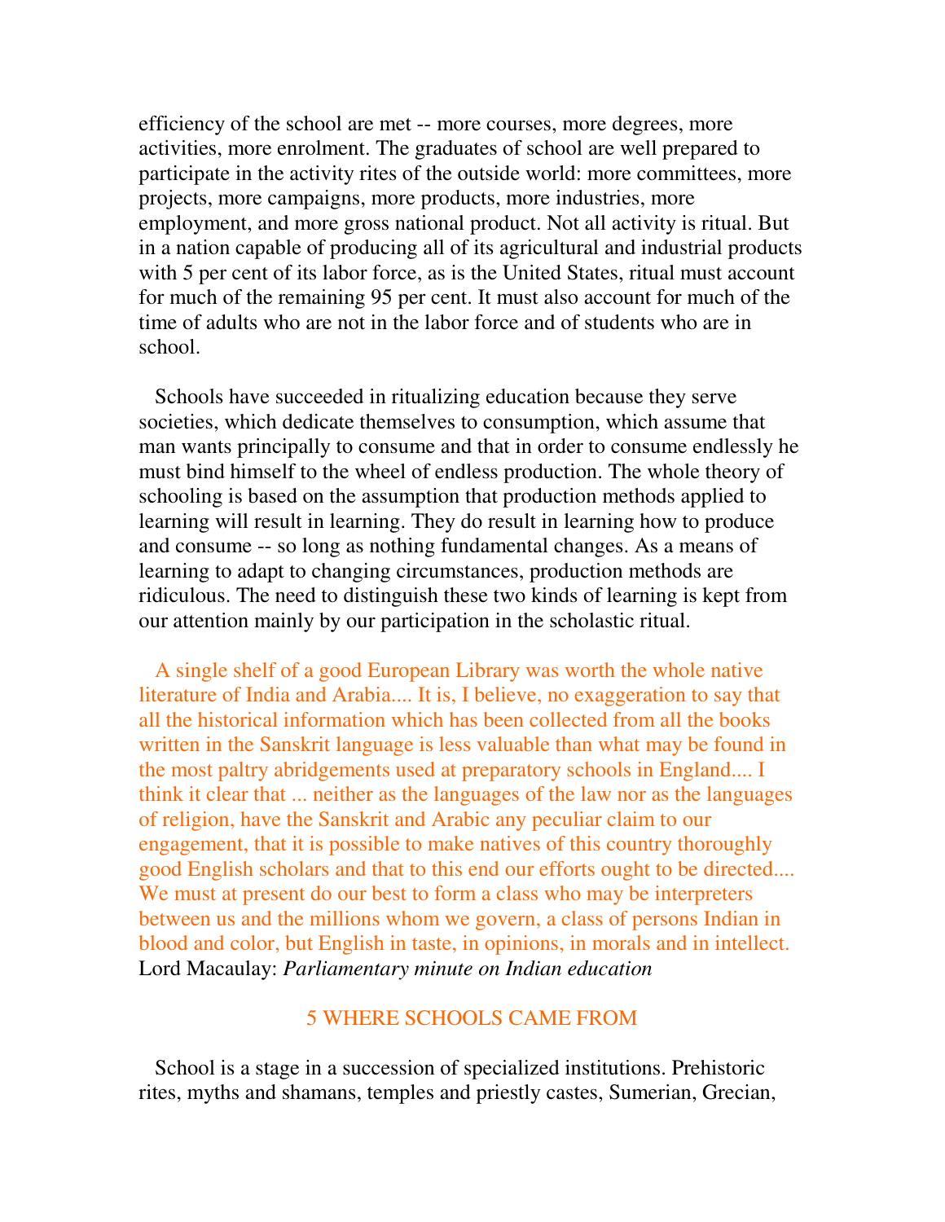efficiency of the school are met -- more courses, more degrees, more activities, more enrolment. The graduates of school are well prepared to participate in the activity rites of the outside world: more committees, more projects, more campaigns, more products, more industries, more employment, and more gross national product. Not all activity is ritual. But in a nation capable of producing all of its agricultural and industrial products with 5 per cent of its labor force, as is the United States, ritual must account for much of the remaining 95 per cent. It must also account for much of the time of adults who are not in the labor force and of students who are in school.

Schools have succeeded in ritualizing education because they serve societies, which dedicate themselves to consumption, which assume that man wants principally to consume and that in order to consume endlessly he must bind himself to the wheel of endless production. The whole theory of schooling is based on the assumption that production methods applied to learning will result in learning. They do result in learning how to produce and consume -- so long as nothing fundamental changes. As a means of learning to adapt to changing circumstances, production methods are ridiculous. The need to distinguish these two kinds of learning is kept from our attention mainly by our participation in the scholastic ritual.

A single shelf of a good European Library was worth the whole native literature of India and Arabia.... It is, I believe, no exaggeration to say that all the historical information which has been collected from all the books written in the Sanskrit language is less valuable than what may be found in the most paltry abridgements used at preparatory schools in England.... I think it clear that ... neither as the languages of the law nor as the languages of religion, have the Sanskrit and Arabic any peculiar claim to our engagement, that it is possible to make natives of this country thoroughly good English scholars and that to this end our efforts ought to be directed.... We must at present do our best to form a class who may be interpreters between us and the millions whom we govern, a class of persons Indian in blood and color, but English in taste, in opinions, in morals and in intellect.
Lord Macaulay: *Parliamentary minute on Indian education*

## 5 WHERE SCHOOLS CAME FROM

School is a stage in a succession of specialized institutions. Prehistoric rites, myths and shamans, temples and priestly castes, Sumerian, Grecian,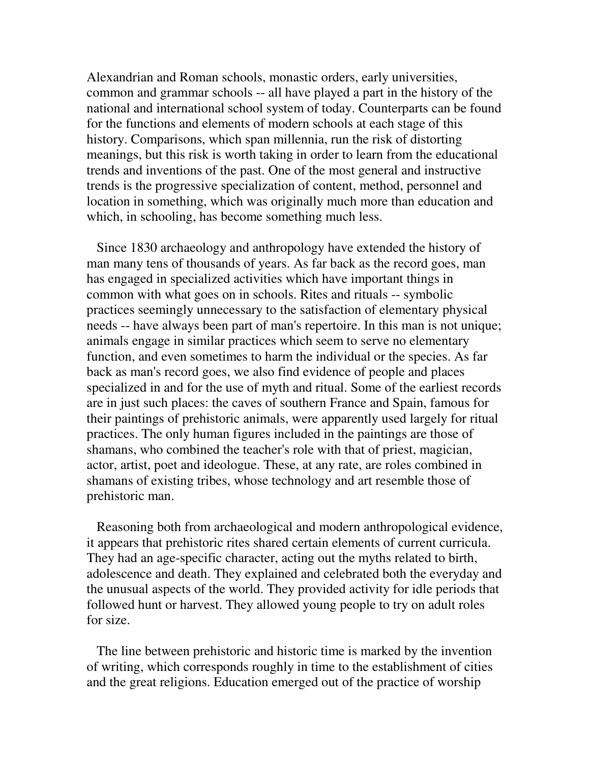Alexandrian and Roman schools, monastic orders, early universities, common and grammar schools -- all have played a part in the history of the national and international school system of today. Counterparts can be found for the functions and elements of modern schools at each stage of this history. Comparisons, which span millennia, run the risk of distorting meanings, but this risk is worth taking in order to learn from the educational trends and inventions of the past. One of the most general and instructive trends is the progressive specialization of content, method, personnel and location in something, which was originally much more than education and which, in schooling, has become something much less.

Since 1830 archaeology and anthropology have extended the history of man many tens of thousands of years. As far back as the record goes, man has engaged in specialized activities which have important things in common with what goes on in schools. Rites and rituals -- symbolic practices seemingly unnecessary to the satisfaction of elementary physical needs -- have always been part of man's repertoire. In this man is not unique; animals engage in similar practices which seem to serve no elementary function, and even sometimes to harm the individual or the species. As far back as man's record goes, we also find evidence of people and places specialized in and for the use of myth and ritual. Some of the earliest records are in just such places: the caves of southern France and Spain, famous for their paintings of prehistoric animals, were apparently used largely for ritual practices. The only human figures included in the paintings are those of shamans, who combined the teacher's role with that of priest, magician, actor, artist, poet and ideologue. These, at any rate, are roles combined in shamans of existing tribes, whose technology and art resemble those of prehistoric man.

Reasoning both from archaeological and modern anthropological evidence, it appears that prehistoric rites shared certain elements of current curricula. They had an age-specific character, acting out the myths related to birth, adolescence and death. They explained and celebrated both the everyday and the unusual aspects of the world. They provided activity for idle periods that followed hunt or harvest. They allowed young people to try on adult roles for size.

The line between prehistoric and historic time is marked by the invention of writing, which corresponds roughly in time to the establishment of cities and the great religions. Education emerged out of the practice of worship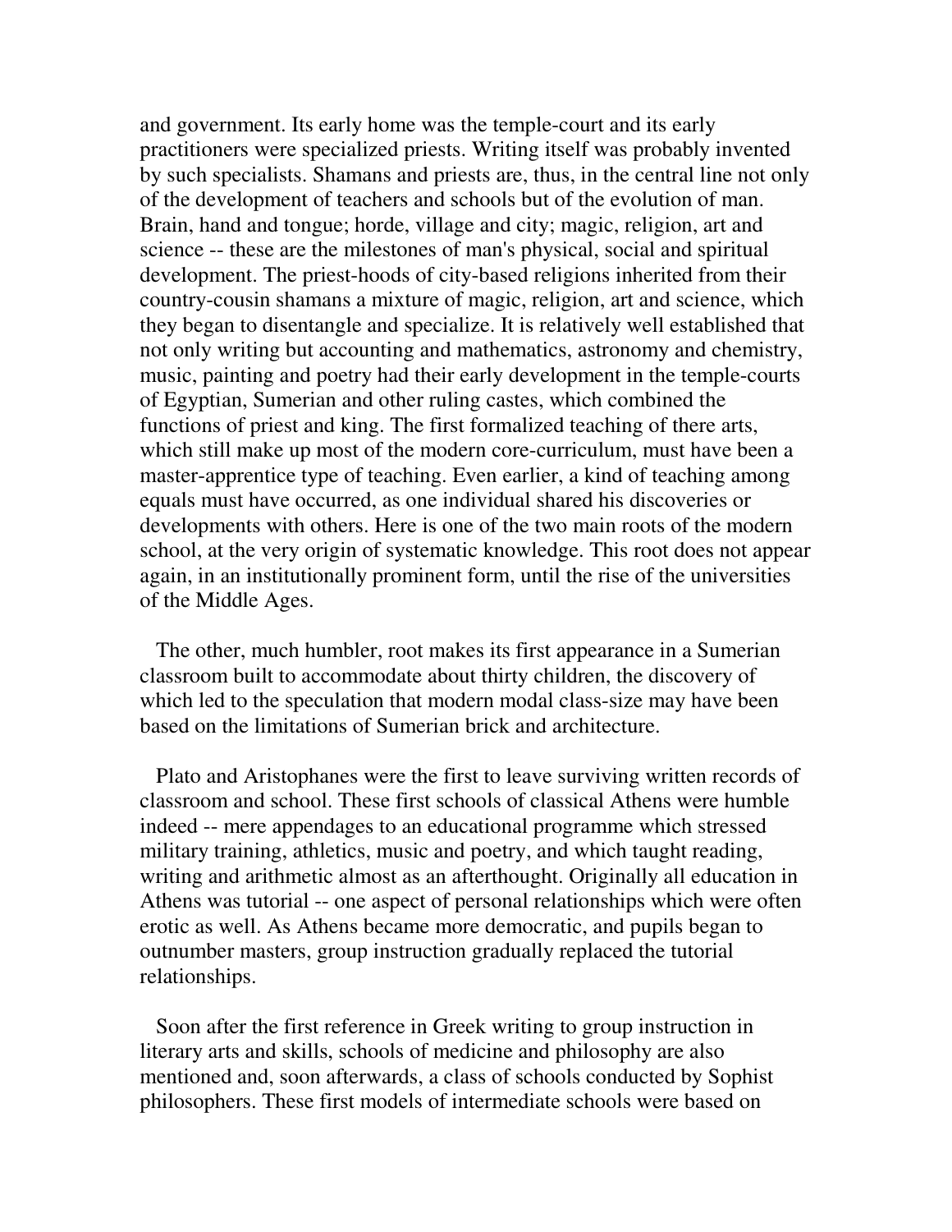and government. Its early home was the temple-court and its early practitioners were specialized priests. Writing itself was probably invented by such specialists. Shamans and priests are, thus, in the central line not only of the development of teachers and schools but of the evolution of man. Brain, hand and tongue; horde, village and city; magic, religion, art and science -- these are the milestones of man's physical, social and spiritual development. The priest-hoods of city-based religions inherited from their country-cousin shamans a mixture of magic, religion, art and science, which they began to disentangle and specialize. It is relatively well established that not only writing but accounting and mathematics, astronomy and chemistry, music, painting and poetry had their early development in the temple-courts of Egyptian, Sumerian and other ruling castes, which combined the functions of priest and king. The first formalized teaching of there arts, which still make up most of the modern core-curriculum, must have been a master-apprentice type of teaching. Even earlier, a kind of teaching among equals must have occurred, as one individual shared his discoveries or developments with others. Here is one of the two main roots of the modern school, at the very origin of systematic knowledge. This root does not appear again, in an institutionally prominent form, until the rise of the universities of the Middle Ages.

The other, much humbler, root makes its first appearance in a Sumerian classroom built to accommodate about thirty children, the discovery of which led to the speculation that modern modal class-size may have been based on the limitations of Sumerian brick and architecture.

Plato and Aristophanes were the first to leave surviving written records of classroom and school. These first schools of classical Athens were humble indeed -- mere appendages to an educational programme which stressed military training, athletics, music and poetry, and which taught reading, writing and arithmetic almost as an afterthought. Originally all education in Athens was tutorial -- one aspect of personal relationships which were often erotic as well. As Athens became more democratic, and pupils began to outnumber masters, group instruction gradually replaced the tutorial relationships.

Soon after the first reference in Greek writing to group instruction in literary arts and skills, schools of medicine and philosophy are also mentioned and, soon afterwards, a class of schools conducted by Sophist philosophers. These first models of intermediate schools were based on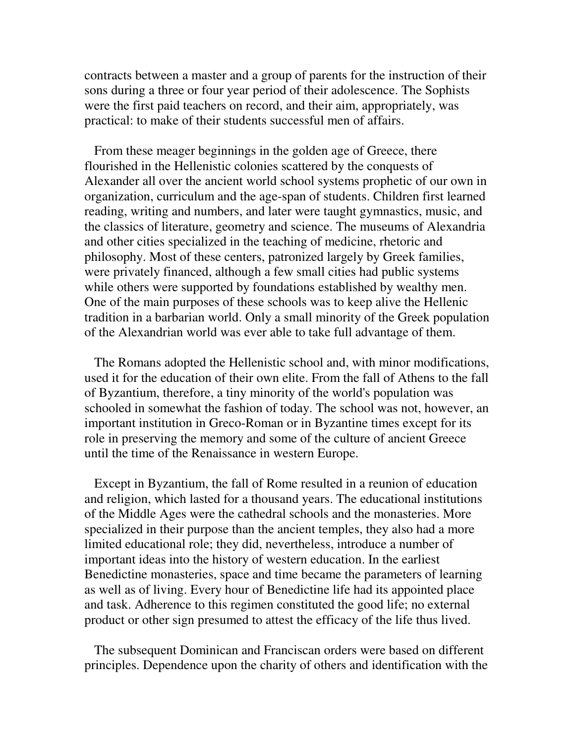contracts between a master and a group of parents for the instruction of their sons during a three or four year period of their adolescence. The Sophists were the first paid teachers on record, and their aim, appropriately, was practical: to make of their students successful men of affairs.

From these meager beginnings in the golden age of Greece, there flourished in the Hellenistic colonies scattered by the conquests of Alexander all over the ancient world school systems prophetic of our own in organization, curriculum and the age-span of students. Children first learned reading, writing and numbers, and later were taught gymnastics, music, and the classics of literature, geometry and science. The museums of Alexandria and other cities specialized in the teaching of medicine, rhetoric and philosophy. Most of these centers, patronized largely by Greek families, were privately financed, although a few small cities had public systems while others were supported by foundations established by wealthy men. One of the main purposes of these schools was to keep alive the Hellenic tradition in a barbarian world. Only a small minority of the Greek population of the Alexandrian world was ever able to take full advantage of them.

The Romans adopted the Hellenistic school and, with minor modifications, used it for the education of their own elite. From the fall of Athens to the fall of Byzantium, therefore, a tiny minority of the world's population was schooled in somewhat the fashion of today. The school was not, however, an important institution in Greco-Roman or in Byzantine times except for its role in preserving the memory and some of the culture of ancient Greece until the time of the Renaissance in western Europe.

Except in Byzantium, the fall of Rome resulted in a reunion of education and religion, which lasted for a thousand years. The educational institutions of the Middle Ages were the cathedral schools and the monasteries. More specialized in their purpose than the ancient temples, they also had a more limited educational role; they did, nevertheless, introduce a number of important ideas into the history of western education. In the earliest Benedictine monasteries, space and time became the parameters of learning as well as of living. Every hour of Benedictine life had its appointed place and task. Adherence to this regimen constituted the good life; no external product or other sign presumed to attest the efficacy of the life thus lived.

The subsequent Dominican and Franciscan orders were based on different principles. Dependence upon the charity of others and identification with the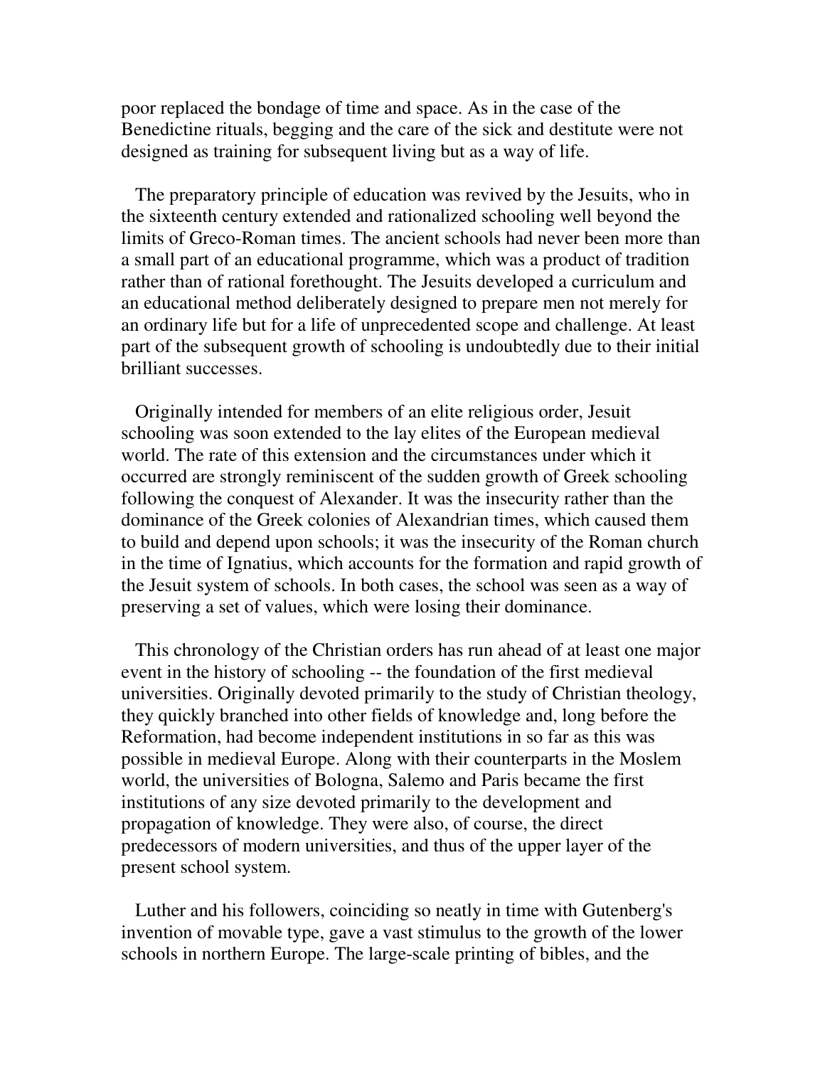poor replaced the bondage of time and space. As in the case of the Benedictine rituals, begging and the care of the sick and destitute were not designed as training for subsequent living but as a way of life.

The preparatory principle of education was revived by the Jesuits, who in the sixteenth century extended and rationalized schooling well beyond the limits of Greco-Roman times. The ancient schools had never been more than a small part of an educational programme, which was a product of tradition rather than of rational forethought. The Jesuits developed a curriculum and an educational method deliberately designed to prepare men not merely for an ordinary life but for a life of unprecedented scope and challenge. At least part of the subsequent growth of schooling is undoubtedly due to their initial brilliant successes.

Originally intended for members of an elite religious order, Jesuit schooling was soon extended to the lay elites of the European medieval world. The rate of this extension and the circumstances under which it occurred are strongly reminiscent of the sudden growth of Greek schooling following the conquest of Alexander. It was the insecurity rather than the dominance of the Greek colonies of Alexandrian times, which caused them to build and depend upon schools; it was the insecurity of the Roman church in the time of Ignatius, which accounts for the formation and rapid growth of the Jesuit system of schools. In both cases, the school was seen as a way of preserving a set of values, which were losing their dominance.

This chronology of the Christian orders has run ahead of at least one major event in the history of schooling -- the foundation of the first medieval universities. Originally devoted primarily to the study of Christian theology, they quickly branched into other fields of knowledge and, long before the Reformation, had become independent institutions in so far as this was possible in medieval Europe. Along with their counterparts in the Moslem world, the universities of Bologna, Salemo and Paris became the first institutions of any size devoted primarily to the development and propagation of knowledge. They were also, of course, the direct predecessors of modern universities, and thus of the upper layer of the present school system.

Luther and his followers, coinciding so neatly in time with Gutenberg's invention of movable type, gave a vast stimulus to the growth of the lower schools in northern Europe. The large-scale printing of bibles, and the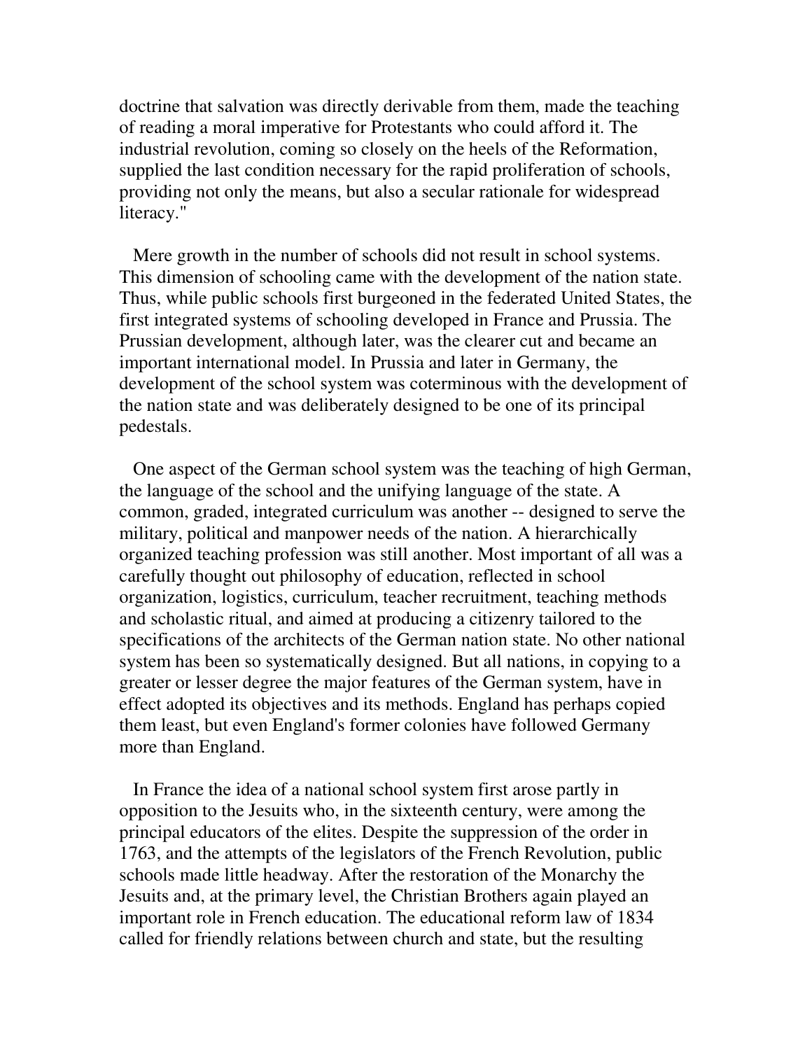doctrine that salvation was directly derivable from them, made the teaching of reading a moral imperative for Protestants who could afford it. The industrial revolution, coming so closely on the heels of the Reformation, supplied the last condition necessary for the rapid proliferation of schools, providing not only the means, but also a secular rationale for widespread literacy."

Mere growth in the number of schools did not result in school systems. This dimension of schooling came with the development of the nation state. Thus, while public schools first burgeoned in the federated United States, the first integrated systems of schooling developed in France and Prussia. The Prussian development, although later, was the clearer cut and became an important international model. In Prussia and later in Germany, the development of the school system was coterminous with the development of the nation state and was deliberately designed to be one of its principal pedestals.

One aspect of the German school system was the teaching of high German, the language of the school and the unifying language of the state. A common, graded, integrated curriculum was another -- designed to serve the military, political and manpower needs of the nation. A hierarchically organized teaching profession was still another. Most important of all was a carefully thought out philosophy of education, reflected in school organization, logistics, curriculum, teacher recruitment, teaching methods and scholastic ritual, and aimed at producing a citizenry tailored to the specifications of the architects of the German nation state. No other national system has been so systematically designed. But all nations, in copying to a greater or lesser degree the major features of the German system, have in effect adopted its objectives and its methods. England has perhaps copied them least, but even England's former colonies have followed Germany more than England.

In France the idea of a national school system first arose partly in opposition to the Jesuits who, in the sixteenth century, were among the principal educators of the elites. Despite the suppression of the order in 1763, and the attempts of the legislators of the French Revolution, public schools made little headway. After the restoration of the Monarchy the Jesuits and, at the primary level, the Christian Brothers again played an important role in French education. The educational reform law of 1834 called for friendly relations between church and state, but the resulting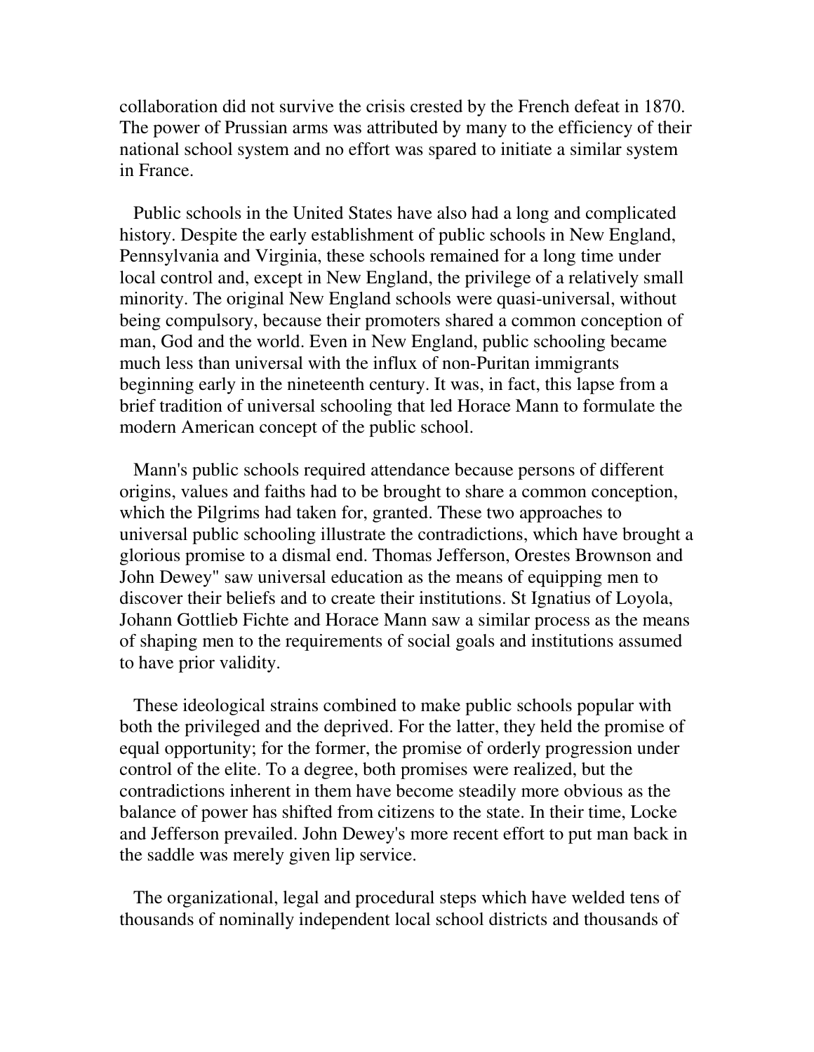collaboration did not survive the crisis crested by the French defeat in 1870. The power of Prussian arms was attributed by many to the efficiency of their national school system and no effort was spared to initiate a similar system in France.

Public schools in the United States have also had a long and complicated history. Despite the early establishment of public schools in New England, Pennsylvania and Virginia, these schools remained for a long time under local control and, except in New England, the privilege of a relatively small minority. The original New England schools were quasi-universal, without being compulsory, because their promoters shared a common conception of man, God and the world. Even in New England, public schooling became much less than universal with the influx of non-Puritan immigrants beginning early in the nineteenth century. It was, in fact, this lapse from a brief tradition of universal schooling that led Horace Mann to formulate the modern American concept of the public school.

Mann's public schools required attendance because persons of different origins, values and faiths had to be brought to share a common conception, which the Pilgrims had taken for, granted. These two approaches to universal public schooling illustrate the contradictions, which have brought a glorious promise to a dismal end. Thomas Jefferson, Orestes Brownson and John Dewey" saw universal education as the means of equipping men to discover their beliefs and to create their institutions. St Ignatius of Loyola, Johann Gottlieb Fichte and Horace Mann saw a similar process as the means of shaping men to the requirements of social goals and institutions assumed to have prior validity.

These ideological strains combined to make public schools popular with both the privileged and the deprived. For the latter, they held the promise of equal opportunity; for the former, the promise of orderly progression under control of the elite. To a degree, both promises were realized, but the contradictions inherent in them have become steadily more obvious as the balance of power has shifted from citizens to the state. In their time, Locke and Jefferson prevailed. John Dewey's more recent effort to put man back in the saddle was merely given lip service.

The organizational, legal and procedural steps which have welded tens of thousands of nominally independent local school districts and thousands of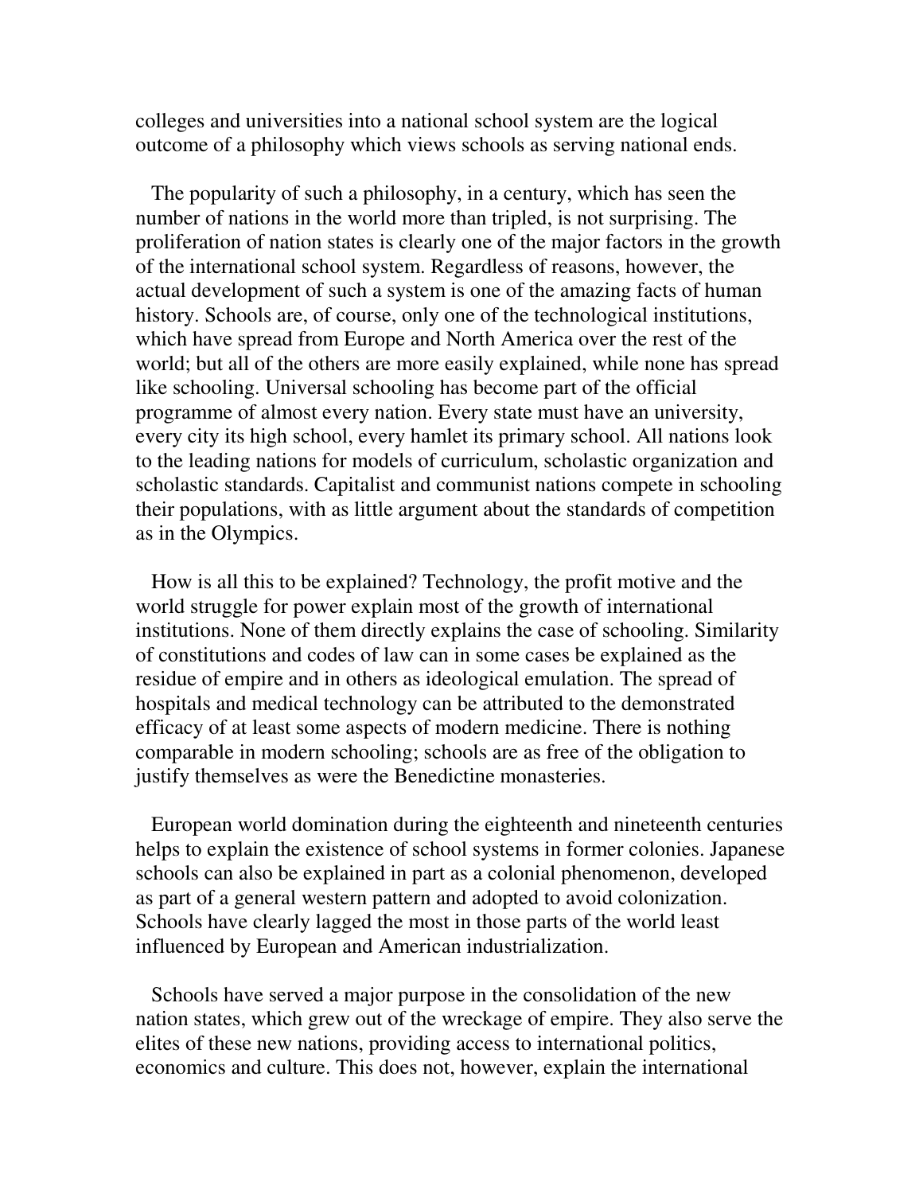colleges and universities into a national school system are the logical outcome of a philosophy which views schools as serving national ends.

The popularity of such a philosophy, in a century, which has seen the number of nations in the world more than tripled, is not surprising. The proliferation of nation states is clearly one of the major factors in the growth of the international school system. Regardless of reasons, however, the actual development of such a system is one of the amazing facts of human history. Schools are, of course, only one of the technological institutions, which have spread from Europe and North America over the rest of the world; but all of the others are more easily explained, while none has spread like schooling. Universal schooling has become part of the official programme of almost every nation. Every state must have an university, every city its high school, every hamlet its primary school. All nations look to the leading nations for models of curriculum, scholastic organization and scholastic standards. Capitalist and communist nations compete in schooling their populations, with as little argument about the standards of competition as in the Olympics.

How is all this to be explained? Technology, the profit motive and the world struggle for power explain most of the growth of international institutions. None of them directly explains the case of schooling. Similarity of constitutions and codes of law can in some cases be explained as the residue of empire and in others as ideological emulation. The spread of hospitals and medical technology can be attributed to the demonstrated efficacy of at least some aspects of modern medicine. There is nothing comparable in modern schooling; schools are as free of the obligation to justify themselves as were the Benedictine monasteries.

European world domination during the eighteenth and nineteenth centuries helps to explain the existence of school systems in former colonies. Japanese schools can also be explained in part as a colonial phenomenon, developed as part of a general western pattern and adopted to avoid colonization. Schools have clearly lagged the most in those parts of the world least influenced by European and American industrialization.

Schools have served a major purpose in the consolidation of the new nation states, which grew out of the wreckage of empire. They also serve the elites of these new nations, providing access to international politics, economics and culture. This does not, however, explain the international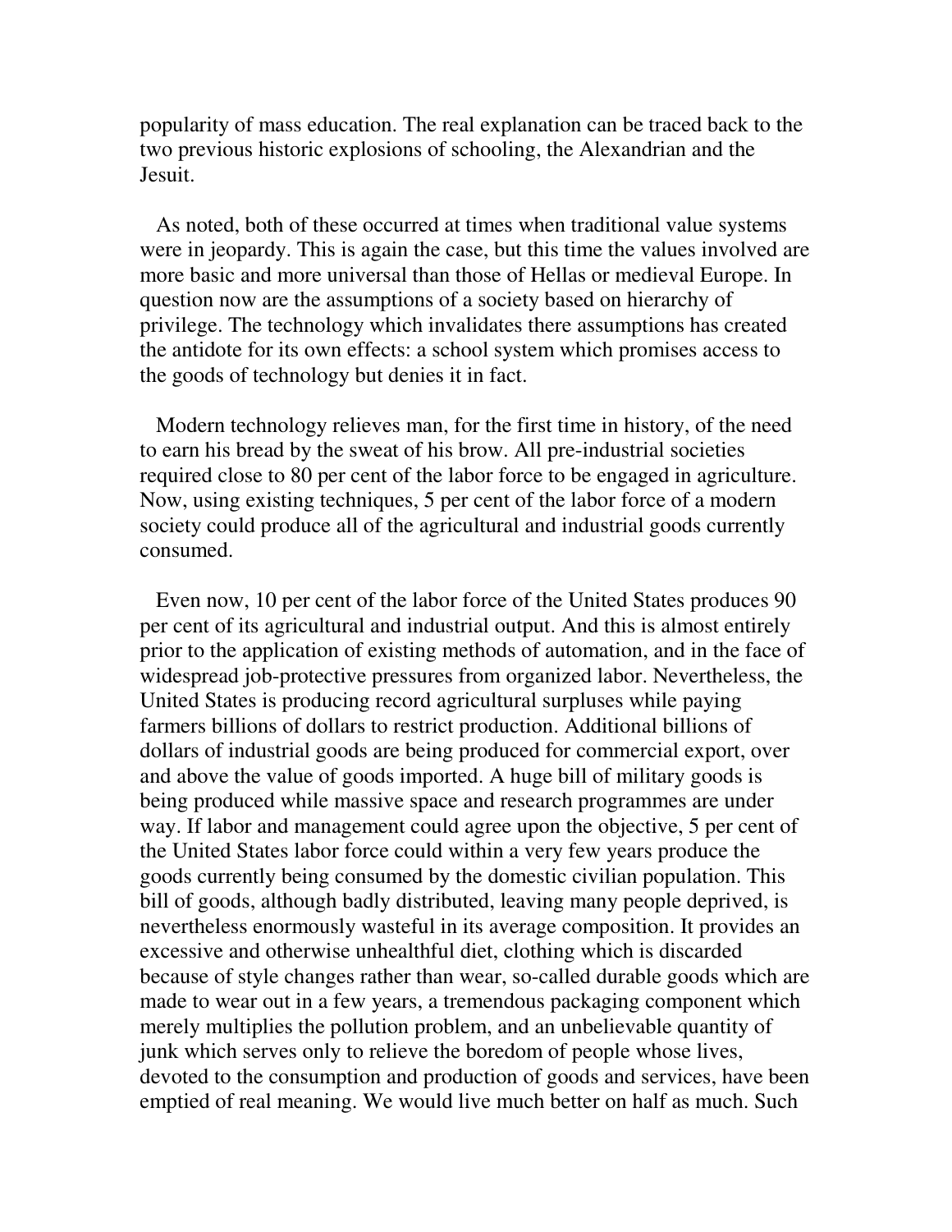popularity of mass education. The real explanation can be traced back to the two previous historic explosions of schooling, the Alexandrian and the Jesuit.

As noted, both of these occurred at times when traditional value systems were in jeopardy. This is again the case, but this time the values involved are more basic and more universal than those of Hellas or medieval Europe. In question now are the assumptions of a society based on hierarchy of privilege. The technology which invalidates there assumptions has created the antidote for its own effects: a school system which promises access to the goods of technology but denies it in fact.

Modern technology relieves man, for the first time in history, of the need to earn his bread by the sweat of his brow. All pre-industrial societies required close to 80 per cent of the labor force to be engaged in agriculture. Now, using existing techniques, 5 per cent of the labor force of a modern society could produce all of the agricultural and industrial goods currently consumed.

Even now, 10 per cent of the labor force of the United States produces 90 per cent of its agricultural and industrial output. And this is almost entirely prior to the application of existing methods of automation, and in the face of widespread job-protective pressures from organized labor. Nevertheless, the United States is producing record agricultural surpluses while paying farmers billions of dollars to restrict production. Additional billions of dollars of industrial goods are being produced for commercial export, over and above the value of goods imported. A huge bill of military goods is being produced while massive space and research programmes are under way. If labor and management could agree upon the objective, 5 per cent of the United States labor force could within a very few years produce the goods currently being consumed by the domestic civilian population. This bill of goods, although badly distributed, leaving many people deprived, is nevertheless enormously wasteful in its average composition. It provides an excessive and otherwise unhealthful diet, clothing which is discarded because of style changes rather than wear, so-called durable goods which are made to wear out in a few years, a tremendous packaging component which merely multiplies the pollution problem, and an unbelievable quantity of junk which serves only to relieve the boredom of people whose lives, devoted to the consumption and production of goods and services, have been emptied of real meaning. We would live much better on half as much. Such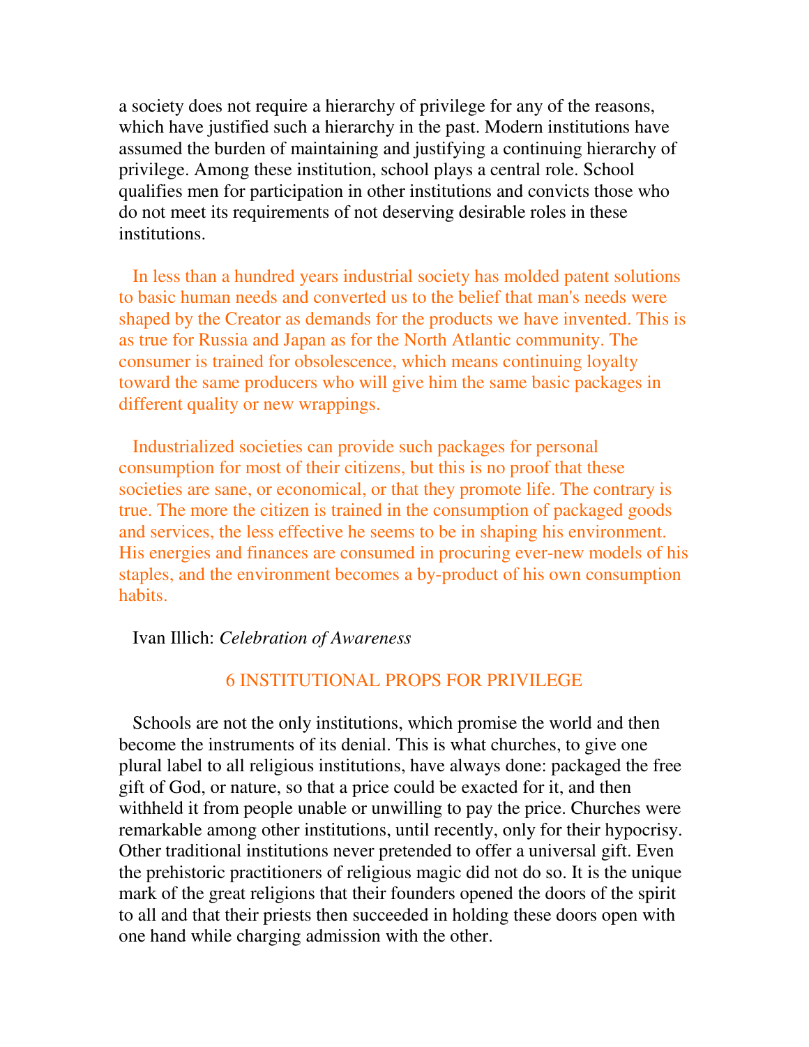a society does not require a hierarchy of privilege for any of the reasons, which have justified such a hierarchy in the past. Modern institutions have assumed the burden of maintaining and justifying a continuing hierarchy of privilege. Among these institution, school plays a central role. School qualifies men for participation in other institutions and convicts those who do not meet its requirements of not deserving desirable roles in these institutions.

In less than a hundred years industrial society has molded patent solutions to basic human needs and converted us to the belief that man's needs were shaped by the Creator as demands for the products we have invented. This is as true for Russia and Japan as for the North Atlantic community. The consumer is trained for obsolescence, which means continuing loyalty toward the same producers who will give him the same basic packages in different quality or new wrappings.

Industrialized societies can provide such packages for personal consumption for most of their citizens, but this is no proof that these societies are sane, or economical, or that they promote life. The contrary is true. The more the citizen is trained in the consumption of packaged goods and services, the less effective he seems to be in shaping his environment. His energies and finances are consumed in procuring ever-new models of his staples, and the environment becomes a by-product of his own consumption habits.

Ivan Illich: *Celebration of Awareness*

## 6 INSTITUTIONAL PROPS FOR PRIVILEGE

Schools are not the only institutions, which promise the world and then become the instruments of its denial. This is what churches, to give one plural label to all religious institutions, have always done: packaged the free gift of God, or nature, so that a price could be exacted for it, and then withheld it from people unable or unwilling to pay the price. Churches were remarkable among other institutions, until recently, only for their hypocrisy. Other traditional institutions never pretended to offer a universal gift. Even the prehistoric practitioners of religious magic did not do so. It is the unique mark of the great religions that their founders opened the doors of the spirit to all and that their priests then succeeded in holding these doors open with one hand while charging admission with the other.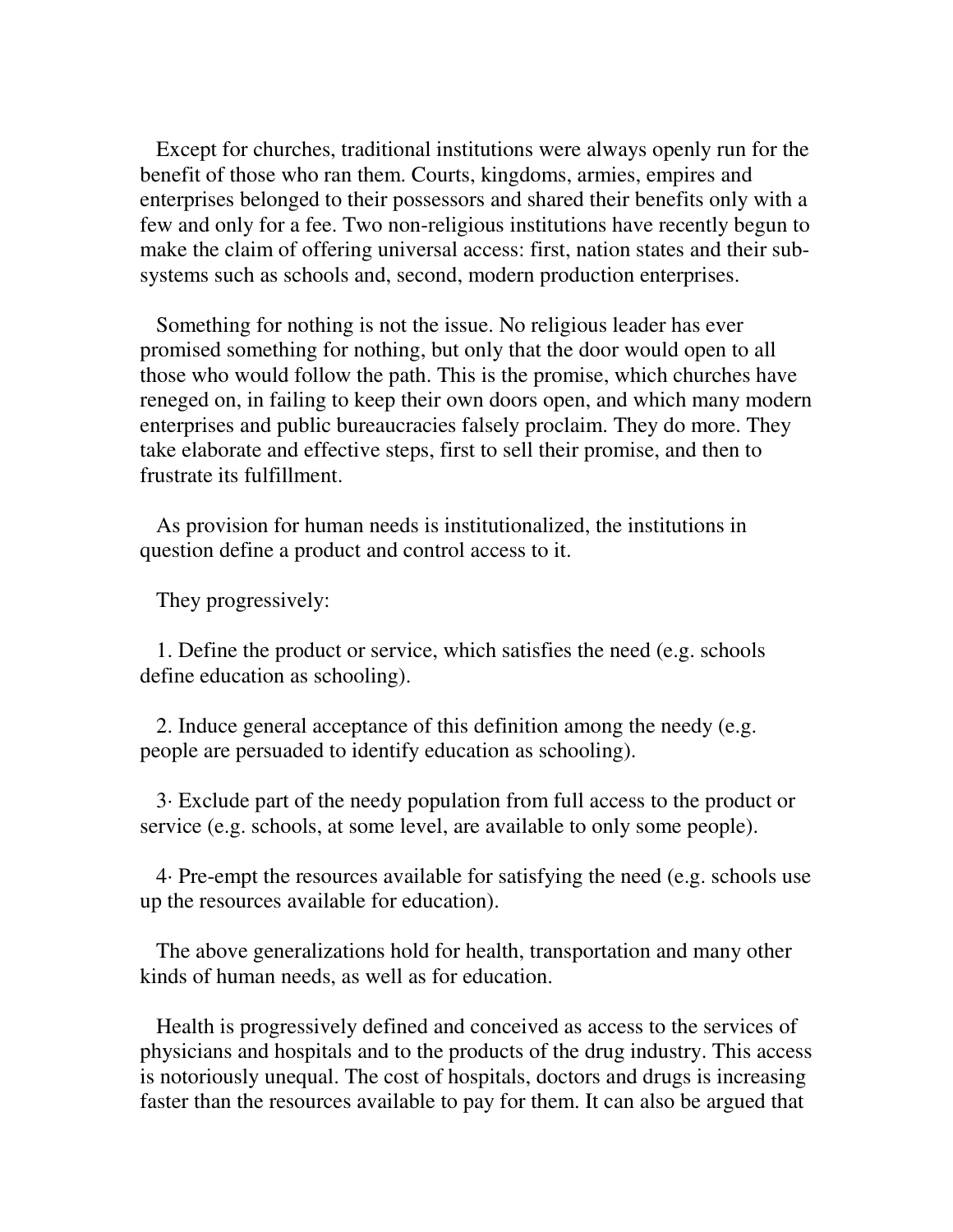Except for churches, traditional institutions were always openly run for the benefit of those who ran them. Courts, kingdoms, armies, empires and enterprises belonged to their possessors and shared their benefits only with a few and only for a fee. Two non-religious institutions have recently begun to make the claim of offering universal access: first, nation states and their sub-systems such as schools and, second, modern production enterprises.

Something for nothing is not the issue. No religious leader has ever promised something for nothing, but only that the door would open to all those who would follow the path. This is the promise, which churches have reneged on, in failing to keep their own doors open, and which many modern enterprises and public bureaucracies falsely proclaim. They do more. They take elaborate and effective steps, first to sell their promise, and then to frustrate its fulfillment.

As provision for human needs is institutionalized, the institutions in question define a product and control access to it.

They progressively:

1. Define the product or service, which satisfies the need (e.g. schools define education as schooling).

2. Induce general acceptance of this definition among the needy (e.g. people are persuaded to identify education as schooling).

3· Exclude part of the needy population from full access to the product or service (e.g. schools, at some level, are available to only some people).

4· Pre-empt the resources available for satisfying the need (e.g. schools use up the resources available for education).

The above generalizations hold for health, transportation and many other kinds of human needs, as well as for education.

Health is progressively defined and conceived as access to the services of physicians and hospitals and to the products of the drug industry. This access is notoriously unequal. The cost of hospitals, doctors and drugs is increasing faster than the resources available to pay for them. It can also be argued that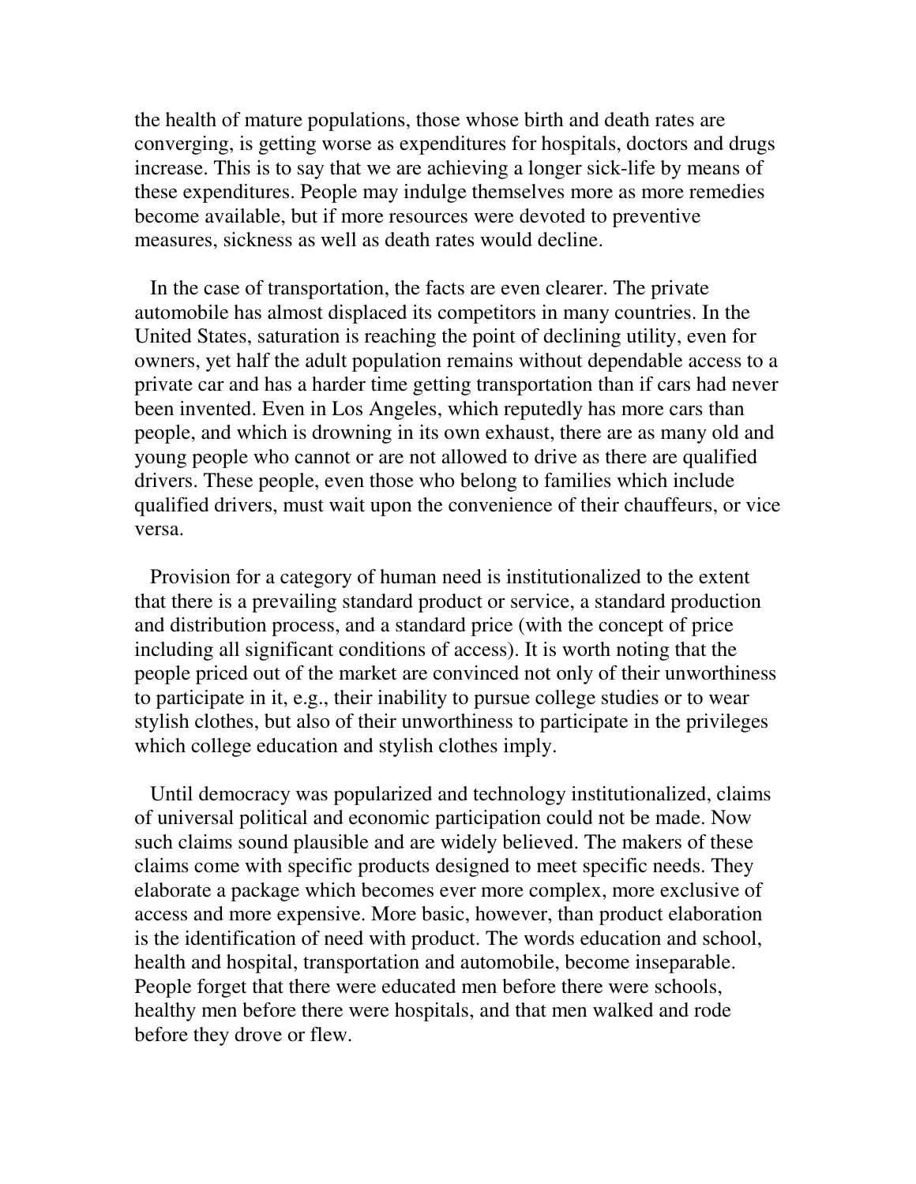the health of mature populations, those whose birth and death rates are converging, is getting worse as expenditures for hospitals, doctors and drugs increase. This is to say that we are achieving a longer sick-life by means of these expenditures. People may indulge themselves more as more remedies become available, but if more resources were devoted to preventive measures, sickness as well as death rates would decline.

In the case of transportation, the facts are even clearer. The private automobile has almost displaced its competitors in many countries. In the United States, saturation is reaching the point of declining utility, even for owners, yet half the adult population remains without dependable access to a private car and has a harder time getting transportation than if cars had never been invented. Even in Los Angeles, which reputedly has more cars than people, and which is drowning in its own exhaust, there are as many old and young people who cannot or are not allowed to drive as there are qualified drivers. These people, even those who belong to families which include qualified drivers, must wait upon the convenience of their chauffeurs, or vice versa.

Provision for a category of human need is institutionalized to the extent that there is a prevailing standard product or service, a standard production and distribution process, and a standard price (with the concept of price including all significant conditions of access). It is worth noting that the people priced out of the market are convinced not only of their unworthiness to participate in it, e.g., their inability to pursue college studies or to wear stylish clothes, but also of their unworthiness to participate in the privileges which college education and stylish clothes imply.

Until democracy was popularized and technology institutionalized, claims of universal political and economic participation could not be made. Now such claims sound plausible and are widely believed. The makers of these claims come with specific products designed to meet specific needs. They elaborate a package which becomes ever more complex, more exclusive of access and more expensive. More basic, however, than product elaboration is the identification of need with product. The words education and school, health and hospital, transportation and automobile, become inseparable. People forget that there were educated men before there were schools, healthy men before there were hospitals, and that men walked and rode before they drove or flew.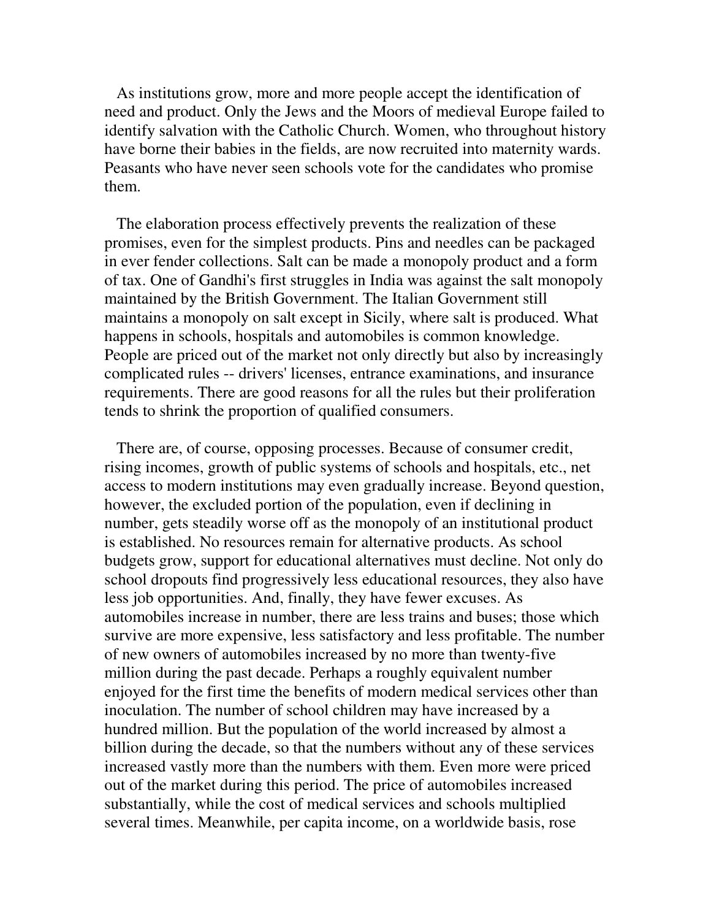As institutions grow, more and more people accept the identification of need and product. Only the Jews and the Moors of medieval Europe failed to identify salvation with the Catholic Church. Women, who throughout history have borne their babies in the fields, are now recruited into maternity wards. Peasants who have never seen schools vote for the candidates who promise them.

The elaboration process effectively prevents the realization of these promises, even for the simplest products. Pins and needles can be packaged in ever fender collections. Salt can be made a monopoly product and a form of tax. One of Gandhi's first struggles in India was against the salt monopoly maintained by the British Government. The Italian Government still maintains a monopoly on salt except in Sicily, where salt is produced. What happens in schools, hospitals and automobiles is common knowledge. People are priced out of the market not only directly but also by increasingly complicated rules -- drivers' licenses, entrance examinations, and insurance requirements. There are good reasons for all the rules but their proliferation tends to shrink the proportion of qualified consumers.

There are, of course, opposing processes. Because of consumer credit, rising incomes, growth of public systems of schools and hospitals, etc., net access to modern institutions may even gradually increase. Beyond question, however, the excluded portion of the population, even if declining in number, gets steadily worse off as the monopoly of an institutional product is established. No resources remain for alternative products. As school budgets grow, support for educational alternatives must decline. Not only do school dropouts find progressively less educational resources, they also have less job opportunities. And, finally, they have fewer excuses. As automobiles increase in number, there are less trains and buses; those which survive are more expensive, less satisfactory and less profitable. The number of new owners of automobiles increased by no more than twenty-five million during the past decade. Perhaps a roughly equivalent number enjoyed for the first time the benefits of modern medical services other than inoculation. The number of school children may have increased by a hundred million. But the population of the world increased by almost a billion during the decade, so that the numbers without any of these services increased vastly more than the numbers with them. Even more were priced out of the market during this period. The price of automobiles increased substantially, while the cost of medical services and schools multiplied several times. Meanwhile, per capita income, on a worldwide basis, rose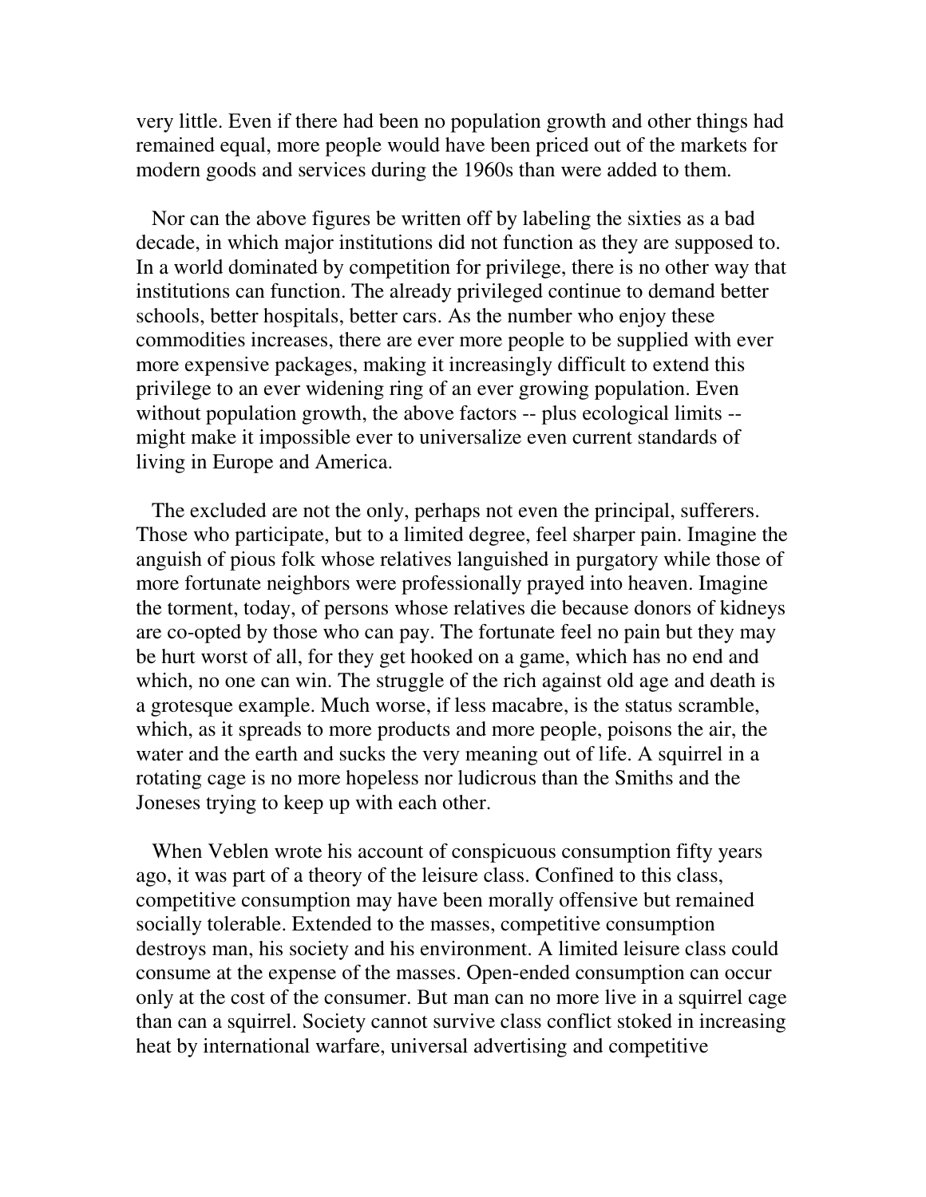very little. Even if there had been no population growth and other things had remained equal, more people would have been priced out of the markets for modern goods and services during the 1960s than were added to them.

Nor can the above figures be written off by labeling the sixties as a bad decade, in which major institutions did not function as they are supposed to. In a world dominated by competition for privilege, there is no other way that institutions can function. The already privileged continue to demand better schools, better hospitals, better cars. As the number who enjoy these commodities increases, there are ever more people to be supplied with ever more expensive packages, making it increasingly difficult to extend this privilege to an ever widening ring of an ever growing population. Even without population growth, the above factors -- plus ecological limits -- might make it impossible ever to universalize even current standards of living in Europe and America.

The excluded are not the only, perhaps not even the principal, sufferers. Those who participate, but to a limited degree, feel sharper pain. Imagine the anguish of pious folk whose relatives languished in purgatory while those of more fortunate neighbors were professionally prayed into heaven. Imagine the torment, today, of persons whose relatives die because donors of kidneys are co-opted by those who can pay. The fortunate feel no pain but they may be hurt worst of all, for they get hooked on a game, which has no end and which, no one can win. The struggle of the rich against old age and death is a grotesque example. Much worse, if less macabre, is the status scramble, which, as it spreads to more products and more people, poisons the air, the water and the earth and sucks the very meaning out of life. A squirrel in a rotating cage is no more hopeless nor ludicrous than the Smiths and the Joneses trying to keep up with each other.

When Veblen wrote his account of conspicuous consumption fifty years ago, it was part of a theory of the leisure class. Confined to this class, competitive consumption may have been morally offensive but remained socially tolerable. Extended to the masses, competitive consumption destroys man, his society and his environment. A limited leisure class could consume at the expense of the masses. Open-ended consumption can occur only at the cost of the consumer. But man can no more live in a squirrel cage than can a squirrel. Society cannot survive class conflict stoked in increasing heat by international warfare, universal advertising and competitive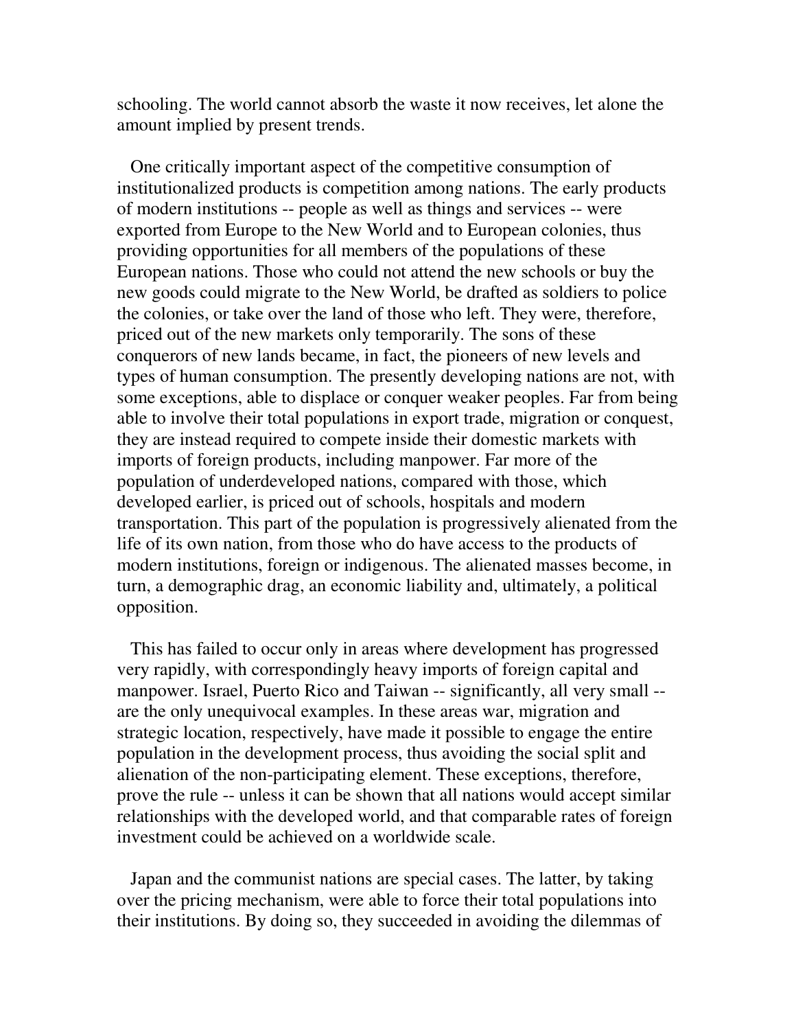schooling. The world cannot absorb the waste it now receives, let alone the amount implied by present trends.

One critically important aspect of the competitive consumption of institutionalized products is competition among nations. The early products of modern institutions -- people as well as things and services -- were exported from Europe to the New World and to European colonies, thus providing opportunities for all members of the populations of these European nations. Those who could not attend the new schools or buy the new goods could migrate to the New World, be drafted as soldiers to police the colonies, or take over the land of those who left. They were, therefore, priced out of the new markets only temporarily. The sons of these conquerors of new lands became, in fact, the pioneers of new levels and types of human consumption. The presently developing nations are not, with some exceptions, able to displace or conquer weaker peoples. Far from being able to involve their total populations in export trade, migration or conquest, they are instead required to compete inside their domestic markets with imports of foreign products, including manpower. Far more of the population of underdeveloped nations, compared with those, which developed earlier, is priced out of schools, hospitals and modern transportation. This part of the population is progressively alienated from the life of its own nation, from those who do have access to the products of modern institutions, foreign or indigenous. The alienated masses become, in turn, a demographic drag, an economic liability and, ultimately, a political opposition.

This has failed to occur only in areas where development has progressed very rapidly, with correspondingly heavy imports of foreign capital and manpower. Israel, Puerto Rico and Taiwan -- significantly, all very small -- are the only unequivocal examples. In these areas war, migration and strategic location, respectively, have made it possible to engage the entire population in the development process, thus avoiding the social split and alienation of the non-participating element. These exceptions, therefore, prove the rule -- unless it can be shown that all nations would accept similar relationships with the developed world, and that comparable rates of foreign investment could be achieved on a worldwide scale.

Japan and the communist nations are special cases. The latter, by taking over the pricing mechanism, were able to force their total populations into their institutions. By doing so, they succeeded in avoiding the dilemmas of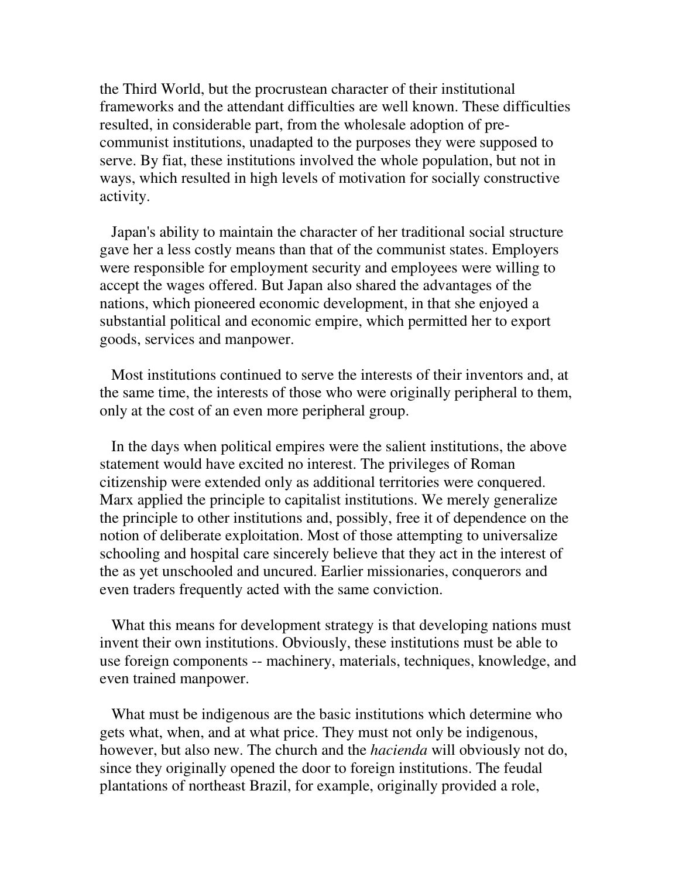the Third World, but the procrustean character of their institutional frameworks and the attendant difficulties are well known. These difficulties resulted, in considerable part, from the wholesale adoption of pre-communist institutions, unadapted to the purposes they were supposed to serve. By fiat, these institutions involved the whole population, but not in ways, which resulted in high levels of motivation for socially constructive activity.

Japan's ability to maintain the character of her traditional social structure gave her a less costly means than that of the communist states. Employers were responsible for employment security and employees were willing to accept the wages offered. But Japan also shared the advantages of the nations, which pioneered economic development, in that she enjoyed a substantial political and economic empire, which permitted her to export goods, services and manpower.

Most institutions continued to serve the interests of their inventors and, at the same time, the interests of those who were originally peripheral to them, only at the cost of an even more peripheral group.

In the days when political empires were the salient institutions, the above statement would have excited no interest. The privileges of Roman citizenship were extended only as additional territories were conquered. Marx applied the principle to capitalist institutions. We merely generalize the principle to other institutions and, possibly, free it of dependence on the notion of deliberate exploitation. Most of those attempting to universalize schooling and hospital care sincerely believe that they act in the interest of the as yet unschooled and uncured. Earlier missionaries, conquerors and even traders frequently acted with the same conviction.

What this means for development strategy is that developing nations must invent their own institutions. Obviously, these institutions must be able to use foreign components -- machinery, materials, techniques, knowledge, and even trained manpower.

What must be indigenous are the basic institutions which determine who gets what, when, and at what price. They must not only be indigenous, however, but also new. The church and the *hacienda* will obviously not do, since they originally opened the door to foreign institutions. The feudal plantations of northeast Brazil, for example, originally provided a role,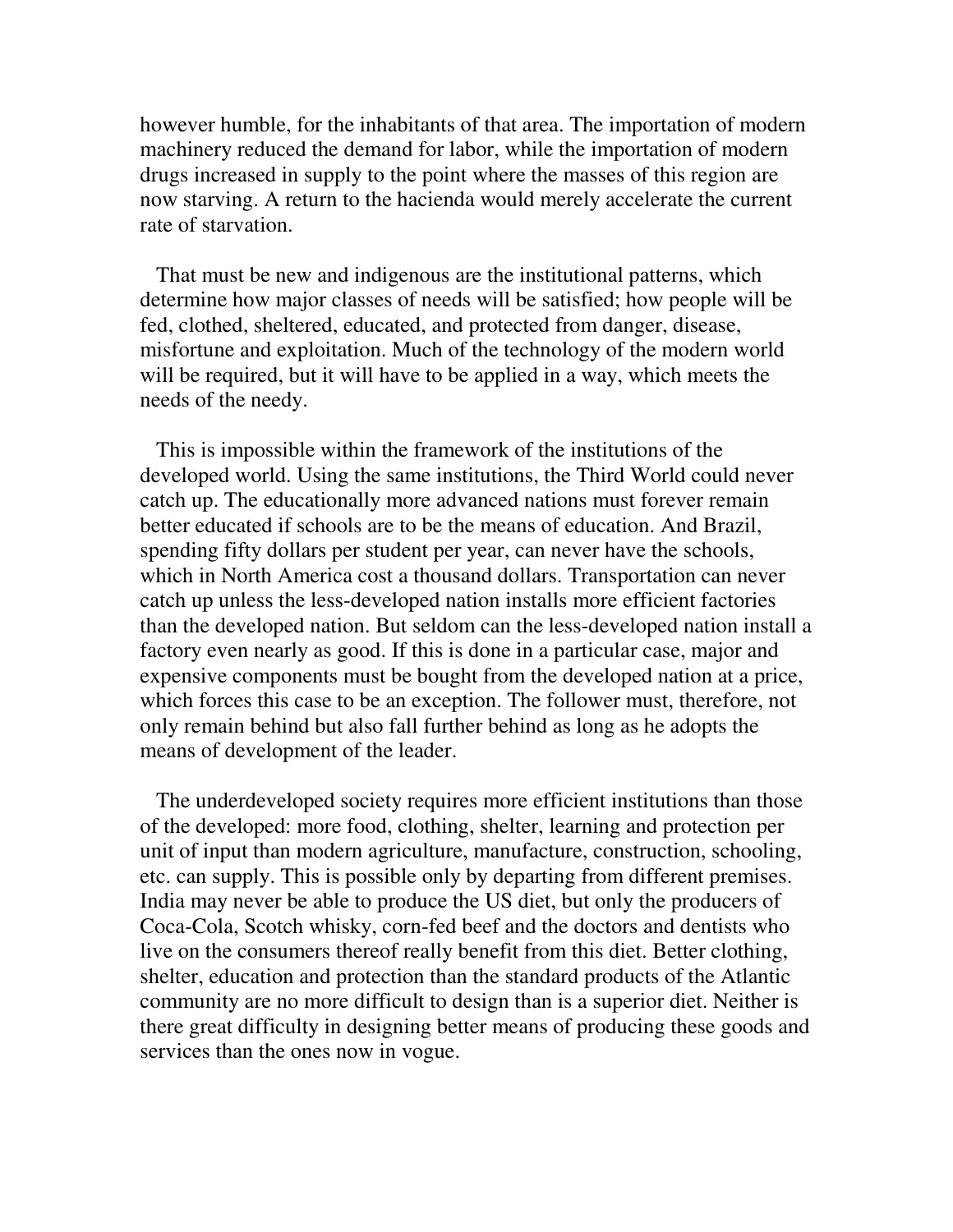however humble, for the inhabitants of that area. The importation of modern machinery reduced the demand for labor, while the importation of modern drugs increased in supply to the point where the masses of this region are now starving. A return to the hacienda would merely accelerate the current rate of starvation.

That must be new and indigenous are the institutional patterns, which determine how major classes of needs will be satisfied; how people will be fed, clothed, sheltered, educated, and protected from danger, disease, misfortune and exploitation. Much of the technology of the modern world will be required, but it will have to be applied in a way, which meets the needs of the needy.

This is impossible within the framework of the institutions of the developed world. Using the same institutions, the Third World could never catch up. The educationally more advanced nations must forever remain better educated if schools are to be the means of education. And Brazil, spending fifty dollars per student per year, can never have the schools, which in North America cost a thousand dollars. Transportation can never catch up unless the less-developed nation installs more efficient factories than the developed nation. But seldom can the less-developed nation install a factory even nearly as good. If this is done in a particular case, major and expensive components must be bought from the developed nation at a price, which forces this case to be an exception. The follower must, therefore, not only remain behind but also fall further behind as long as he adopts the means of development of the leader.

The underdeveloped society requires more efficient institutions than those of the developed: more food, clothing, shelter, learning and protection per unit of input than modern agriculture, manufacture, construction, schooling, etc. can supply. This is possible only by departing from different premises. India may never be able to produce the US diet, but only the producers of Coca-Cola, Scotch whisky, corn-fed beef and the doctors and dentists who live on the consumers thereof really benefit from this diet. Better clothing, shelter, education and protection than the standard products of the Atlantic community are no more difficult to design than is a superior diet. Neither is there great difficulty in designing better means of producing these goods and services than the ones now in vogue.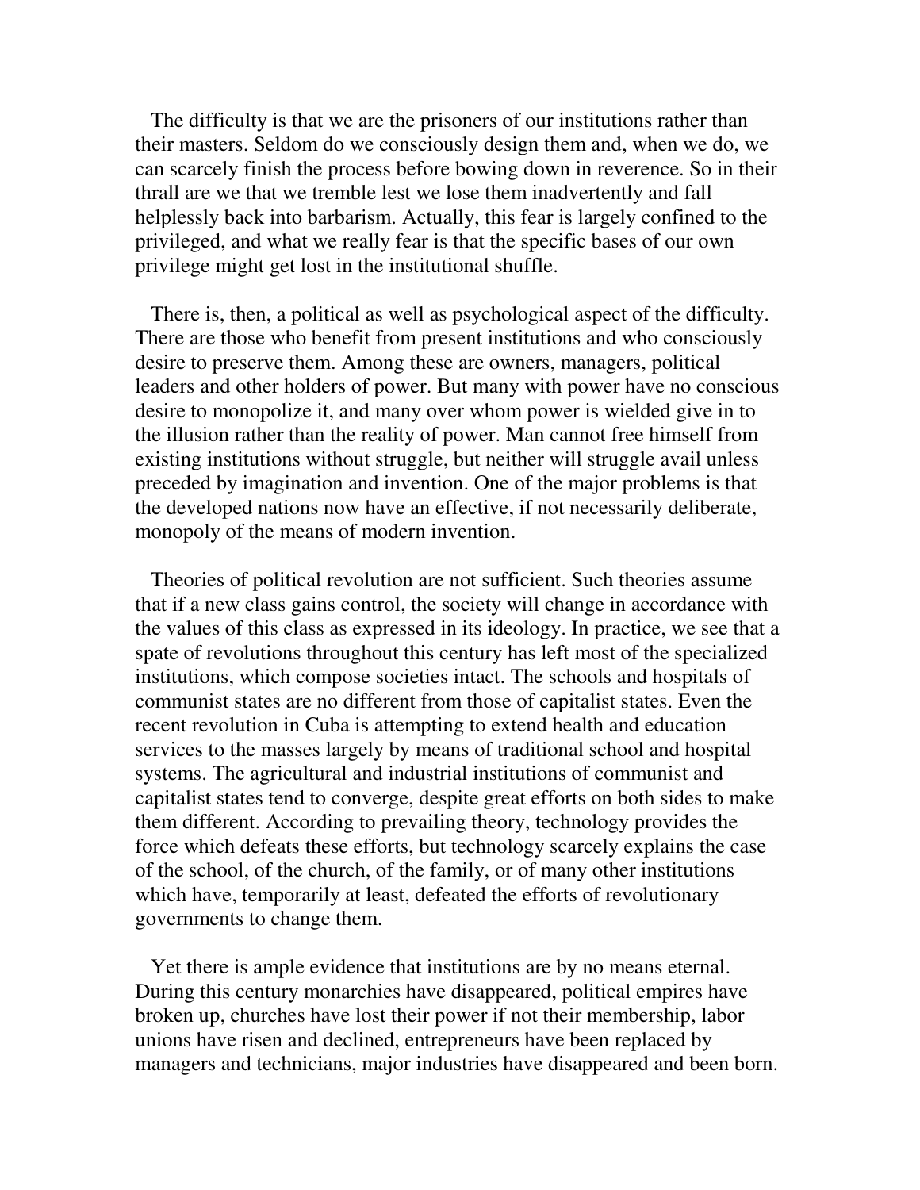The difficulty is that we are the prisoners of our institutions rather than their masters. Seldom do we consciously design them and, when we do, we can scarcely finish the process before bowing down in reverence. So in their thrall are we that we tremble lest we lose them inadvertently and fall helplessly back into barbarism. Actually, this fear is largely confined to the privileged, and what we really fear is that the specific bases of our own privilege might get lost in the institutional shuffle.

There is, then, a political as well as psychological aspect of the difficulty. There are those who benefit from present institutions and who consciously desire to preserve them. Among these are owners, managers, political leaders and other holders of power. But many with power have no conscious desire to monopolize it, and many over whom power is wielded give in to the illusion rather than the reality of power. Man cannot free himself from existing institutions without struggle, but neither will struggle avail unless preceded by imagination and invention. One of the major problems is that the developed nations now have an effective, if not necessarily deliberate, monopoly of the means of modern invention.

Theories of political revolution are not sufficient. Such theories assume that if a new class gains control, the society will change in accordance with the values of this class as expressed in its ideology. In practice, we see that a spate of revolutions throughout this century has left most of the specialized institutions, which compose societies intact. The schools and hospitals of communist states are no different from those of capitalist states. Even the recent revolution in Cuba is attempting to extend health and education services to the masses largely by means of traditional school and hospital systems. The agricultural and industrial institutions of communist and capitalist states tend to converge, despite great efforts on both sides to make them different. According to prevailing theory, technology provides the force which defeats these efforts, but technology scarcely explains the case of the school, of the church, of the family, or of many other institutions which have, temporarily at least, defeated the efforts of revolutionary governments to change them.

Yet there is ample evidence that institutions are by no means eternal. During this century monarchies have disappeared, political empires have broken up, churches have lost their power if not their membership, labor unions have risen and declined, entrepreneurs have been replaced by managers and technicians, major industries have disappeared and been born.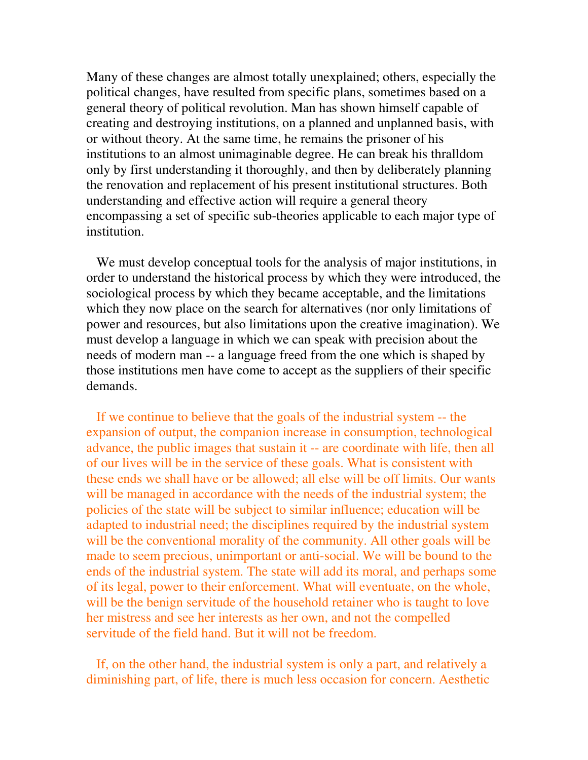Many of these changes are almost totally unexplained; others, especially the political changes, have resulted from specific plans, sometimes based on a general theory of political revolution. Man has shown himself capable of creating and destroying institutions, on a planned and unplanned basis, with or without theory. At the same time, he remains the prisoner of his institutions to an almost unimaginable degree. He can break his thralldom only by first understanding it thoroughly, and then by deliberately planning the renovation and replacement of his present institutional structures. Both understanding and effective action will require a general theory encompassing a set of specific sub-theories applicable to each major type of institution.

We must develop conceptual tools for the analysis of major institutions, in order to understand the historical process by which they were introduced, the sociological process by which they became acceptable, and the limitations which they now place on the search for alternatives (nor only limitations of power and resources, but also limitations upon the creative imagination). We must develop a language in which we can speak with precision about the needs of modern man -- a language freed from the one which is shaped by those institutions men have come to accept as the suppliers of their specific demands.

If we continue to believe that the goals of the industrial system -- the expansion of output, the companion increase in consumption, technological advance, the public images that sustain it -- are coordinate with life, then all of our lives will be in the service of these goals. What is consistent with these ends we shall have or be allowed; all else will be off limits. Our wants will be managed in accordance with the needs of the industrial system; the policies of the state will be subject to similar influence; education will be adapted to industrial need; the disciplines required by the industrial system will be the conventional morality of the community. All other goals will be made to seem precious, unimportant or anti-social. We will be bound to the ends of the industrial system. The state will add its moral, and perhaps some of its legal, power to their enforcement. What will eventuate, on the whole, will be the benign servitude of the household retainer who is taught to love her mistress and see her interests as her own, and not the compelled servitude of the field hand. But it will not be freedom.

If, on the other hand, the industrial system is only a part, and relatively a diminishing part, of life, there is much less occasion for concern. Aesthetic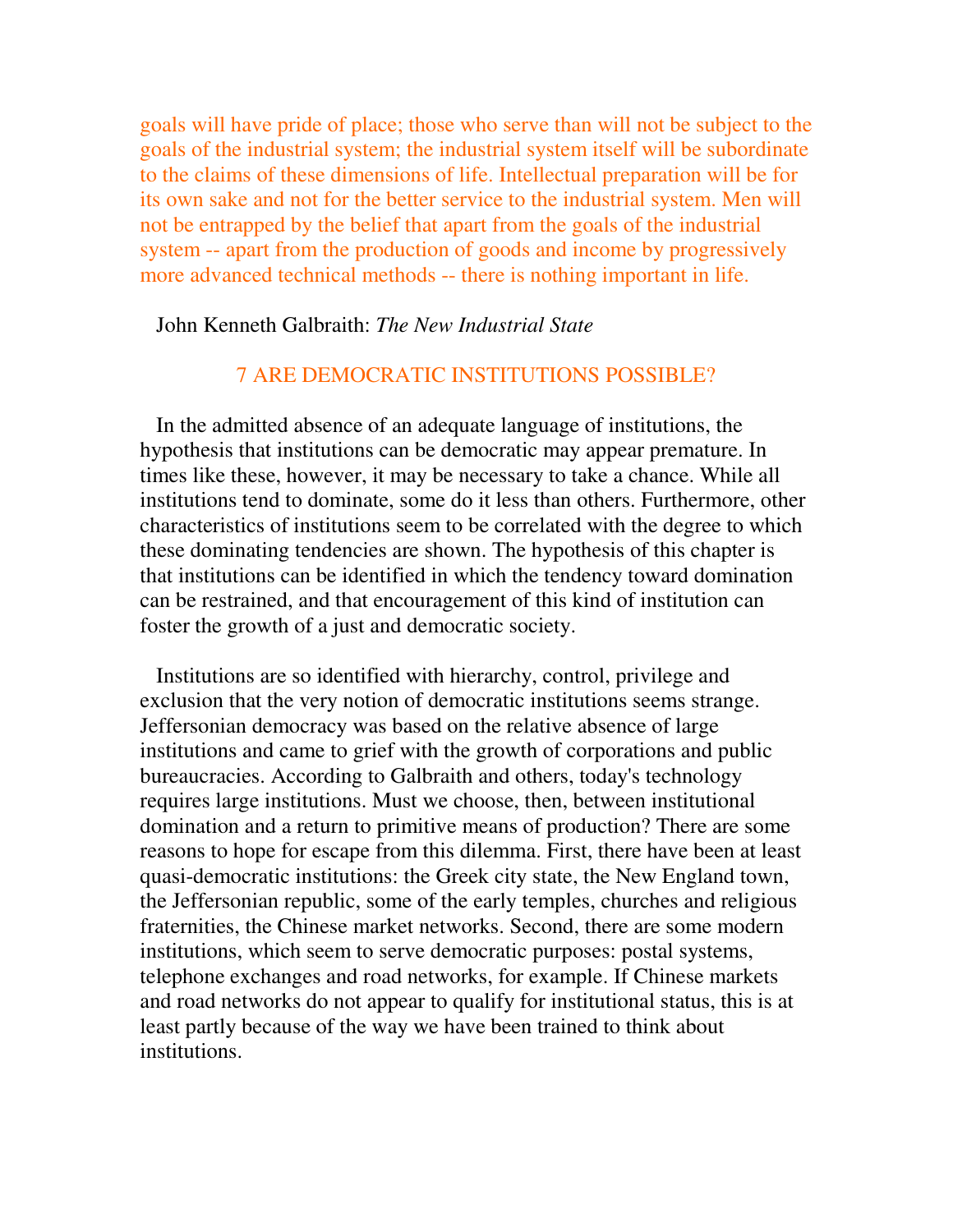goals will have pride of place; those who serve than will not be subject to the goals of the industrial system; the industrial system itself will be subordinate to the claims of these dimensions of life. Intellectual preparation will be for its own sake and not for the better service to the industrial system. Men will not be entrapped by the belief that apart from the goals of the industrial system -- apart from the production of goods and income by progressively more advanced technical methods -- there is nothing important in life.

John Kenneth Galbraith: *The New Industrial State*

## 7 ARE DEMOCRATIC INSTITUTIONS POSSIBLE?

In the admitted absence of an adequate language of institutions, the hypothesis that institutions can be democratic may appear premature. In times like these, however, it may be necessary to take a chance. While all institutions tend to dominate, some do it less than others. Furthermore, other characteristics of institutions seem to be correlated with the degree to which these dominating tendencies are shown. The hypothesis of this chapter is that institutions can be identified in which the tendency toward domination can be restrained, and that encouragement of this kind of institution can foster the growth of a just and democratic society.

Institutions are so identified with hierarchy, control, privilege and exclusion that the very notion of democratic institutions seems strange. Jeffersonian democracy was based on the relative absence of large institutions and came to grief with the growth of corporations and public bureaucracies. According to Galbraith and others, today's technology requires large institutions. Must we choose, then, between institutional domination and a return to primitive means of production? There are some reasons to hope for escape from this dilemma. First, there have been at least quasi-democratic institutions: the Greek city state, the New England town, the Jeffersonian republic, some of the early temples, churches and religious fraternities, the Chinese market networks. Second, there are some modern institutions, which seem to serve democratic purposes: postal systems, telephone exchanges and road networks, for example. If Chinese markets and road networks do not appear to qualify for institutional status, this is at least partly because of the way we have been trained to think about institutions.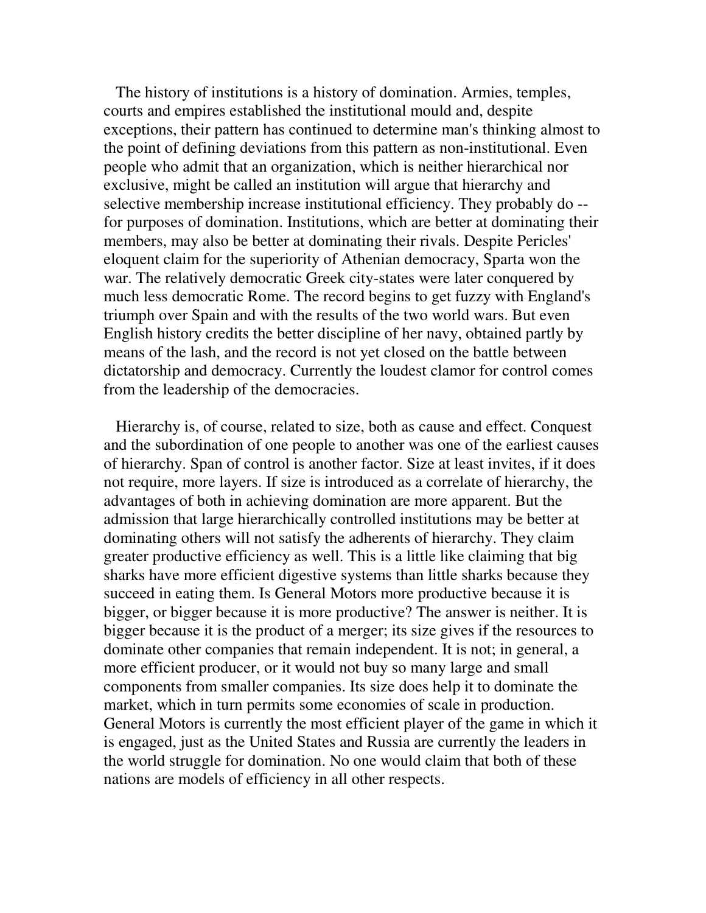The history of institutions is a history of domination. Armies, temples, courts and empires established the institutional mould and, despite exceptions, their pattern has continued to determine man's thinking almost to the point of defining deviations from this pattern as non-institutional. Even people who admit that an organization, which is neither hierarchical nor exclusive, might be called an institution will argue that hierarchy and selective membership increase institutional efficiency. They probably do -- for purposes of domination. Institutions, which are better at dominating their members, may also be better at dominating their rivals. Despite Pericles' eloquent claim for the superiority of Athenian democracy, Sparta won the war. The relatively democratic Greek city-states were later conquered by much less democratic Rome. The record begins to get fuzzy with England's triumph over Spain and with the results of the two world wars. But even English history credits the better discipline of her navy, obtained partly by means of the lash, and the record is not yet closed on the battle between dictatorship and democracy. Currently the loudest clamor for control comes from the leadership of the democracies.

Hierarchy is, of course, related to size, both as cause and effect. Conquest and the subordination of one people to another was one of the earliest causes of hierarchy. Span of control is another factor. Size at least invites, if it does not require, more layers. If size is introduced as a correlate of hierarchy, the advantages of both in achieving domination are more apparent. But the admission that large hierarchically controlled institutions may be better at dominating others will not satisfy the adherents of hierarchy. They claim greater productive efficiency as well. This is a little like claiming that big sharks have more efficient digestive systems than little sharks because they succeed in eating them. Is General Motors more productive because it is bigger, or bigger because it is more productive? The answer is neither. It is bigger because it is the product of a merger; its size gives if the resources to dominate other companies that remain independent. It is not; in general, a more efficient producer, or it would not buy so many large and small components from smaller companies. Its size does help it to dominate the market, which in turn permits some economies of scale in production. General Motors is currently the most efficient player of the game in which it is engaged, just as the United States and Russia are currently the leaders in the world struggle for domination. No one would claim that both of these nations are models of efficiency in all other respects.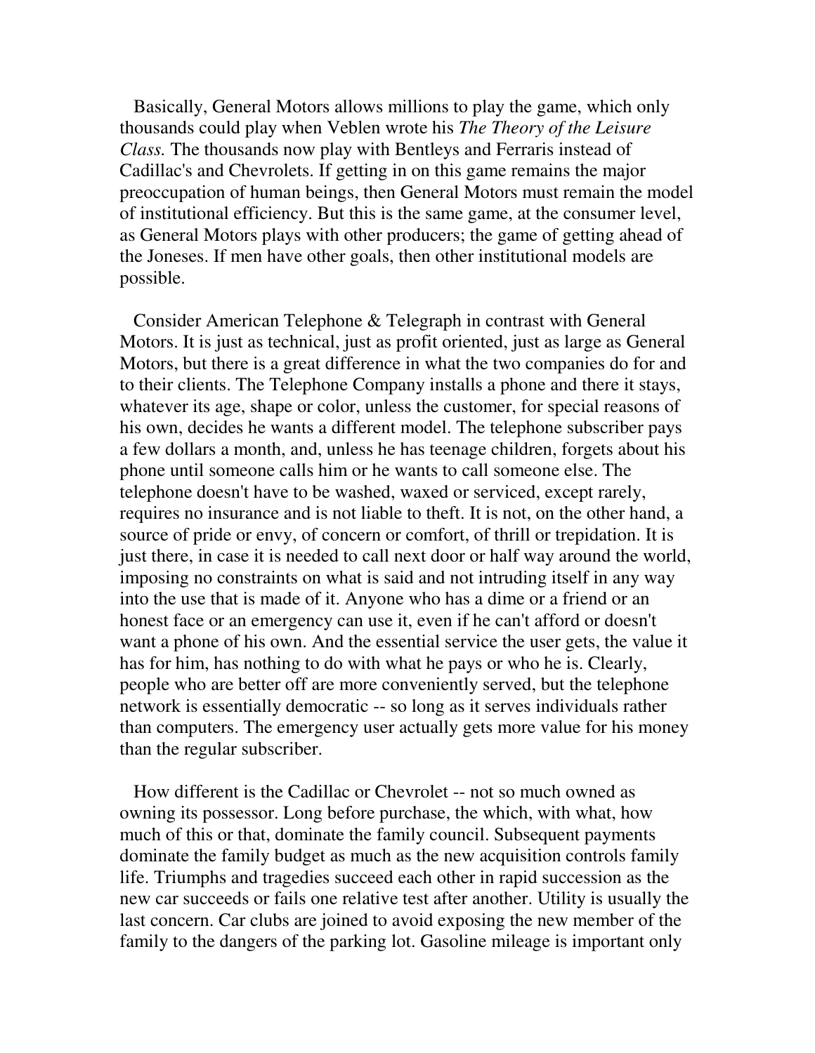Basically, General Motors allows millions to play the game, which only thousands could play when Veblen wrote his *The Theory of the Leisure Class.* The thousands now play with Bentleys and Ferraris instead of Cadillac's and Chevrolets. If getting in on this game remains the major preoccupation of human beings, then General Motors must remain the model of institutional efficiency. But this is the same game, at the consumer level, as General Motors plays with other producers; the game of getting ahead of the Joneses. If men have other goals, then other institutional models are possible.

Consider American Telephone & Telegraph in contrast with General Motors. It is just as technical, just as profit oriented, just as large as General Motors, but there is a great difference in what the two companies do for and to their clients. The Telephone Company installs a phone and there it stays, whatever its age, shape or color, unless the customer, for special reasons of his own, decides he wants a different model. The telephone subscriber pays a few dollars a month, and, unless he has teenage children, forgets about his phone until someone calls him or he wants to call someone else. The telephone doesn't have to be washed, waxed or serviced, except rarely, requires no insurance and is not liable to theft. It is not, on the other hand, a source of pride or envy, of concern or comfort, of thrill or trepidation. It is just there, in case it is needed to call next door or half way around the world, imposing no constraints on what is said and not intruding itself in any way into the use that is made of it. Anyone who has a dime or a friend or an honest face or an emergency can use it, even if he can't afford or doesn't want a phone of his own. And the essential service the user gets, the value it has for him, has nothing to do with what he pays or who he is. Clearly, people who are better off are more conveniently served, but the telephone network is essentially democratic -- so long as it serves individuals rather than computers. The emergency user actually gets more value for his money than the regular subscriber.

How different is the Cadillac or Chevrolet -- not so much owned as owning its possessor. Long before purchase, the which, with what, how much of this or that, dominate the family council. Subsequent payments dominate the family budget as much as the new acquisition controls family life. Triumphs and tragedies succeed each other in rapid succession as the new car succeeds or fails one relative test after another. Utility is usually the last concern. Car clubs are joined to avoid exposing the new member of the family to the dangers of the parking lot. Gasoline mileage is important only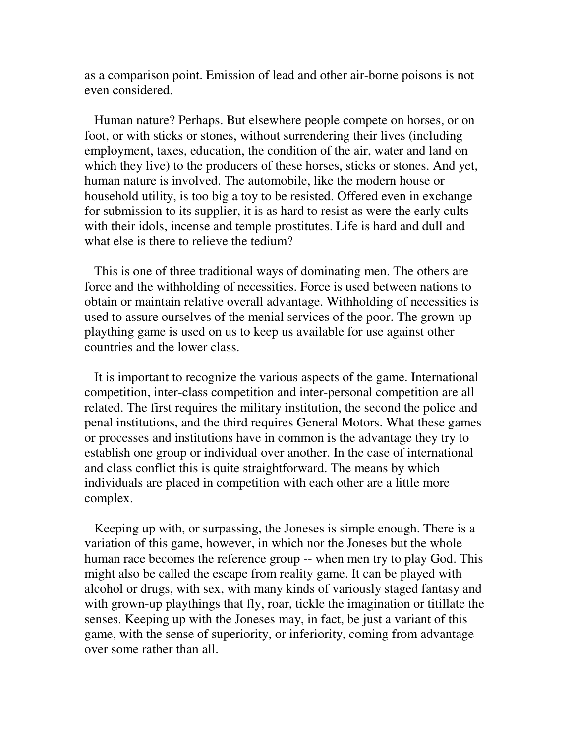as a comparison point. Emission of lead and other air-borne poisons is not even considered.

Human nature? Perhaps. But elsewhere people compete on horses, or on foot, or with sticks or stones, without surrendering their lives (including employment, taxes, education, the condition of the air, water and land on which they live) to the producers of these horses, sticks or stones. And yet, human nature is involved. The automobile, like the modern house or household utility, is too big a toy to be resisted. Offered even in exchange for submission to its supplier, it is as hard to resist as were the early cults with their idols, incense and temple prostitutes. Life is hard and dull and what else is there to relieve the tedium?

This is one of three traditional ways of dominating men. The others are force and the withholding of necessities. Force is used between nations to obtain or maintain relative overall advantage. Withholding of necessities is used to assure ourselves of the menial services of the poor. The grown-up plaything game is used on us to keep us available for use against other countries and the lower class.

It is important to recognize the various aspects of the game. International competition, inter-class competition and inter-personal competition are all related. The first requires the military institution, the second the police and penal institutions, and the third requires General Motors. What these games or processes and institutions have in common is the advantage they try to establish one group or individual over another. In the case of international and class conflict this is quite straightforward. The means by which individuals are placed in competition with each other are a little more complex.

Keeping up with, or surpassing, the Joneses is simple enough. There is a variation of this game, however, in which nor the Joneses but the whole human race becomes the reference group -- when men try to play God. This might also be called the escape from reality game. It can be played with alcohol or drugs, with sex, with many kinds of variously staged fantasy and with grown-up playthings that fly, roar, tickle the imagination or titillate the senses. Keeping up with the Joneses may, in fact, be just a variant of this game, with the sense of superiority, or inferiority, coming from advantage over some rather than all.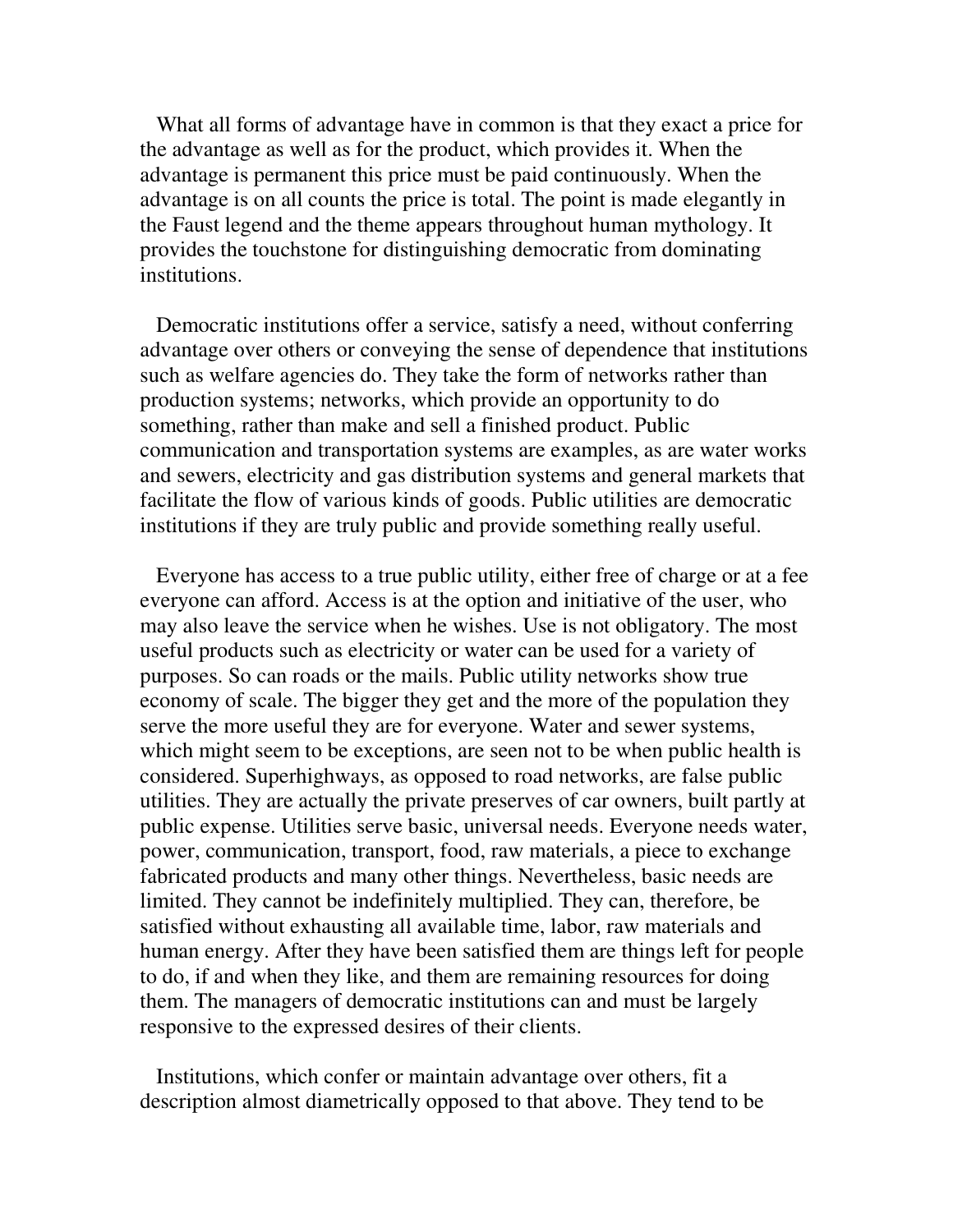What all forms of advantage have in common is that they exact a price for the advantage as well as for the product, which provides it. When the advantage is permanent this price must be paid continuously. When the advantage is on all counts the price is total. The point is made elegantly in the Faust legend and the theme appears throughout human mythology. It provides the touchstone for distinguishing democratic from dominating institutions.

Democratic institutions offer a service, satisfy a need, without conferring advantage over others or conveying the sense of dependence that institutions such as welfare agencies do. They take the form of networks rather than production systems; networks, which provide an opportunity to do something, rather than make and sell a finished product. Public communication and transportation systems are examples, as are water works and sewers, electricity and gas distribution systems and general markets that facilitate the flow of various kinds of goods. Public utilities are democratic institutions if they are truly public and provide something really useful.

Everyone has access to a true public utility, either free of charge or at a fee everyone can afford. Access is at the option and initiative of the user, who may also leave the service when he wishes. Use is not obligatory. The most useful products such as electricity or water can be used for a variety of purposes. So can roads or the mails. Public utility networks show true economy of scale. The bigger they get and the more of the population they serve the more useful they are for everyone. Water and sewer systems, which might seem to be exceptions, are seen not to be when public health is considered. Superhighways, as opposed to road networks, are false public utilities. They are actually the private preserves of car owners, built partly at public expense. Utilities serve basic, universal needs. Everyone needs water, power, communication, transport, food, raw materials, a piece to exchange fabricated products and many other things. Nevertheless, basic needs are limited. They cannot be indefinitely multiplied. They can, therefore, be satisfied without exhausting all available time, labor, raw materials and human energy. After they have been satisfied them are things left for people to do, if and when they like, and them are remaining resources for doing them. The managers of democratic institutions can and must be largely responsive to the expressed desires of their clients.

Institutions, which confer or maintain advantage over others, fit a description almost diametrically opposed to that above. They tend to be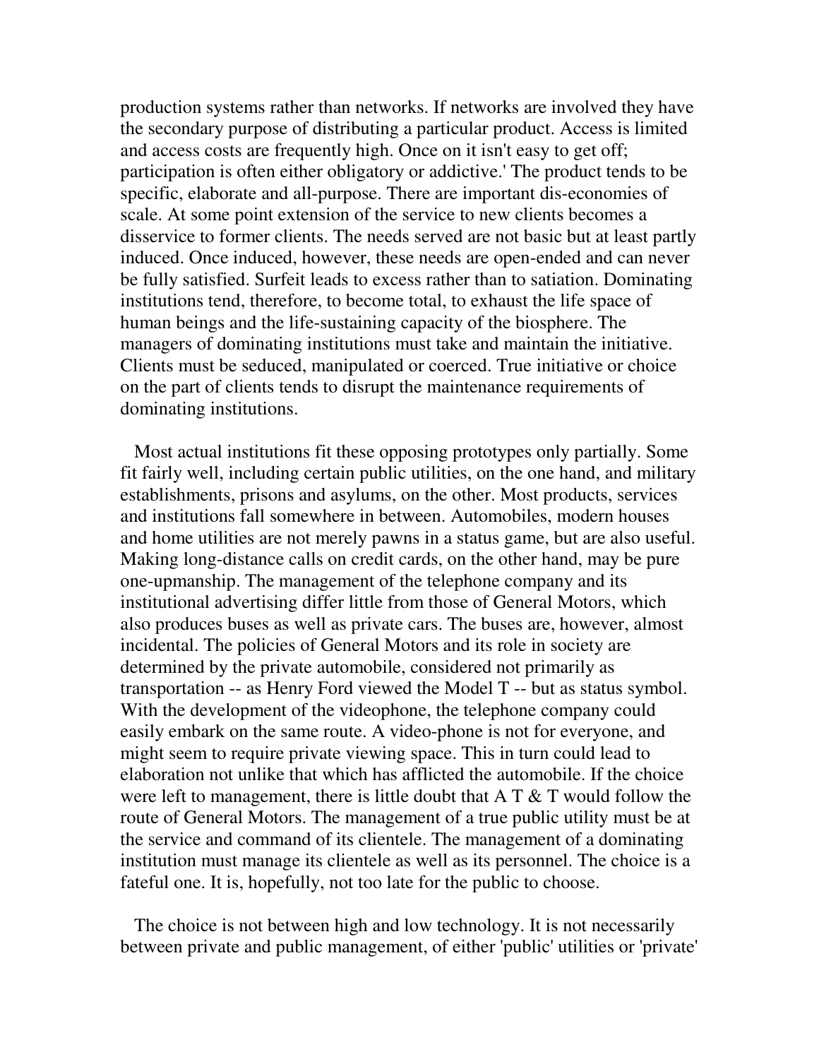production systems rather than networks. If networks are involved they have the secondary purpose of distributing a particular product. Access is limited and access costs are frequently high. Once on it isn't easy to get off; participation is often either obligatory or addictive.' The product tends to be specific, elaborate and all-purpose. There are important dis-economies of scale. At some point extension of the service to new clients becomes a disservice to former clients. The needs served are not basic but at least partly induced. Once induced, however, these needs are open-ended and can never be fully satisfied. Surfeit leads to excess rather than to satiation. Dominating institutions tend, therefore, to become total, to exhaust the life space of human beings and the life-sustaining capacity of the biosphere. The managers of dominating institutions must take and maintain the initiative. Clients must be seduced, manipulated or coerced. True initiative or choice on the part of clients tends to disrupt the maintenance requirements of dominating institutions.

Most actual institutions fit these opposing prototypes only partially. Some fit fairly well, including certain public utilities, on the one hand, and military establishments, prisons and asylums, on the other. Most products, services and institutions fall somewhere in between. Automobiles, modern houses and home utilities are not merely pawns in a status game, but are also useful. Making long-distance calls on credit cards, on the other hand, may be pure one-upmanship. The management of the telephone company and its institutional advertising differ little from those of General Motors, which also produces buses as well as private cars. The buses are, however, almost incidental. The policies of General Motors and its role in society are determined by the private automobile, considered not primarily as transportation -- as Henry Ford viewed the Model T -- but as status symbol. With the development of the videophone, the telephone company could easily embark on the same route. A video-phone is not for everyone, and might seem to require private viewing space. This in turn could lead to elaboration not unlike that which has afflicted the automobile. If the choice were left to management, there is little doubt that A T & T would follow the route of General Motors. The management of a true public utility must be at the service and command of its clientele. The management of a dominating institution must manage its clientele as well as its personnel. The choice is a fateful one. It is, hopefully, not too late for the public to choose.

The choice is not between high and low technology. It is not necessarily between private and public management, of either 'public' utilities or 'private'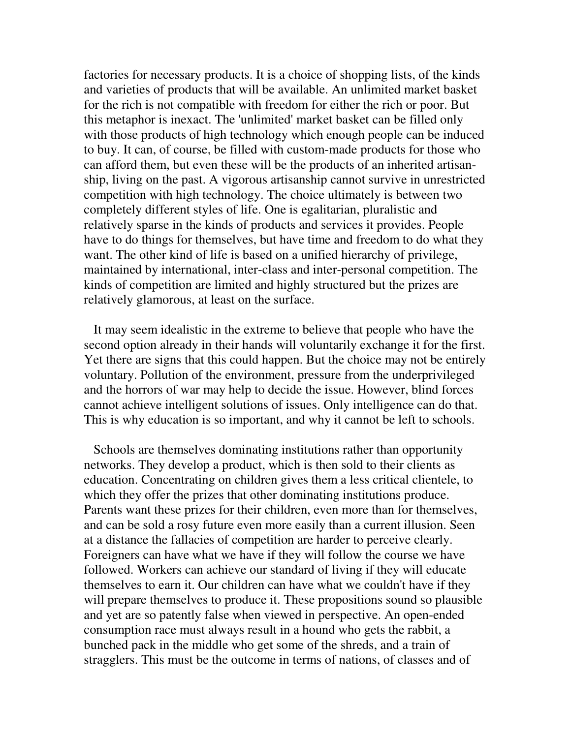factories for necessary products. It is a choice of shopping lists, of the kinds and varieties of products that will be available. An unlimited market basket for the rich is not compatible with freedom for either the rich or poor. But this metaphor is inexact. The 'unlimited' market basket can be filled only with those products of high technology which enough people can be induced to buy. It can, of course, be filled with custom-made products for those who can afford them, but even these will be the products of an inherited artisanship, living on the past. A vigorous artisanship cannot survive in unrestricted competition with high technology. The choice ultimately is between two completely different styles of life. One is egalitarian, pluralistic and relatively sparse in the kinds of products and services it provides. People have to do things for themselves, but have time and freedom to do what they want. The other kind of life is based on a unified hierarchy of privilege, maintained by international, inter-class and inter-personal competition. The kinds of competition are limited and highly structured but the prizes are relatively glamorous, at least on the surface.

It may seem idealistic in the extreme to believe that people who have the second option already in their hands will voluntarily exchange it for the first. Yet there are signs that this could happen. But the choice may not be entirely voluntary. Pollution of the environment, pressure from the underprivileged and the horrors of war may help to decide the issue. However, blind forces cannot achieve intelligent solutions of issues. Only intelligence can do that. This is why education is so important, and why it cannot be left to schools.

Schools are themselves dominating institutions rather than opportunity networks. They develop a product, which is then sold to their clients as education. Concentrating on children gives them a less critical clientele, to which they offer the prizes that other dominating institutions produce. Parents want these prizes for their children, even more than for themselves, and can be sold a rosy future even more easily than a current illusion. Seen at a distance the fallacies of competition are harder to perceive clearly. Foreigners can have what we have if they will follow the course we have followed. Workers can achieve our standard of living if they will educate themselves to earn it. Our children can have what we couldn't have if they will prepare themselves to produce it. These propositions sound so plausible and yet are so patently false when viewed in perspective. An open-ended consumption race must always result in a hound who gets the rabbit, a bunched pack in the middle who get some of the shreds, and a train of stragglers. This must be the outcome in terms of nations, of classes and of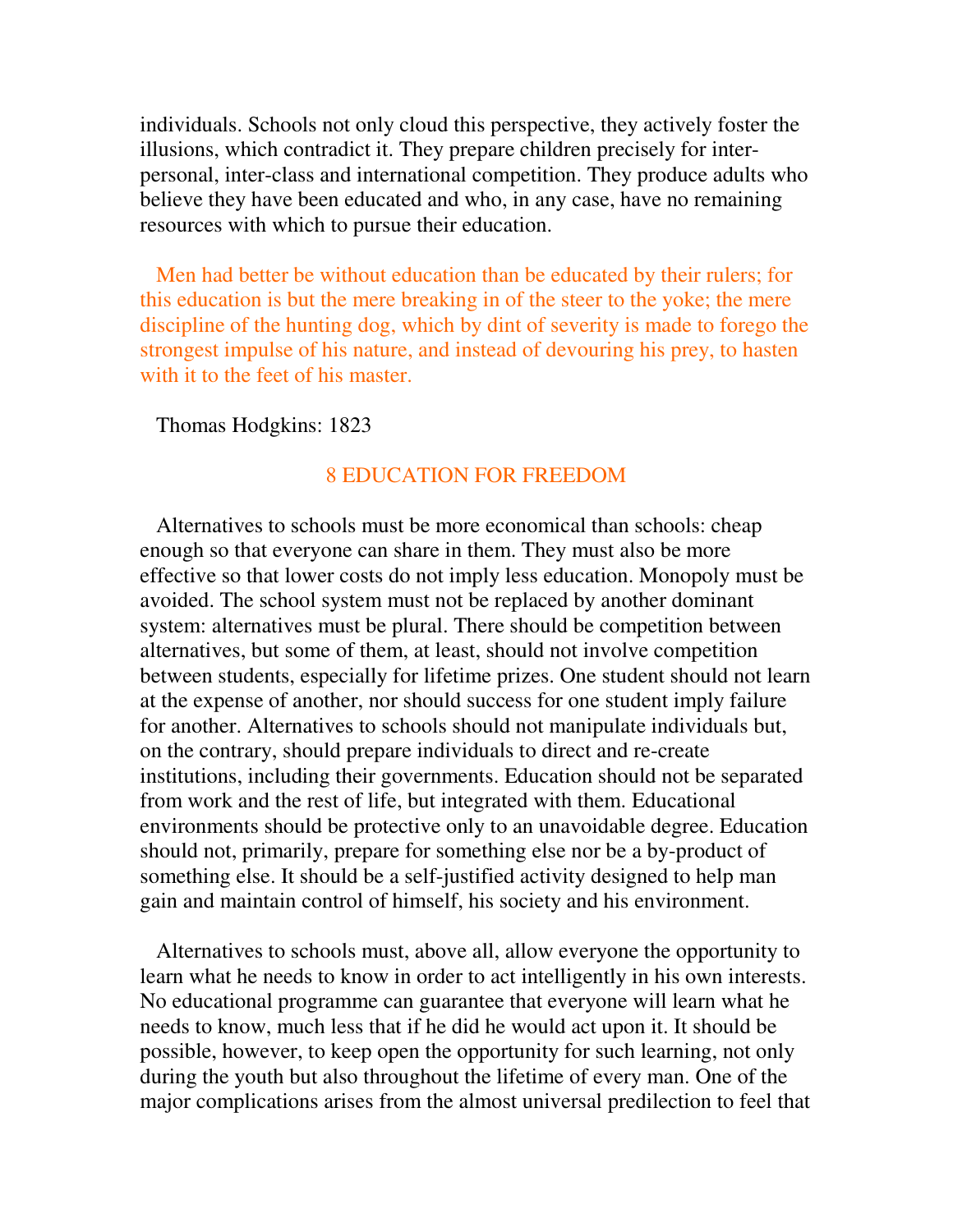individuals. Schools not only cloud this perspective, they actively foster the illusions, which contradict it. They prepare children precisely for inter-personal, inter-class and international competition. They produce adults who believe they have been educated and who, in any case, have no remaining resources with which to pursue their education.

> Men had better be without education than be educated by their rulers; for this education is but the mere breaking in of the steer to the yoke; the mere discipline of the hunting dog, which by dint of severity is made to forego the strongest impulse of his nature, and instead of devouring his prey, to hasten with it to the feet of his master.
>
> Thomas Hodgkins: 1823

## 8 EDUCATION FOR FREEDOM

Alternatives to schools must be more economical than schools: cheap enough so that everyone can share in them. They must also be more effective so that lower costs do not imply less education. Monopoly must be avoided. The school system must not be replaced by another dominant system: alternatives must be plural. There should be competition between alternatives, but some of them, at least, should not involve competition between students, especially for lifetime prizes. One student should not learn at the expense of another, nor should success for one student imply failure for another. Alternatives to schools should not manipulate individuals but, on the contrary, should prepare individuals to direct and re-create institutions, including their governments. Education should not be separated from work and the rest of life, but integrated with them. Educational environments should be protective only to an unavoidable degree. Education should not, primarily, prepare for something else nor be a by-product of something else. It should be a self-justified activity designed to help man gain and maintain control of himself, his society and his environment.

Alternatives to schools must, above all, allow everyone the opportunity to learn what he needs to know in order to act intelligently in his own interests. No educational programme can guarantee that everyone will learn what he needs to know, much less that if he did he would act upon it. It should be possible, however, to keep open the opportunity for such learning, not only during the youth but also throughout the lifetime of every man. One of the major complications arises from the almost universal predilection to feel that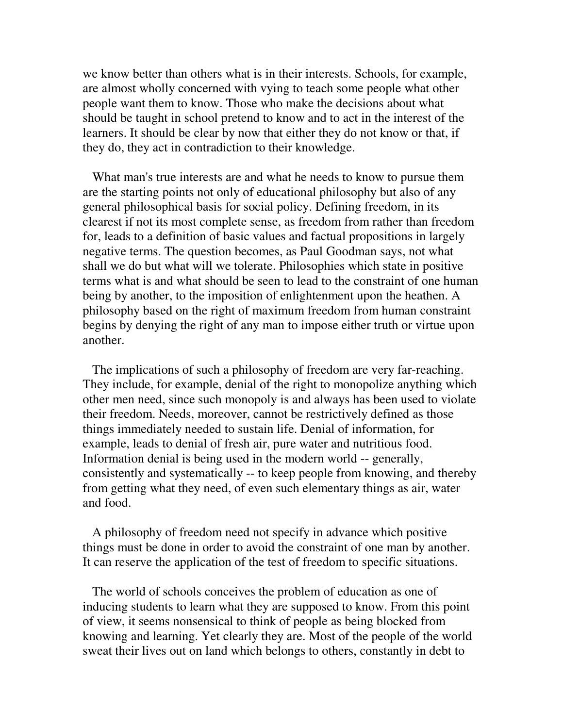we know better than others what is in their interests. Schools, for example, are almost wholly concerned with vying to teach some people what other people want them to know. Those who make the decisions about what should be taught in school pretend to know and to act in the interest of the learners. It should be clear by now that either they do not know or that, if they do, they act in contradiction to their knowledge.

What man's true interests are and what he needs to know to pursue them are the starting points not only of educational philosophy but also of any general philosophical basis for social policy. Defining freedom, in its clearest if not its most complete sense, as freedom from rather than freedom for, leads to a definition of basic values and factual propositions in largely negative terms. The question becomes, as Paul Goodman says, not what shall we do but what will we tolerate. Philosophies which state in positive terms what is and what should be seen to lead to the constraint of one human being by another, to the imposition of enlightenment upon the heathen. A philosophy based on the right of maximum freedom from human constraint begins by denying the right of any man to impose either truth or virtue upon another.

The implications of such a philosophy of freedom are very far-reaching. They include, for example, denial of the right to monopolize anything which other men need, since such monopoly is and always has been used to violate their freedom. Needs, moreover, cannot be restrictively defined as those things immediately needed to sustain life. Denial of information, for example, leads to denial of fresh air, pure water and nutritious food. Information denial is being used in the modern world -- generally, consistently and systematically -- to keep people from knowing, and thereby from getting what they need, of even such elementary things as air, water and food.

A philosophy of freedom need not specify in advance which positive things must be done in order to avoid the constraint of one man by another. It can reserve the application of the test of freedom to specific situations.

The world of schools conceives the problem of education as one of inducing students to learn what they are supposed to know. From this point of view, it seems nonsensical to think of people as being blocked from knowing and learning. Yet clearly they are. Most of the people of the world sweat their lives out on land which belongs to others, constantly in debt to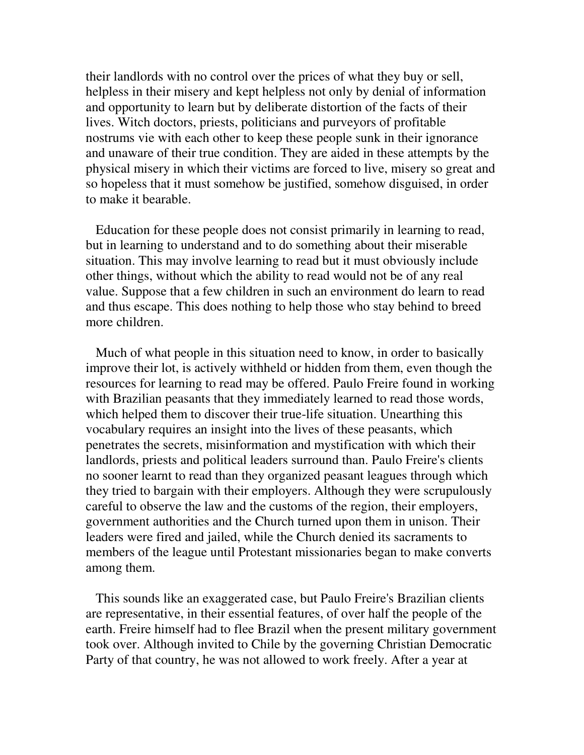their landlords with no control over the prices of what they buy or sell, helpless in their misery and kept helpless not only by denial of information and opportunity to learn but by deliberate distortion of the facts of their lives. Witch doctors, priests, politicians and purveyors of profitable nostrums vie with each other to keep these people sunk in their ignorance and unaware of their true condition. They are aided in these attempts by the physical misery in which their victims are forced to live, misery so great and so hopeless that it must somehow be justified, somehow disguised, in order to make it bearable.

Education for these people does not consist primarily in learning to read, but in learning to understand and to do something about their miserable situation. This may involve learning to read but it must obviously include other things, without which the ability to read would not be of any real value. Suppose that a few children in such an environment do learn to read and thus escape. This does nothing to help those who stay behind to breed more children.

Much of what people in this situation need to know, in order to basically improve their lot, is actively withheld or hidden from them, even though the resources for learning to read may be offered. Paulo Freire found in working with Brazilian peasants that they immediately learned to read those words, which helped them to discover their true-life situation. Unearthing this vocabulary requires an insight into the lives of these peasants, which penetrates the secrets, misinformation and mystification with which their landlords, priests and political leaders surround than. Paulo Freire's clients no sooner learnt to read than they organized peasant leagues through which they tried to bargain with their employers. Although they were scrupulously careful to observe the law and the customs of the region, their employers, government authorities and the Church turned upon them in unison. Their leaders were fired and jailed, while the Church denied its sacraments to members of the league until Protestant missionaries began to make converts among them.

This sounds like an exaggerated case, but Paulo Freire's Brazilian clients are representative, in their essential features, of over half the people of the earth. Freire himself had to flee Brazil when the present military government took over. Although invited to Chile by the governing Christian Democratic Party of that country, he was not allowed to work freely. After a year at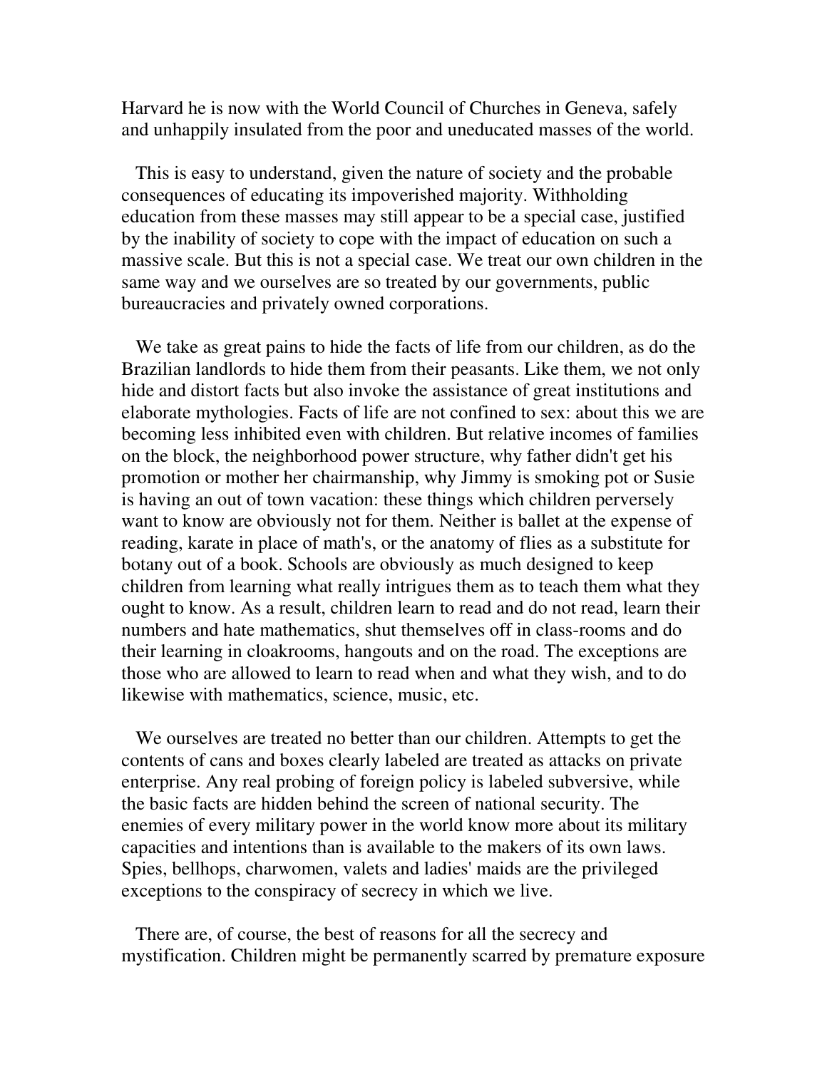Harvard he is now with the World Council of Churches in Geneva, safely and unhappily insulated from the poor and uneducated masses of the world.

This is easy to understand, given the nature of society and the probable consequences of educating its impoverished majority. Withholding education from these masses may still appear to be a special case, justified by the inability of society to cope with the impact of education on such a massive scale. But this is not a special case. We treat our own children in the same way and we ourselves are so treated by our governments, public bureaucracies and privately owned corporations.

We take as great pains to hide the facts of life from our children, as do the Brazilian landlords to hide them from their peasants. Like them, we not only hide and distort facts but also invoke the assistance of great institutions and elaborate mythologies. Facts of life are not confined to sex: about this we are becoming less inhibited even with children. But relative incomes of families on the block, the neighborhood power structure, why father didn't get his promotion or mother her chairmanship, why Jimmy is smoking pot or Susie is having an out of town vacation: these things which children perversely want to know are obviously not for them. Neither is ballet at the expense of reading, karate in place of math's, or the anatomy of flies as a substitute for botany out of a book. Schools are obviously as much designed to keep children from learning what really intrigues them as to teach them what they ought to know. As a result, children learn to read and do not read, learn their numbers and hate mathematics, shut themselves off in class-rooms and do their learning in cloakrooms, hangouts and on the road. The exceptions are those who are allowed to learn to read when and what they wish, and to do likewise with mathematics, science, music, etc.

We ourselves are treated no better than our children. Attempts to get the contents of cans and boxes clearly labeled are treated as attacks on private enterprise. Any real probing of foreign policy is labeled subversive, while the basic facts are hidden behind the screen of national security. The enemies of every military power in the world know more about its military capacities and intentions than is available to the makers of its own laws. Spies, bellhops, charwomen, valets and ladies' maids are the privileged exceptions to the conspiracy of secrecy in which we live.

There are, of course, the best of reasons for all the secrecy and mystification. Children might be permanently scarred by premature exposure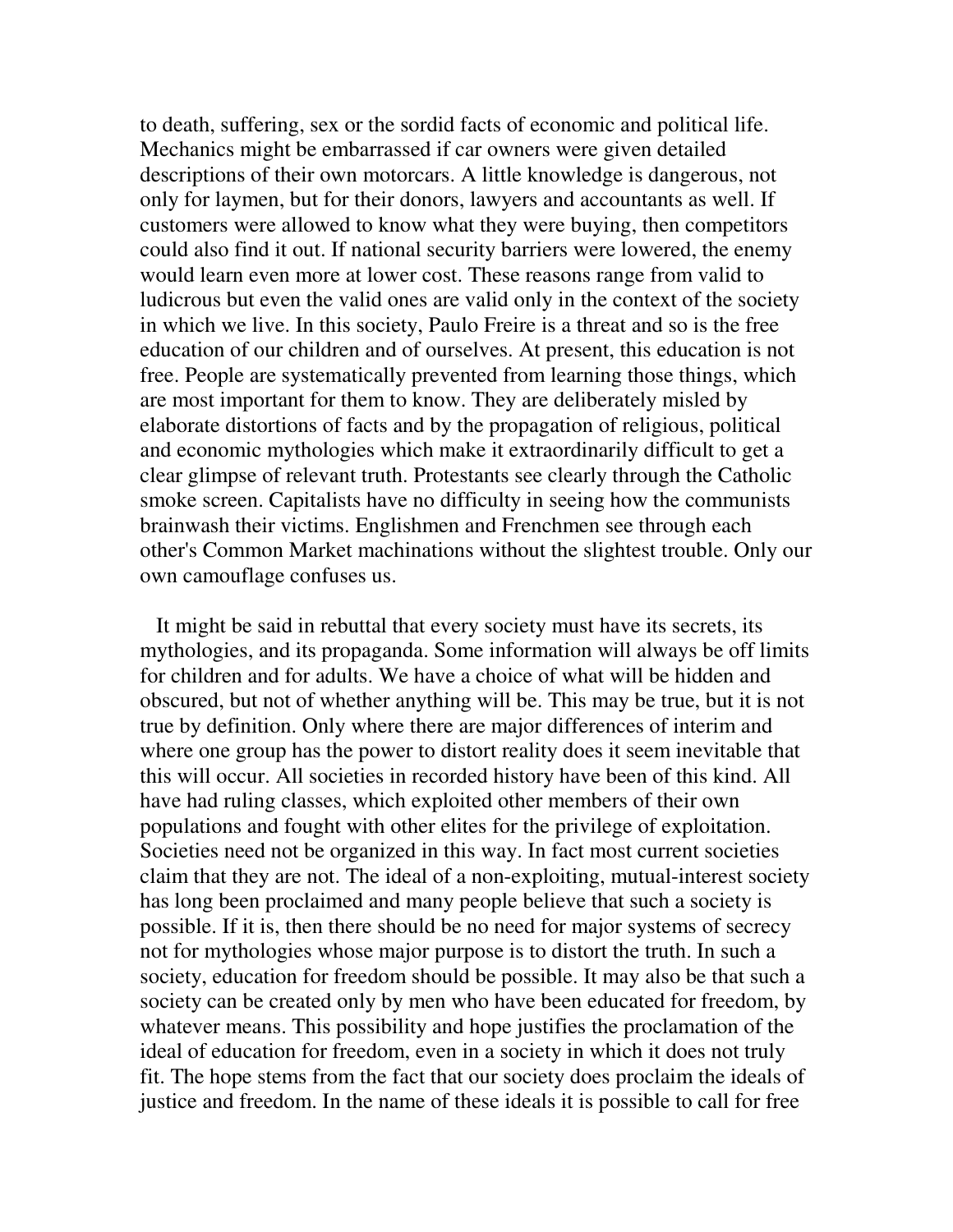to death, suffering, sex or the sordid facts of economic and political life. Mechanics might be embarrassed if car owners were given detailed descriptions of their own motorcars. A little knowledge is dangerous, not only for laymen, but for their donors, lawyers and accountants as well. If customers were allowed to know what they were buying, then competitors could also find it out. If national security barriers were lowered, the enemy would learn even more at lower cost. These reasons range from valid to ludicrous but even the valid ones are valid only in the context of the society in which we live. In this society, Paulo Freire is a threat and so is the free education of our children and of ourselves. At present, this education is not free. People are systematically prevented from learning those things, which are most important for them to know. They are deliberately misled by elaborate distortions of facts and by the propagation of religious, political and economic mythologies which make it extraordinarily difficult to get a clear glimpse of relevant truth. Protestants see clearly through the Catholic smoke screen. Capitalists have no difficulty in seeing how the communists brainwash their victims. Englishmen and Frenchmen see through each other's Common Market machinations without the slightest trouble. Only our own camouflage confuses us.

It might be said in rebuttal that every society must have its secrets, its mythologies, and its propaganda. Some information will always be off limits for children and for adults. We have a choice of what will be hidden and obscured, but not of whether anything will be. This may be true, but it is not true by definition. Only where there are major differences of interim and where one group has the power to distort reality does it seem inevitable that this will occur. All societies in recorded history have been of this kind. All have had ruling classes, which exploited other members of their own populations and fought with other elites for the privilege of exploitation. Societies need not be organized in this way. In fact most current societies claim that they are not. The ideal of a non-exploiting, mutual-interest society has long been proclaimed and many people believe that such a society is possible. If it is, then there should be no need for major systems of secrecy not for mythologies whose major purpose is to distort the truth. In such a society, education for freedom should be possible. It may also be that such a society can be created only by men who have been educated for freedom, by whatever means. This possibility and hope justifies the proclamation of the ideal of education for freedom, even in a society in which it does not truly fit. The hope stems from the fact that our society does proclaim the ideals of justice and freedom. In the name of these ideals it is possible to call for free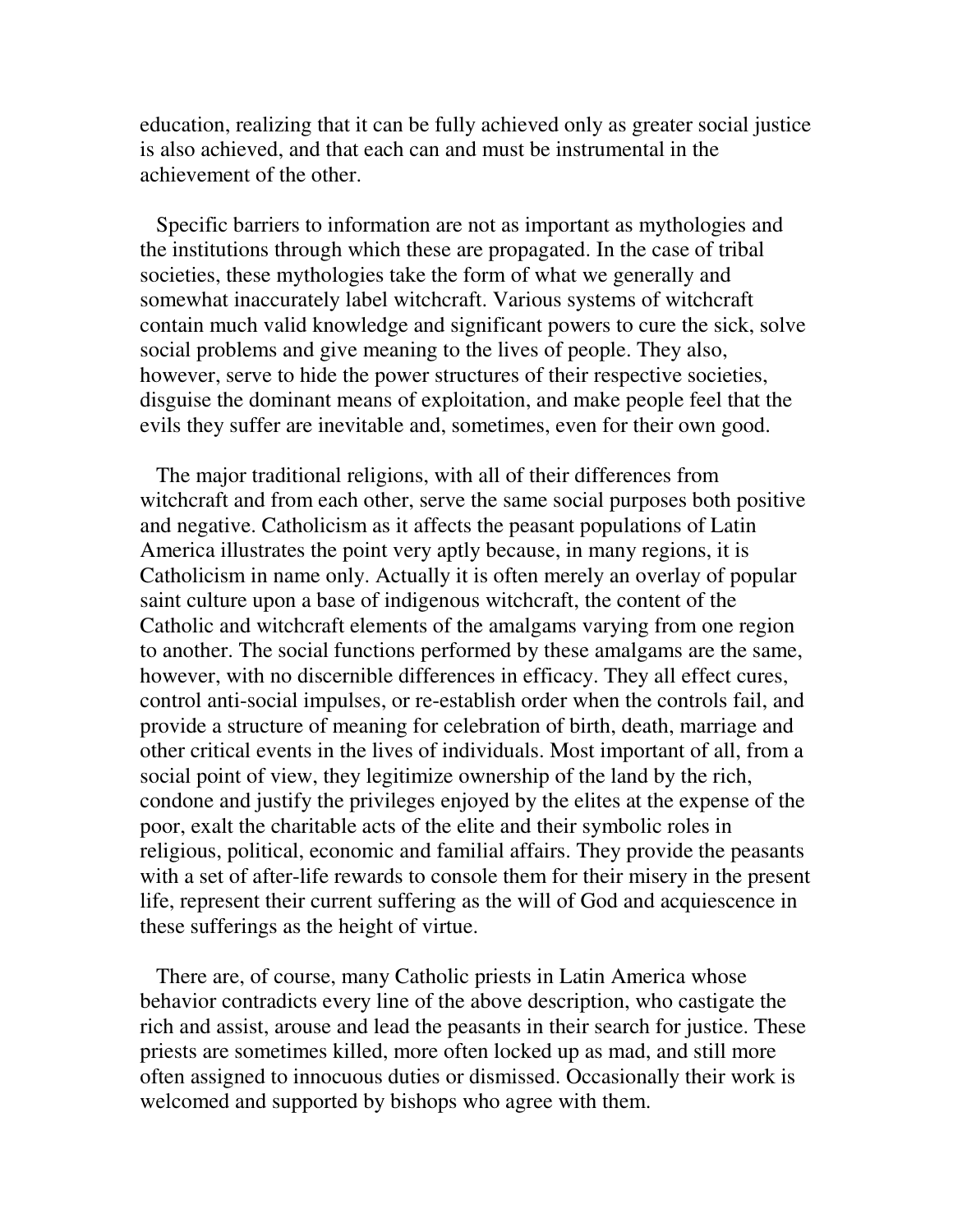education, realizing that it can be fully achieved only as greater social justice is also achieved, and that each can and must be instrumental in the achievement of the other.

Specific barriers to information are not as important as mythologies and the institutions through which these are propagated. In the case of tribal societies, these mythologies take the form of what we generally and somewhat inaccurately label witchcraft. Various systems of witchcraft contain much valid knowledge and significant powers to cure the sick, solve social problems and give meaning to the lives of people. They also, however, serve to hide the power structures of their respective societies, disguise the dominant means of exploitation, and make people feel that the evils they suffer are inevitable and, sometimes, even for their own good.

The major traditional religions, with all of their differences from witchcraft and from each other, serve the same social purposes both positive and negative. Catholicism as it affects the peasant populations of Latin America illustrates the point very aptly because, in many regions, it is Catholicism in name only. Actually it is often merely an overlay of popular saint culture upon a base of indigenous witchcraft, the content of the Catholic and witchcraft elements of the amalgams varying from one region to another. The social functions performed by these amalgams are the same, however, with no discernible differences in efficacy. They all effect cures, control anti-social impulses, or re-establish order when the controls fail, and provide a structure of meaning for celebration of birth, death, marriage and other critical events in the lives of individuals. Most important of all, from a social point of view, they legitimize ownership of the land by the rich, condone and justify the privileges enjoyed by the elites at the expense of the poor, exalt the charitable acts of the elite and their symbolic roles in religious, political, economic and familial affairs. They provide the peasants with a set of after-life rewards to console them for their misery in the present life, represent their current suffering as the will of God and acquiescence in these sufferings as the height of virtue.

There are, of course, many Catholic priests in Latin America whose behavior contradicts every line of the above description, who castigate the rich and assist, arouse and lead the peasants in their search for justice. These priests are sometimes killed, more often locked up as mad, and still more often assigned to innocuous duties or dismissed. Occasionally their work is welcomed and supported by bishops who agree with them.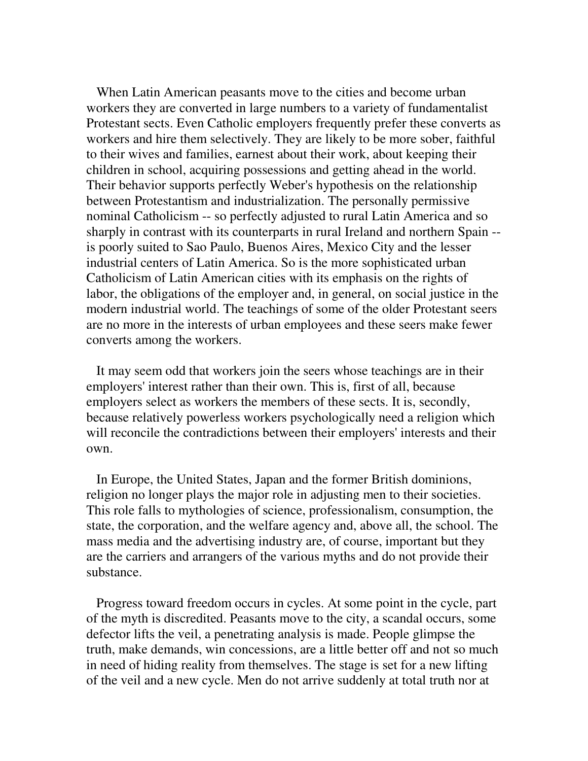When Latin American peasants move to the cities and become urban workers they are converted in large numbers to a variety of fundamentalist Protestant sects. Even Catholic employers frequently prefer these converts as workers and hire them selectively. They are likely to be more sober, faithful to their wives and families, earnest about their work, about keeping their children in school, acquiring possessions and getting ahead in the world. Their behavior supports perfectly Weber's hypothesis on the relationship between Protestantism and industrialization. The personally permissive nominal Catholicism -- so perfectly adjusted to rural Latin America and so sharply in contrast with its counterparts in rural Ireland and northern Spain -- is poorly suited to Sao Paulo, Buenos Aires, Mexico City and the lesser industrial centers of Latin America. So is the more sophisticated urban Catholicism of Latin American cities with its emphasis on the rights of labor, the obligations of the employer and, in general, on social justice in the modern industrial world. The teachings of some of the older Protestant seers are no more in the interests of urban employees and these seers make fewer converts among the workers.

It may seem odd that workers join the seers whose teachings are in their employers' interest rather than their own. This is, first of all, because employers select as workers the members of these sects. It is, secondly, because relatively powerless workers psychologically need a religion which will reconcile the contradictions between their employers' interests and their own.

In Europe, the United States, Japan and the former British dominions, religion no longer plays the major role in adjusting men to their societies. This role falls to mythologies of science, professionalism, consumption, the state, the corporation, and the welfare agency and, above all, the school. The mass media and the advertising industry are, of course, important but they are the carriers and arrangers of the various myths and do not provide their substance.

Progress toward freedom occurs in cycles. At some point in the cycle, part of the myth is discredited. Peasants move to the city, a scandal occurs, some defector lifts the veil, a penetrating analysis is made. People glimpse the truth, make demands, win concessions, are a little better off and not so much in need of hiding reality from themselves. The stage is set for a new lifting of the veil and a new cycle. Men do not arrive suddenly at total truth nor at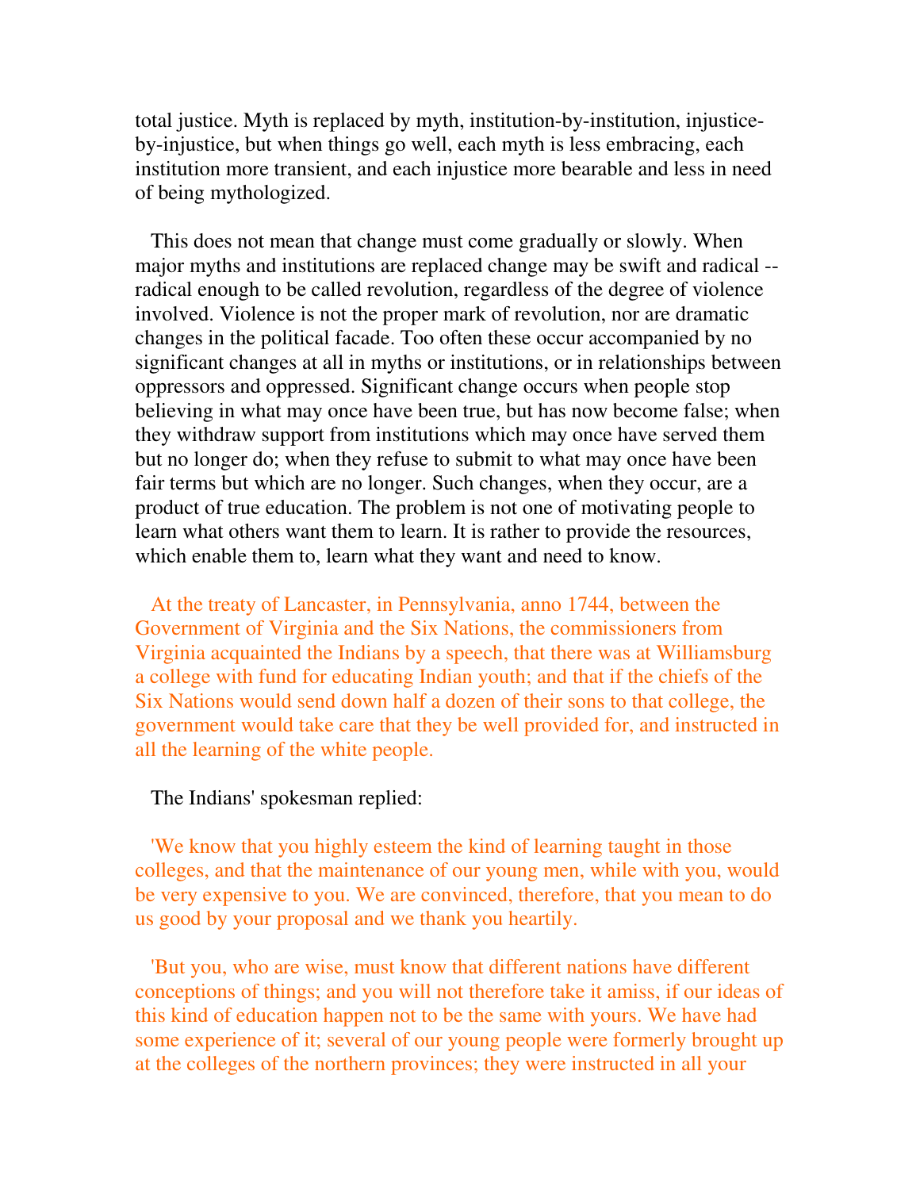total justice. Myth is replaced by myth, institution-by-institution, injustice-by-injustice, but when things go well, each myth is less embracing, each institution more transient, and each injustice more bearable and less in need of being mythologized.

This does not mean that change must come gradually or slowly. When major myths and institutions are replaced change may be swift and radical -- radical enough to be called revolution, regardless of the degree of violence involved. Violence is not the proper mark of revolution, nor are dramatic changes in the political facade. Too often these occur accompanied by no significant changes at all in myths or institutions, or in relationships between oppressors and oppressed. Significant change occurs when people stop believing in what may once have been true, but has now become false; when they withdraw support from institutions which may once have served them but no longer do; when they refuse to submit to what may once have been fair terms but which are no longer. Such changes, when they occur, are a product of true education. The problem is not one of motivating people to learn what others want them to learn. It is rather to provide the resources, which enable them to, learn what they want and need to know.

At the treaty of Lancaster, in Pennsylvania, anno 1744, between the Government of Virginia and the Six Nations, the commissioners from Virginia acquainted the Indians by a speech, that there was at Williamsburg a college with fund for educating Indian youth; and that if the chiefs of the Six Nations would send down half a dozen of their sons to that college, the government would take care that they be well provided for, and instructed in all the learning of the white people.

The Indians' spokesman replied:

'We know that you highly esteem the kind of learning taught in those colleges, and that the maintenance of our young men, while with you, would be very expensive to you. We are convinced, therefore, that you mean to do us good by your proposal and we thank you heartily.

'But you, who are wise, must know that different nations have different conceptions of things; and you will not therefore take it amiss, if our ideas of this kind of education happen not to be the same with yours. We have had some experience of it; several of our young people were formerly brought up at the colleges of the northern provinces; they were instructed in all your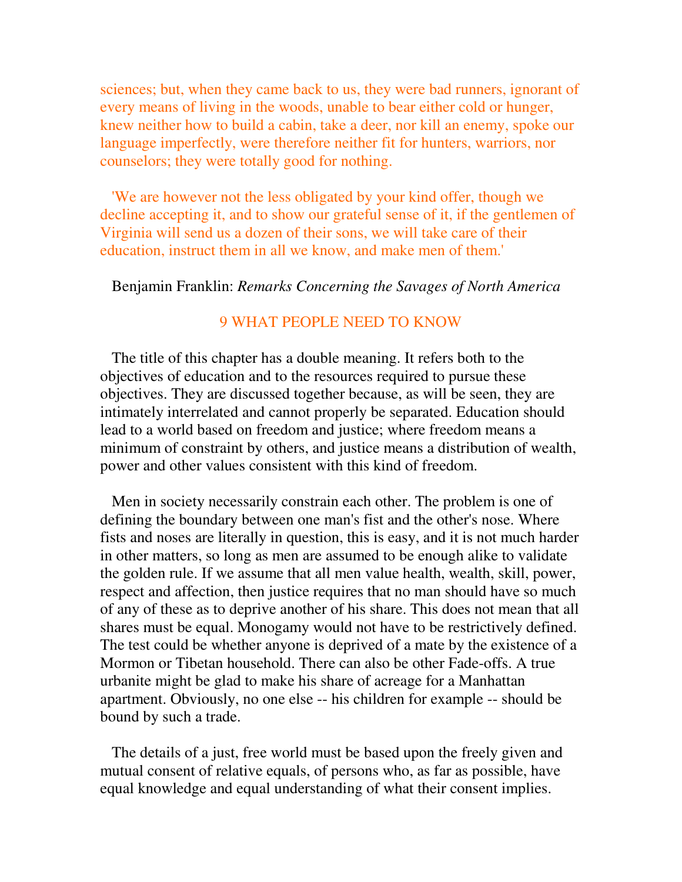sciences; but, when they came back to us, they were bad runners, ignorant of every means of living in the woods, unable to bear either cold or hunger, knew neither how to build a cabin, take a deer, nor kill an enemy, spoke our language imperfectly, were therefore neither fit for hunters, warriors, nor counselors; they were totally good for nothing.

'We are however not the less obligated by your kind offer, though we decline accepting it, and to show our grateful sense of it, if the gentlemen of Virginia will send us a dozen of their sons, we will take care of their education, instruct them in all we know, and make men of them.'

Benjamin Franklin: *Remarks Concerning the Savages of North America*

## 9 WHAT PEOPLE NEED TO KNOW

The title of this chapter has a double meaning. It refers both to the objectives of education and to the resources required to pursue these objectives. They are discussed together because, as will be seen, they are intimately interrelated and cannot properly be separated. Education should lead to a world based on freedom and justice; where freedom means a minimum of constraint by others, and justice means a distribution of wealth, power and other values consistent with this kind of freedom.

Men in society necessarily constrain each other. The problem is one of defining the boundary between one man's fist and the other's nose. Where fists and noses are literally in question, this is easy, and it is not much harder in other matters, so long as men are assumed to be enough alike to validate the golden rule. If we assume that all men value health, wealth, skill, power, respect and affection, then justice requires that no man should have so much of any of these as to deprive another of his share. This does not mean that all shares must be equal. Monogamy would not have to be restrictively defined. The test could be whether anyone is deprived of a mate by the existence of a Mormon or Tibetan household. There can also be other Fade-offs. A true urbanite might be glad to make his share of acreage for a Manhattan apartment. Obviously, no one else -- his children for example -- should be bound by such a trade.

The details of a just, free world must be based upon the freely given and mutual consent of relative equals, of persons who, as far as possible, have equal knowledge and equal understanding of what their consent implies.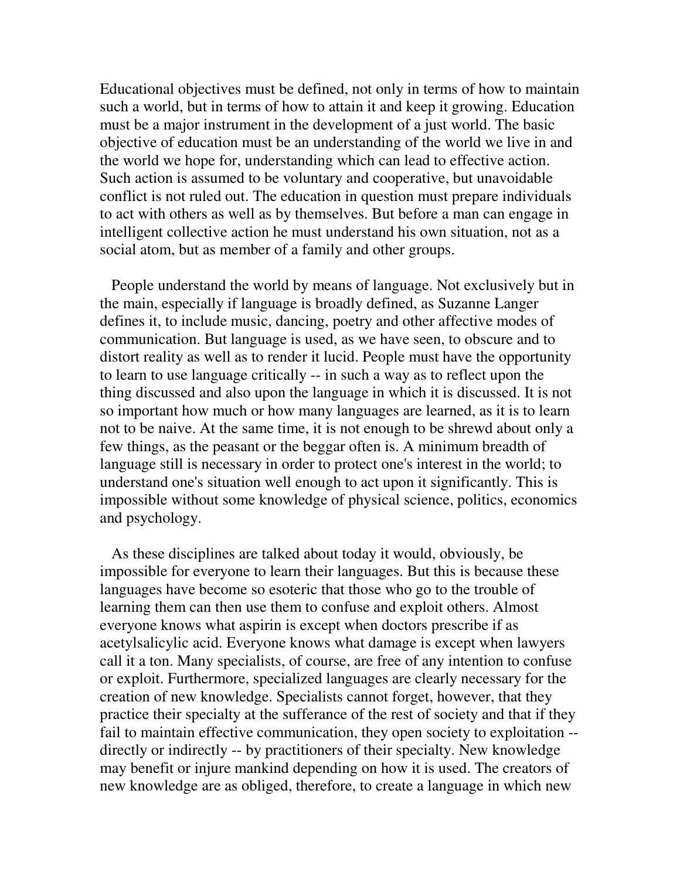Educational objectives must be defined, not only in terms of how to maintain such a world, but in terms of how to attain it and keep it growing. Education must be a major instrument in the development of a just world. The basic objective of education must be an understanding of the world we live in and the world we hope for, understanding which can lead to effective action. Such action is assumed to be voluntary and cooperative, but unavoidable conflict is not ruled out. The education in question must prepare individuals to act with others as well as by themselves. But before a man can engage in intelligent collective action he must understand his own situation, not as a social atom, but as member of a family and other groups.

People understand the world by means of language. Not exclusively but in the main, especially if language is broadly defined, as Suzanne Langer defines it, to include music, dancing, poetry and other affective modes of communication. But language is used, as we have seen, to obscure and to distort reality as well as to render it lucid. People must have the opportunity to learn to use language critically -- in such a way as to reflect upon the thing discussed and also upon the language in which it is discussed. It is not so important how much or how many languages are learned, as it is to learn not to be naive. At the same time, it is not enough to be shrewd about only a few things, as the peasant or the beggar often is. A minimum breadth of language still is necessary in order to protect one's interest in the world; to understand one's situation well enough to act upon it significantly. This is impossible without some knowledge of physical science, politics, economics and psychology.

As these disciplines are talked about today it would, obviously, be impossible for everyone to learn their languages. But this is because these languages have become so esoteric that those who go to the trouble of learning them can then use them to confuse and exploit others. Almost everyone knows what aspirin is except when doctors prescribe if as acetylsalicylic acid. Everyone knows what damage is except when lawyers call it a ton. Many specialists, of course, are free of any intention to confuse or exploit. Furthermore, specialized languages are clearly necessary for the creation of new knowledge. Specialists cannot forget, however, that they practice their specialty at the sufferance of the rest of society and that if they fail to maintain effective communication, they open society to exploitation -- directly or indirectly -- by practitioners of their specialty. New knowledge may benefit or injure mankind depending on how it is used. The creators of new knowledge are as obliged, therefore, to create a language in which new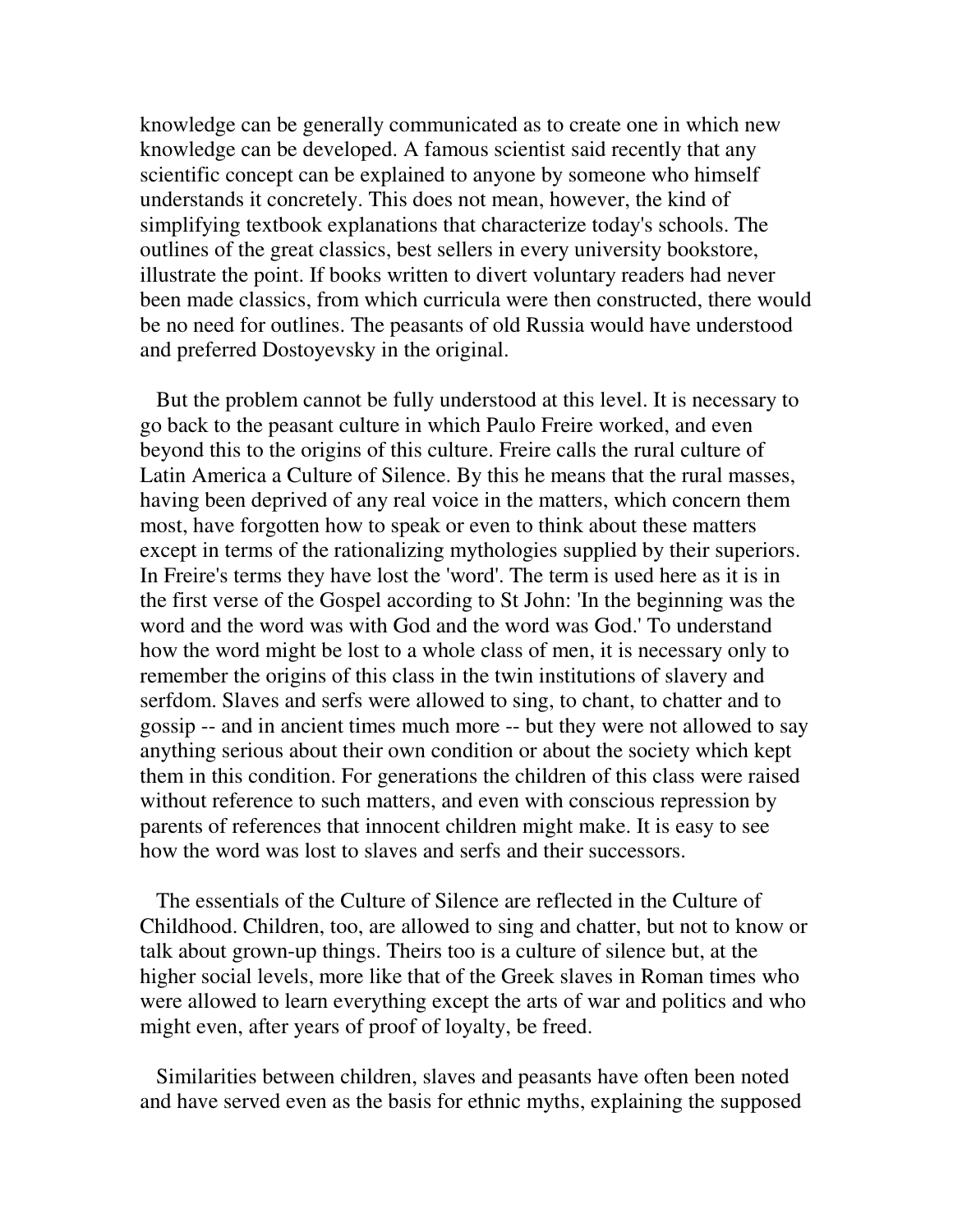knowledge can be generally communicated as to create one in which new knowledge can be developed. A famous scientist said recently that any scientific concept can be explained to anyone by someone who himself understands it concretely. This does not mean, however, the kind of simplifying textbook explanations that characterize today's schools. The outlines of the great classics, best sellers in every university bookstore, illustrate the point. If books written to divert voluntary readers had never been made classics, from which curricula were then constructed, there would be no need for outlines. The peasants of old Russia would have understood and preferred Dostoyevsky in the original.

But the problem cannot be fully understood at this level. It is necessary to go back to the peasant culture in which Paulo Freire worked, and even beyond this to the origins of this culture. Freire calls the rural culture of Latin America a Culture of Silence. By this he means that the rural masses, having been deprived of any real voice in the matters, which concern them most, have forgotten how to speak or even to think about these matters except in terms of the rationalizing mythologies supplied by their superiors. In Freire's terms they have lost the 'word'. The term is used here as it is in the first verse of the Gospel according to St John: 'In the beginning was the word and the word was with God and the word was God.' To understand how the word might be lost to a whole class of men, it is necessary only to remember the origins of this class in the twin institutions of slavery and serfdom. Slaves and serfs were allowed to sing, to chant, to chatter and to gossip -- and in ancient times much more -- but they were not allowed to say anything serious about their own condition or about the society which kept them in this condition. For generations the children of this class were raised without reference to such matters, and even with conscious repression by parents of references that innocent children might make. It is easy to see how the word was lost to slaves and serfs and their successors.

The essentials of the Culture of Silence are reflected in the Culture of Childhood. Children, too, are allowed to sing and chatter, but not to know or talk about grown-up things. Theirs too is a culture of silence but, at the higher social levels, more like that of the Greek slaves in Roman times who were allowed to learn everything except the arts of war and politics and who might even, after years of proof of loyalty, be freed.

Similarities between children, slaves and peasants have often been noted and have served even as the basis for ethnic myths, explaining the supposed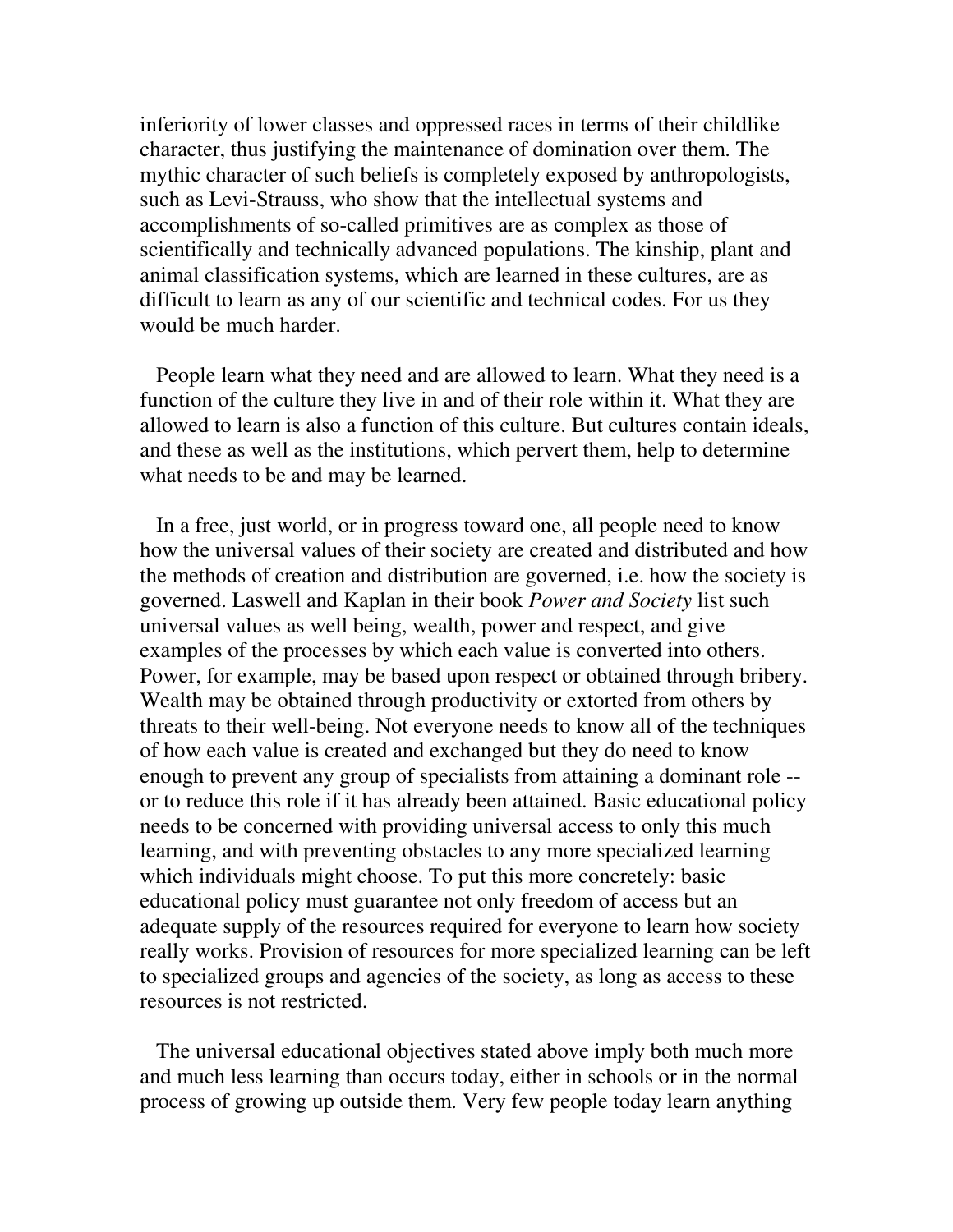inferiority of lower classes and oppressed races in terms of their childlike character, thus justifying the maintenance of domination over them. The mythic character of such beliefs is completely exposed by anthropologists, such as Levi-Strauss, who show that the intellectual systems and accomplishments of so-called primitives are as complex as those of scientifically and technically advanced populations. The kinship, plant and animal classification systems, which are learned in these cultures, are as difficult to learn as any of our scientific and technical codes. For us they would be much harder.

People learn what they need and are allowed to learn. What they need is a function of the culture they live in and of their role within it. What they are allowed to learn is also a function of this culture. But cultures contain ideals, and these as well as the institutions, which pervert them, help to determine what needs to be and may be learned.

In a free, just world, or in progress toward one, all people need to know how the universal values of their society are created and distributed and how the methods of creation and distribution are governed, i.e. how the society is governed. Laswell and Kaplan in their book *Power and Society* list such universal values as well being, wealth, power and respect, and give examples of the processes by which each value is converted into others. Power, for example, may be based upon respect or obtained through bribery. Wealth may be obtained through productivity or extorted from others by threats to their well-being. Not everyone needs to know all of the techniques of how each value is created and exchanged but they do need to know enough to prevent any group of specialists from attaining a dominant role -- or to reduce this role if it has already been attained. Basic educational policy needs to be concerned with providing universal access to only this much learning, and with preventing obstacles to any more specialized learning which individuals might choose. To put this more concretely: basic educational policy must guarantee not only freedom of access but an adequate supply of the resources required for everyone to learn how society really works. Provision of resources for more specialized learning can be left to specialized groups and agencies of the society, as long as access to these resources is not restricted.

The universal educational objectives stated above imply both much more and much less learning than occurs today, either in schools or in the normal process of growing up outside them. Very few people today learn anything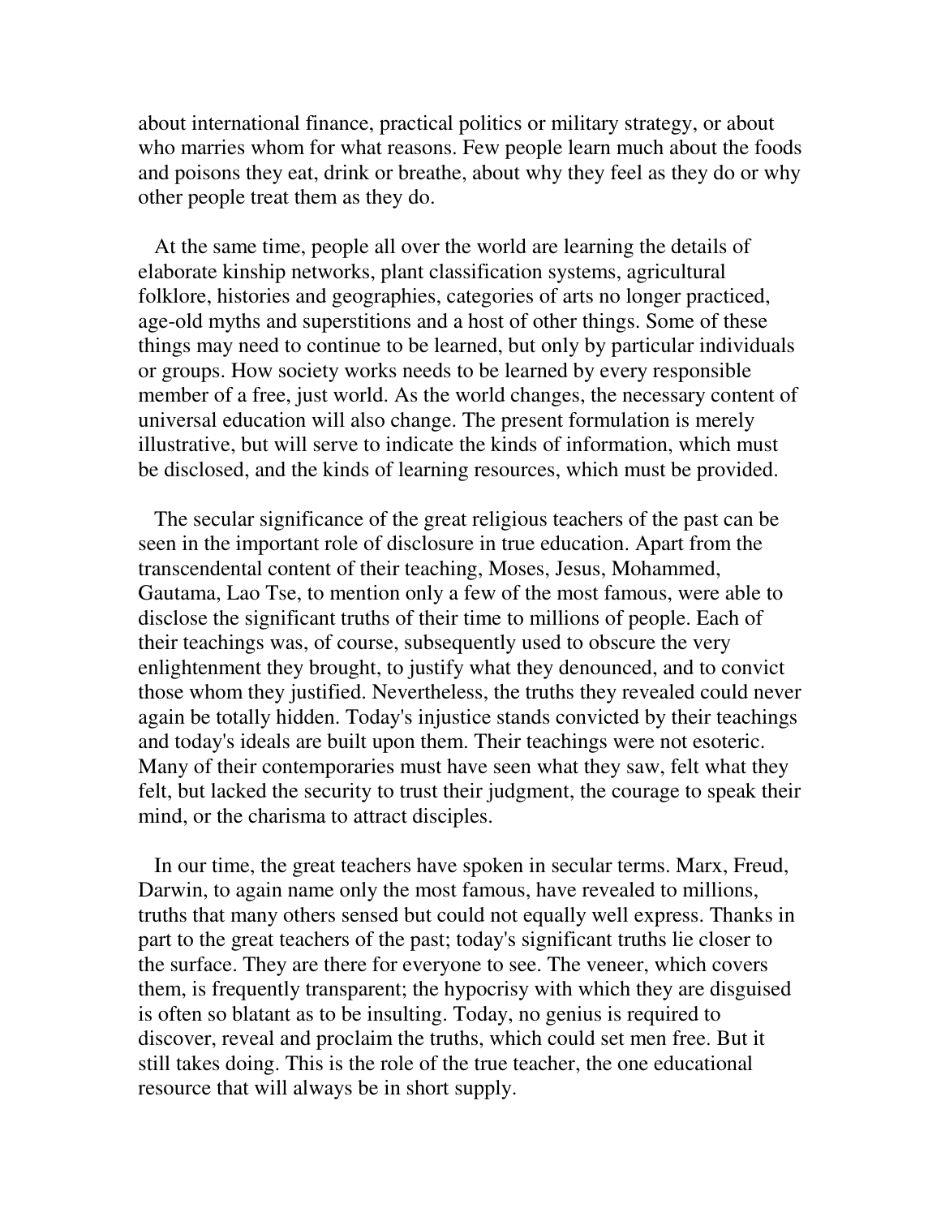about international finance, practical politics or military strategy, or about who marries whom for what reasons. Few people learn much about the foods and poisons they eat, drink or breathe, about why they feel as they do or why other people treat them as they do.

At the same time, people all over the world are learning the details of elaborate kinship networks, plant classification systems, agricultural folklore, histories and geographies, categories of arts no longer practiced, age-old myths and superstitions and a host of other things. Some of these things may need to continue to be learned, but only by particular individuals or groups. How society works needs to be learned by every responsible member of a free, just world. As the world changes, the necessary content of universal education will also change. The present formulation is merely illustrative, but will serve to indicate the kinds of information, which must be disclosed, and the kinds of learning resources, which must be provided.

The secular significance of the great religious teachers of the past can be seen in the important role of disclosure in true education. Apart from the transcendental content of their teaching, Moses, Jesus, Mohammed, Gautama, Lao Tse, to mention only a few of the most famous, were able to disclose the significant truths of their time to millions of people. Each of their teachings was, of course, subsequently used to obscure the very enlightenment they brought, to justify what they denounced, and to convict those whom they justified. Nevertheless, the truths they revealed could never again be totally hidden. Today's injustice stands convicted by their teachings and today's ideals are built upon them. Their teachings were not esoteric. Many of their contemporaries must have seen what they saw, felt what they felt, but lacked the security to trust their judgment, the courage to speak their mind, or the charisma to attract disciples.

In our time, the great teachers have spoken in secular terms. Marx, Freud, Darwin, to again name only the most famous, have revealed to millions, truths that many others sensed but could not equally well express. Thanks in part to the great teachers of the past; today's significant truths lie closer to the surface. They are there for everyone to see. The veneer, which covers them, is frequently transparent; the hypocrisy with which they are disguised is often so blatant as to be insulting. Today, no genius is required to discover, reveal and proclaim the truths, which could set men free. But it still takes doing. This is the role of the true teacher, the one educational resource that will always be in short supply.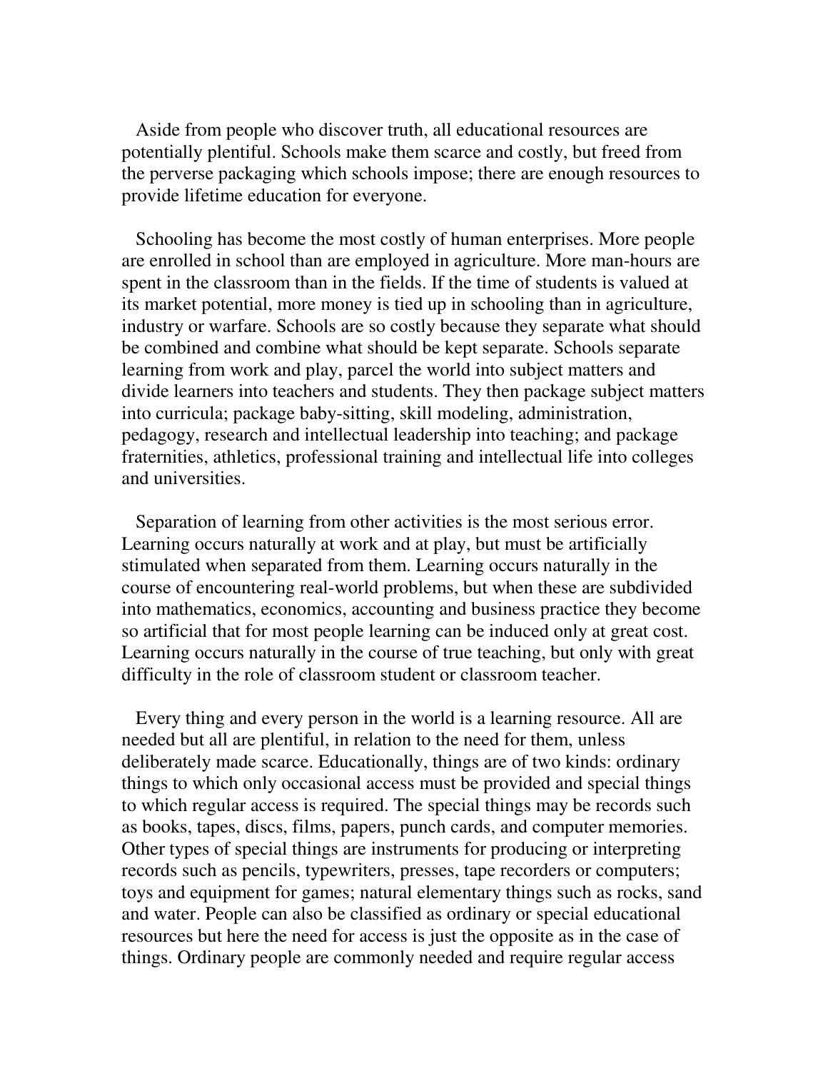Aside from people who discover truth, all educational resources are potentially plentiful. Schools make them scarce and costly, but freed from the perverse packaging which schools impose; there are enough resources to provide lifetime education for everyone.

Schooling has become the most costly of human enterprises. More people are enrolled in school than are employed in agriculture. More man-hours are spent in the classroom than in the fields. If the time of students is valued at its market potential, more money is tied up in schooling than in agriculture, industry or warfare. Schools are so costly because they separate what should be combined and combine what should be kept separate. Schools separate learning from work and play, parcel the world into subject matters and divide learners into teachers and students. They then package subject matters into curricula; package baby-sitting, skill modeling, administration, pedagogy, research and intellectual leadership into teaching; and package fraternities, athletics, professional training and intellectual life into colleges and universities.

Separation of learning from other activities is the most serious error. Learning occurs naturally at work and at play, but must be artificially stimulated when separated from them. Learning occurs naturally in the course of encountering real-world problems, but when these are subdivided into mathematics, economics, accounting and business practice they become so artificial that for most people learning can be induced only at great cost. Learning occurs naturally in the course of true teaching, but only with great difficulty in the role of classroom student or classroom teacher.

Every thing and every person in the world is a learning resource. All are needed but all are plentiful, in relation to the need for them, unless deliberately made scarce. Educationally, things are of two kinds: ordinary things to which only occasional access must be provided and special things to which regular access is required. The special things may be records such as books, tapes, discs, films, papers, punch cards, and computer memories. Other types of special things are instruments for producing or interpreting records such as pencils, typewriters, presses, tape recorders or computers; toys and equipment for games; natural elementary things such as rocks, sand and water. People can also be classified as ordinary or special educational resources but here the need for access is just the opposite as in the case of things. Ordinary people are commonly needed and require regular access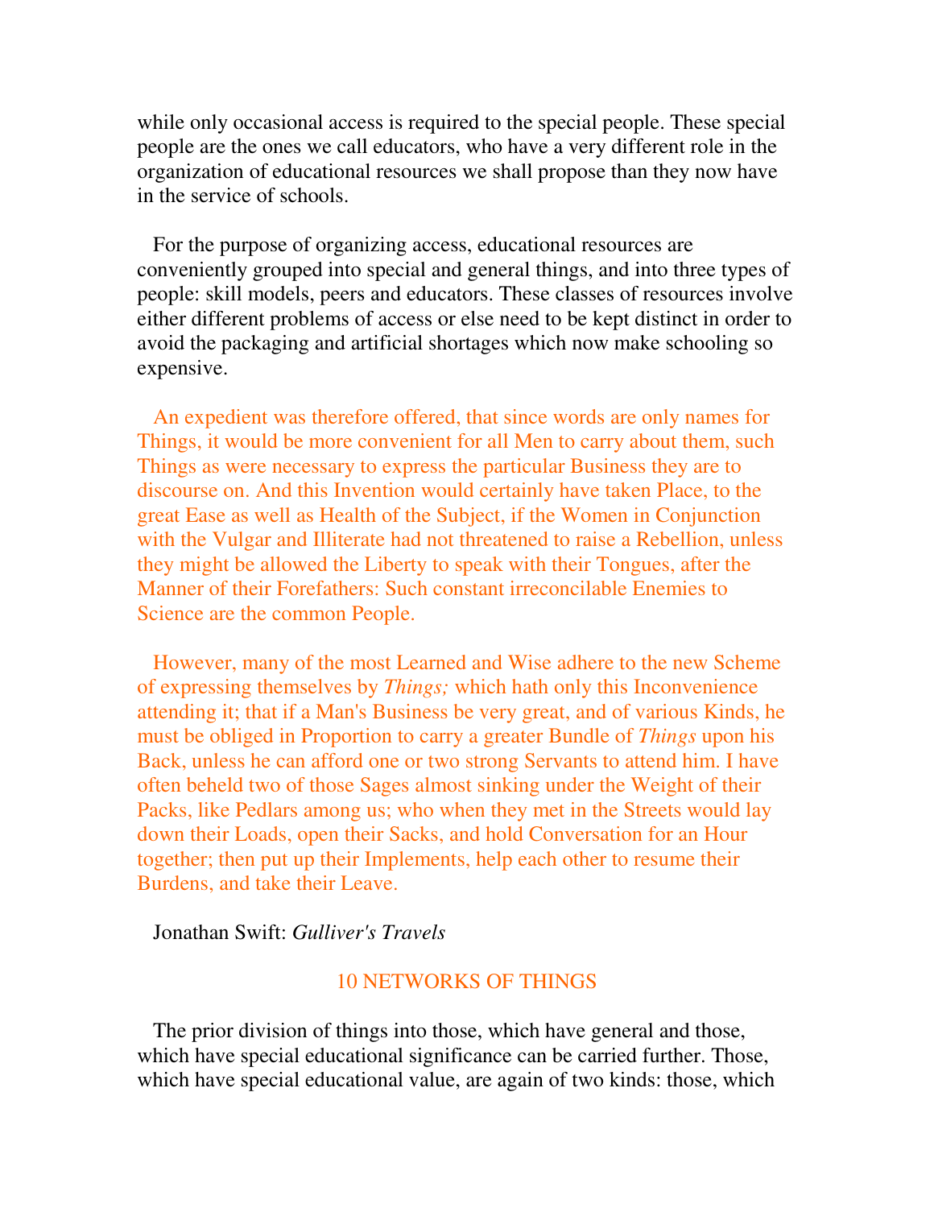while only occasional access is required to the special people. These special people are the ones we call educators, who have a very different role in the organization of educational resources we shall propose than they now have in the service of schools.

For the purpose of organizing access, educational resources are conveniently grouped into special and general things, and into three types of people: skill models, peers and educators. These classes of resources involve either different problems of access or else need to be kept distinct in order to avoid the packaging and artificial shortages which now make schooling so expensive.

An expedient was therefore offered, that since words are only names for Things, it would be more convenient for all Men to carry about them, such Things as were necessary to express the particular Business they are to discourse on. And this Invention would certainly have taken Place, to the great Ease as well as Health of the Subject, if the Women in Conjunction with the Vulgar and Illiterate had not threatened to raise a Rebellion, unless they might be allowed the Liberty to speak with their Tongues, after the Manner of their Forefathers: Such constant irreconcilable Enemies to Science are the common People.

However, many of the most Learned and Wise adhere to the new Scheme of expressing themselves by *Things;* which hath only this Inconvenience attending it; that if a Man's Business be very great, and of various Kinds, he must be obliged in Proportion to carry a greater Bundle of *Things* upon his Back, unless he can afford one or two strong Servants to attend him. I have often beheld two of those Sages almost sinking under the Weight of their Packs, like Pedlars among us; who when they met in the Streets would lay down their Loads, open their Sacks, and hold Conversation for an Hour together; then put up their Implements, help each other to resume their Burdens, and take their Leave.

Jonathan Swift: *Gulliver's Travels*

## 10 NETWORKS OF THINGS

The prior division of things into those, which have general and those, which have special educational significance can be carried further. Those, which have special educational value, are again of two kinds: those, which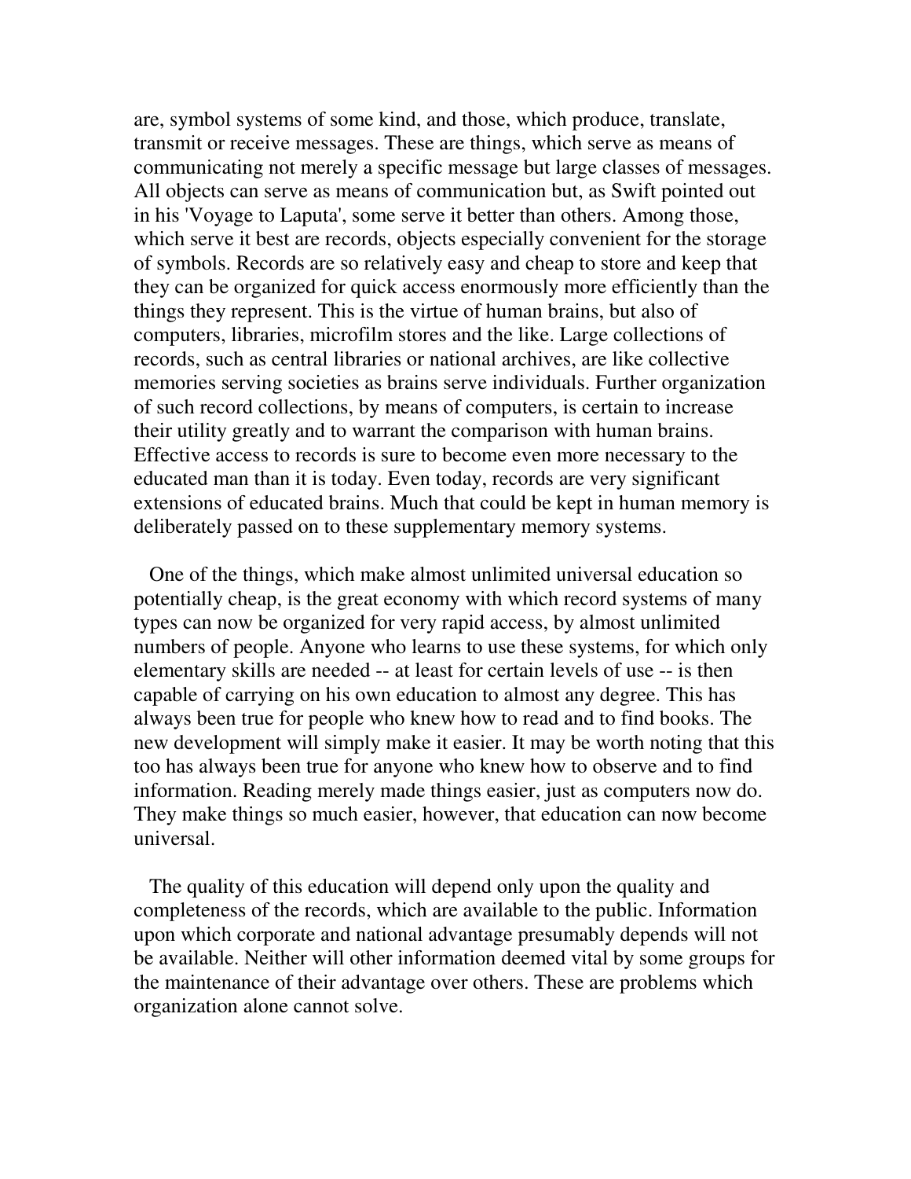are, symbol systems of some kind, and those, which produce, translate, transmit or receive messages. These are things, which serve as means of communicating not merely a specific message but large classes of messages. All objects can serve as means of communication but, as Swift pointed out in his 'Voyage to Laputa', some serve it better than others. Among those, which serve it best are records, objects especially convenient for the storage of symbols. Records are so relatively easy and cheap to store and keep that they can be organized for quick access enormously more efficiently than the things they represent. This is the virtue of human brains, but also of computers, libraries, microfilm stores and the like. Large collections of records, such as central libraries or national archives, are like collective memories serving societies as brains serve individuals. Further organization of such record collections, by means of computers, is certain to increase their utility greatly and to warrant the comparison with human brains. Effective access to records is sure to become even more necessary to the educated man than it is today. Even today, records are very significant extensions of educated brains. Much that could be kept in human memory is deliberately passed on to these supplementary memory systems.

One of the things, which make almost unlimited universal education so potentially cheap, is the great economy with which record systems of many types can now be organized for very rapid access, by almost unlimited numbers of people. Anyone who learns to use these systems, for which only elementary skills are needed -- at least for certain levels of use -- is then capable of carrying on his own education to almost any degree. This has always been true for people who knew how to read and to find books. The new development will simply make it easier. It may be worth noting that this too has always been true for anyone who knew how to observe and to find information. Reading merely made things easier, just as computers now do. They make things so much easier, however, that education can now become universal.

The quality of this education will depend only upon the quality and completeness of the records, which are available to the public. Information upon which corporate and national advantage presumably depends will not be available. Neither will other information deemed vital by some groups for the maintenance of their advantage over others. These are problems which organization alone cannot solve.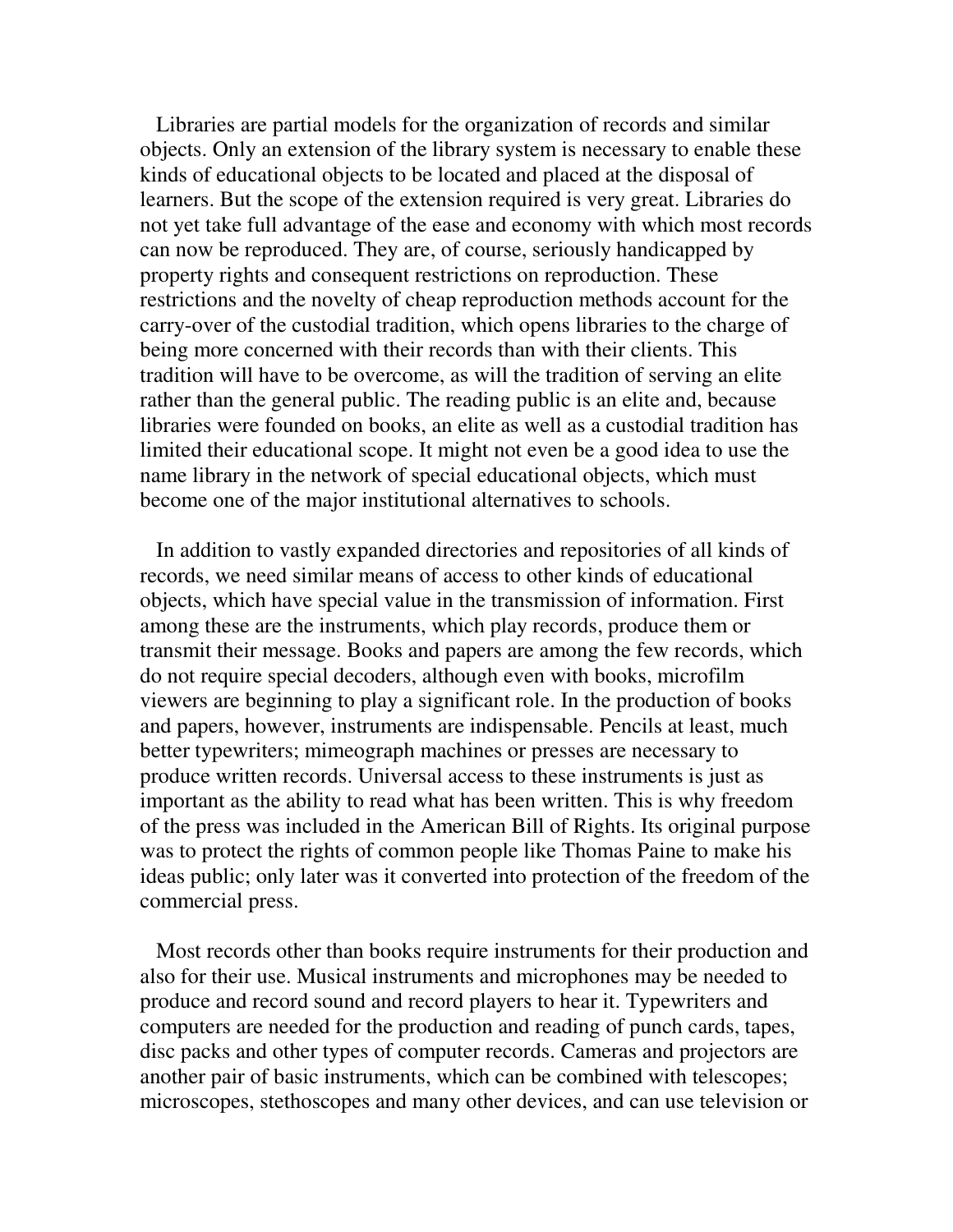Libraries are partial models for the organization of records and similar objects. Only an extension of the library system is necessary to enable these kinds of educational objects to be located and placed at the disposal of learners. But the scope of the extension required is very great. Libraries do not yet take full advantage of the ease and economy with which most records can now be reproduced. They are, of course, seriously handicapped by property rights and consequent restrictions on reproduction. These restrictions and the novelty of cheap reproduction methods account for the carry-over of the custodial tradition, which opens libraries to the charge of being more concerned with their records than with their clients. This tradition will have to be overcome, as will the tradition of serving an elite rather than the general public. The reading public is an elite and, because libraries were founded on books, an elite as well as a custodial tradition has limited their educational scope. It might not even be a good idea to use the name library in the network of special educational objects, which must become one of the major institutional alternatives to schools.

In addition to vastly expanded directories and repositories of all kinds of records, we need similar means of access to other kinds of educational objects, which have special value in the transmission of information. First among these are the instruments, which play records, produce them or transmit their message. Books and papers are among the few records, which do not require special decoders, although even with books, microfilm viewers are beginning to play a significant role. In the production of books and papers, however, instruments are indispensable. Pencils at least, much better typewriters; mimeograph machines or presses are necessary to produce written records. Universal access to these instruments is just as important as the ability to read what has been written. This is why freedom of the press was included in the American Bill of Rights. Its original purpose was to protect the rights of common people like Thomas Paine to make his ideas public; only later was it converted into protection of the freedom of the commercial press.

Most records other than books require instruments for their production and also for their use. Musical instruments and microphones may be needed to produce and record sound and record players to hear it. Typewriters and computers are needed for the production and reading of punch cards, tapes, disc packs and other types of computer records. Cameras and projectors are another pair of basic instruments, which can be combined with telescopes; microscopes, stethoscopes and many other devices, and can use television or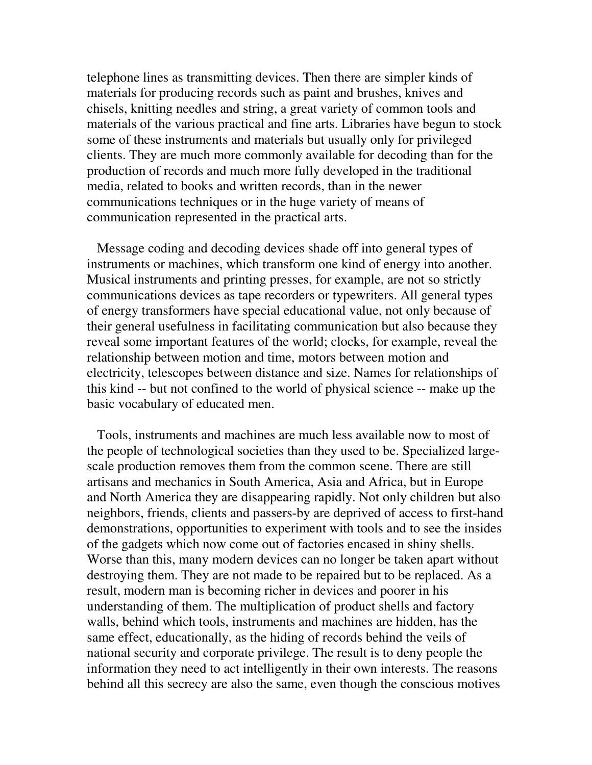telephone lines as transmitting devices. Then there are simpler kinds of materials for producing records such as paint and brushes, knives and chisels, knitting needles and string, a great variety of common tools and materials of the various practical and fine arts. Libraries have begun to stock some of these instruments and materials but usually only for privileged clients. They are much more commonly available for decoding than for the production of records and much more fully developed in the traditional media, related to books and written records, than in the newer communications techniques or in the huge variety of means of communication represented in the practical arts.

Message coding and decoding devices shade off into general types of instruments or machines, which transform one kind of energy into another. Musical instruments and printing presses, for example, are not so strictly communications devices as tape recorders or typewriters. All general types of energy transformers have special educational value, not only because of their general usefulness in facilitating communication but also because they reveal some important features of the world; clocks, for example, reveal the relationship between motion and time, motors between motion and electricity, telescopes between distance and size. Names for relationships of this kind -- but not confined to the world of physical science -- make up the basic vocabulary of educated men.

Tools, instruments and machines are much less available now to most of the people of technological societies than they used to be. Specialized large-scale production removes them from the common scene. There are still artisans and mechanics in South America, Asia and Africa, but in Europe and North America they are disappearing rapidly. Not only children but also neighbors, friends, clients and passers-by are deprived of access to first-hand demonstrations, opportunities to experiment with tools and to see the insides of the gadgets which now come out of factories encased in shiny shells. Worse than this, many modern devices can no longer be taken apart without destroying them. They are not made to be repaired but to be replaced. As a result, modern man is becoming richer in devices and poorer in his understanding of them. The multiplication of product shells and factory walls, behind which tools, instruments and machines are hidden, has the same effect, educationally, as the hiding of records behind the veils of national security and corporate privilege. The result is to deny people the information they need to act intelligently in their own interests. The reasons behind all this secrecy are also the same, even though the conscious motives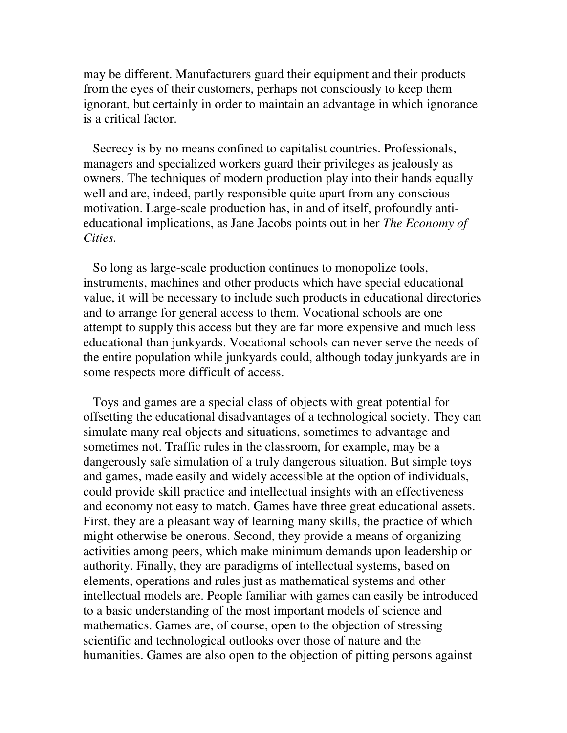may be different. Manufacturers guard their equipment and their products from the eyes of their customers, perhaps not consciously to keep them ignorant, but certainly in order to maintain an advantage in which ignorance is a critical factor.

Secrecy is by no means confined to capitalist countries. Professionals, managers and specialized workers guard their privileges as jealously as owners. The techniques of modern production play into their hands equally well and are, indeed, partly responsible quite apart from any conscious motivation. Large-scale production has, in and of itself, profoundly anti-educational implications, as Jane Jacobs points out in her *The Economy of Cities.*

So long as large-scale production continues to monopolize tools, instruments, machines and other products which have special educational value, it will be necessary to include such products in educational directories and to arrange for general access to them. Vocational schools are one attempt to supply this access but they are far more expensive and much less educational than junkyards. Vocational schools can never serve the needs of the entire population while junkyards could, although today junkyards are in some respects more difficult of access.

Toys and games are a special class of objects with great potential for offsetting the educational disadvantages of a technological society. They can simulate many real objects and situations, sometimes to advantage and sometimes not. Traffic rules in the classroom, for example, may be a dangerously safe simulation of a truly dangerous situation. But simple toys and games, made easily and widely accessible at the option of individuals, could provide skill practice and intellectual insights with an effectiveness and economy not easy to match. Games have three great educational assets. First, they are a pleasant way of learning many skills, the practice of which might otherwise be onerous. Second, they provide a means of organizing activities among peers, which make minimum demands upon leadership or authority. Finally, they are paradigms of intellectual systems, based on elements, operations and rules just as mathematical systems and other intellectual models are. People familiar with games can easily be introduced to a basic understanding of the most important models of science and mathematics. Games are, of course, open to the objection of stressing scientific and technological outlooks over those of nature and the humanities. Games are also open to the objection of pitting persons against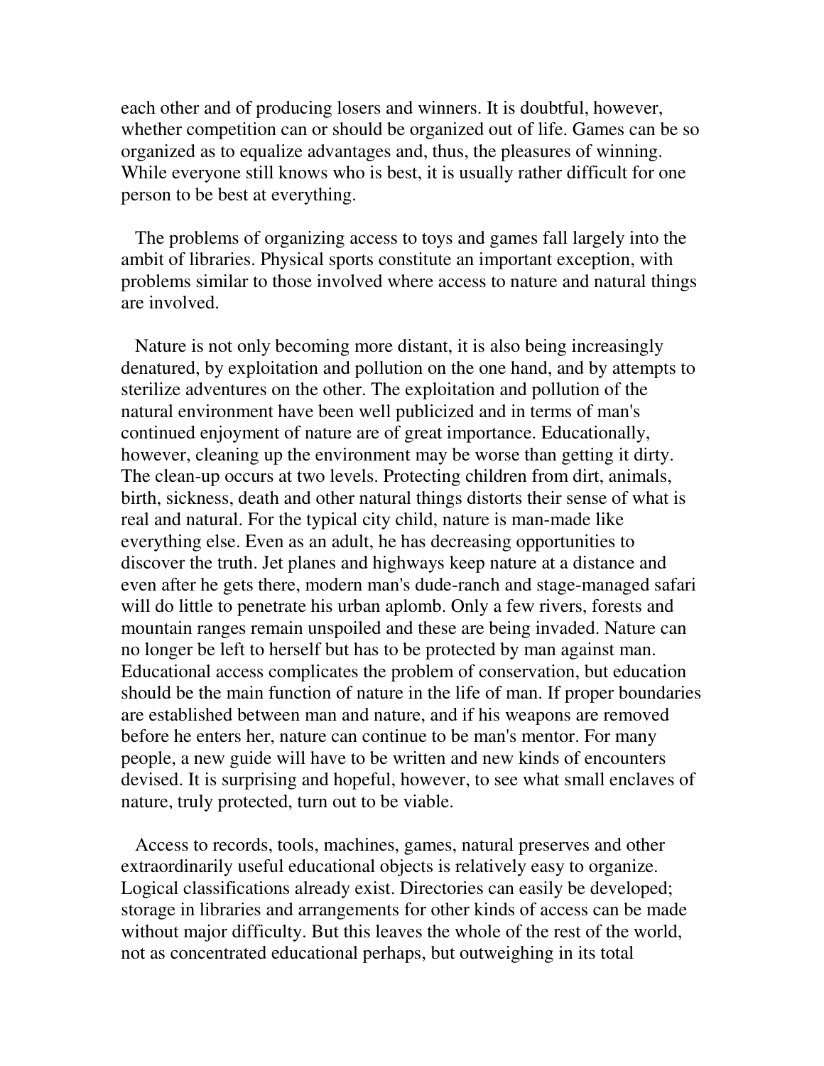each other and of producing losers and winners. It is doubtful, however, whether competition can or should be organized out of life. Games can be so organized as to equalize advantages and, thus, the pleasures of winning. While everyone still knows who is best, it is usually rather difficult for one person to be best at everything.

The problems of organizing access to toys and games fall largely into the ambit of libraries. Physical sports constitute an important exception, with problems similar to those involved where access to nature and natural things are involved.

Nature is not only becoming more distant, it is also being increasingly denatured, by exploitation and pollution on the one hand, and by attempts to sterilize adventures on the other. The exploitation and pollution of the natural environment have been well publicized and in terms of man's continued enjoyment of nature are of great importance. Educationally, however, cleaning up the environment may be worse than getting it dirty. The clean-up occurs at two levels. Protecting children from dirt, animals, birth, sickness, death and other natural things distorts their sense of what is real and natural. For the typical city child, nature is man-made like everything else. Even as an adult, he has decreasing opportunities to discover the truth. Jet planes and highways keep nature at a distance and even after he gets there, modern man's dude-ranch and stage-managed safari will do little to penetrate his urban aplomb. Only a few rivers, forests and mountain ranges remain unspoiled and these are being invaded. Nature can no longer be left to herself but has to be protected by man against man. Educational access complicates the problem of conservation, but education should be the main function of nature in the life of man. If proper boundaries are established between man and nature, and if his weapons are removed before he enters her, nature can continue to be man's mentor. For many people, a new guide will have to be written and new kinds of encounters devised. It is surprising and hopeful, however, to see what small enclaves of nature, truly protected, turn out to be viable.

Access to records, tools, machines, games, natural preserves and other extraordinarily useful educational objects is relatively easy to organize. Logical classifications already exist. Directories can easily be developed; storage in libraries and arrangements for other kinds of access can be made without major difficulty. But this leaves the whole of the rest of the world, not as concentrated educational perhaps, but outweighing in its total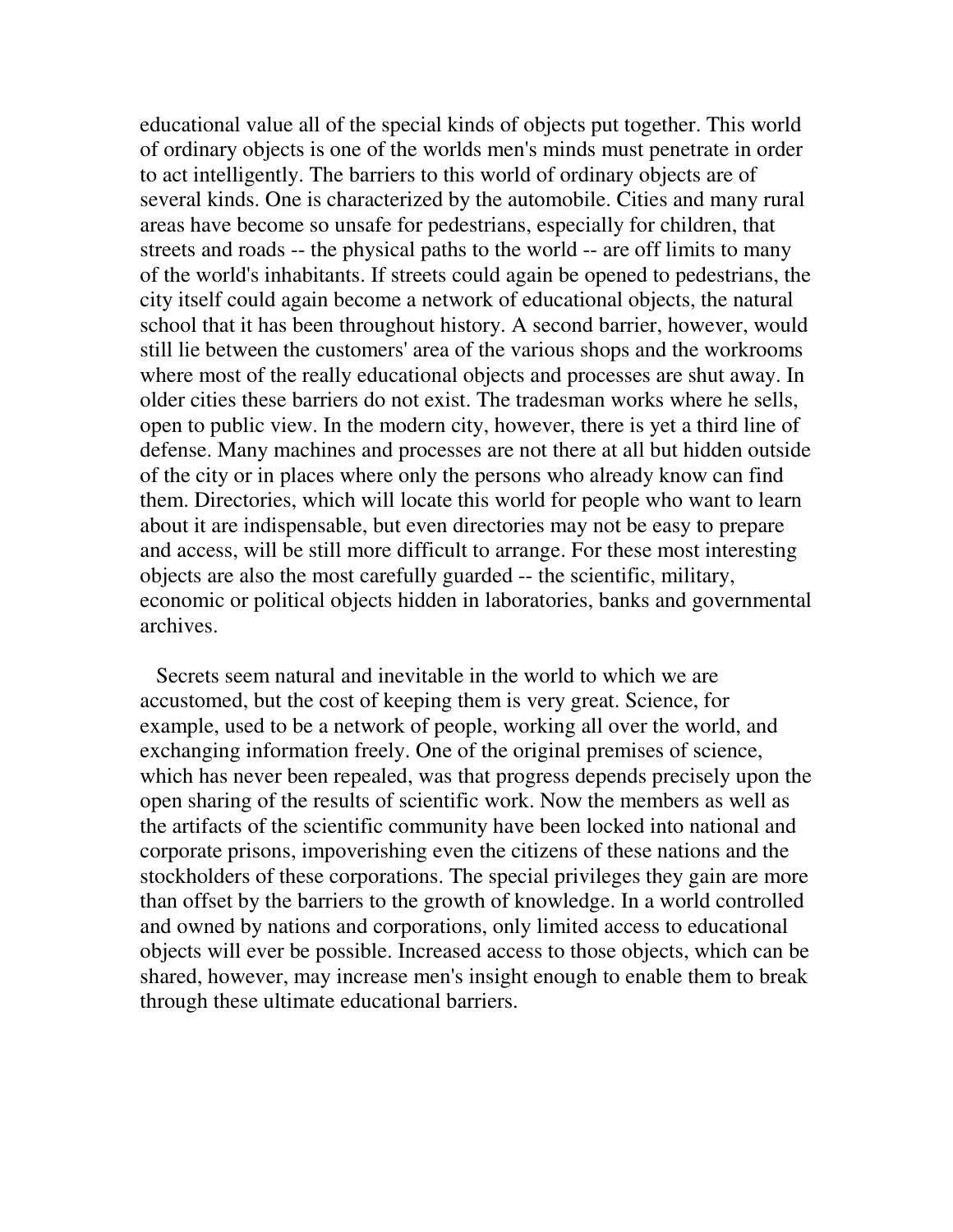educational value all of the special kinds of objects put together. This world of ordinary objects is one of the worlds men's minds must penetrate in order to act intelligently. The barriers to this world of ordinary objects are of several kinds. One is characterized by the automobile. Cities and many rural areas have become so unsafe for pedestrians, especially for children, that streets and roads -- the physical paths to the world -- are off limits to many of the world's inhabitants. If streets could again be opened to pedestrians, the city itself could again become a network of educational objects, the natural school that it has been throughout history. A second barrier, however, would still lie between the customers' area of the various shops and the workrooms where most of the really educational objects and processes are shut away. In older cities these barriers do not exist. The tradesman works where he sells, open to public view. In the modern city, however, there is yet a third line of defense. Many machines and processes are not there at all but hidden outside of the city or in places where only the persons who already know can find them. Directories, which will locate this world for people who want to learn about it are indispensable, but even directories may not be easy to prepare and access, will be still more difficult to arrange. For these most interesting objects are also the most carefully guarded -- the scientific, military, economic or political objects hidden in laboratories, banks and governmental archives.

Secrets seem natural and inevitable in the world to which we are accustomed, but the cost of keeping them is very great. Science, for example, used to be a network of people, working all over the world, and exchanging information freely. One of the original premises of science, which has never been repealed, was that progress depends precisely upon the open sharing of the results of scientific work. Now the members as well as the artifacts of the scientific community have been locked into national and corporate prisons, impoverishing even the citizens of these nations and the stockholders of these corporations. The special privileges they gain are more than offset by the barriers to the growth of knowledge. In a world controlled and owned by nations and corporations, only limited access to educational objects will ever be possible. Increased access to those objects, which can be shared, however, may increase men's insight enough to enable them to break through these ultimate educational barriers.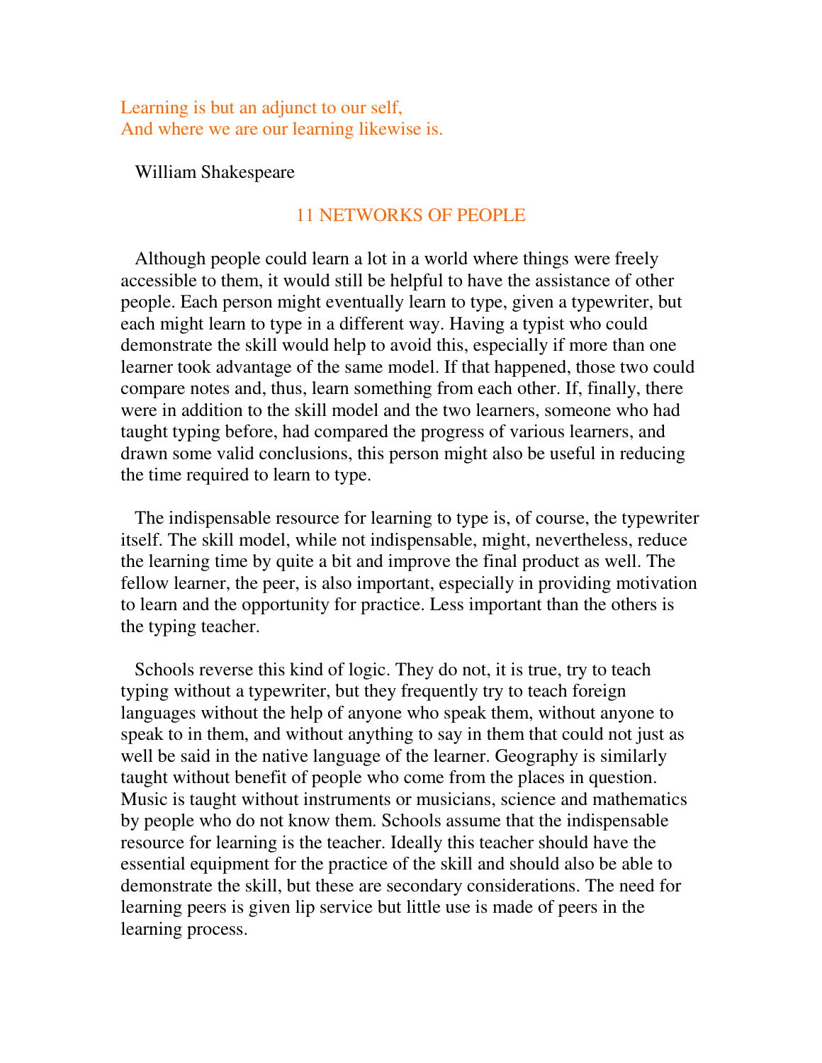Learning is but an adjunct to our self,
And where we are our learning likewise is.

William Shakespeare

## 11 NETWORKS OF PEOPLE

Although people could learn a lot in a world where things were freely accessible to them, it would still be helpful to have the assistance of other people. Each person might eventually learn to type, given a typewriter, but each might learn to type in a different way. Having a typist who could demonstrate the skill would help to avoid this, especially if more than one learner took advantage of the same model. If that happened, those two could compare notes and, thus, learn something from each other. If, finally, there were in addition to the skill model and the two learners, someone who had taught typing before, had compared the progress of various learners, and drawn some valid conclusions, this person might also be useful in reducing the time required to learn to type.

The indispensable resource for learning to type is, of course, the typewriter itself. The skill model, while not indispensable, might, nevertheless, reduce the learning time by quite a bit and improve the final product as well. The fellow learner, the peer, is also important, especially in providing motivation to learn and the opportunity for practice. Less important than the others is the typing teacher.

Schools reverse this kind of logic. They do not, it is true, try to teach typing without a typewriter, but they frequently try to teach foreign languages without the help of anyone who speak them, without anyone to speak to in them, and without anything to say in them that could not just as well be said in the native language of the learner. Geography is similarly taught without benefit of people who come from the places in question. Music is taught without instruments or musicians, science and mathematics by people who do not know them. Schools assume that the indispensable resource for learning is the teacher. Ideally this teacher should have the essential equipment for the practice of the skill and should also be able to demonstrate the skill, but these are secondary considerations. The need for learning peers is given lip service but little use is made of peers in the learning process.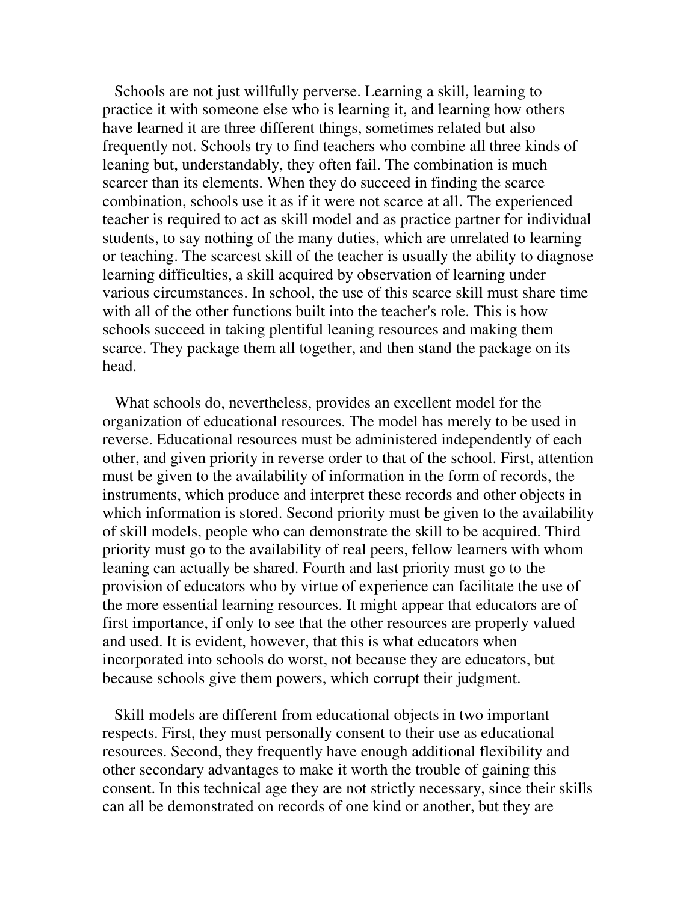Schools are not just willfully perverse. Learning a skill, learning to practice it with someone else who is learning it, and learning how others have learned it are three different things, sometimes related but also frequently not. Schools try to find teachers who combine all three kinds of leaning but, understandably, they often fail. The combination is much scarcer than its elements. When they do succeed in finding the scarce combination, schools use it as if it were not scarce at all. The experienced teacher is required to act as skill model and as practice partner for individual students, to say nothing of the many duties, which are unrelated to learning or teaching. The scarcest skill of the teacher is usually the ability to diagnose learning difficulties, a skill acquired by observation of learning under various circumstances. In school, the use of this scarce skill must share time with all of the other functions built into the teacher's role. This is how schools succeed in taking plentiful leaning resources and making them scarce. They package them all together, and then stand the package on its head.

What schools do, nevertheless, provides an excellent model for the organization of educational resources. The model has merely to be used in reverse. Educational resources must be administered independently of each other, and given priority in reverse order to that of the school. First, attention must be given to the availability of information in the form of records, the instruments, which produce and interpret these records and other objects in which information is stored. Second priority must be given to the availability of skill models, people who can demonstrate the skill to be acquired. Third priority must go to the availability of real peers, fellow learners with whom leaning can actually be shared. Fourth and last priority must go to the provision of educators who by virtue of experience can facilitate the use of the more essential learning resources. It might appear that educators are of first importance, if only to see that the other resources are properly valued and used. It is evident, however, that this is what educators when incorporated into schools do worst, not because they are educators, but because schools give them powers, which corrupt their judgment.

Skill models are different from educational objects in two important respects. First, they must personally consent to their use as educational resources. Second, they frequently have enough additional flexibility and other secondary advantages to make it worth the trouble of gaining this consent. In this technical age they are not strictly necessary, since their skills can all be demonstrated on records of one kind or another, but they are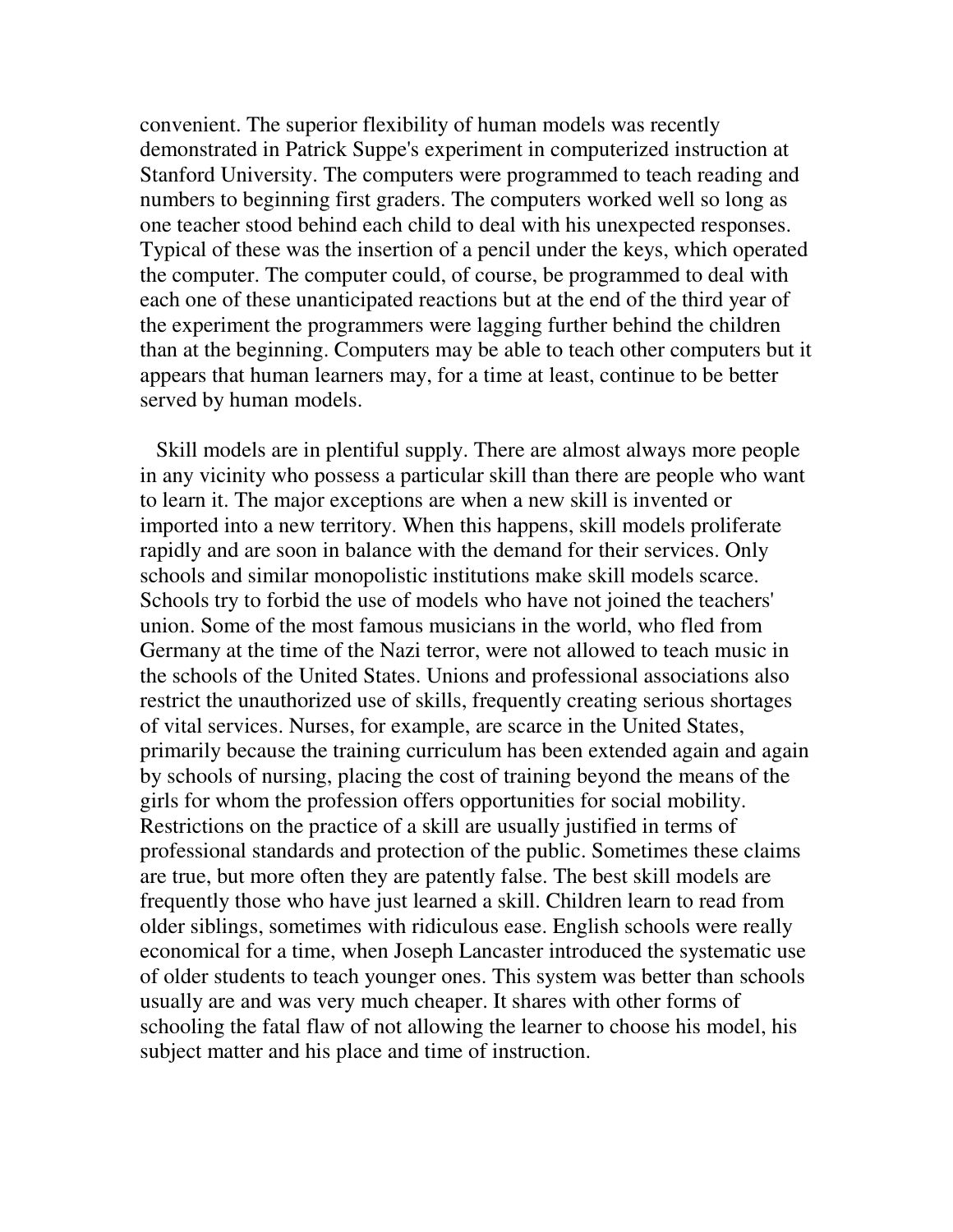convenient. The superior flexibility of human models was recently demonstrated in Patrick Suppe's experiment in computerized instruction at Stanford University. The computers were programmed to teach reading and numbers to beginning first graders. The computers worked well so long as one teacher stood behind each child to deal with his unexpected responses. Typical of these was the insertion of a pencil under the keys, which operated the computer. The computer could, of course, be programmed to deal with each one of these unanticipated reactions but at the end of the third year of the experiment the programmers were lagging further behind the children than at the beginning. Computers may be able to teach other computers but it appears that human learners may, for a time at least, continue to be better served by human models.

Skill models are in plentiful supply. There are almost always more people in any vicinity who possess a particular skill than there are people who want to learn it. The major exceptions are when a new skill is invented or imported into a new territory. When this happens, skill models proliferate rapidly and are soon in balance with the demand for their services. Only schools and similar monopolistic institutions make skill models scarce. Schools try to forbid the use of models who have not joined the teachers' union. Some of the most famous musicians in the world, who fled from Germany at the time of the Nazi terror, were not allowed to teach music in the schools of the United States. Unions and professional associations also restrict the unauthorized use of skills, frequently creating serious shortages of vital services. Nurses, for example, are scarce in the United States, primarily because the training curriculum has been extended again and again by schools of nursing, placing the cost of training beyond the means of the girls for whom the profession offers opportunities for social mobility. Restrictions on the practice of a skill are usually justified in terms of professional standards and protection of the public. Sometimes these claims are true, but more often they are patently false. The best skill models are frequently those who have just learned a skill. Children learn to read from older siblings, sometimes with ridiculous ease. English schools were really economical for a time, when Joseph Lancaster introduced the systematic use of older students to teach younger ones. This system was better than schools usually are and was very much cheaper. It shares with other forms of schooling the fatal flaw of not allowing the learner to choose his model, his subject matter and his place and time of instruction.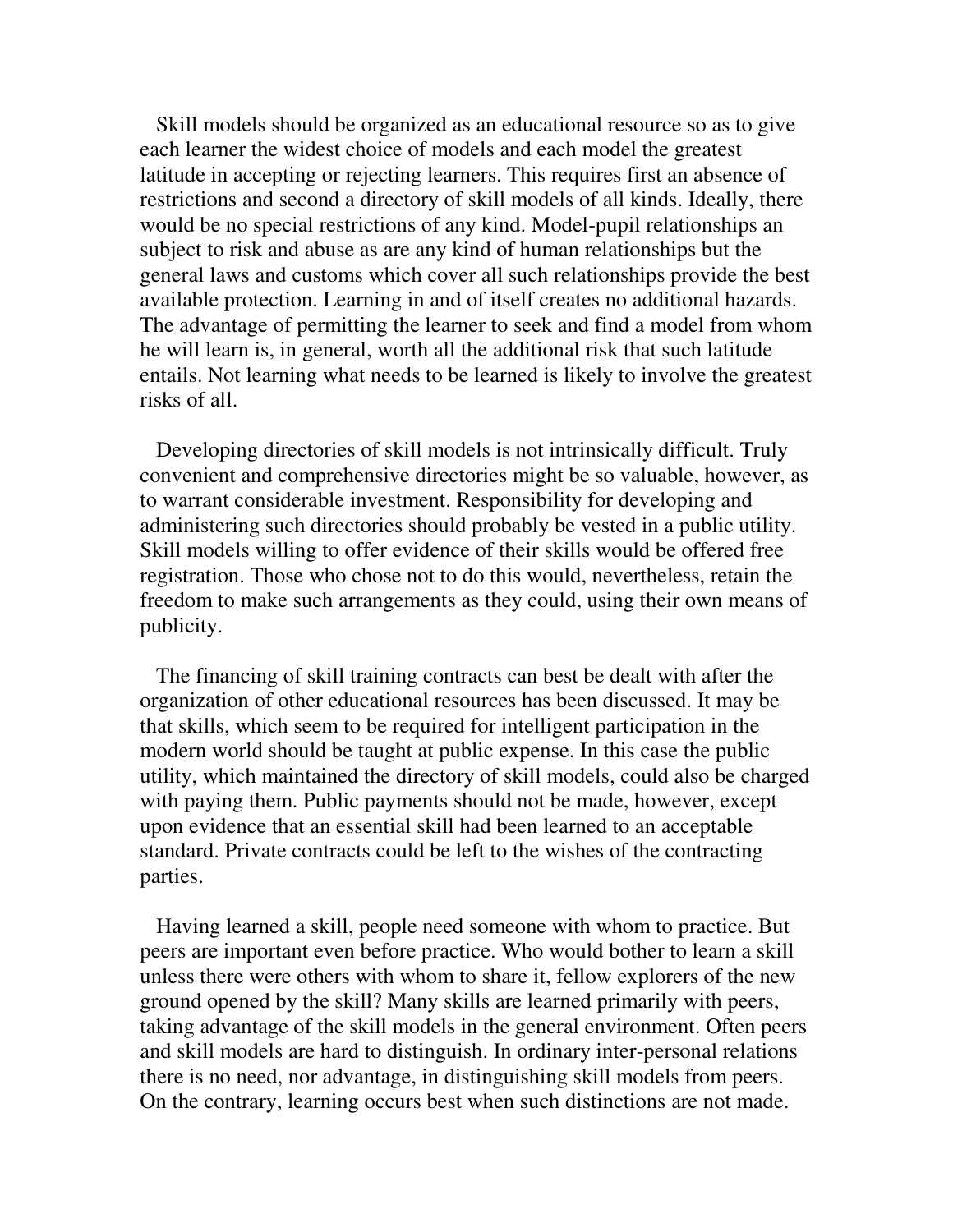Skill models should be organized as an educational resource so as to give each learner the widest choice of models and each model the greatest latitude in accepting or rejecting learners. This requires first an absence of restrictions and second a directory of skill models of all kinds. Ideally, there would be no special restrictions of any kind. Model-pupil relationships an subject to risk and abuse as are any kind of human relationships but the general laws and customs which cover all such relationships provide the best available protection. Learning in and of itself creates no additional hazards. The advantage of permitting the learner to seek and find a model from whom he will learn is, in general, worth all the additional risk that such latitude entails. Not learning what needs to be learned is likely to involve the greatest risks of all.

Developing directories of skill models is not intrinsically difficult. Truly convenient and comprehensive directories might be so valuable, however, as to warrant considerable investment. Responsibility for developing and administering such directories should probably be vested in a public utility. Skill models willing to offer evidence of their skills would be offered free registration. Those who chose not to do this would, nevertheless, retain the freedom to make such arrangements as they could, using their own means of publicity.

The financing of skill training contracts can best be dealt with after the organization of other educational resources has been discussed. It may be that skills, which seem to be required for intelligent participation in the modern world should be taught at public expense. In this case the public utility, which maintained the directory of skill models, could also be charged with paying them. Public payments should not be made, however, except upon evidence that an essential skill had been learned to an acceptable standard. Private contracts could be left to the wishes of the contracting parties.

Having learned a skill, people need someone with whom to practice. But peers are important even before practice. Who would bother to learn a skill unless there were others with whom to share it, fellow explorers of the new ground opened by the skill? Many skills are learned primarily with peers, taking advantage of the skill models in the general environment. Often peers and skill models are hard to distinguish. In ordinary inter-personal relations there is no need, nor advantage, in distinguishing skill models from peers. On the contrary, learning occurs best when such distinctions are not made.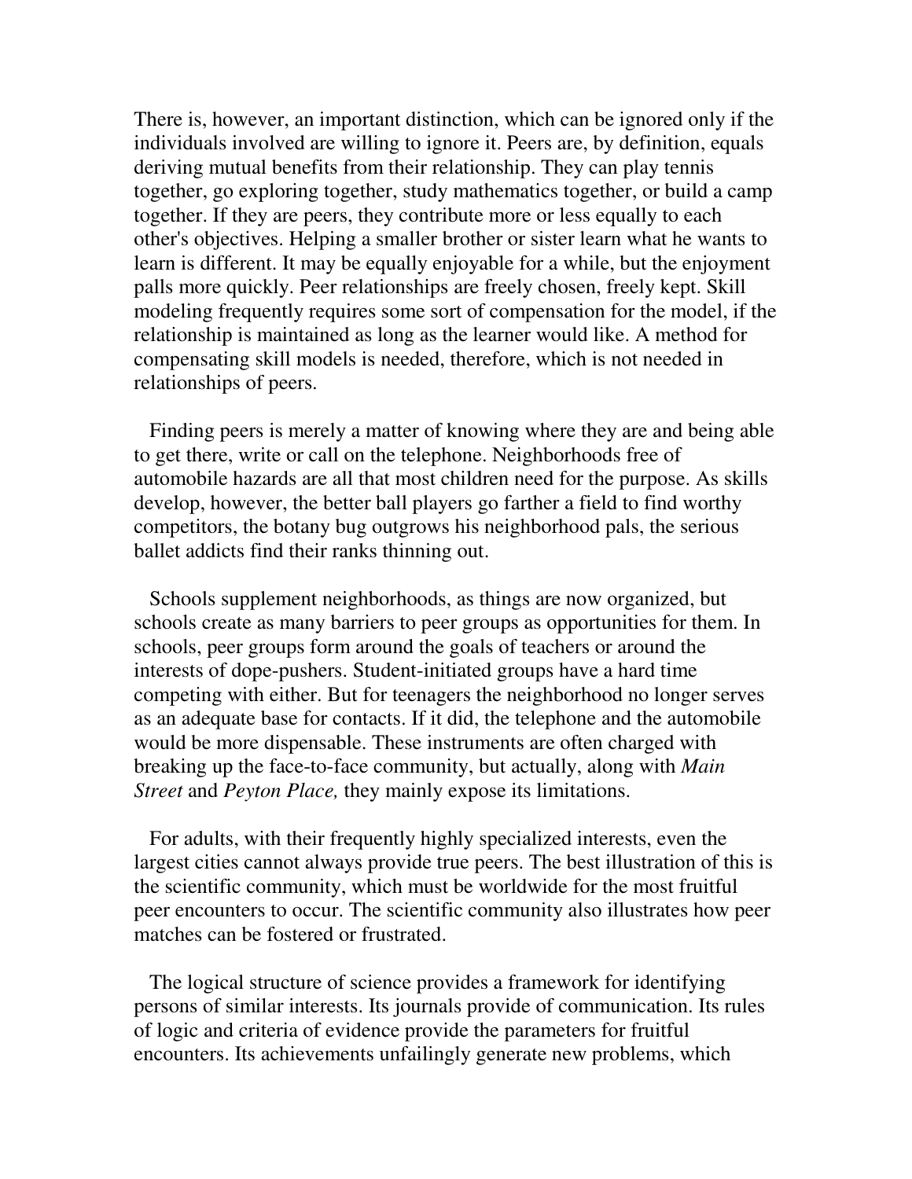There is, however, an important distinction, which can be ignored only if the individuals involved are willing to ignore it. Peers are, by definition, equals deriving mutual benefits from their relationship. They can play tennis together, go exploring together, study mathematics together, or build a camp together. If they are peers, they contribute more or less equally to each other's objectives. Helping a smaller brother or sister learn what he wants to learn is different. It may be equally enjoyable for a while, but the enjoyment palls more quickly. Peer relationships are freely chosen, freely kept. Skill modeling frequently requires some sort of compensation for the model, if the relationship is maintained as long as the learner would like. A method for compensating skill models is needed, therefore, which is not needed in relationships of peers.

Finding peers is merely a matter of knowing where they are and being able to get there, write or call on the telephone. Neighborhoods free of automobile hazards are all that most children need for the purpose. As skills develop, however, the better ball players go farther a field to find worthy competitors, the botany bug outgrows his neighborhood pals, the serious ballet addicts find their ranks thinning out.

Schools supplement neighborhoods, as things are now organized, but schools create as many barriers to peer groups as opportunities for them. In schools, peer groups form around the goals of teachers or around the interests of dope-pushers. Student-initiated groups have a hard time competing with either. But for teenagers the neighborhood no longer serves as an adequate base for contacts. If it did, the telephone and the automobile would be more dispensable. These instruments are often charged with breaking up the face-to-face community, but actually, along with *Main Street* and *Peyton Place,* they mainly expose its limitations.

For adults, with their frequently highly specialized interests, even the largest cities cannot always provide true peers. The best illustration of this is the scientific community, which must be worldwide for the most fruitful peer encounters to occur. The scientific community also illustrates how peer matches can be fostered or frustrated.

The logical structure of science provides a framework for identifying persons of similar interests. Its journals provide of communication. Its rules of logic and criteria of evidence provide the parameters for fruitful encounters. Its achievements unfailingly generate new problems, which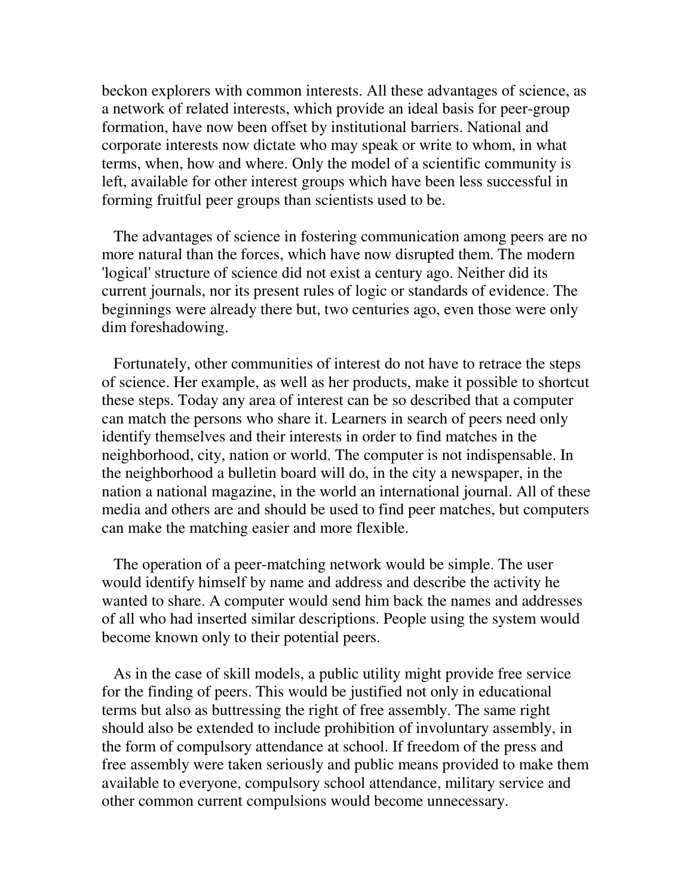beckon explorers with common interests. All these advantages of science, as a network of related interests, which provide an ideal basis for peer-group formation, have now been offset by institutional barriers. National and corporate interests now dictate who may speak or write to whom, in what terms, when, how and where. Only the model of a scientific community is left, available for other interest groups which have been less successful in forming fruitful peer groups than scientists used to be.

The advantages of science in fostering communication among peers are no more natural than the forces, which have now disrupted them. The modern 'logical' structure of science did not exist a century ago. Neither did its current journals, nor its present rules of logic or standards of evidence. The beginnings were already there but, two centuries ago, even those were only dim foreshadowing.

Fortunately, other communities of interest do not have to retrace the steps of science. Her example, as well as her products, make it possible to shortcut these steps. Today any area of interest can be so described that a computer can match the persons who share it. Learners in search of peers need only identify themselves and their interests in order to find matches in the neighborhood, city, nation or world. The computer is not indispensable. In the neighborhood a bulletin board will do, in the city a newspaper, in the nation a national magazine, in the world an international journal. All of these media and others are and should be used to find peer matches, but computers can make the matching easier and more flexible.

The operation of a peer-matching network would be simple. The user would identify himself by name and address and describe the activity he wanted to share. A computer would send him back the names and addresses of all who had inserted similar descriptions. People using the system would become known only to their potential peers.

As in the case of skill models, a public utility might provide free service for the finding of peers. This would be justified not only in educational terms but also as buttressing the right of free assembly. The same right should also be extended to include prohibition of involuntary assembly, in the form of compulsory attendance at school. If freedom of the press and free assembly were taken seriously and public means provided to make them available to everyone, compulsory school attendance, military service and other common current compulsions would become unnecessary.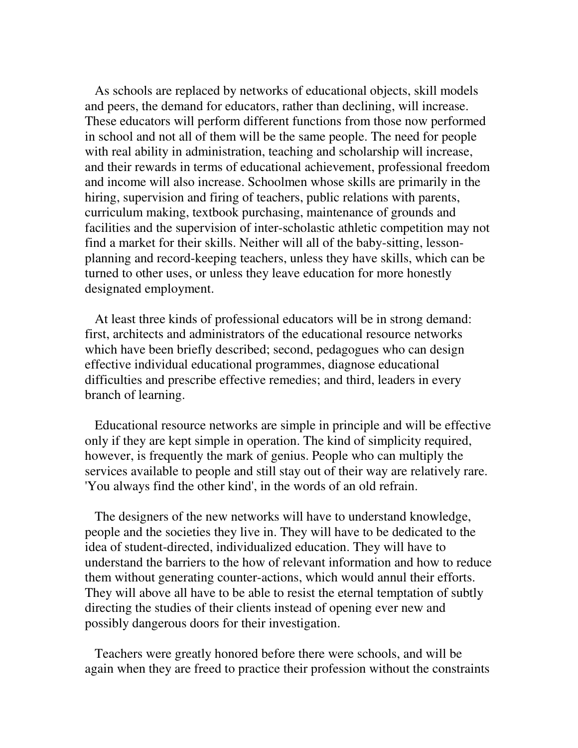As schools are replaced by networks of educational objects, skill models and peers, the demand for educators, rather than declining, will increase. These educators will perform different functions from those now performed in school and not all of them will be the same people. The need for people with real ability in administration, teaching and scholarship will increase, and their rewards in terms of educational achievement, professional freedom and income will also increase. Schoolmen whose skills are primarily in the hiring, supervision and firing of teachers, public relations with parents, curriculum making, textbook purchasing, maintenance of grounds and facilities and the supervision of inter-scholastic athletic competition may not find a market for their skills. Neither will all of the baby-sitting, lesson-planning and record-keeping teachers, unless they have skills, which can be turned to other uses, or unless they leave education for more honestly designated employment.

At least three kinds of professional educators will be in strong demand: first, architects and administrators of the educational resource networks which have been briefly described; second, pedagogues who can design effective individual educational programmes, diagnose educational difficulties and prescribe effective remedies; and third, leaders in every branch of learning.

Educational resource networks are simple in principle and will be effective only if they are kept simple in operation. The kind of simplicity required, however, is frequently the mark of genius. People who can multiply the services available to people and still stay out of their way are relatively rare. 'You always find the other kind', in the words of an old refrain.

The designers of the new networks will have to understand knowledge, people and the societies they live in. They will have to be dedicated to the idea of student-directed, individualized education. They will have to understand the barriers to the how of relevant information and how to reduce them without generating counter-actions, which would annul their efforts. They will above all have to be able to resist the eternal temptation of subtly directing the studies of their clients instead of opening ever new and possibly dangerous doors for their investigation.

Teachers were greatly honored before there were schools, and will be again when they are freed to practice their profession without the constraints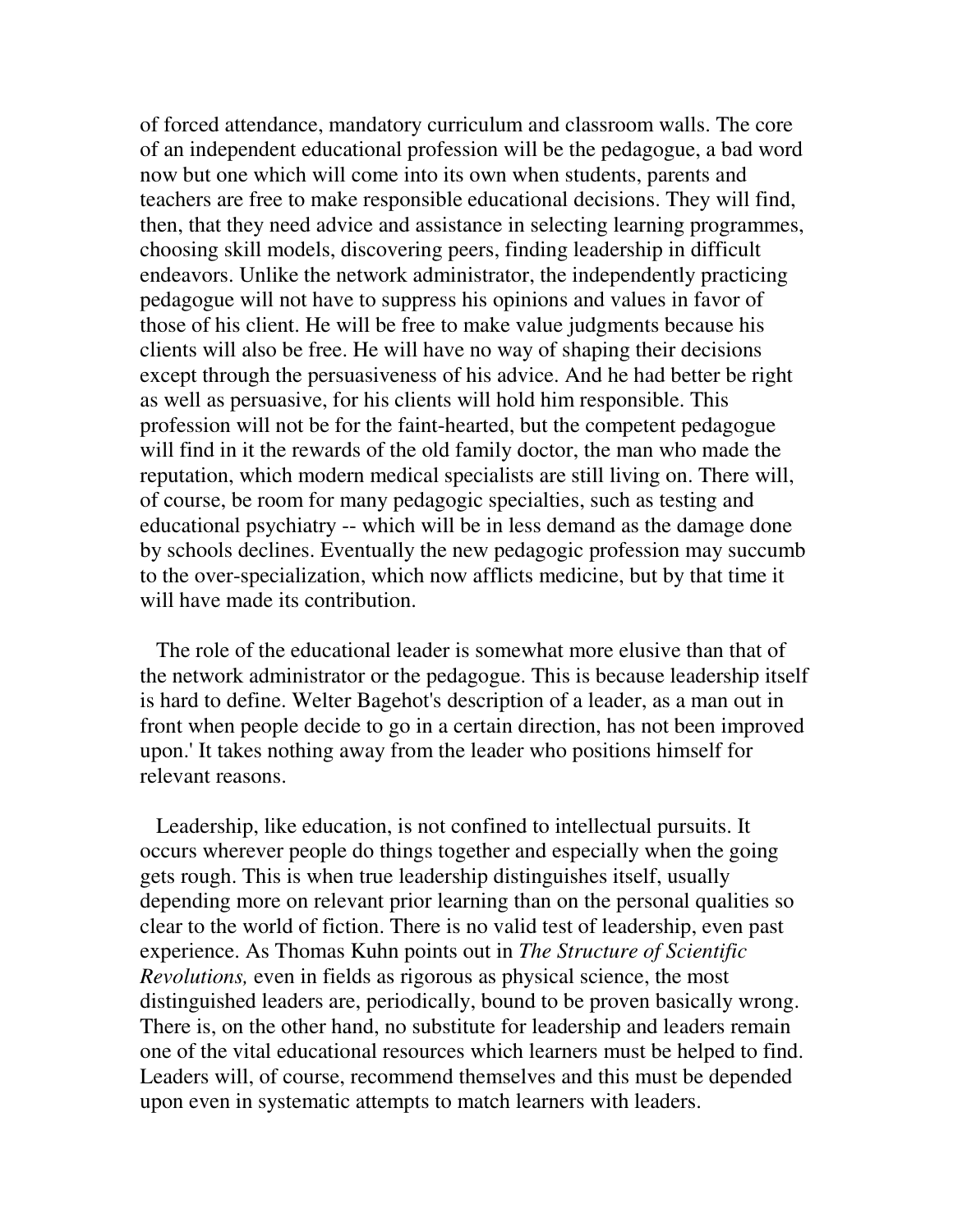of forced attendance, mandatory curriculum and classroom walls. The core of an independent educational profession will be the pedagogue, a bad word now but one which will come into its own when students, parents and teachers are free to make responsible educational decisions. They will find, then, that they need advice and assistance in selecting learning programmes, choosing skill models, discovering peers, finding leadership in difficult endeavors. Unlike the network administrator, the independently practicing pedagogue will not have to suppress his opinions and values in favor of those of his client. He will be free to make value judgments because his clients will also be free. He will have no way of shaping their decisions except through the persuasiveness of his advice. And he had better be right as well as persuasive, for his clients will hold him responsible. This profession will not be for the faint-hearted, but the competent pedagogue will find in it the rewards of the old family doctor, the man who made the reputation, which modern medical specialists are still living on. There will, of course, be room for many pedagogic specialties, such as testing and educational psychiatry -- which will be in less demand as the damage done by schools declines. Eventually the new pedagogic profession may succumb to the over-specialization, which now afflicts medicine, but by that time it will have made its contribution.

The role of the educational leader is somewhat more elusive than that of the network administrator or the pedagogue. This is because leadership itself is hard to define. Welter Bagehot's description of a leader, as a man out in front when people decide to go in a certain direction, has not been improved upon.' It takes nothing away from the leader who positions himself for relevant reasons.

Leadership, like education, is not confined to intellectual pursuits. It occurs wherever people do things together and especially when the going gets rough. This is when true leadership distinguishes itself, usually depending more on relevant prior learning than on the personal qualities so clear to the world of fiction. There is no valid test of leadership, even past experience. As Thomas Kuhn points out in *The Structure of Scientific Revolutions,* even in fields as rigorous as physical science, the most distinguished leaders are, periodically, bound to be proven basically wrong. There is, on the other hand, no substitute for leadership and leaders remain one of the vital educational resources which learners must be helped to find. Leaders will, of course, recommend themselves and this must be depended upon even in systematic attempts to match learners with leaders.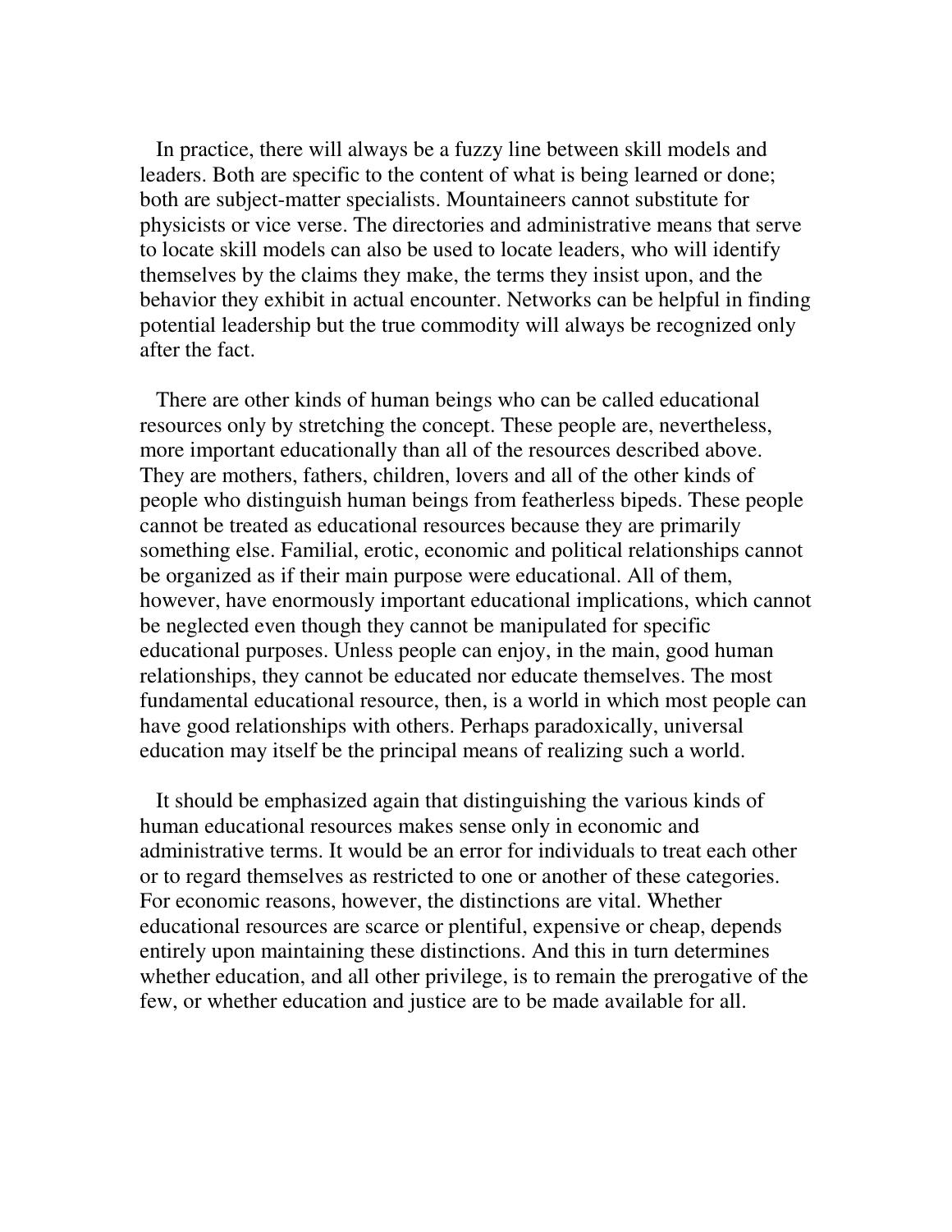In practice, there will always be a fuzzy line between skill models and leaders. Both are specific to the content of what is being learned or done; both are subject-matter specialists. Mountaineers cannot substitute for physicists or vice verse. The directories and administrative means that serve to locate skill models can also be used to locate leaders, who will identify themselves by the claims they make, the terms they insist upon, and the behavior they exhibit in actual encounter. Networks can be helpful in finding potential leadership but the true commodity will always be recognized only after the fact.

There are other kinds of human beings who can be called educational resources only by stretching the concept. These people are, nevertheless, more important educationally than all of the resources described above. They are mothers, fathers, children, lovers and all of the other kinds of people who distinguish human beings from featherless bipeds. These people cannot be treated as educational resources because they are primarily something else. Familial, erotic, economic and political relationships cannot be organized as if their main purpose were educational. All of them, however, have enormously important educational implications, which cannot be neglected even though they cannot be manipulated for specific educational purposes. Unless people can enjoy, in the main, good human relationships, they cannot be educated nor educate themselves. The most fundamental educational resource, then, is a world in which most people can have good relationships with others. Perhaps paradoxically, universal education may itself be the principal means of realizing such a world.

It should be emphasized again that distinguishing the various kinds of human educational resources makes sense only in economic and administrative terms. It would be an error for individuals to treat each other or to regard themselves as restricted to one or another of these categories. For economic reasons, however, the distinctions are vital. Whether educational resources are scarce or plentiful, expensive or cheap, depends entirely upon maintaining these distinctions. And this in turn determines whether education, and all other privilege, is to remain the prerogative of the few, or whether education and justice are to be made available for all.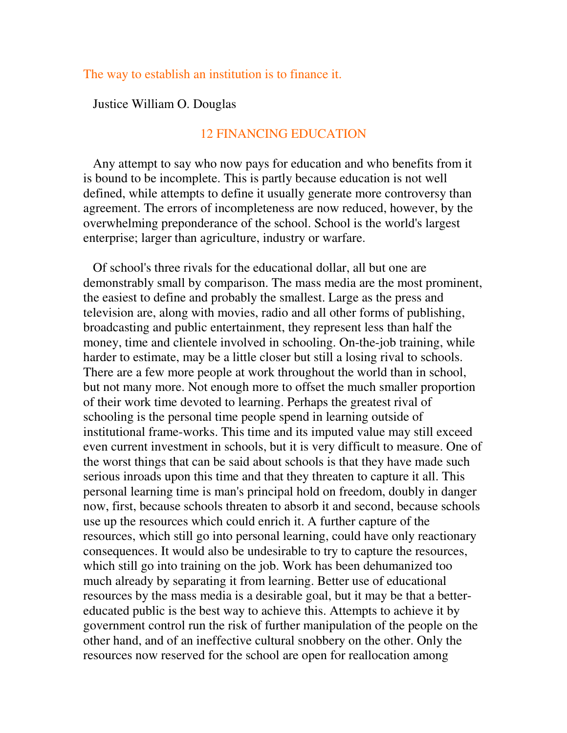The way to establish an institution is to finance it.

Justice William O. Douglas

# 12 FINANCING EDUCATION

Any attempt to say who now pays for education and who benefits from it is bound to be incomplete. This is partly because education is not well defined, while attempts to define it usually generate more controversy than agreement. The errors of incompleteness are now reduced, however, by the overwhelming preponderance of the school. School is the world's largest enterprise; larger than agriculture, industry or warfare.

Of school's three rivals for the educational dollar, all but one are demonstrably small by comparison. The mass media are the most prominent, the easiest to define and probably the smallest. Large as the press and television are, along with movies, radio and all other forms of publishing, broadcasting and public entertainment, they represent less than half the money, time and clientele involved in schooling. On-the-job training, while harder to estimate, may be a little closer but still a losing rival to schools. There are a few more people at work throughout the world than in school, but not many more. Not enough more to offset the much smaller proportion of their work time devoted to learning. Perhaps the greatest rival of schooling is the personal time people spend in learning outside of institutional frame-works. This time and its imputed value may still exceed even current investment in schools, but it is very difficult to measure. One of the worst things that can be said about schools is that they have made such serious inroads upon this time and that they threaten to capture it all. This personal learning time is man's principal hold on freedom, doubly in danger now, first, because schools threaten to absorb it and second, because schools use up the resources which could enrich it. A further capture of the resources, which still go into personal learning, could have only reactionary consequences. It would also be undesirable to try to capture the resources, which still go into training on the job. Work has been dehumanized too much already by separating it from learning. Better use of educational resources by the mass media is a desirable goal, but it may be that a better-educated public is the best way to achieve this. Attempts to achieve it by government control run the risk of further manipulation of the people on the other hand, and of an ineffective cultural snobbery on the other. Only the resources now reserved for the school are open for reallocation among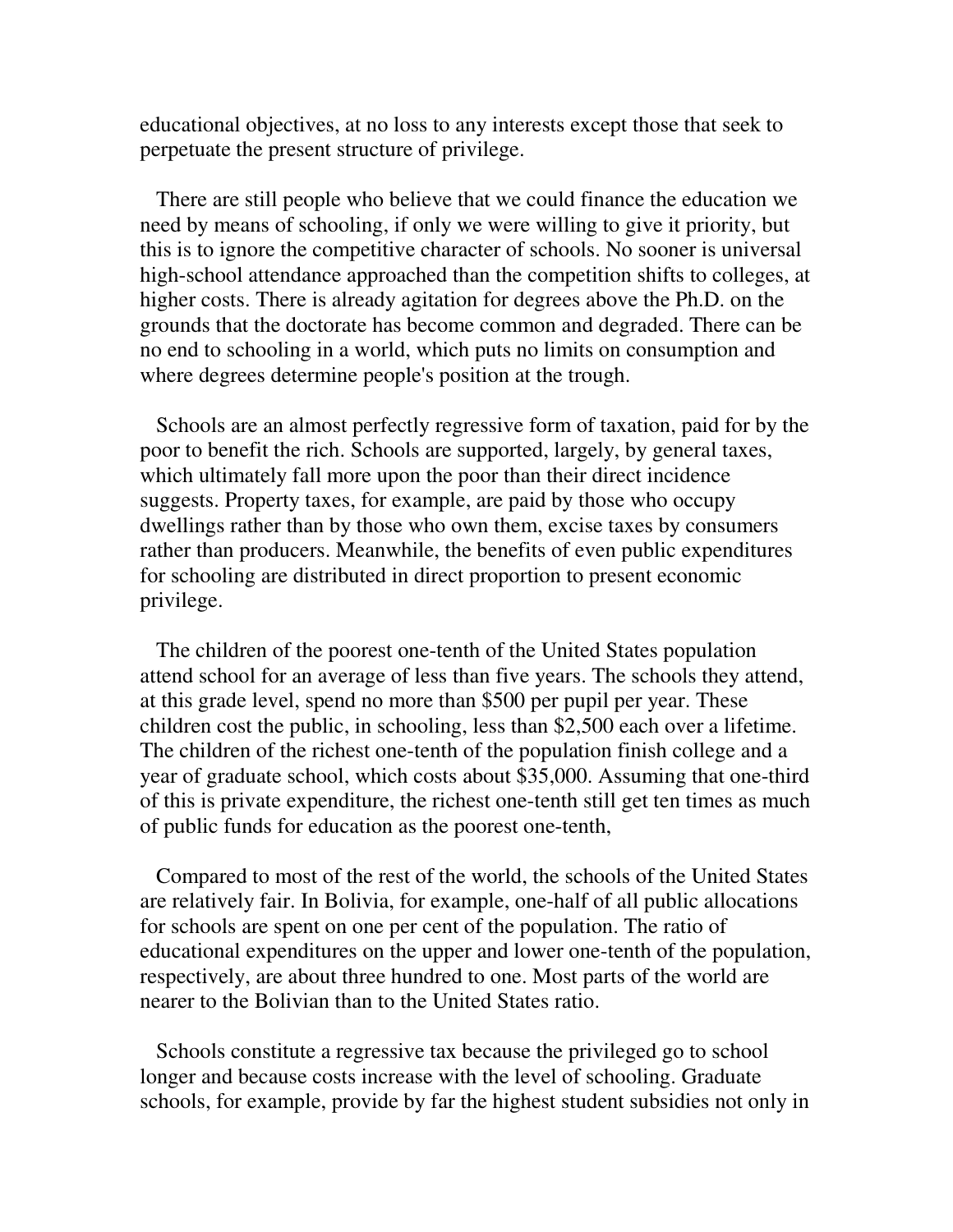educational objectives, at no loss to any interests except those that seek to perpetuate the present structure of privilege.

There are still people who believe that we could finance the education we need by means of schooling, if only we were willing to give it priority, but this is to ignore the competitive character of schools. No sooner is universal high-school attendance approached than the competition shifts to colleges, at higher costs. There is already agitation for degrees above the Ph.D. on the grounds that the doctorate has become common and degraded. There can be no end to schooling in a world, which puts no limits on consumption and where degrees determine people's position at the trough.

Schools are an almost perfectly regressive form of taxation, paid for by the poor to benefit the rich. Schools are supported, largely, by general taxes, which ultimately fall more upon the poor than their direct incidence suggests. Property taxes, for example, are paid by those who occupy dwellings rather than by those who own them, excise taxes by consumers rather than producers. Meanwhile, the benefits of even public expenditures for schooling are distributed in direct proportion to present economic privilege.

The children of the poorest one-tenth of the United States population attend school for an average of less than five years. The schools they attend, at this grade level, spend no more than $500 per pupil per year. These children cost the public, in schooling, less than $2,500 each over a lifetime. The children of the richest one-tenth of the population finish college and a year of graduate school, which costs about $35,000. Assuming that one-third of this is private expenditure, the richest one-tenth still get ten times as much of public funds for education as the poorest one-tenth,

Compared to most of the rest of the world, the schools of the United States are relatively fair. In Bolivia, for example, one-half of all public allocations for schools are spent on one per cent of the population. The ratio of educational expenditures on the upper and lower one-tenth of the population, respectively, are about three hundred to one. Most parts of the world are nearer to the Bolivian than to the United States ratio.

Schools constitute a regressive tax because the privileged go to school longer and because costs increase with the level of schooling. Graduate schools, for example, provide by far the highest student subsidies not only in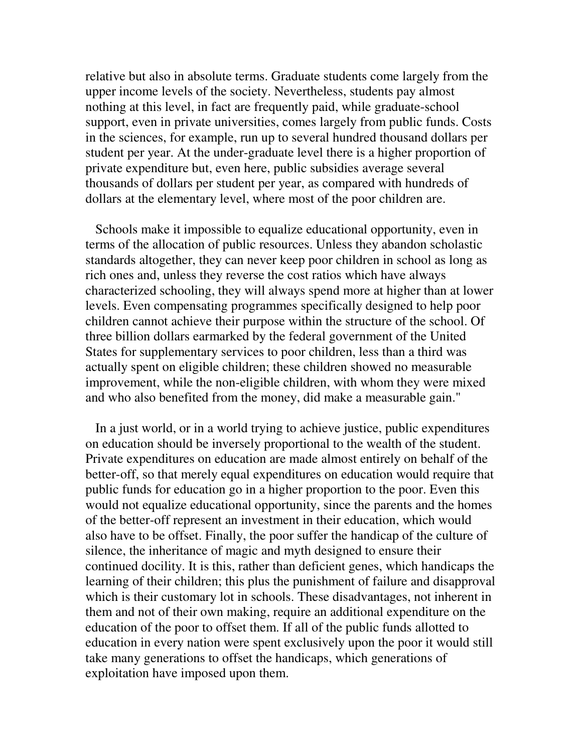relative but also in absolute terms. Graduate students come largely from the upper income levels of the society. Nevertheless, students pay almost nothing at this level, in fact are frequently paid, while graduate-school support, even in private universities, comes largely from public funds. Costs in the sciences, for example, run up to several hundred thousand dollars per student per year. At the under-graduate level there is a higher proportion of private expenditure but, even here, public subsidies average several thousands of dollars per student per year, as compared with hundreds of dollars at the elementary level, where most of the poor children are.

Schools make it impossible to equalize educational opportunity, even in terms of the allocation of public resources. Unless they abandon scholastic standards altogether, they can never keep poor children in school as long as rich ones and, unless they reverse the cost ratios which have always characterized schooling, they will always spend more at higher than at lower levels. Even compensating programmes specifically designed to help poor children cannot achieve their purpose within the structure of the school. Of three billion dollars earmarked by the federal government of the United States for supplementary services to poor children, less than a third was actually spent on eligible children; these children showed no measurable improvement, while the non-eligible children, with whom they were mixed and who also benefited from the money, did make a measurable gain."

In a just world, or in a world trying to achieve justice, public expenditures on education should be inversely proportional to the wealth of the student. Private expenditures on education are made almost entirely on behalf of the better-off, so that merely equal expenditures on education would require that public funds for education go in a higher proportion to the poor. Even this would not equalize educational opportunity, since the parents and the homes of the better-off represent an investment in their education, which would also have to be offset. Finally, the poor suffer the handicap of the culture of silence, the inheritance of magic and myth designed to ensure their continued docility. It is this, rather than deficient genes, which handicaps the learning of their children; this plus the punishment of failure and disapproval which is their customary lot in schools. These disadvantages, not inherent in them and not of their own making, require an additional expenditure on the education of the poor to offset them. If all of the public funds allotted to education in every nation were spent exclusively upon the poor it would still take many generations to offset the handicaps, which generations of exploitation have imposed upon them.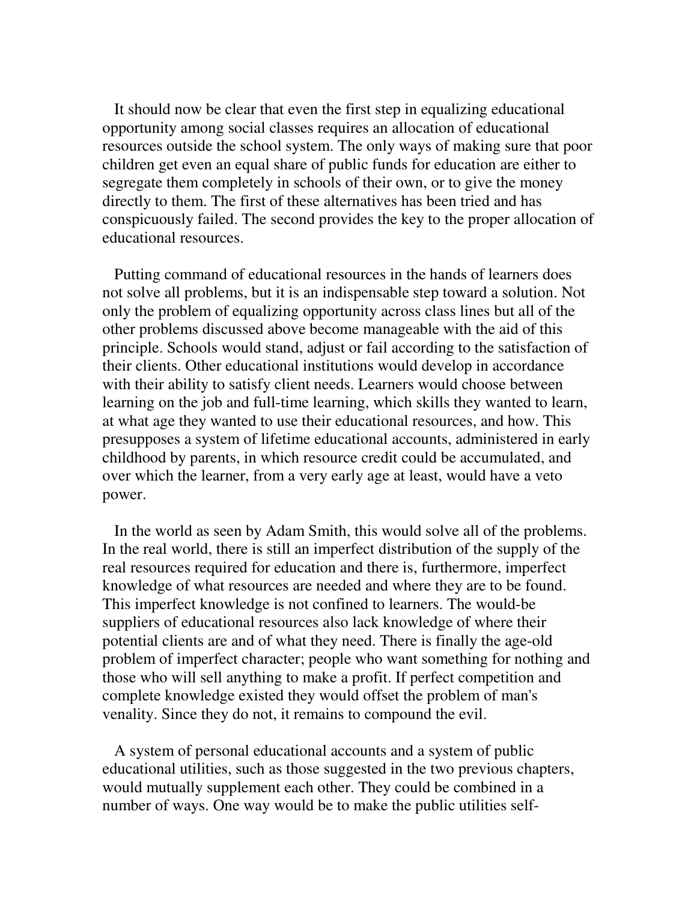It should now be clear that even the first step in equalizing educational opportunity among social classes requires an allocation of educational resources outside the school system. The only ways of making sure that poor children get even an equal share of public funds for education are either to segregate them completely in schools of their own, or to give the money directly to them. The first of these alternatives has been tried and has conspicuously failed. The second provides the key to the proper allocation of educational resources.

Putting command of educational resources in the hands of learners does not solve all problems, but it is an indispensable step toward a solution. Not only the problem of equalizing opportunity across class lines but all of the other problems discussed above become manageable with the aid of this principle. Schools would stand, adjust or fail according to the satisfaction of their clients. Other educational institutions would develop in accordance with their ability to satisfy client needs. Learners would choose between learning on the job and full-time learning, which skills they wanted to learn, at what age they wanted to use their educational resources, and how. This presupposes a system of lifetime educational accounts, administered in early childhood by parents, in which resource credit could be accumulated, and over which the learner, from a very early age at least, would have a veto power.

In the world as seen by Adam Smith, this would solve all of the problems. In the real world, there is still an imperfect distribution of the supply of the real resources required for education and there is, furthermore, imperfect knowledge of what resources are needed and where they are to be found. This imperfect knowledge is not confined to learners. The would-be suppliers of educational resources also lack knowledge of where their potential clients are and of what they need. There is finally the age-old problem of imperfect character; people who want something for nothing and those who will sell anything to make a profit. If perfect competition and complete knowledge existed they would offset the problem of man's venality. Since they do not, it remains to compound the evil.

A system of personal educational accounts and a system of public educational utilities, such as those suggested in the two previous chapters, would mutually supplement each other. They could be combined in a number of ways. One way would be to make the public utilities self-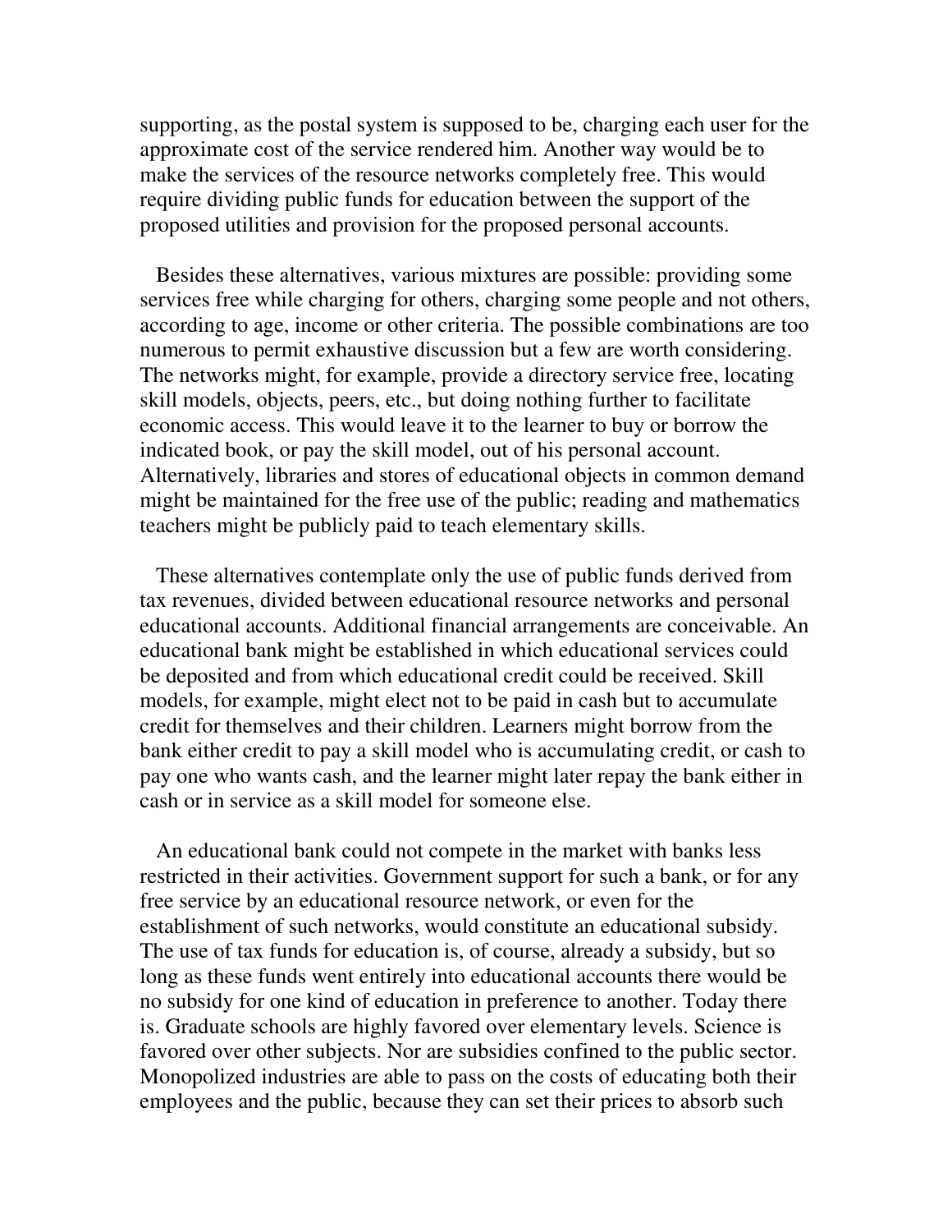supporting, as the postal system is supposed to be, charging each user for the approximate cost of the service rendered him. Another way would be to make the services of the resource networks completely free. This would require dividing public funds for education between the support of the proposed utilities and provision for the proposed personal accounts.

Besides these alternatives, various mixtures are possible: providing some services free while charging for others, charging some people and not others, according to age, income or other criteria. The possible combinations are too numerous to permit exhaustive discussion but a few are worth considering. The networks might, for example, provide a directory service free, locating skill models, objects, peers, etc., but doing nothing further to facilitate economic access. This would leave it to the learner to buy or borrow the indicated book, or pay the skill model, out of his personal account. Alternatively, libraries and stores of educational objects in common demand might be maintained for the free use of the public; reading and mathematics teachers might be publicly paid to teach elementary skills.

These alternatives contemplate only the use of public funds derived from tax revenues, divided between educational resource networks and personal educational accounts. Additional financial arrangements are conceivable. An educational bank might be established in which educational services could be deposited and from which educational credit could be received. Skill models, for example, might elect not to be paid in cash but to accumulate credit for themselves and their children. Learners might borrow from the bank either credit to pay a skill model who is accumulating credit, or cash to pay one who wants cash, and the learner might later repay the bank either in cash or in service as a skill model for someone else.

An educational bank could not compete in the market with banks less restricted in their activities. Government support for such a bank, or for any free service by an educational resource network, or even for the establishment of such networks, would constitute an educational subsidy. The use of tax funds for education is, of course, already a subsidy, but so long as these funds went entirely into educational accounts there would be no subsidy for one kind of education in preference to another. Today there is. Graduate schools are highly favored over elementary levels. Science is favored over other subjects. Nor are subsidies confined to the public sector. Monopolized industries are able to pass on the costs of educating both their employees and the public, because they can set their prices to absorb such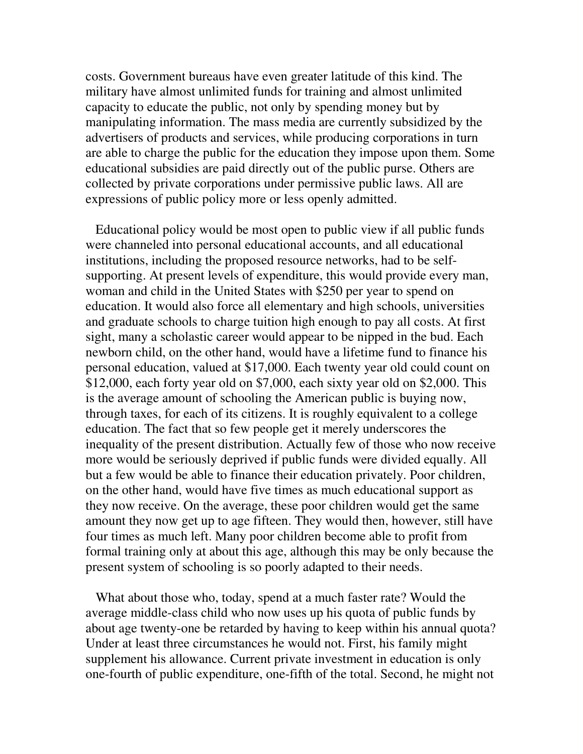costs. Government bureaus have even greater latitude of this kind. The military have almost unlimited funds for training and almost unlimited capacity to educate the public, not only by spending money but by manipulating information. The mass media are currently subsidized by the advertisers of products and services, while producing corporations in turn are able to charge the public for the education they impose upon them. Some educational subsidies are paid directly out of the public purse. Others are collected by private corporations under permissive public laws. All are expressions of public policy more or less openly admitted.

Educational policy would be most open to public view if all public funds were channeled into personal educational accounts, and all educational institutions, including the proposed resource networks, had to be self-supporting. At present levels of expenditure, this would provide every man, woman and child in the United States with $250 per year to spend on education. It would also force all elementary and high schools, universities and graduate schools to charge tuition high enough to pay all costs. At first sight, many a scholastic career would appear to be nipped in the bud. Each newborn child, on the other hand, would have a lifetime fund to finance his personal education, valued at $17,000. Each twenty year old could count on $12,000, each forty year old on $7,000, each sixty year old on $2,000. This is the average amount of schooling the American public is buying now, through taxes, for each of its citizens. It is roughly equivalent to a college education. The fact that so few people get it merely underscores the inequality of the present distribution. Actually few of those who now receive more would be seriously deprived if public funds were divided equally. All but a few would be able to finance their education privately. Poor children, on the other hand, would have five times as much educational support as they now receive. On the average, these poor children would get the same amount they now get up to age fifteen. They would then, however, still have four times as much left. Many poor children become able to profit from formal training only at about this age, although this may be only because the present system of schooling is so poorly adapted to their needs.

What about those who, today, spend at a much faster rate? Would the average middle-class child who now uses up his quota of public funds by about age twenty-one be retarded by having to keep within his annual quota? Under at least three circumstances he would not. First, his family might supplement his allowance. Current private investment in education is only one-fourth of public expenditure, one-fifth of the total. Second, he might not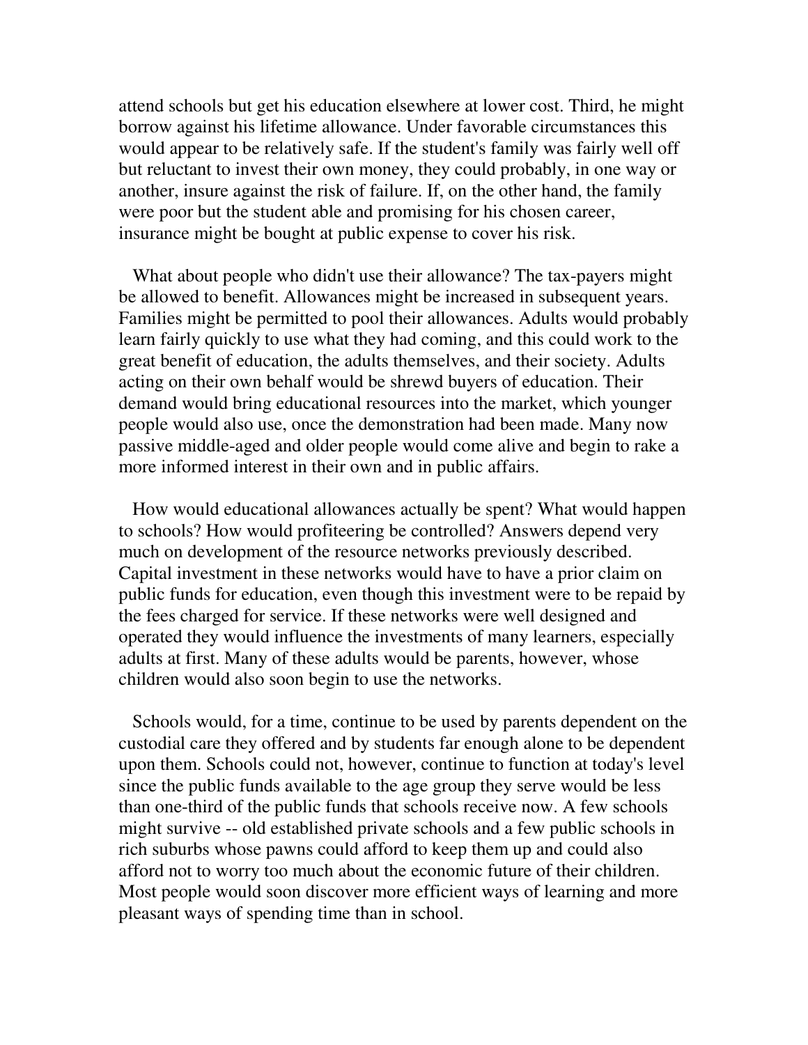attend schools but get his education elsewhere at lower cost. Third, he might borrow against his lifetime allowance. Under favorable circumstances this would appear to be relatively safe. If the student's family was fairly well off but reluctant to invest their own money, they could probably, in one way or another, insure against the risk of failure. If, on the other hand, the family were poor but the student able and promising for his chosen career, insurance might be bought at public expense to cover his risk.

What about people who didn't use their allowance? The tax-payers might be allowed to benefit. Allowances might be increased in subsequent years. Families might be permitted to pool their allowances. Adults would probably learn fairly quickly to use what they had coming, and this could work to the great benefit of education, the adults themselves, and their society. Adults acting on their own behalf would be shrewd buyers of education. Their demand would bring educational resources into the market, which younger people would also use, once the demonstration had been made. Many now passive middle-aged and older people would come alive and begin to rake a more informed interest in their own and in public affairs.

How would educational allowances actually be spent? What would happen to schools? How would profiteering be controlled? Answers depend very much on development of the resource networks previously described. Capital investment in these networks would have to have a prior claim on public funds for education, even though this investment were to be repaid by the fees charged for service. If these networks were well designed and operated they would influence the investments of many learners, especially adults at first. Many of these adults would be parents, however, whose children would also soon begin to use the networks.

Schools would, for a time, continue to be used by parents dependent on the custodial care they offered and by students far enough alone to be dependent upon them. Schools could not, however, continue to function at today's level since the public funds available to the age group they serve would be less than one-third of the public funds that schools receive now. A few schools might survive -- old established private schools and a few public schools in rich suburbs whose pawns could afford to keep them up and could also afford not to worry too much about the economic future of their children. Most people would soon discover more efficient ways of learning and more pleasant ways of spending time than in school.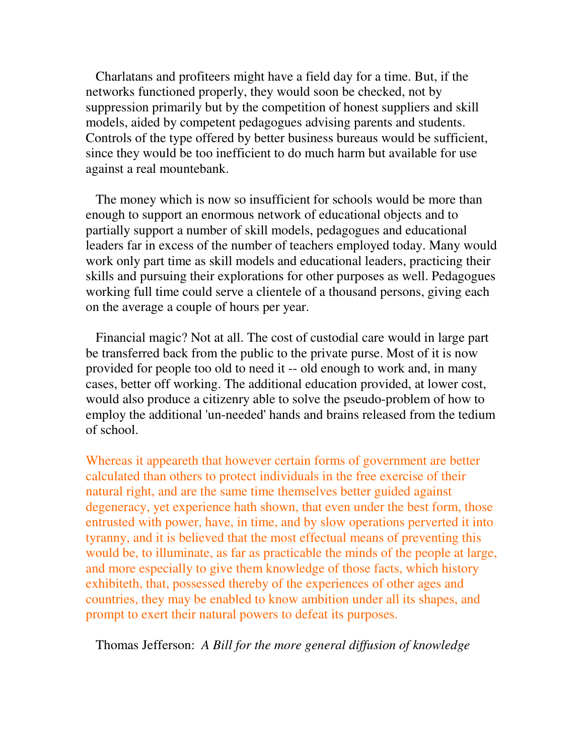Charlatans and profiteers might have a field day for a time. But, if the networks functioned properly, they would soon be checked, not by suppression primarily but by the competition of honest suppliers and skill models, aided by competent pedagogues advising parents and students. Controls of the type offered by better business bureaus would be sufficient, since they would be too inefficient to do much harm but available for use against a real mountebank.

The money which is now so insufficient for schools would be more than enough to support an enormous network of educational objects and to partially support a number of skill models, pedagogues and educational leaders far in excess of the number of teachers employed today. Many would work only part time as skill models and educational leaders, practicing their skills and pursuing their explorations for other purposes as well. Pedagogues working full time could serve a clientele of a thousand persons, giving each on the average a couple of hours per year.

Financial magic? Not at all. The cost of custodial care would in large part be transferred back from the public to the private purse. Most of it is now provided for people too old to need it -- old enough to work and, in many cases, better off working. The additional education provided, at lower cost, would also produce a citizenry able to solve the pseudo-problem of how to employ the additional 'un-needed' hands and brains released from the tedium of school.

Whereas it appeareth that however certain forms of government are better calculated than others to protect individuals in the free exercise of their natural right, and are the same time themselves better guided against degeneracy, yet experience hath shown, that even under the best form, those entrusted with power, have, in time, and by slow operations perverted it into tyranny, and it is believed that the most effectual means of preventing this would be, to illuminate, as far as practicable the minds of the people at large, and more especially to give them knowledge of those facts, which history exhibiteth, that, possessed thereby of the experiences of other ages and countries, they may be enabled to know ambition under all its shapes, and prompt to exert their natural powers to defeat its purposes.

Thomas Jefferson: *A Bill for the more general diffusion of knowledge*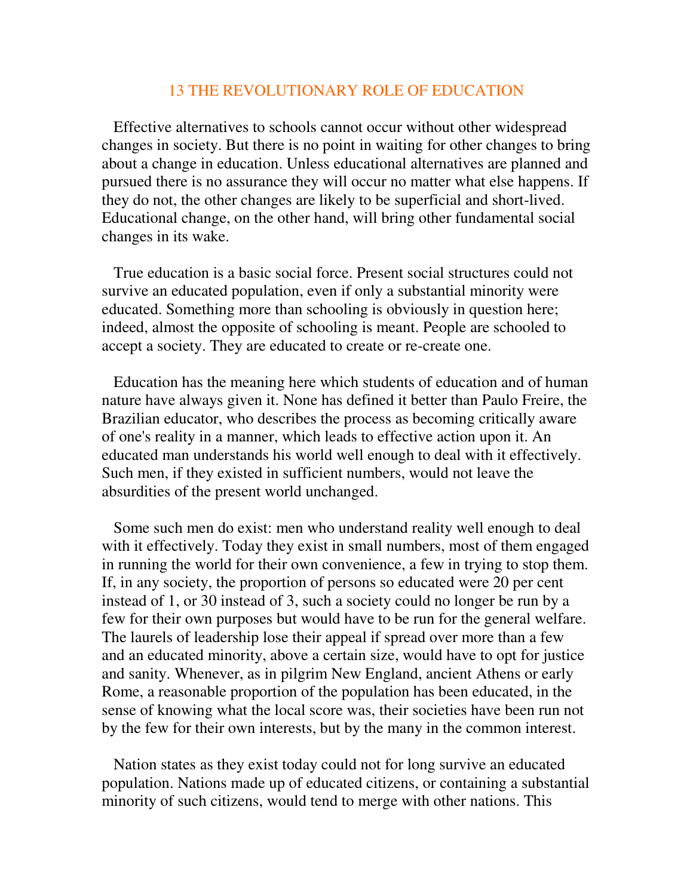# 13 THE REVOLUTIONARY ROLE OF EDUCATION

Effective alternatives to schools cannot occur without other widespread changes in society. But there is no point in waiting for other changes to bring about a change in education. Unless educational alternatives are planned and pursued there is no assurance they will occur no matter what else happens. If they do not, the other changes are likely to be superficial and short-lived. Educational change, on the other hand, will bring other fundamental social changes in its wake.

True education is a basic social force. Present social structures could not survive an educated population, even if only a substantial minority were educated. Something more than schooling is obviously in question here; indeed, almost the opposite of schooling is meant. People are schooled to accept a society. They are educated to create or re-create one.

Education has the meaning here which students of education and of human nature have always given it. None has defined it better than Paulo Freire, the Brazilian educator, who describes the process as becoming critically aware of one's reality in a manner, which leads to effective action upon it. An educated man understands his world well enough to deal with it effectively. Such men, if they existed in sufficient numbers, would not leave the absurdities of the present world unchanged.

Some such men do exist: men who understand reality well enough to deal with it effectively. Today they exist in small numbers, most of them engaged in running the world for their own convenience, a few in trying to stop them. If, in any society, the proportion of persons so educated were 20 per cent instead of 1, or 30 instead of 3, such a society could no longer be run by a few for their own purposes but would have to be run for the general welfare. The laurels of leadership lose their appeal if spread over more than a few and an educated minority, above a certain size, would have to opt for justice and sanity. Whenever, as in pilgrim New England, ancient Athens or early Rome, a reasonable proportion of the population has been educated, in the sense of knowing what the local score was, their societies have been run not by the few for their own interests, but by the many in the common interest.

Nation states as they exist today could not for long survive an educated population. Nations made up of educated citizens, or containing a substantial minority of such citizens, would tend to merge with other nations. This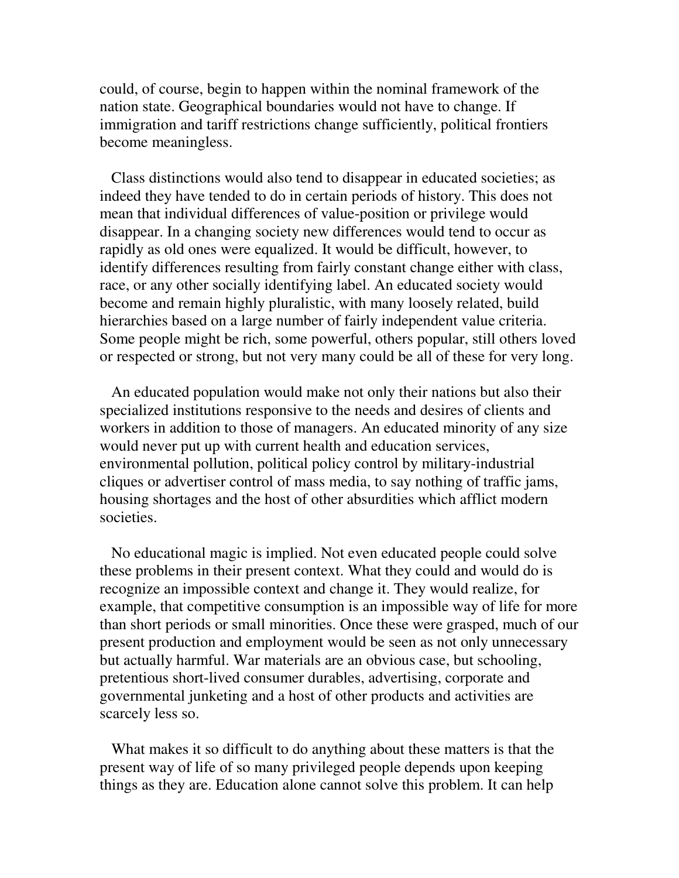could, of course, begin to happen within the nominal framework of the nation state. Geographical boundaries would not have to change. If immigration and tariff restrictions change sufficiently, political frontiers become meaningless.

Class distinctions would also tend to disappear in educated societies; as indeed they have tended to do in certain periods of history. This does not mean that individual differences of value-position or privilege would disappear. In a changing society new differences would tend to occur as rapidly as old ones were equalized. It would be difficult, however, to identify differences resulting from fairly constant change either with class, race, or any other socially identifying label. An educated society would become and remain highly pluralistic, with many loosely related, build hierarchies based on a large number of fairly independent value criteria. Some people might be rich, some powerful, others popular, still others loved or respected or strong, but not very many could be all of these for very long.

An educated population would make not only their nations but also their specialized institutions responsive to the needs and desires of clients and workers in addition to those of managers. An educated minority of any size would never put up with current health and education services, environmental pollution, political policy control by military-industrial cliques or advertiser control of mass media, to say nothing of traffic jams, housing shortages and the host of other absurdities which afflict modern societies.

No educational magic is implied. Not even educated people could solve these problems in their present context. What they could and would do is recognize an impossible context and change it. They would realize, for example, that competitive consumption is an impossible way of life for more than short periods or small minorities. Once these were grasped, much of our present production and employment would be seen as not only unnecessary but actually harmful. War materials are an obvious case, but schooling, pretentious short-lived consumer durables, advertising, corporate and governmental junketing and a host of other products and activities are scarcely less so.

What makes it so difficult to do anything about these matters is that the present way of life of so many privileged people depends upon keeping things as they are. Education alone cannot solve this problem. It can help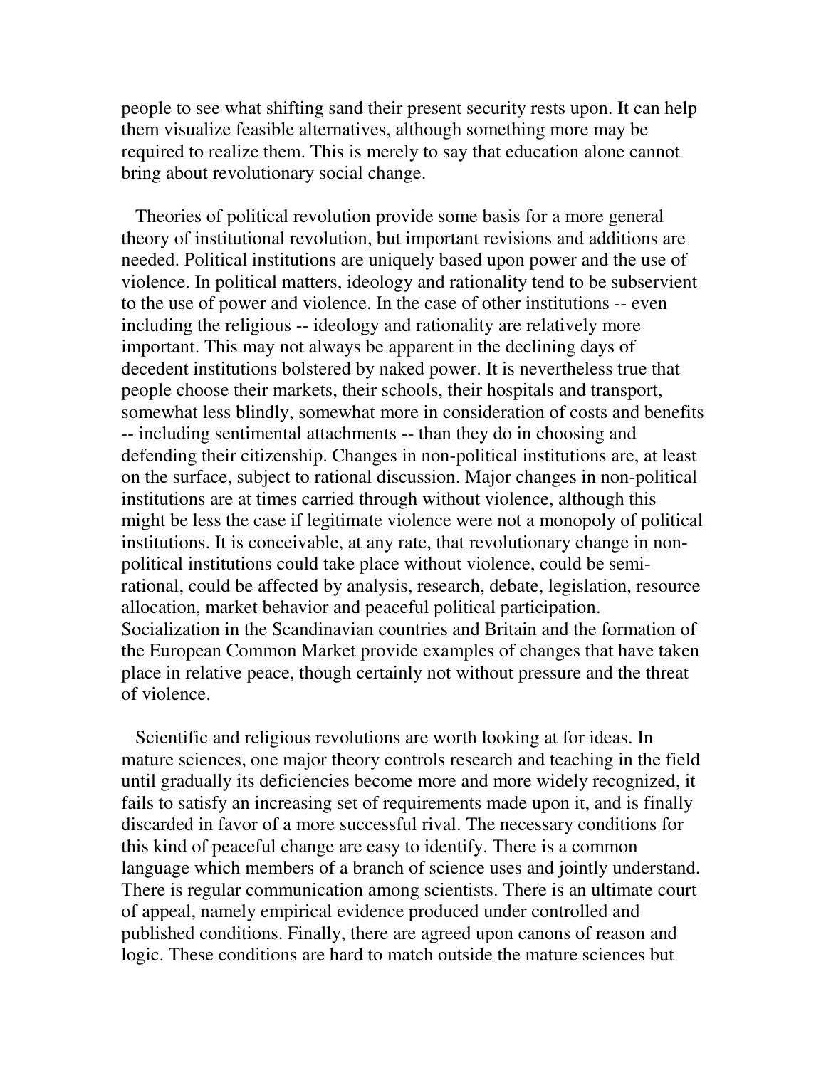people to see what shifting sand their present security rests upon. It can help them visualize feasible alternatives, although something more may be required to realize them. This is merely to say that education alone cannot bring about revolutionary social change.

Theories of political revolution provide some basis for a more general theory of institutional revolution, but important revisions and additions are needed. Political institutions are uniquely based upon power and the use of violence. In political matters, ideology and rationality tend to be subservient to the use of power and violence. In the case of other institutions -- even including the religious -- ideology and rationality are relatively more important. This may not always be apparent in the declining days of decedent institutions bolstered by naked power. It is nevertheless true that people choose their markets, their schools, their hospitals and transport, somewhat less blindly, somewhat more in consideration of costs and benefits -- including sentimental attachments -- than they do in choosing and defending their citizenship. Changes in non-political institutions are, at least on the surface, subject to rational discussion. Major changes in non-political institutions are at times carried through without violence, although this might be less the case if legitimate violence were not a monopoly of political institutions. It is conceivable, at any rate, that revolutionary change in non-political institutions could take place without violence, could be semi-rational, could be affected by analysis, research, debate, legislation, resource allocation, market behavior and peaceful political participation. Socialization in the Scandinavian countries and Britain and the formation of the European Common Market provide examples of changes that have taken place in relative peace, though certainly not without pressure and the threat of violence.

Scientific and religious revolutions are worth looking at for ideas. In mature sciences, one major theory controls research and teaching in the field until gradually its deficiencies become more and more widely recognized, it fails to satisfy an increasing set of requirements made upon it, and is finally discarded in favor of a more successful rival. The necessary conditions for this kind of peaceful change are easy to identify. There is a common language which members of a branch of science uses and jointly understand. There is regular communication among scientists. There is an ultimate court of appeal, namely empirical evidence produced under controlled and published conditions. Finally, there are agreed upon canons of reason and logic. These conditions are hard to match outside the mature sciences but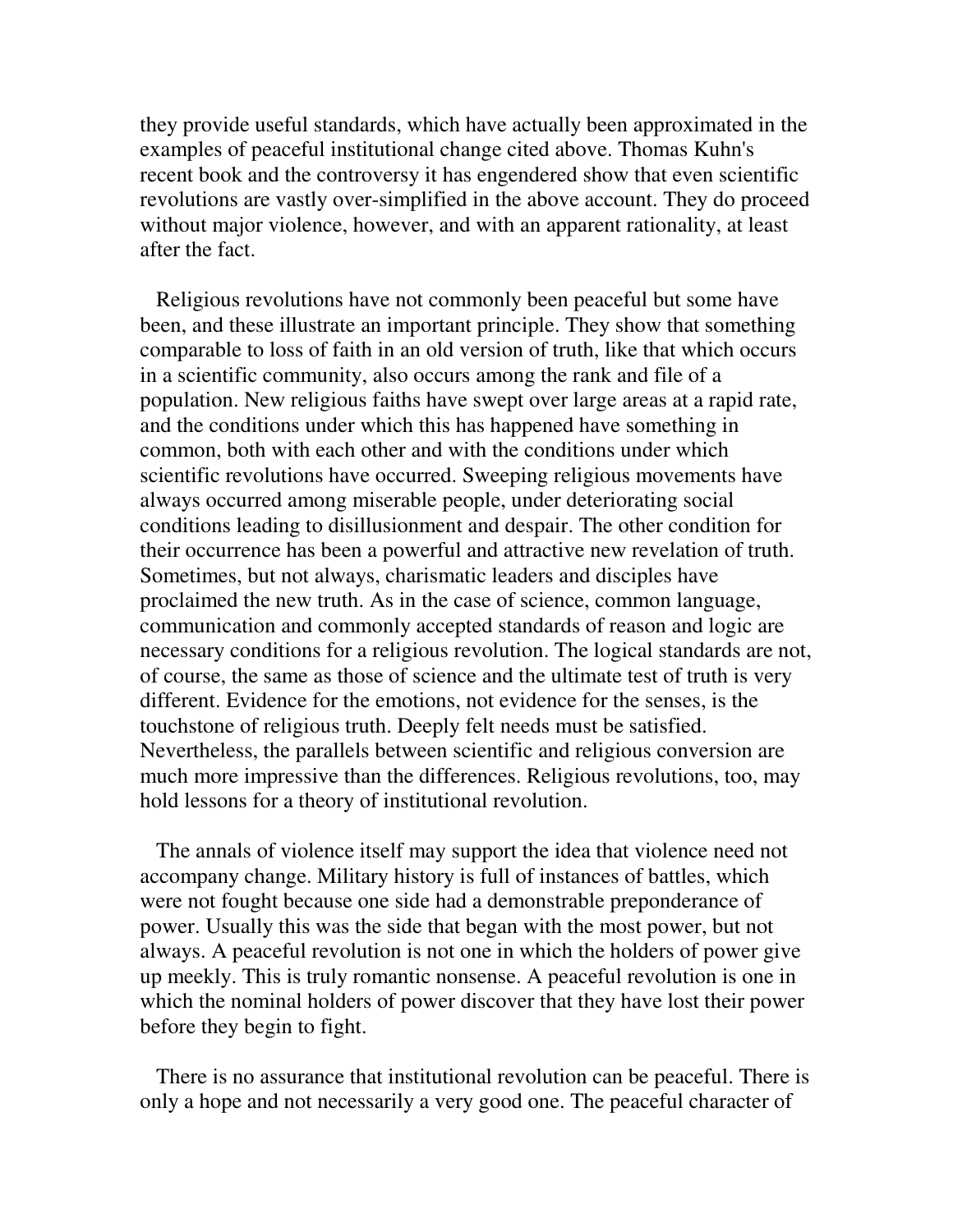they provide useful standards, which have actually been approximated in the examples of peaceful institutional change cited above. Thomas Kuhn's recent book and the controversy it has engendered show that even scientific revolutions are vastly over-simplified in the above account. They do proceed without major violence, however, and with an apparent rationality, at least after the fact.

Religious revolutions have not commonly been peaceful but some have been, and these illustrate an important principle. They show that something comparable to loss of faith in an old version of truth, like that which occurs in a scientific community, also occurs among the rank and file of a population. New religious faiths have swept over large areas at a rapid rate, and the conditions under which this has happened have something in common, both with each other and with the conditions under which scientific revolutions have occurred. Sweeping religious movements have always occurred among miserable people, under deteriorating social conditions leading to disillusionment and despair. The other condition for their occurrence has been a powerful and attractive new revelation of truth. Sometimes, but not always, charismatic leaders and disciples have proclaimed the new truth. As in the case of science, common language, communication and commonly accepted standards of reason and logic are necessary conditions for a religious revolution. The logical standards are not, of course, the same as those of science and the ultimate test of truth is very different. Evidence for the emotions, not evidence for the senses, is the touchstone of religious truth. Deeply felt needs must be satisfied. Nevertheless, the parallels between scientific and religious conversion are much more impressive than the differences. Religious revolutions, too, may hold lessons for a theory of institutional revolution.

The annals of violence itself may support the idea that violence need not accompany change. Military history is full of instances of battles, which were not fought because one side had a demonstrable preponderance of power. Usually this was the side that began with the most power, but not always. A peaceful revolution is not one in which the holders of power give up meekly. This is truly romantic nonsense. A peaceful revolution is one in which the nominal holders of power discover that they have lost their power before they begin to fight.

There is no assurance that institutional revolution can be peaceful. There is only a hope and not necessarily a very good one. The peaceful character of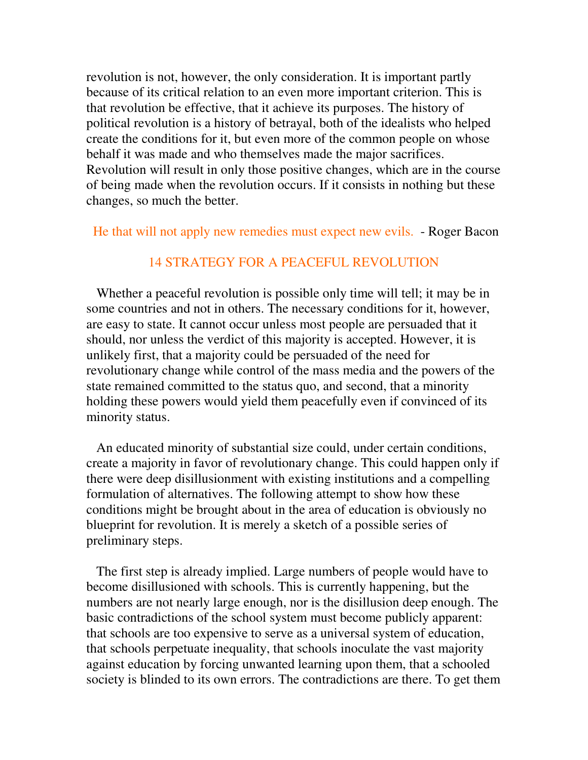revolution is not, however, the only consideration. It is important partly because of its critical relation to an even more important criterion. This is that revolution be effective, that it achieve its purposes. The history of political revolution is a history of betrayal, both of the idealists who helped create the conditions for it, but even more of the common people on whose behalf it was made and who themselves made the major sacrifices. Revolution will result in only those positive changes, which are in the course of being made when the revolution occurs. If it consists in nothing but these changes, so much the better.

He that will not apply new remedies must expect new evils. - Roger Bacon

## 14 STRATEGY FOR A PEACEFUL REVOLUTION

Whether a peaceful revolution is possible only time will tell; it may be in some countries and not in others. The necessary conditions for it, however, are easy to state. It cannot occur unless most people are persuaded that it should, nor unless the verdict of this majority is accepted. However, it is unlikely first, that a majority could be persuaded of the need for revolutionary change while control of the mass media and the powers of the state remained committed to the status quo, and second, that a minority holding these powers would yield them peacefully even if convinced of its minority status.

An educated minority of substantial size could, under certain conditions, create a majority in favor of revolutionary change. This could happen only if there were deep disillusionment with existing institutions and a compelling formulation of alternatives. The following attempt to show how these conditions might be brought about in the area of education is obviously no blueprint for revolution. It is merely a sketch of a possible series of preliminary steps.

The first step is already implied. Large numbers of people would have to become disillusioned with schools. This is currently happening, but the numbers are not nearly large enough, nor is the disillusion deep enough. The basic contradictions of the school system must become publicly apparent: that schools are too expensive to serve as a universal system of education, that schools perpetuate inequality, that schools inoculate the vast majority against education by forcing unwanted learning upon them, that a schooled society is blinded to its own errors. The contradictions are there. To get them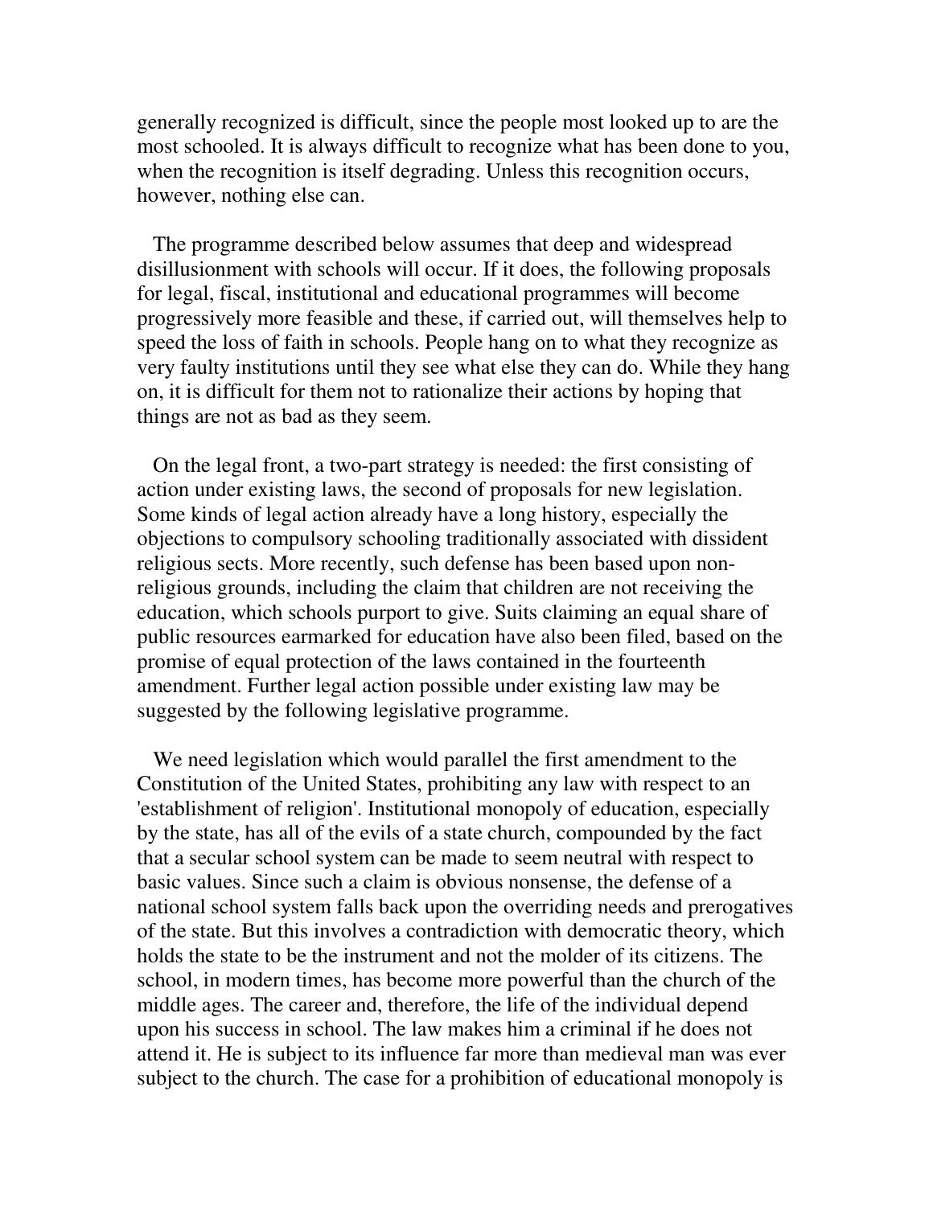generally recognized is difficult, since the people most looked up to are the most schooled. It is always difficult to recognize what has been done to you, when the recognition is itself degrading. Unless this recognition occurs, however, nothing else can.

The programme described below assumes that deep and widespread disillusionment with schools will occur. If it does, the following proposals for legal, fiscal, institutional and educational programmes will become progressively more feasible and these, if carried out, will themselves help to speed the loss of faith in schools. People hang on to what they recognize as very faulty institutions until they see what else they can do. While they hang on, it is difficult for them not to rationalize their actions by hoping that things are not as bad as they seem.

On the legal front, a two-part strategy is needed: the first consisting of action under existing laws, the second of proposals for new legislation. Some kinds of legal action already have a long history, especially the objections to compulsory schooling traditionally associated with dissident religious sects. More recently, such defense has been based upon non-religious grounds, including the claim that children are not receiving the education, which schools purport to give. Suits claiming an equal share of public resources earmarked for education have also been filed, based on the promise of equal protection of the laws contained in the fourteenth amendment. Further legal action possible under existing law may be suggested by the following legislative programme.

We need legislation which would parallel the first amendment to the Constitution of the United States, prohibiting any law with respect to an 'establishment of religion'. Institutional monopoly of education, especially by the state, has all of the evils of a state church, compounded by the fact that a secular school system can be made to seem neutral with respect to basic values. Since such a claim is obvious nonsense, the defense of a national school system falls back upon the overriding needs and prerogatives of the state. But this involves a contradiction with democratic theory, which holds the state to be the instrument and not the molder of its citizens. The school, in modern times, has become more powerful than the church of the middle ages. The career and, therefore, the life of the individual depend upon his success in school. The law makes him a criminal if he does not attend it. He is subject to its influence far more than medieval man was ever subject to the church. The case for a prohibition of educational monopoly is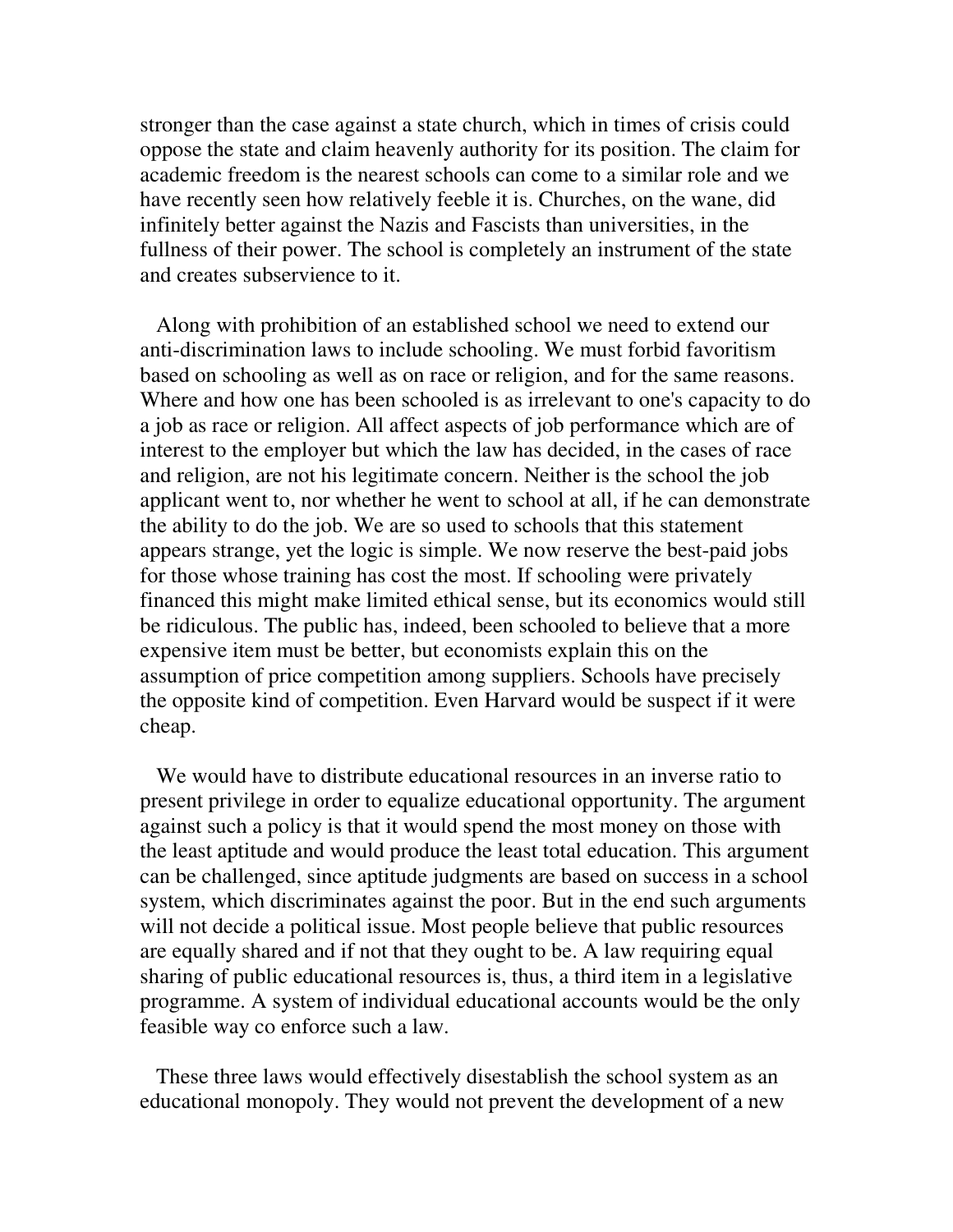stronger than the case against a state church, which in times of crisis could oppose the state and claim heavenly authority for its position. The claim for academic freedom is the nearest schools can come to a similar role and we have recently seen how relatively feeble it is. Churches, on the wane, did infinitely better against the Nazis and Fascists than universities, in the fullness of their power. The school is completely an instrument of the state and creates subservience to it.

Along with prohibition of an established school we need to extend our anti-discrimination laws to include schooling. We must forbid favoritism based on schooling as well as on race or religion, and for the same reasons. Where and how one has been schooled is as irrelevant to one's capacity to do a job as race or religion. All affect aspects of job performance which are of interest to the employer but which the law has decided, in the cases of race and religion, are not his legitimate concern. Neither is the school the job applicant went to, nor whether he went to school at all, if he can demonstrate the ability to do the job. We are so used to schools that this statement appears strange, yet the logic is simple. We now reserve the best-paid jobs for those whose training has cost the most. If schooling were privately financed this might make limited ethical sense, but its economics would still be ridiculous. The public has, indeed, been schooled to believe that a more expensive item must be better, but economists explain this on the assumption of price competition among suppliers. Schools have precisely the opposite kind of competition. Even Harvard would be suspect if it were cheap.

We would have to distribute educational resources in an inverse ratio to present privilege in order to equalize educational opportunity. The argument against such a policy is that it would spend the most money on those with the least aptitude and would produce the least total education. This argument can be challenged, since aptitude judgments are based on success in a school system, which discriminates against the poor. But in the end such arguments will not decide a political issue. Most people believe that public resources are equally shared and if not that they ought to be. A law requiring equal sharing of public educational resources is, thus, a third item in a legislative programme. A system of individual educational accounts would be the only feasible way co enforce such a law.

These three laws would effectively disestablish the school system as an educational monopoly. They would not prevent the development of a new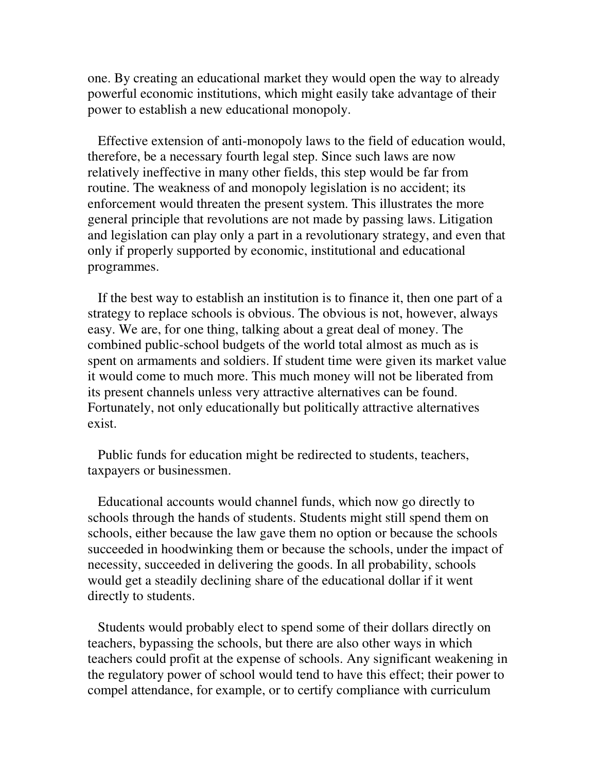one. By creating an educational market they would open the way to already powerful economic institutions, which might easily take advantage of their power to establish a new educational monopoly.

Effective extension of anti-monopoly laws to the field of education would, therefore, be a necessary fourth legal step. Since such laws are now relatively ineffective in many other fields, this step would be far from routine. The weakness of and monopoly legislation is no accident; its enforcement would threaten the present system. This illustrates the more general principle that revolutions are not made by passing laws. Litigation and legislation can play only a part in a revolutionary strategy, and even that only if properly supported by economic, institutional and educational programmes.

If the best way to establish an institution is to finance it, then one part of a strategy to replace schools is obvious. The obvious is not, however, always easy. We are, for one thing, talking about a great deal of money. The combined public-school budgets of the world total almost as much as is spent on armaments and soldiers. If student time were given its market value it would come to much more. This much money will not be liberated from its present channels unless very attractive alternatives can be found. Fortunately, not only educationally but politically attractive alternatives exist.

Public funds for education might be redirected to students, teachers, taxpayers or businessmen.

Educational accounts would channel funds, which now go directly to schools through the hands of students. Students might still spend them on schools, either because the law gave them no option or because the schools succeeded in hoodwinking them or because the schools, under the impact of necessity, succeeded in delivering the goods. In all probability, schools would get a steadily declining share of the educational dollar if it went directly to students.

Students would probably elect to spend some of their dollars directly on teachers, bypassing the schools, but there are also other ways in which teachers could profit at the expense of schools. Any significant weakening in the regulatory power of school would tend to have this effect; their power to compel attendance, for example, or to certify compliance with curriculum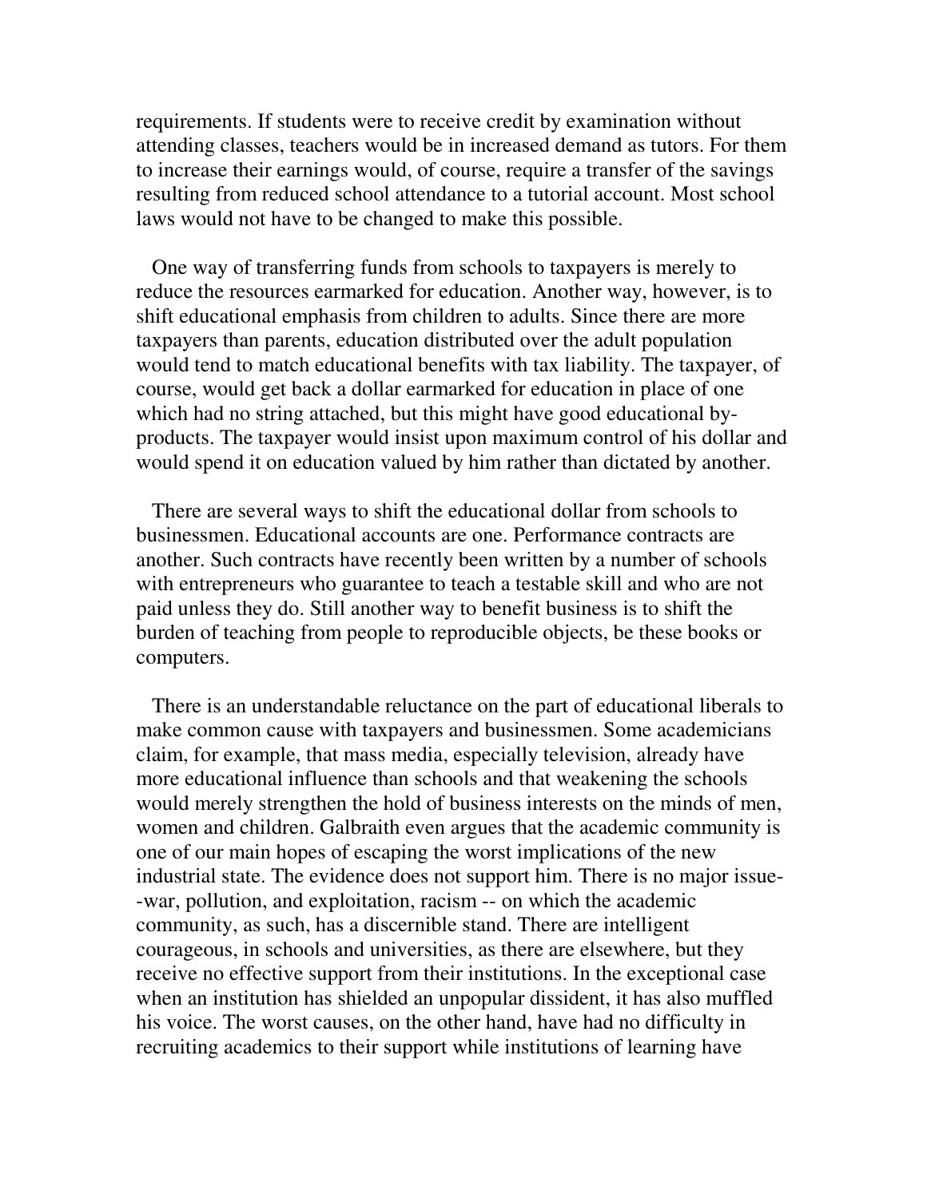requirements. If students were to receive credit by examination without attending classes, teachers would be in increased demand as tutors. For them to increase their earnings would, of course, require a transfer of the savings resulting from reduced school attendance to a tutorial account. Most school laws would not have to be changed to make this possible.

One way of transferring funds from schools to taxpayers is merely to reduce the resources earmarked for education. Another way, however, is to shift educational emphasis from children to adults. Since there are more taxpayers than parents, education distributed over the adult population would tend to match educational benefits with tax liability. The taxpayer, of course, would get back a dollar earmarked for education in place of one which had no string attached, but this might have good educational by-products. The taxpayer would insist upon maximum control of his dollar and would spend it on education valued by him rather than dictated by another.

There are several ways to shift the educational dollar from schools to businessmen. Educational accounts are one. Performance contracts are another. Such contracts have recently been written by a number of schools with entrepreneurs who guarantee to teach a testable skill and who are not paid unless they do. Still another way to benefit business is to shift the burden of teaching from people to reproducible objects, be these books or computers.

There is an understandable reluctance on the part of educational liberals to make common cause with taxpayers and businessmen. Some academicians claim, for example, that mass media, especially television, already have more educational influence than schools and that weakening the schools would merely strengthen the hold of business interests on the minds of men, women and children. Galbraith even argues that the academic community is one of our main hopes of escaping the worst implications of the new industrial state. The evidence does not support him. There is no major issue--war, pollution, and exploitation, racism -- on which the academic community, as such, has a discernible stand. There are intelligent courageous, in schools and universities, as there are elsewhere, but they receive no effective support from their institutions. In the exceptional case when an institution has shielded an unpopular dissident, it has also muffled his voice. The worst causes, on the other hand, have had no difficulty in recruiting academics to their support while institutions of learning have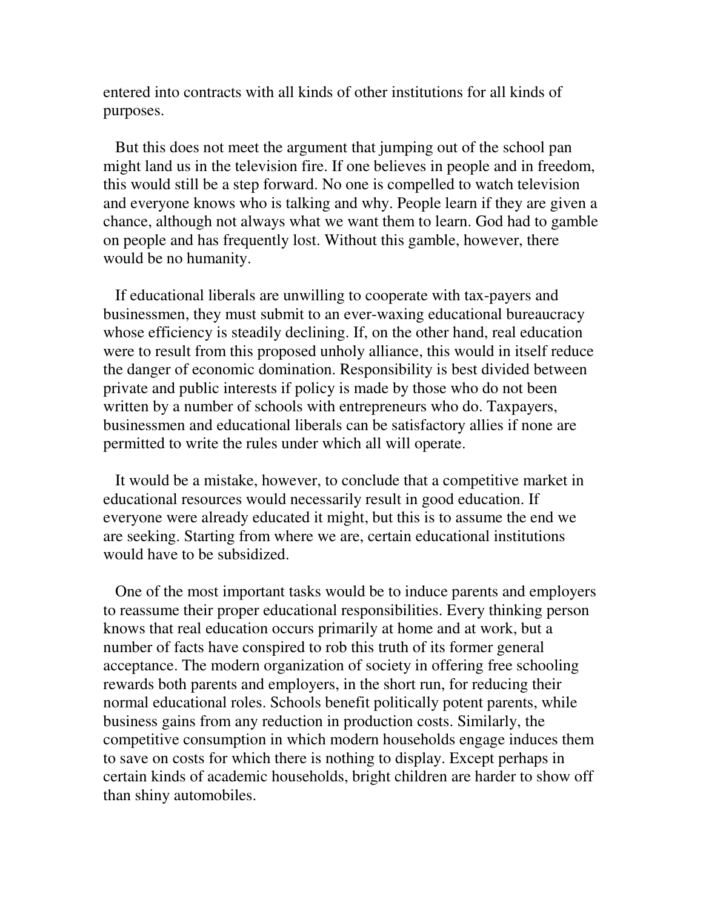entered into contracts with all kinds of other institutions for all kinds of purposes.

But this does not meet the argument that jumping out of the school pan might land us in the television fire. If one believes in people and in freedom, this would still be a step forward. No one is compelled to watch television and everyone knows who is talking and why. People learn if they are given a chance, although not always what we want them to learn. God had to gamble on people and has frequently lost. Without this gamble, however, there would be no humanity.

If educational liberals are unwilling to cooperate with tax-payers and businessmen, they must submit to an ever-waxing educational bureaucracy whose efficiency is steadily declining. If, on the other hand, real education were to result from this proposed unholy alliance, this would in itself reduce the danger of economic domination. Responsibility is best divided between private and public interests if policy is made by those who do not been written by a number of schools with entrepreneurs who do. Taxpayers, businessmen and educational liberals can be satisfactory allies if none are permitted to write the rules under which all will operate.

It would be a mistake, however, to conclude that a competitive market in educational resources would necessarily result in good education. If everyone were already educated it might, but this is to assume the end we are seeking. Starting from where we are, certain educational institutions would have to be subsidized.

One of the most important tasks would be to induce parents and employers to reassume their proper educational responsibilities. Every thinking person knows that real education occurs primarily at home and at work, but a number of facts have conspired to rob this truth of its former general acceptance. The modern organization of society in offering free schooling rewards both parents and employers, in the short run, for reducing their normal educational roles. Schools benefit politically potent parents, while business gains from any reduction in production costs. Similarly, the competitive consumption in which modern households engage induces them to save on costs for which there is nothing to display. Except perhaps in certain kinds of academic households, bright children are harder to show off than shiny automobiles.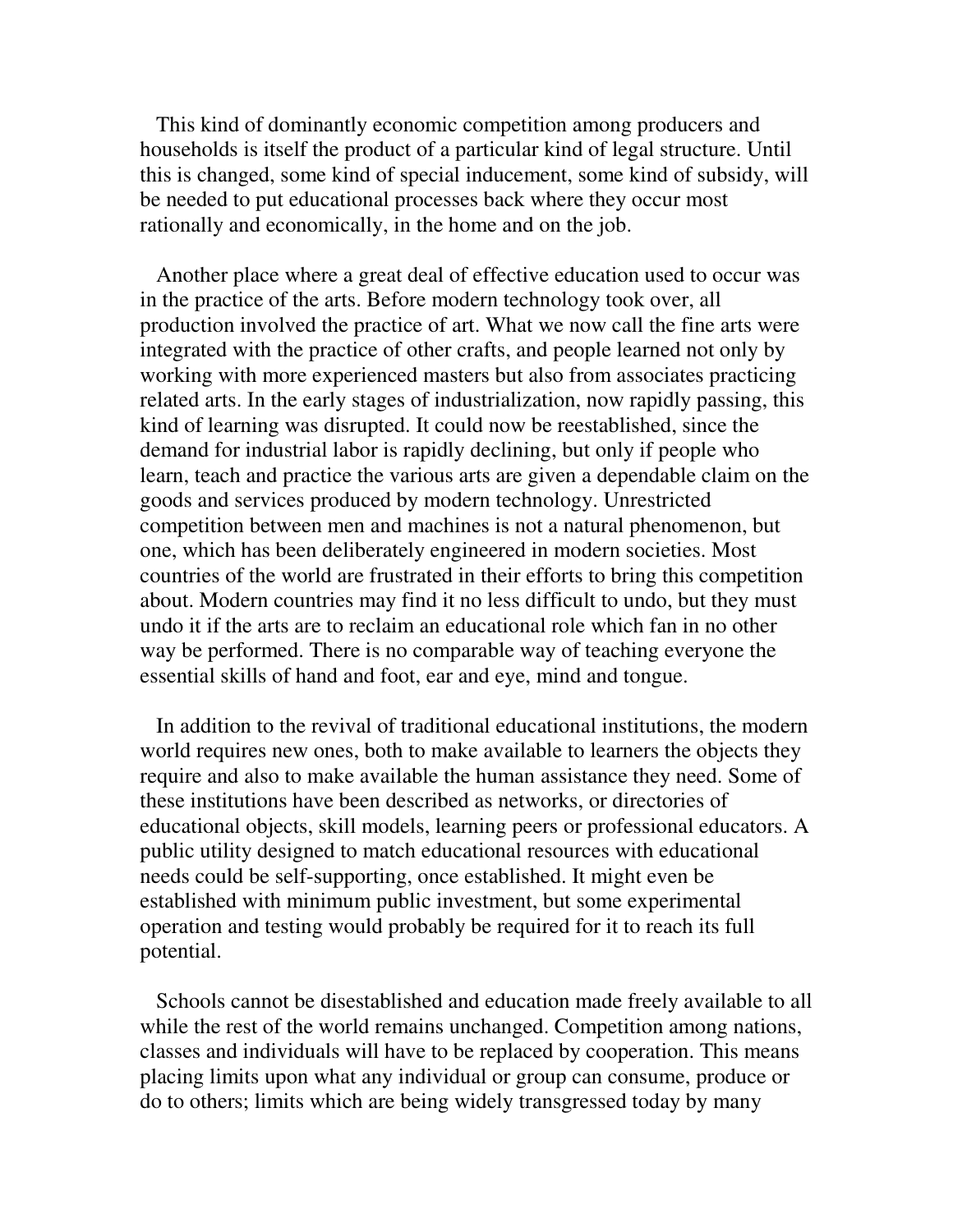This kind of dominantly economic competition among producers and households is itself the product of a particular kind of legal structure. Until this is changed, some kind of special inducement, some kind of subsidy, will be needed to put educational processes back where they occur most rationally and economically, in the home and on the job.

Another place where a great deal of effective education used to occur was in the practice of the arts. Before modern technology took over, all production involved the practice of art. What we now call the fine arts were integrated with the practice of other crafts, and people learned not only by working with more experienced masters but also from associates practicing related arts. In the early stages of industrialization, now rapidly passing, this kind of learning was disrupted. It could now be reestablished, since the demand for industrial labor is rapidly declining, but only if people who learn, teach and practice the various arts are given a dependable claim on the goods and services produced by modern technology. Unrestricted competition between men and machines is not a natural phenomenon, but one, which has been deliberately engineered in modern societies. Most countries of the world are frustrated in their efforts to bring this competition about. Modern countries may find it no less difficult to undo, but they must undo it if the arts are to reclaim an educational role which fan in no other way be performed. There is no comparable way of teaching everyone the essential skills of hand and foot, ear and eye, mind and tongue.

In addition to the revival of traditional educational institutions, the modern world requires new ones, both to make available to learners the objects they require and also to make available the human assistance they need. Some of these institutions have been described as networks, or directories of educational objects, skill models, learning peers or professional educators. A public utility designed to match educational resources with educational needs could be self-supporting, once established. It might even be established with minimum public investment, but some experimental operation and testing would probably be required for it to reach its full potential.

Schools cannot be disestablished and education made freely available to all while the rest of the world remains unchanged. Competition among nations, classes and individuals will have to be replaced by cooperation. This means placing limits upon what any individual or group can consume, produce or do to others; limits which are being widely transgressed today by many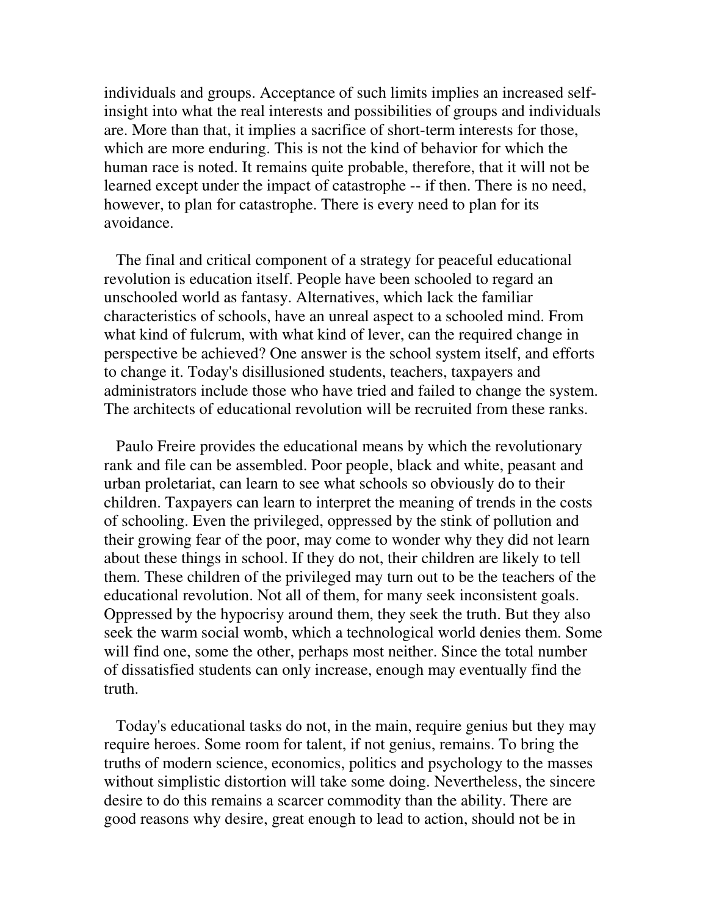individuals and groups. Acceptance of such limits implies an increased self-insight into what the real interests and possibilities of groups and individuals are. More than that, it implies a sacrifice of short-term interests for those, which are more enduring. This is not the kind of behavior for which the human race is noted. It remains quite probable, therefore, that it will not be learned except under the impact of catastrophe -- if then. There is no need, however, to plan for catastrophe. There is every need to plan for its avoidance.

The final and critical component of a strategy for peaceful educational revolution is education itself. People have been schooled to regard an unschooled world as fantasy. Alternatives, which lack the familiar characteristics of schools, have an unreal aspect to a schooled mind. From what kind of fulcrum, with what kind of lever, can the required change in perspective be achieved? One answer is the school system itself, and efforts to change it. Today's disillusioned students, teachers, taxpayers and administrators include those who have tried and failed to change the system. The architects of educational revolution will be recruited from these ranks.

Paulo Freire provides the educational means by which the revolutionary rank and file can be assembled. Poor people, black and white, peasant and urban proletariat, can learn to see what schools so obviously do to their children. Taxpayers can learn to interpret the meaning of trends in the costs of schooling. Even the privileged, oppressed by the stink of pollution and their growing fear of the poor, may come to wonder why they did not learn about these things in school. If they do not, their children are likely to tell them. These children of the privileged may turn out to be the teachers of the educational revolution. Not all of them, for many seek inconsistent goals. Oppressed by the hypocrisy around them, they seek the truth. But they also seek the warm social womb, which a technological world denies them. Some will find one, some the other, perhaps most neither. Since the total number of dissatisfied students can only increase, enough may eventually find the truth.

Today's educational tasks do not, in the main, require genius but they may require heroes. Some room for talent, if not genius, remains. To bring the truths of modern science, economics, politics and psychology to the masses without simplistic distortion will take some doing. Nevertheless, the sincere desire to do this remains a scarcer commodity than the ability. There are good reasons why desire, great enough to lead to action, should not be in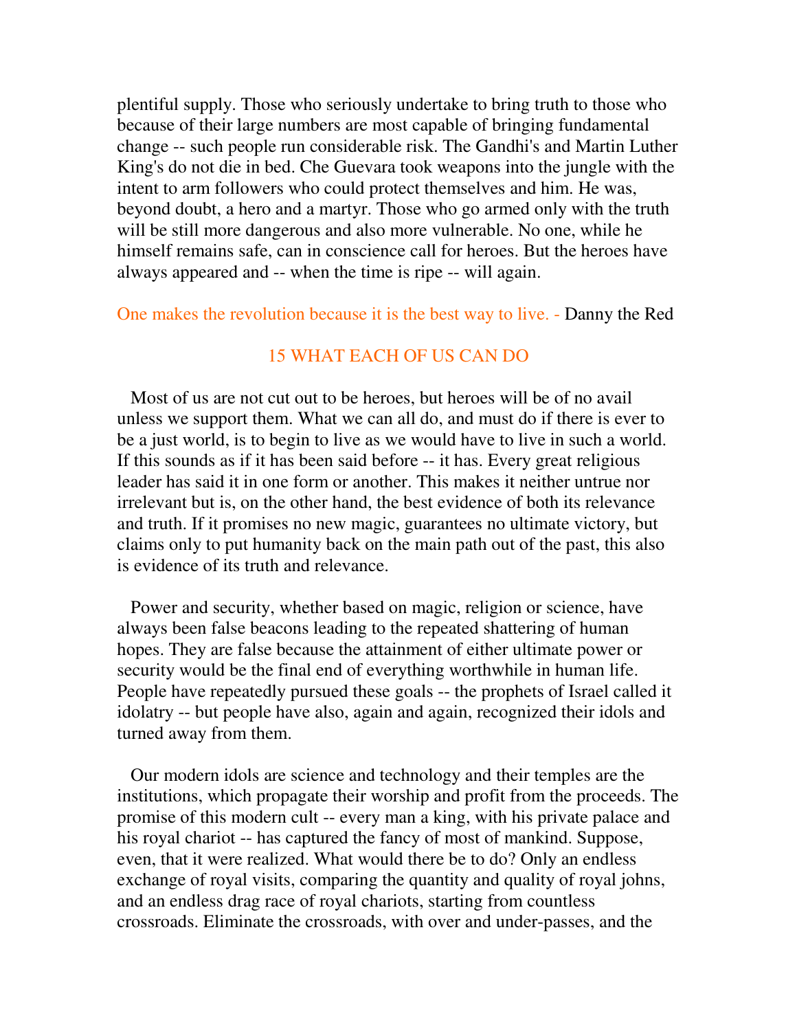plentiful supply. Those who seriously undertake to bring truth to those who because of their large numbers are most capable of bringing fundamental change -- such people run considerable risk. The Gandhi's and Martin Luther King's do not die in bed. Che Guevara took weapons into the jungle with the intent to arm followers who could protect themselves and him. He was, beyond doubt, a hero and a martyr. Those who go armed only with the truth will be still more dangerous and also more vulnerable. No one, while he himself remains safe, can in conscience call for heroes. But the heroes have always appeared and -- when the time is ripe -- will again.

One makes the revolution because it is the best way to live. - Danny the Red

## 15 WHAT EACH OF US CAN DO

Most of us are not cut out to be heroes, but heroes will be of no avail unless we support them. What we can all do, and must do if there is ever to be a just world, is to begin to live as we would have to live in such a world. If this sounds as if it has been said before -- it has. Every great religious leader has said it in one form or another. This makes it neither untrue nor irrelevant but is, on the other hand, the best evidence of both its relevance and truth. If it promises no new magic, guarantees no ultimate victory, but claims only to put humanity back on the main path out of the past, this also is evidence of its truth and relevance.

Power and security, whether based on magic, religion or science, have always been false beacons leading to the repeated shattering of human hopes. They are false because the attainment of either ultimate power or security would be the final end of everything worthwhile in human life. People have repeatedly pursued these goals -- the prophets of Israel called it idolatry -- but people have also, again and again, recognized their idols and turned away from them.

Our modern idols are science and technology and their temples are the institutions, which propagate their worship and profit from the proceeds. The promise of this modern cult -- every man a king, with his private palace and his royal chariot -- has captured the fancy of most of mankind. Suppose, even, that it were realized. What would there be to do? Only an endless exchange of royal visits, comparing the quantity and quality of royal johns, and an endless drag race of royal chariots, starting from countless crossroads. Eliminate the crossroads, with over and under-passes, and the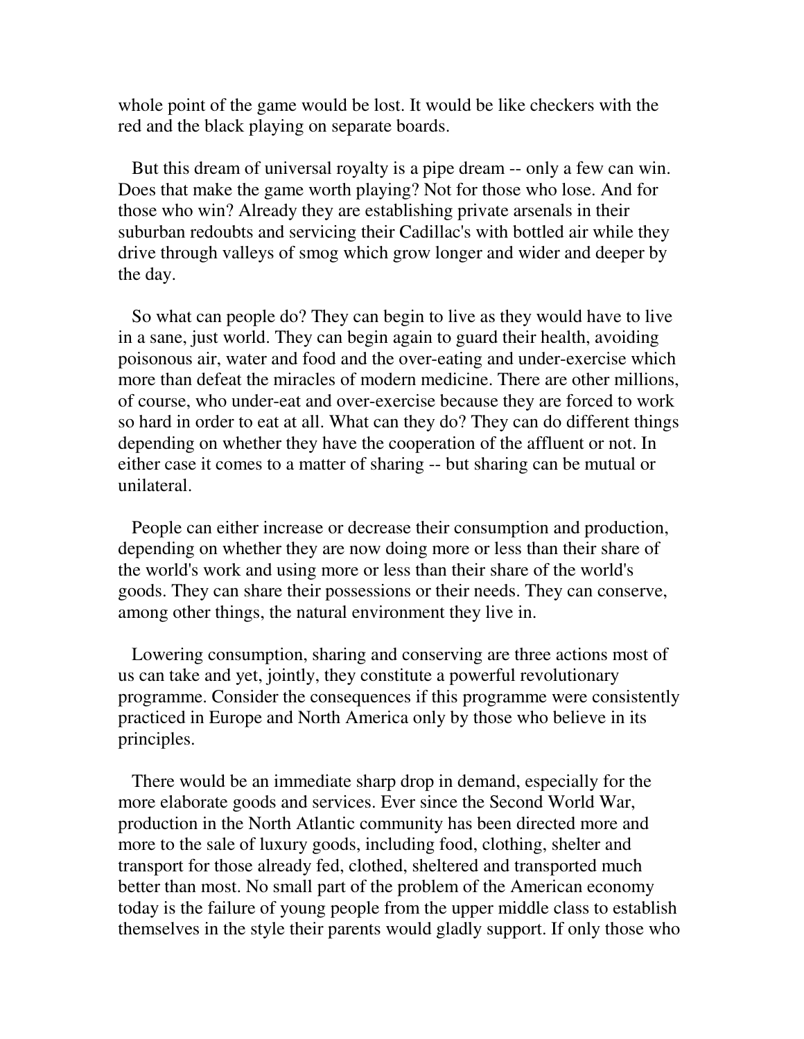whole point of the game would be lost. It would be like checkers with the red and the black playing on separate boards.

But this dream of universal royalty is a pipe dream -- only a few can win. Does that make the game worth playing? Not for those who lose. And for those who win? Already they are establishing private arsenals in their suburban redoubts and servicing their Cadillac's with bottled air while they drive through valleys of smog which grow longer and wider and deeper by the day.

So what can people do? They can begin to live as they would have to live in a sane, just world. They can begin again to guard their health, avoiding poisonous air, water and food and the over-eating and under-exercise which more than defeat the miracles of modern medicine. There are other millions, of course, who under-eat and over-exercise because they are forced to work so hard in order to eat at all. What can they do? They can do different things depending on whether they have the cooperation of the affluent or not. In either case it comes to a matter of sharing -- but sharing can be mutual or unilateral.

People can either increase or decrease their consumption and production, depending on whether they are now doing more or less than their share of the world's work and using more or less than their share of the world's goods. They can share their possessions or their needs. They can conserve, among other things, the natural environment they live in.

Lowering consumption, sharing and conserving are three actions most of us can take and yet, jointly, they constitute a powerful revolutionary programme. Consider the consequences if this programme were consistently practiced in Europe and North America only by those who believe in its principles.

There would be an immediate sharp drop in demand, especially for the more elaborate goods and services. Ever since the Second World War, production in the North Atlantic community has been directed more and more to the sale of luxury goods, including food, clothing, shelter and transport for those already fed, clothed, sheltered and transported much better than most. No small part of the problem of the American economy today is the failure of young people from the upper middle class to establish themselves in the style their parents would gladly support. If only those who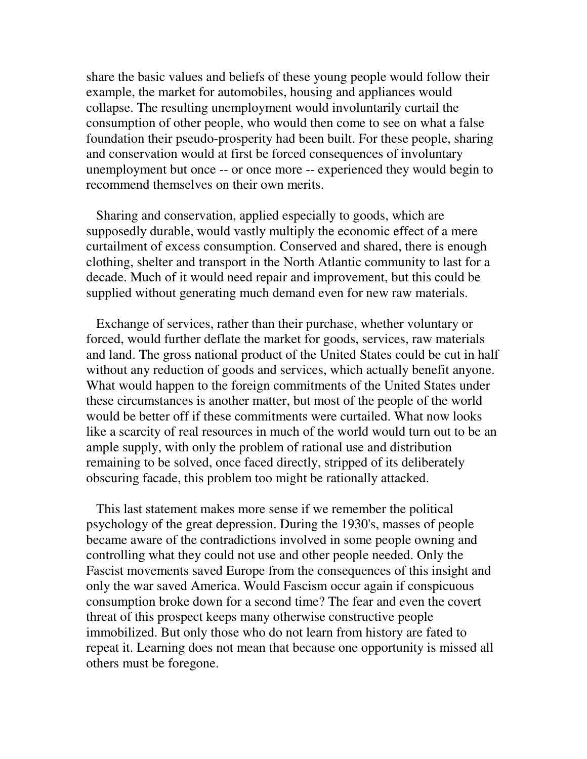share the basic values and beliefs of these young people would follow their example, the market for automobiles, housing and appliances would collapse. The resulting unemployment would involuntarily curtail the consumption of other people, who would then come to see on what a false foundation their pseudo-prosperity had been built. For these people, sharing and conservation would at first be forced consequences of involuntary unemployment but once -- or once more -- experienced they would begin to recommend themselves on their own merits.

Sharing and conservation, applied especially to goods, which are supposedly durable, would vastly multiply the economic effect of a mere curtailment of excess consumption. Conserved and shared, there is enough clothing, shelter and transport in the North Atlantic community to last for a decade. Much of it would need repair and improvement, but this could be supplied without generating much demand even for new raw materials.

Exchange of services, rather than their purchase, whether voluntary or forced, would further deflate the market for goods, services, raw materials and land. The gross national product of the United States could be cut in half without any reduction of goods and services, which actually benefit anyone. What would happen to the foreign commitments of the United States under these circumstances is another matter, but most of the people of the world would be better off if these commitments were curtailed. What now looks like a scarcity of real resources in much of the world would turn out to be an ample supply, with only the problem of rational use and distribution remaining to be solved, once faced directly, stripped of its deliberately obscuring facade, this problem too might be rationally attacked.

This last statement makes more sense if we remember the political psychology of the great depression. During the 1930's, masses of people became aware of the contradictions involved in some people owning and controlling what they could not use and other people needed. Only the Fascist movements saved Europe from the consequences of this insight and only the war saved America. Would Fascism occur again if conspicuous consumption broke down for a second time? The fear and even the covert threat of this prospect keeps many otherwise constructive people immobilized. But only those who do not learn from history are fated to repeat it. Learning does not mean that because one opportunity is missed all others must be foregone.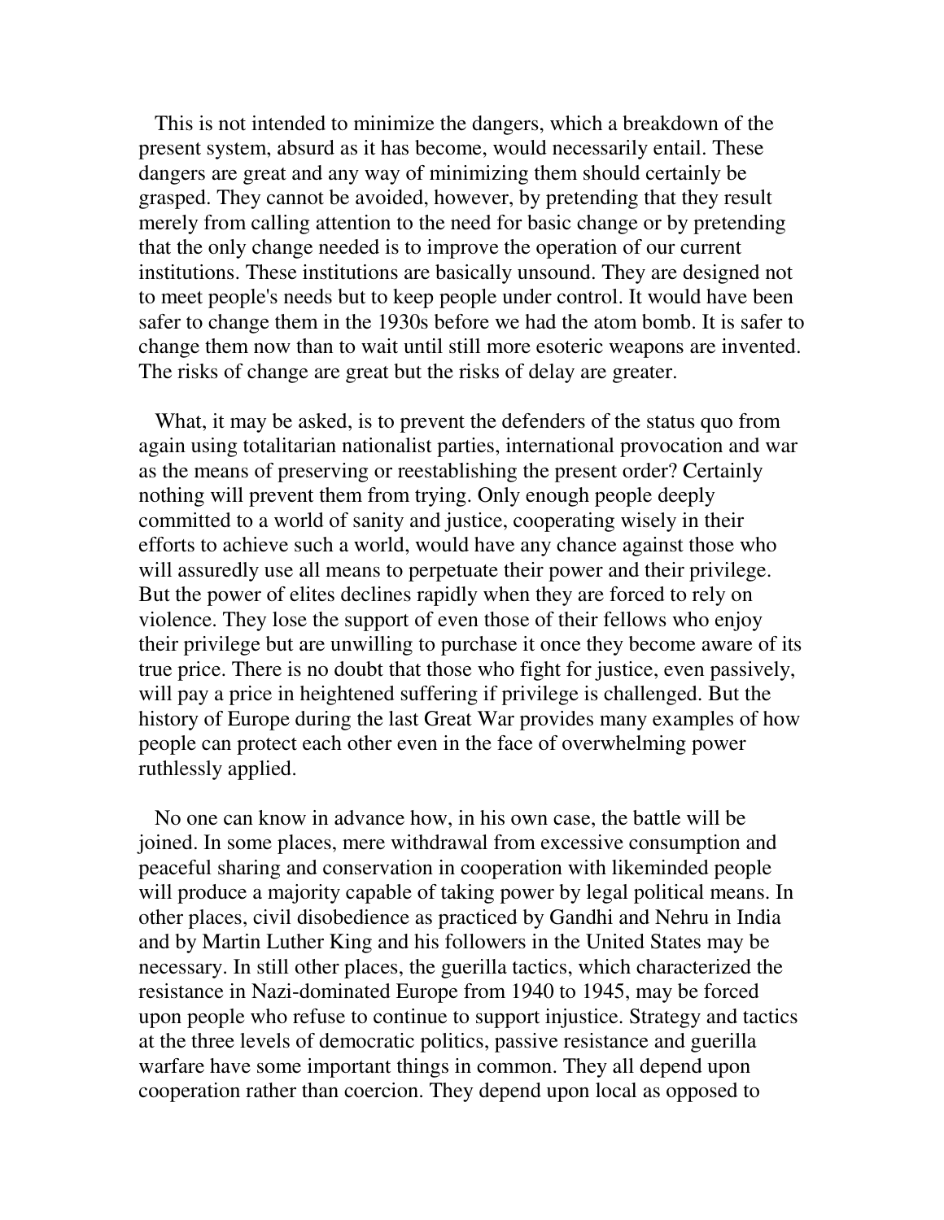This is not intended to minimize the dangers, which a breakdown of the present system, absurd as it has become, would necessarily entail. These dangers are great and any way of minimizing them should certainly be grasped. They cannot be avoided, however, by pretending that they result merely from calling attention to the need for basic change or by pretending that the only change needed is to improve the operation of our current institutions. These institutions are basically unsound. They are designed not to meet people's needs but to keep people under control. It would have been safer to change them in the 1930s before we had the atom bomb. It is safer to change them now than to wait until still more esoteric weapons are invented. The risks of change are great but the risks of delay are greater.

What, it may be asked, is to prevent the defenders of the status quo from again using totalitarian nationalist parties, international provocation and war as the means of preserving or reestablishing the present order? Certainly nothing will prevent them from trying. Only enough people deeply committed to a world of sanity and justice, cooperating wisely in their efforts to achieve such a world, would have any chance against those who will assuredly use all means to perpetuate their power and their privilege. But the power of elites declines rapidly when they are forced to rely on violence. They lose the support of even those of their fellows who enjoy their privilege but are unwilling to purchase it once they become aware of its true price. There is no doubt that those who fight for justice, even passively, will pay a price in heightened suffering if privilege is challenged. But the history of Europe during the last Great War provides many examples of how people can protect each other even in the face of overwhelming power ruthlessly applied.

No one can know in advance how, in his own case, the battle will be joined. In some places, mere withdrawal from excessive consumption and peaceful sharing and conservation in cooperation with likeminded people will produce a majority capable of taking power by legal political means. In other places, civil disobedience as practiced by Gandhi and Nehru in India and by Martin Luther King and his followers in the United States may be necessary. In still other places, the guerilla tactics, which characterized the resistance in Nazi-dominated Europe from 1940 to 1945, may be forced upon people who refuse to continue to support injustice. Strategy and tactics at the three levels of democratic politics, passive resistance and guerilla warfare have some important things in common. They all depend upon cooperation rather than coercion. They depend upon local as opposed to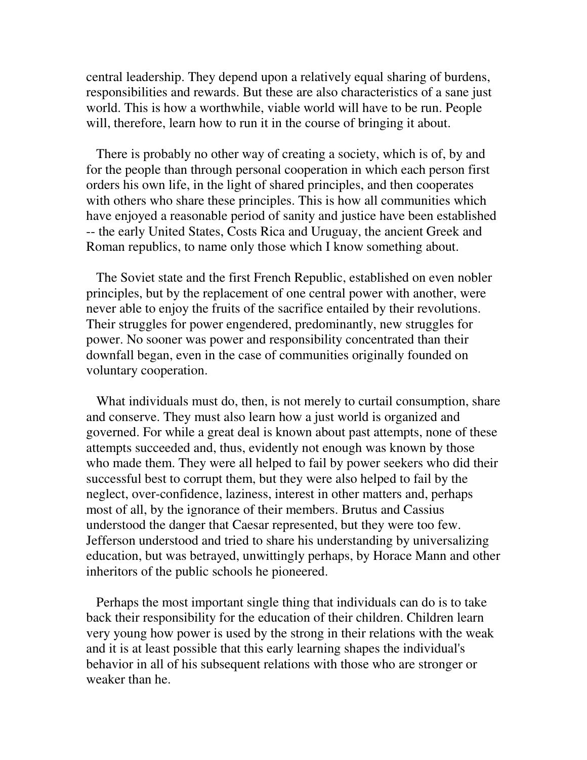central leadership. They depend upon a relatively equal sharing of burdens, responsibilities and rewards. But these are also characteristics of a sane just world. This is how a worthwhile, viable world will have to be run. People will, therefore, learn how to run it in the course of bringing it about.

There is probably no other way of creating a society, which is of, by and for the people than through personal cooperation in which each person first orders his own life, in the light of shared principles, and then cooperates with others who share these principles. This is how all communities which have enjoyed a reasonable period of sanity and justice have been established -- the early United States, Costs Rica and Uruguay, the ancient Greek and Roman republics, to name only those which I know something about.

The Soviet state and the first French Republic, established on even nobler principles, but by the replacement of one central power with another, were never able to enjoy the fruits of the sacrifice entailed by their revolutions. Their struggles for power engendered, predominantly, new struggles for power. No sooner was power and responsibility concentrated than their downfall began, even in the case of communities originally founded on voluntary cooperation.

What individuals must do, then, is not merely to curtail consumption, share and conserve. They must also learn how a just world is organized and governed. For while a great deal is known about past attempts, none of these attempts succeeded and, thus, evidently not enough was known by those who made them. They were all helped to fail by power seekers who did their successful best to corrupt them, but they were also helped to fail by the neglect, over-confidence, laziness, interest in other matters and, perhaps most of all, by the ignorance of their members. Brutus and Cassius understood the danger that Caesar represented, but they were too few. Jefferson understood and tried to share his understanding by universalizing education, but was betrayed, unwittingly perhaps, by Horace Mann and other inheritors of the public schools he pioneered.

Perhaps the most important single thing that individuals can do is to take back their responsibility for the education of their children. Children learn very young how power is used by the strong in their relations with the weak and it is at least possible that this early learning shapes the individual's behavior in all of his subsequent relations with those who are stronger or weaker than he.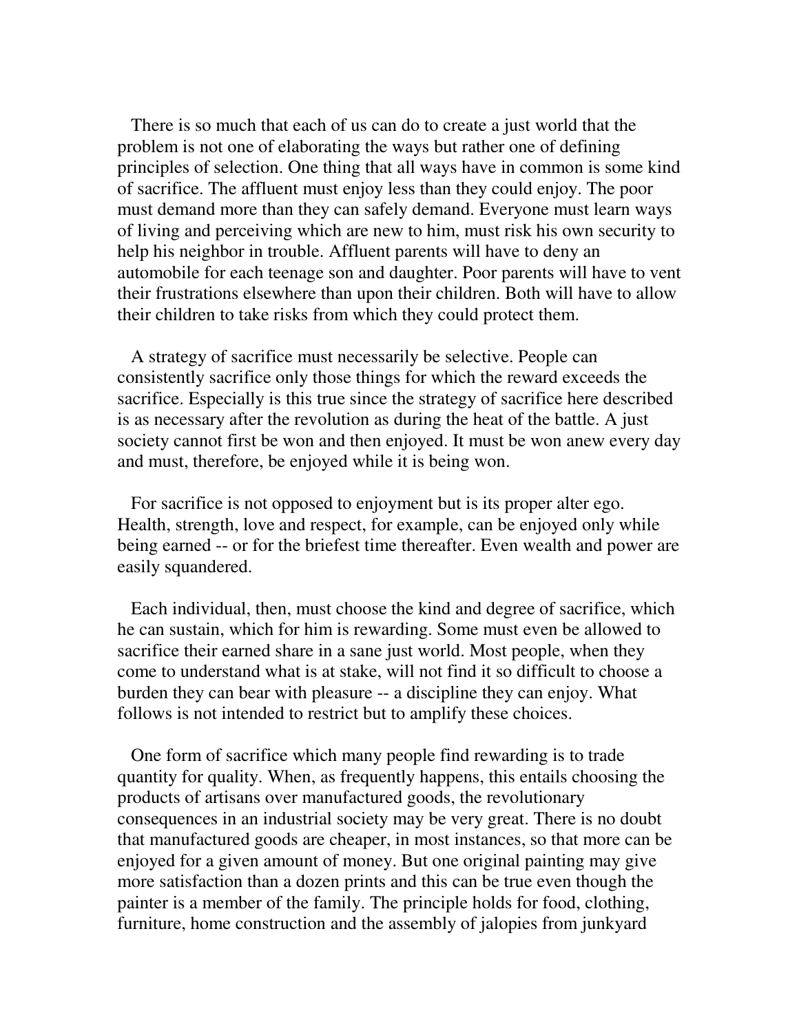There is so much that each of us can do to create a just world that the problem is not one of elaborating the ways but rather one of defining principles of selection. One thing that all ways have in common is some kind of sacrifice. The affluent must enjoy less than they could enjoy. The poor must demand more than they can safely demand. Everyone must learn ways of living and perceiving which are new to him, must risk his own security to help his neighbor in trouble. Affluent parents will have to deny an automobile for each teenage son and daughter. Poor parents will have to vent their frustrations elsewhere than upon their children. Both will have to allow their children to take risks from which they could protect them.

A strategy of sacrifice must necessarily be selective. People can consistently sacrifice only those things for which the reward exceeds the sacrifice. Especially is this true since the strategy of sacrifice here described is as necessary after the revolution as during the heat of the battle. A just society cannot first be won and then enjoyed. It must be won anew every day and must, therefore, be enjoyed while it is being won.

For sacrifice is not opposed to enjoyment but is its proper alter ego. Health, strength, love and respect, for example, can be enjoyed only while being earned -- or for the briefest time thereafter. Even wealth and power are easily squandered.

Each individual, then, must choose the kind and degree of sacrifice, which he can sustain, which for him is rewarding. Some must even be allowed to sacrifice their earned share in a sane just world. Most people, when they come to understand what is at stake, will not find it so difficult to choose a burden they can bear with pleasure -- a discipline they can enjoy. What follows is not intended to restrict but to amplify these choices.

One form of sacrifice which many people find rewarding is to trade quantity for quality. When, as frequently happens, this entails choosing the products of artisans over manufactured goods, the revolutionary consequences in an industrial society may be very great. There is no doubt that manufactured goods are cheaper, in most instances, so that more can be enjoyed for a given amount of money. But one original painting may give more satisfaction than a dozen prints and this can be true even though the painter is a member of the family. The principle holds for food, clothing, furniture, home construction and the assembly of jalopies from junkyard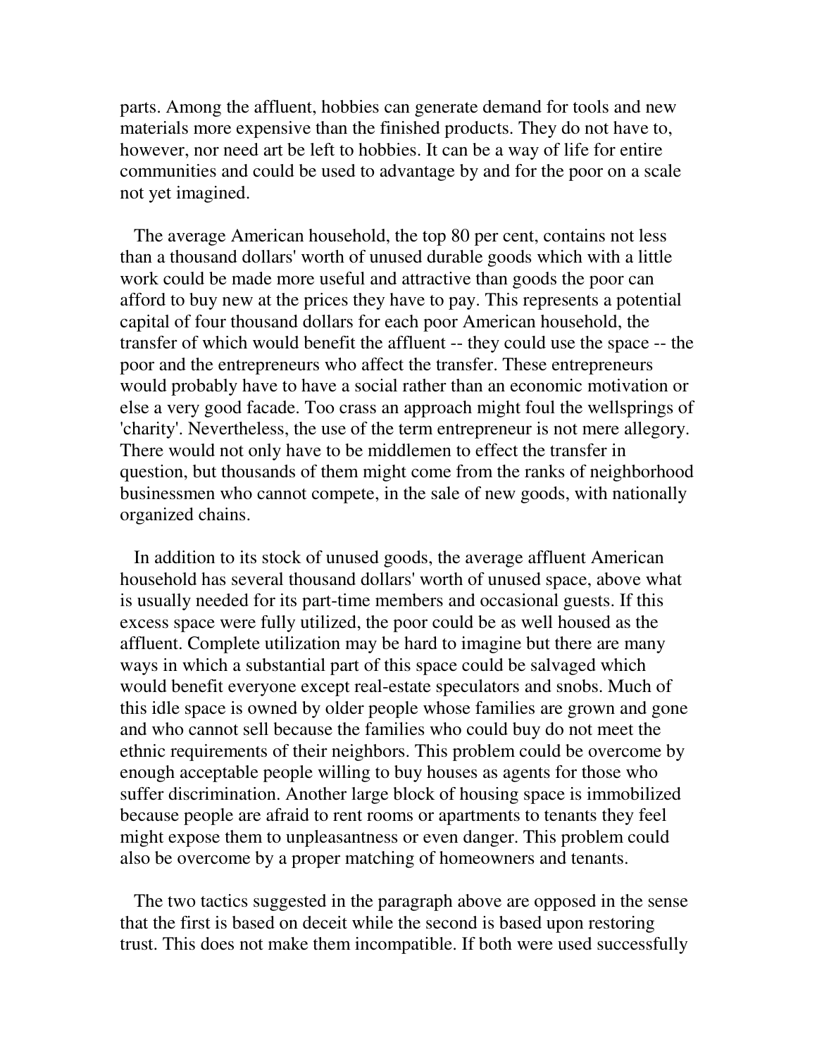parts. Among the affluent, hobbies can generate demand for tools and new materials more expensive than the finished products. They do not have to, however, nor need art be left to hobbies. It can be a way of life for entire communities and could be used to advantage by and for the poor on a scale not yet imagined.

The average American household, the top 80 per cent, contains not less than a thousand dollars' worth of unused durable goods which with a little work could be made more useful and attractive than goods the poor can afford to buy new at the prices they have to pay. This represents a potential capital of four thousand dollars for each poor American household, the transfer of which would benefit the affluent -- they could use the space -- the poor and the entrepreneurs who affect the transfer. These entrepreneurs would probably have to have a social rather than an economic motivation or else a very good facade. Too crass an approach might foul the wellsprings of 'charity'. Nevertheless, the use of the term entrepreneur is not mere allegory. There would not only have to be middlemen to effect the transfer in question, but thousands of them might come from the ranks of neighborhood businessmen who cannot compete, in the sale of new goods, with nationally organized chains.

In addition to its stock of unused goods, the average affluent American household has several thousand dollars' worth of unused space, above what is usually needed for its part-time members and occasional guests. If this excess space were fully utilized, the poor could be as well housed as the affluent. Complete utilization may be hard to imagine but there are many ways in which a substantial part of this space could be salvaged which would benefit everyone except real-estate speculators and snobs. Much of this idle space is owned by older people whose families are grown and gone and who cannot sell because the families who could buy do not meet the ethnic requirements of their neighbors. This problem could be overcome by enough acceptable people willing to buy houses as agents for those who suffer discrimination. Another large block of housing space is immobilized because people are afraid to rent rooms or apartments to tenants they feel might expose them to unpleasantness or even danger. This problem could also be overcome by a proper matching of homeowners and tenants.

The two tactics suggested in the paragraph above are opposed in the sense that the first is based on deceit while the second is based upon restoring trust. This does not make them incompatible. If both were used successfully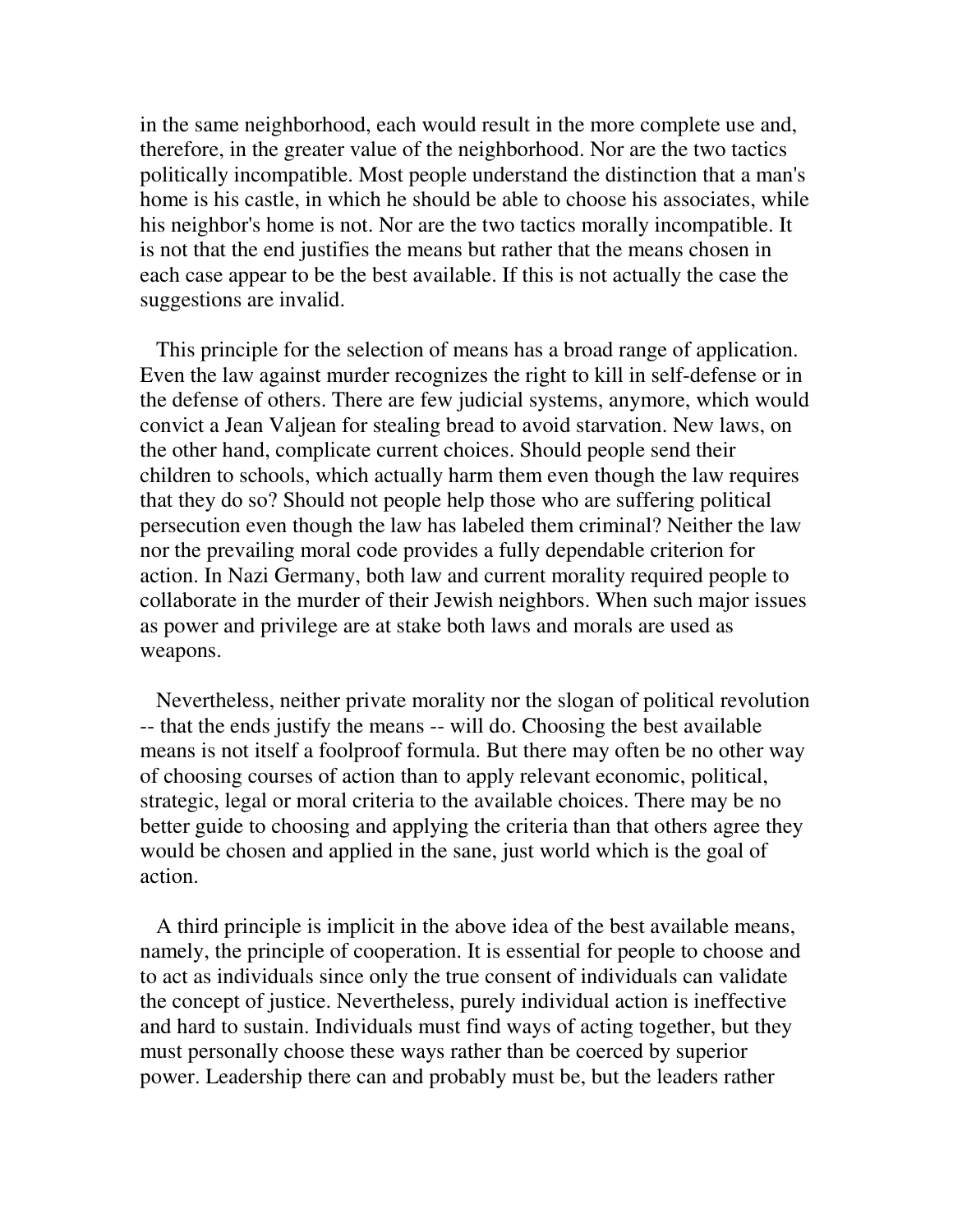in the same neighborhood, each would result in the more complete use and, therefore, in the greater value of the neighborhood. Nor are the two tactics politically incompatible. Most people understand the distinction that a man's home is his castle, in which he should be able to choose his associates, while his neighbor's home is not. Nor are the two tactics morally incompatible. It is not that the end justifies the means but rather that the means chosen in each case appear to be the best available. If this is not actually the case the suggestions are invalid.

This principle for the selection of means has a broad range of application. Even the law against murder recognizes the right to kill in self-defense or in the defense of others. There are few judicial systems, anymore, which would convict a Jean Valjean for stealing bread to avoid starvation. New laws, on the other hand, complicate current choices. Should people send their children to schools, which actually harm them even though the law requires that they do so? Should not people help those who are suffering political persecution even though the law has labeled them criminal? Neither the law nor the prevailing moral code provides a fully dependable criterion for action. In Nazi Germany, both law and current morality required people to collaborate in the murder of their Jewish neighbors. When such major issues as power and privilege are at stake both laws and morals are used as weapons.

Nevertheless, neither private morality nor the slogan of political revolution -- that the ends justify the means -- will do. Choosing the best available means is not itself a foolproof formula. But there may often be no other way of choosing courses of action than to apply relevant economic, political, strategic, legal or moral criteria to the available choices. There may be no better guide to choosing and applying the criteria than that others agree they would be chosen and applied in the sane, just world which is the goal of action.

A third principle is implicit in the above idea of the best available means, namely, the principle of cooperation. It is essential for people to choose and to act as individuals since only the true consent of individuals can validate the concept of justice. Nevertheless, purely individual action is ineffective and hard to sustain. Individuals must find ways of acting together, but they must personally choose these ways rather than be coerced by superior power. Leadership there can and probably must be, but the leaders rather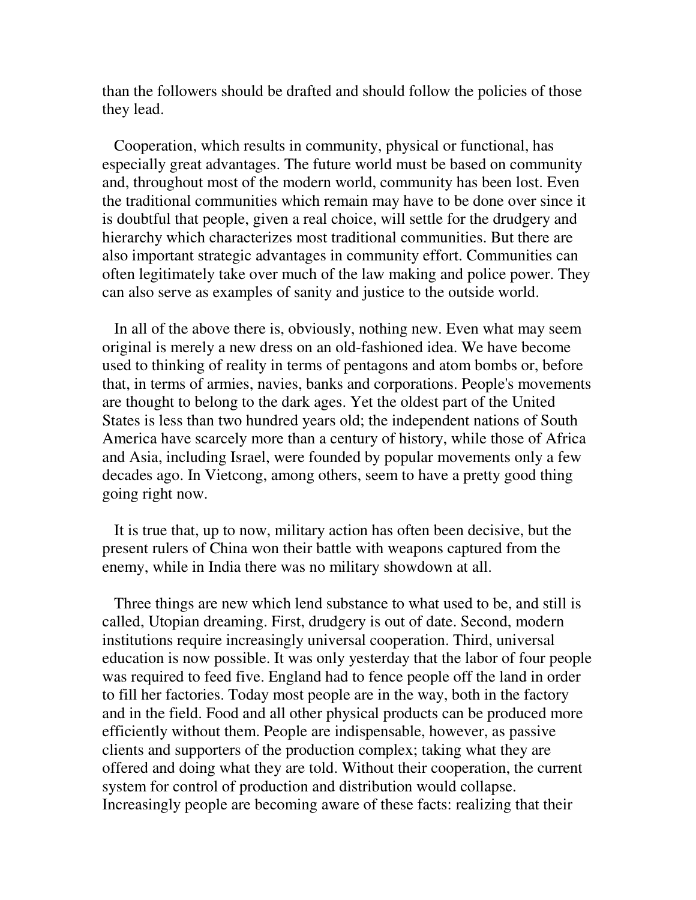than the followers should be drafted and should follow the policies of those they lead.

Cooperation, which results in community, physical or functional, has especially great advantages. The future world must be based on community and, throughout most of the modern world, community has been lost. Even the traditional communities which remain may have to be done over since it is doubtful that people, given a real choice, will settle for the drudgery and hierarchy which characterizes most traditional communities. But there are also important strategic advantages in community effort. Communities can often legitimately take over much of the law making and police power. They can also serve as examples of sanity and justice to the outside world.

In all of the above there is, obviously, nothing new. Even what may seem original is merely a new dress on an old-fashioned idea. We have become used to thinking of reality in terms of pentagons and atom bombs or, before that, in terms of armies, navies, banks and corporations. People's movements are thought to belong to the dark ages. Yet the oldest part of the United States is less than two hundred years old; the independent nations of South America have scarcely more than a century of history, while those of Africa and Asia, including Israel, were founded by popular movements only a few decades ago. In Vietcong, among others, seem to have a pretty good thing going right now.

It is true that, up to now, military action has often been decisive, but the present rulers of China won their battle with weapons captured from the enemy, while in India there was no military showdown at all.

Three things are new which lend substance to what used to be, and still is called, Utopian dreaming. First, drudgery is out of date. Second, modern institutions require increasingly universal cooperation. Third, universal education is now possible. It was only yesterday that the labor of four people was required to feed five. England had to fence people off the land in order to fill her factories. Today most people are in the way, both in the factory and in the field. Food and all other physical products can be produced more efficiently without them. People are indispensable, however, as passive clients and supporters of the production complex; taking what they are offered and doing what they are told. Without their cooperation, the current system for control of production and distribution would collapse. Increasingly people are becoming aware of these facts: realizing that their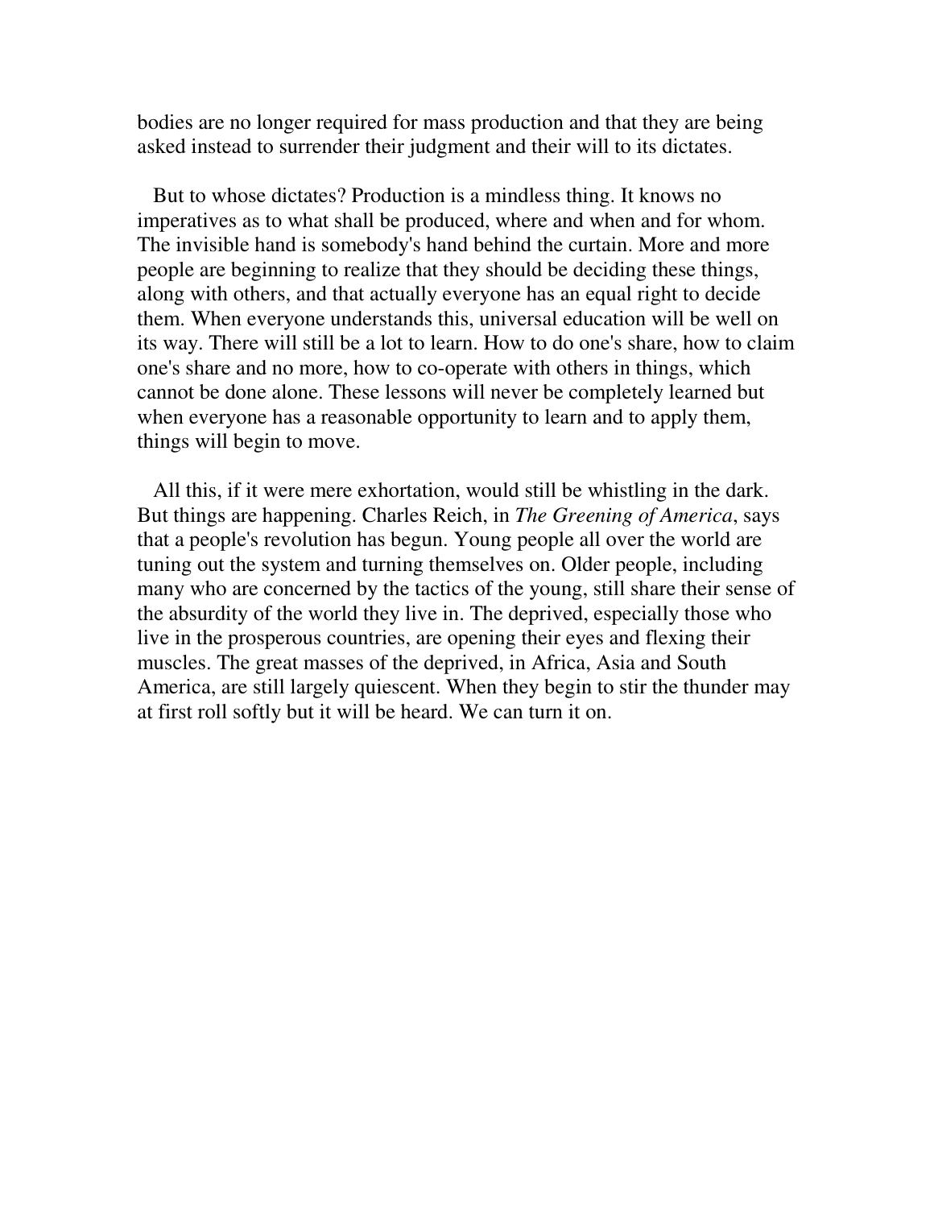bodies are no longer required for mass production and that they are being asked instead to surrender their judgment and their will to its dictates.

But to whose dictates? Production is a mindless thing. It knows no imperatives as to what shall be produced, where and when and for whom. The invisible hand is somebody's hand behind the curtain. More and more people are beginning to realize that they should be deciding these things, along with others, and that actually everyone has an equal right to decide them. When everyone understands this, universal education will be well on its way. There will still be a lot to learn. How to do one's share, how to claim one's share and no more, how to co-operate with others in things, which cannot be done alone. These lessons will never be completely learned but when everyone has a reasonable opportunity to learn and to apply them, things will begin to move.

All this, if it were mere exhortation, would still be whistling in the dark. But things are happening. Charles Reich, in *The Greening of America*, says that a people's revolution has begun. Young people all over the world are tuning out the system and turning themselves on. Older people, including many who are concerned by the tactics of the young, still share their sense of the absurdity of the world they live in. The deprived, especially those who live in the prosperous countries, are opening their eyes and flexing their muscles. The great masses of the deprived, in Africa, Asia and South America, are still largely quiescent. When they begin to stir the thunder may at first roll softly but it will be heard. We can turn it on.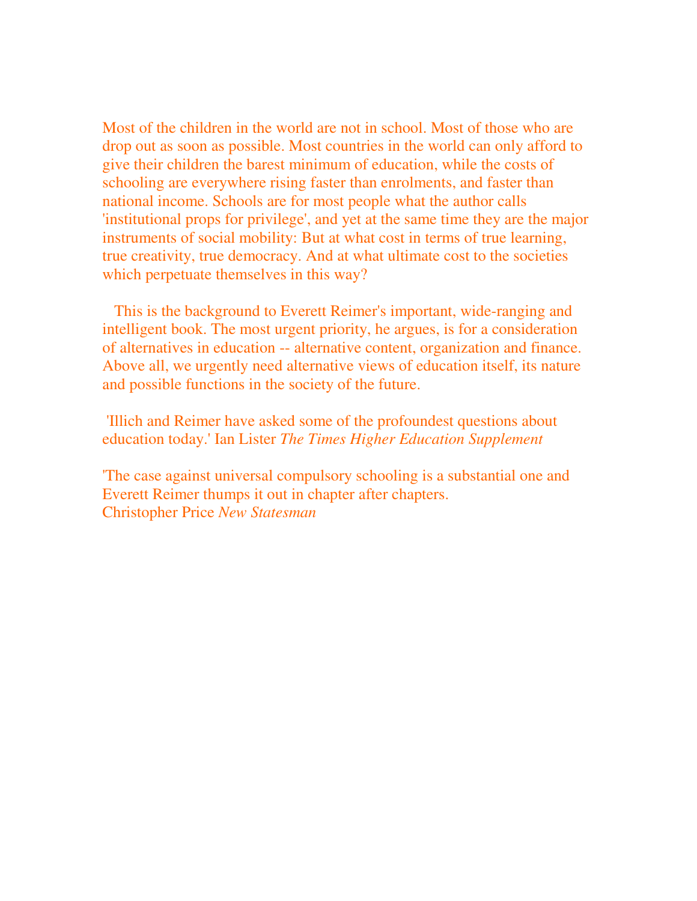Most of the children in the world are not in school. Most of those who are drop out as soon as possible. Most countries in the world can only afford to give their children the barest minimum of education, while the costs of schooling are everywhere rising faster than enrolments, and faster than national income. Schools are for most people what the author calls 'institutional props for privilege', and yet at the same time they are the major instruments of social mobility: But at what cost in terms of true learning, true creativity, true democracy. And at what ultimate cost to the societies which perpetuate themselves in this way?

This is the background to Everett Reimer's important, wide-ranging and intelligent book. The most urgent priority, he argues, is for a consideration of alternatives in education -- alternative content, organization and finance. Above all, we urgently need alternative views of education itself, its nature and possible functions in the society of the future.

'Illich and Reimer have asked some of the profoundest questions about education today.' Ian Lister *The Times Higher Education Supplement*

'The case against universal compulsory schooling is a substantial one and Everett Reimer thumps it out in chapter after chapters.
Christopher Price *New Statesman*